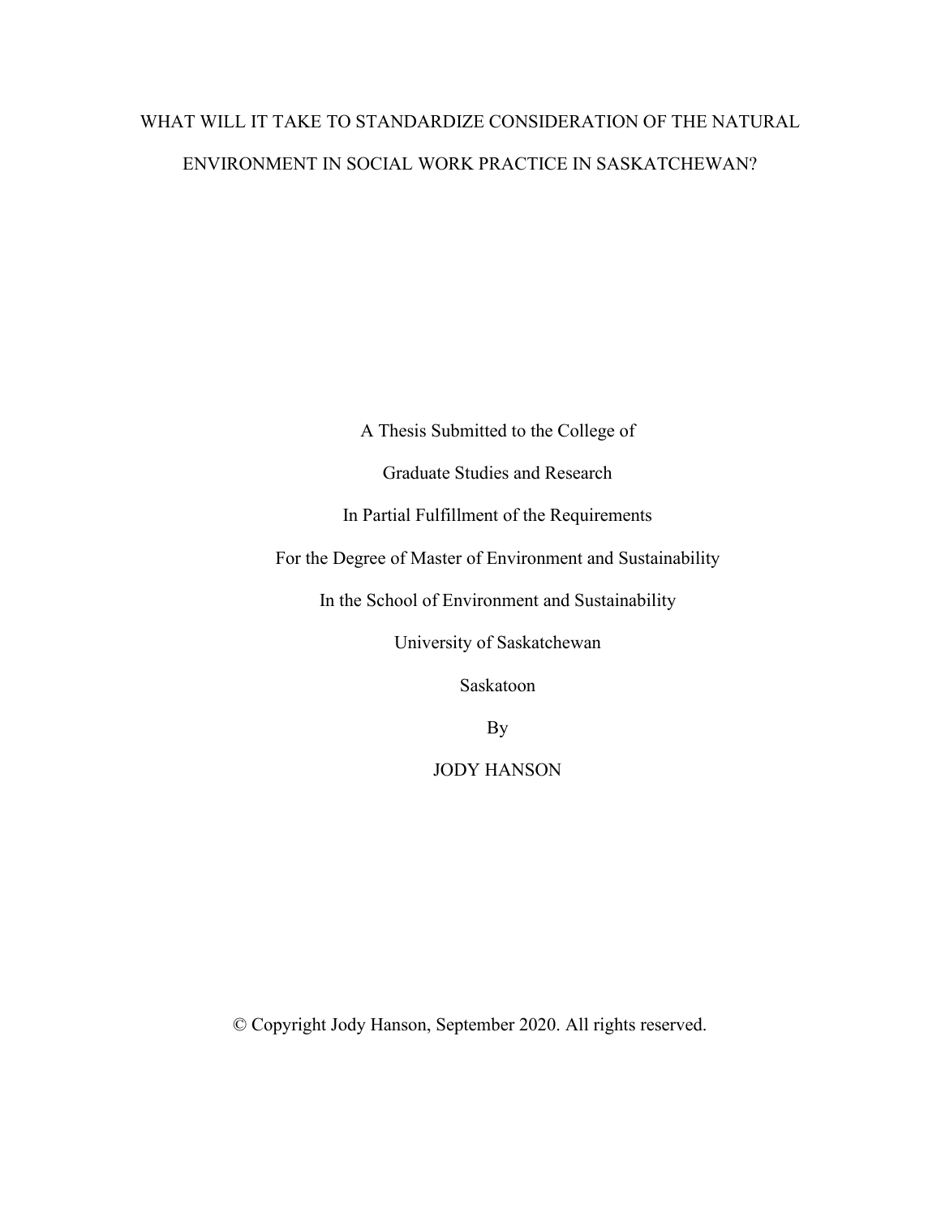# WHAT WILL IT TAKE TO STANDARDIZE CONSIDERATION OF THE NATURAL ENVIRONMENT IN SOCIAL WORK PRACTICE IN SASKATCHEWAN?

A Thesis Submitted to the College of

Graduate Studies and Research

In Partial Fulfillment of the Requirements

For the Degree of Master of Environment and Sustainability

In the School of Environment and Sustainability

University of Saskatchewan

Saskatoon

By

JODY HANSON

© Copyright Jody Hanson, September 2020. All rights reserved.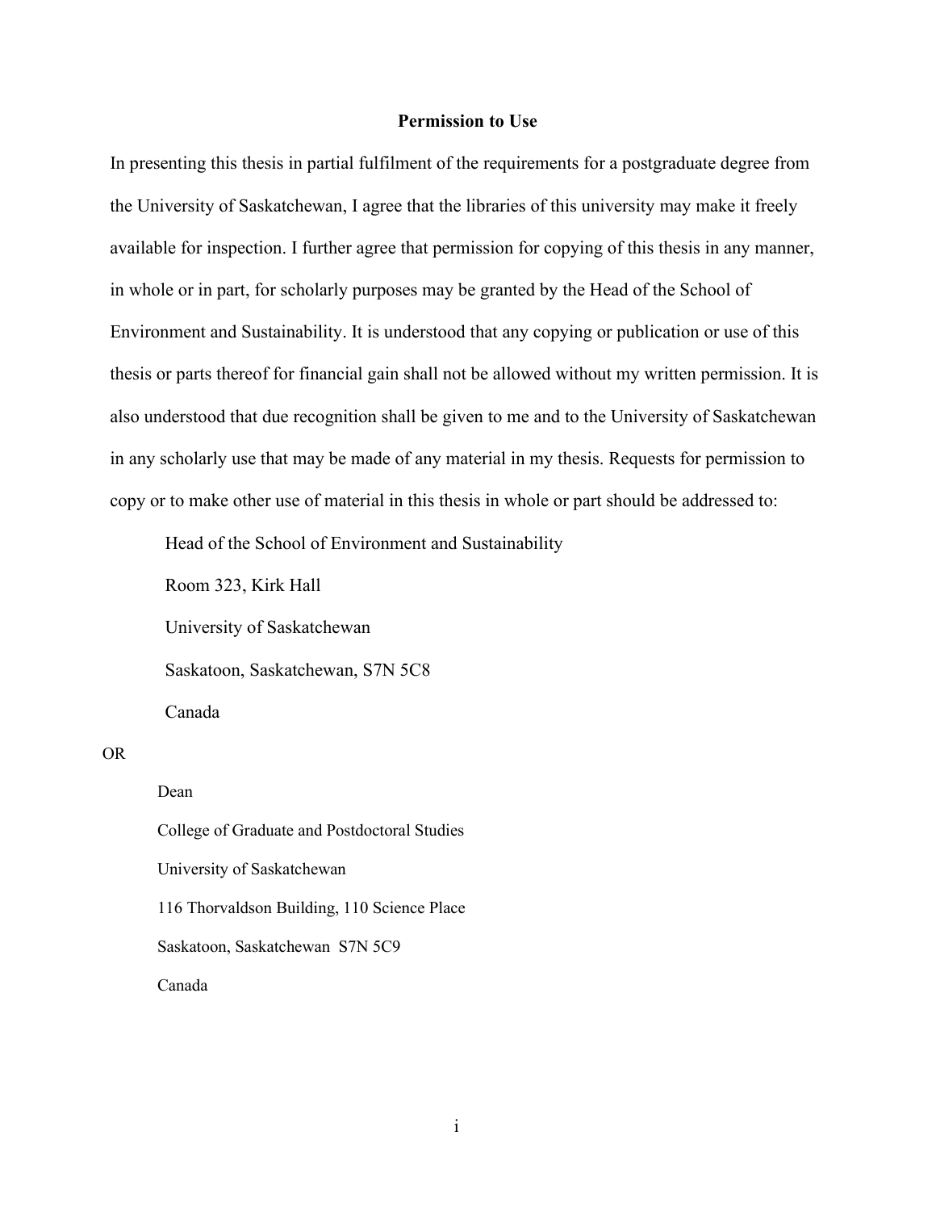## Permission to Use

In presenting this thesis in partial fulfilment of the requirements for a postgraduate degree from the University of Saskatchewan, I agree that the libraries of this university may make it freely available for inspection. I further agree that permission for copying of this thesis in any manner, in whole or in part, for scholarly purposes may be granted by the Head of the School of Environment and Sustainability. It is understood that any copying or publication or use of this thesis or parts thereof for financial gain shall not be allowed without my written permission. It is also understood that due recognition shall be given to me and to the University of Saskatchewan in any scholarly use that may be made of any material in my thesis. Requests for permission to copy or to make other use of material in this thesis in whole or part should be addressed to:

Head of the School of Environment and Sustainability
Room 323, Kirk Hall
University of Saskatchewan
Saskatoon, Saskatchewan, S7N 5C8
Canada

OR

Dean
College of Graduate and Postdoctoral Studies
University of Saskatchewan
116 Thorvaldson Building, 110 Science Place
Saskatoon, Saskatchewan S7N 5C9
Canada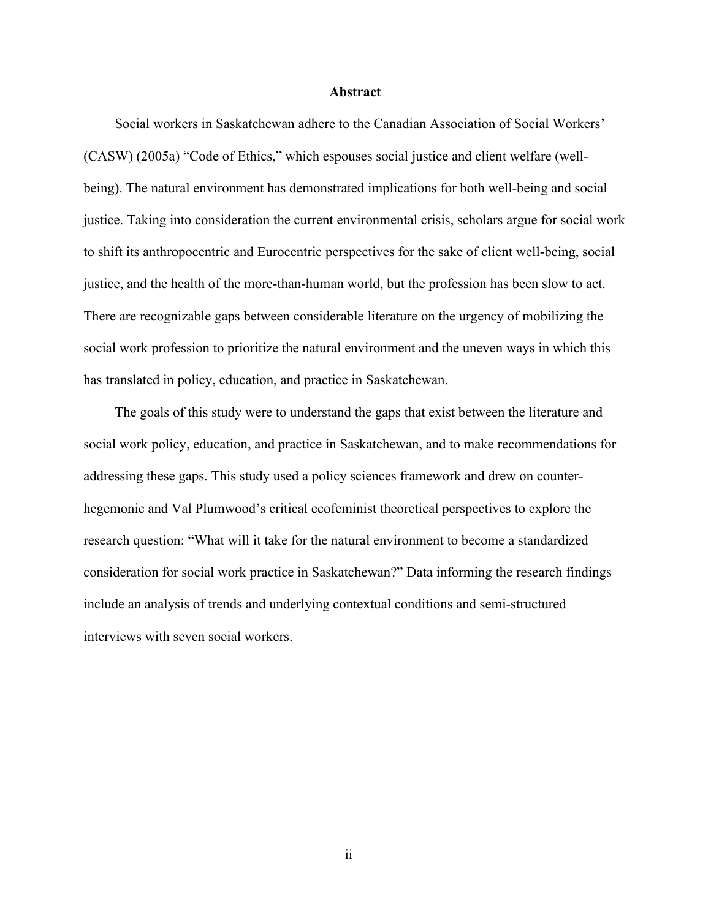## Abstract

Social workers in Saskatchewan adhere to the Canadian Association of Social Workers' (CASW) (2005a) "Code of Ethics," which espouses social justice and client welfare (well-being). The natural environment has demonstrated implications for both well-being and social justice. Taking into consideration the current environmental crisis, scholars argue for social work to shift its anthropocentric and Eurocentric perspectives for the sake of client well-being, social justice, and the health of the more-than-human world, but the profession has been slow to act. There are recognizable gaps between considerable literature on the urgency of mobilizing the social work profession to prioritize the natural environment and the uneven ways in which this has translated in policy, education, and practice in Saskatchewan.

The goals of this study were to understand the gaps that exist between the literature and social work policy, education, and practice in Saskatchewan, and to make recommendations for addressing these gaps. This study used a policy sciences framework and drew on counter-hegemonic and Val Plumwood's critical ecofeminist theoretical perspectives to explore the research question: "What will it take for the natural environment to become a standardized consideration for social work practice in Saskatchewan?" Data informing the research findings include an analysis of trends and underlying contextual conditions and semi-structured interviews with seven social workers.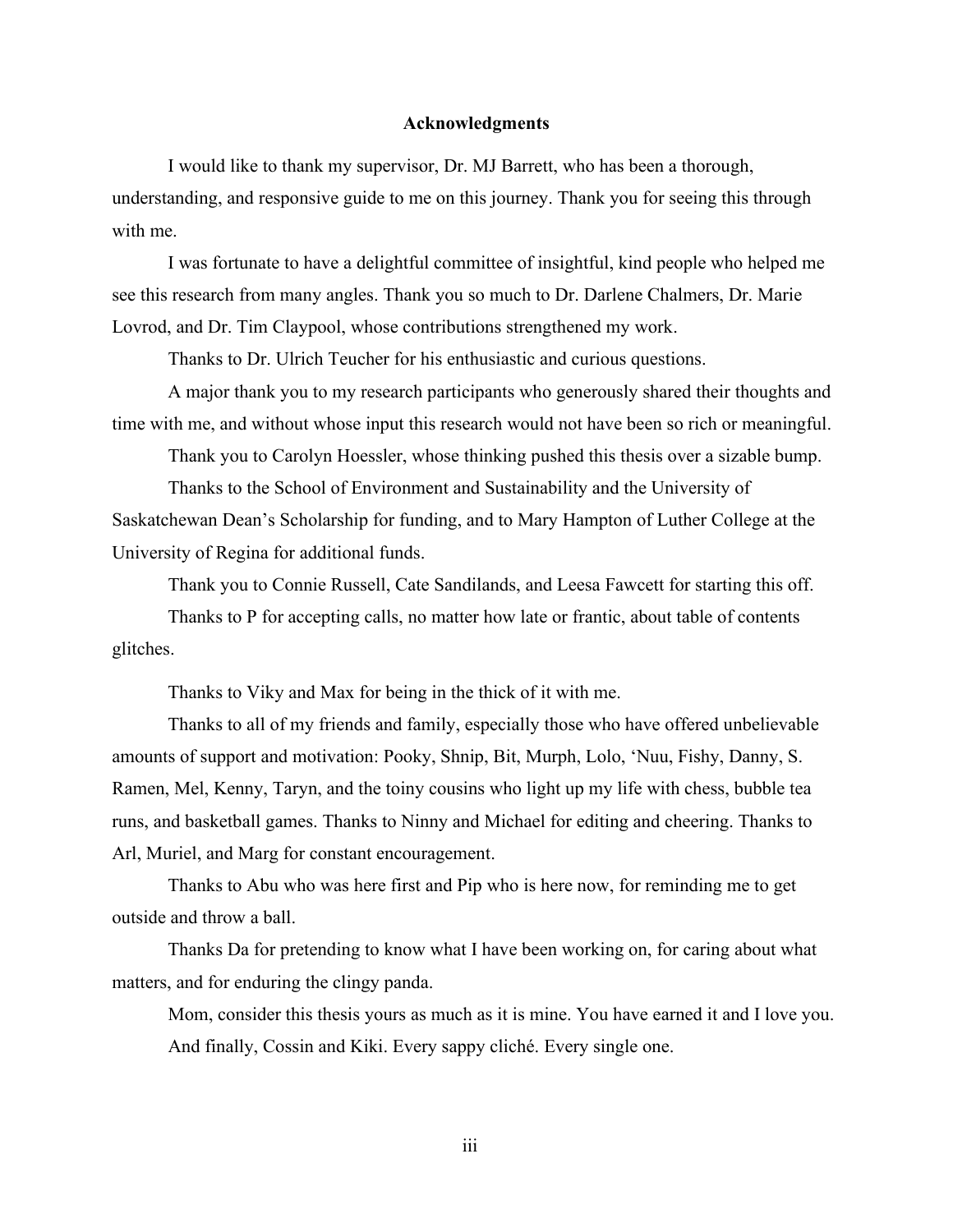## Acknowledgments

I would like to thank my supervisor, Dr. MJ Barrett, who has been a thorough, understanding, and responsive guide to me on this journey. Thank you for seeing this through with me.

I was fortunate to have a delightful committee of insightful, kind people who helped me see this research from many angles. Thank you so much to Dr. Darlene Chalmers, Dr. Marie Lovrod, and Dr. Tim Claypool, whose contributions strengthened my work.

Thanks to Dr. Ulrich Teucher for his enthusiastic and curious questions.

A major thank you to my research participants who generously shared their thoughts and time with me, and without whose input this research would not have been so rich or meaningful.

Thank you to Carolyn Hoessler, whose thinking pushed this thesis over a sizable bump.

Thanks to the School of Environment and Sustainability and the University of Saskatchewan Dean's Scholarship for funding, and to Mary Hampton of Luther College at the University of Regina for additional funds.

Thank you to Connie Russell, Cate Sandilands, and Leesa Fawcett for starting this off.

Thanks to P for accepting calls, no matter how late or frantic, about table of contents glitches.

Thanks to Viky and Max for being in the thick of it with me.

Thanks to all of my friends and family, especially those who have offered unbelievable amounts of support and motivation: Pooky, Shnip, Bit, Murph, Lolo, 'Nuu, Fishy, Danny, S. Ramen, Mel, Kenny, Taryn, and the toiny cousins who light up my life with chess, bubble tea runs, and basketball games. Thanks to Ninny and Michael for editing and cheering. Thanks to Arl, Muriel, and Marg for constant encouragement.

Thanks to Abu who was here first and Pip who is here now, for reminding me to get outside and throw a ball.

Thanks Da for pretending to know what I have been working on, for caring about what matters, and for enduring the clingy panda.

Mom, consider this thesis yours as much as it is mine. You have earned it and I love you.

And finally, Cossin and Kiki. Every sappy cliché. Every single one.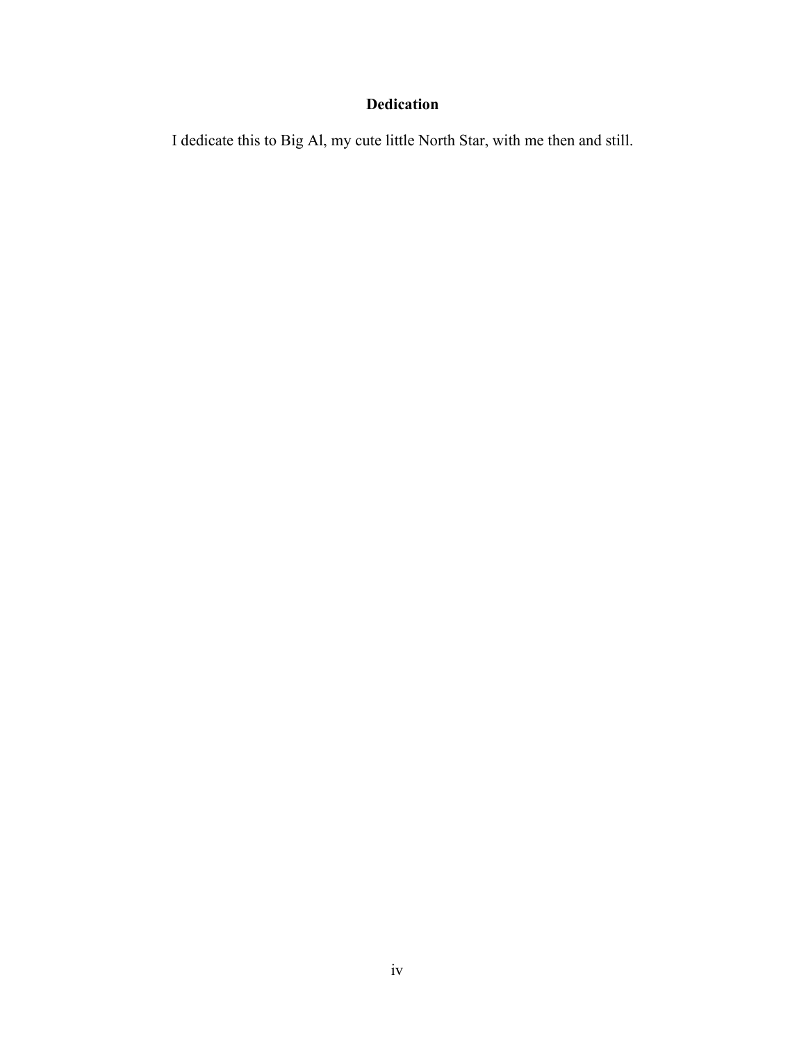# Dedication

I dedicate this to Big Al, my cute little North Star, with me then and still.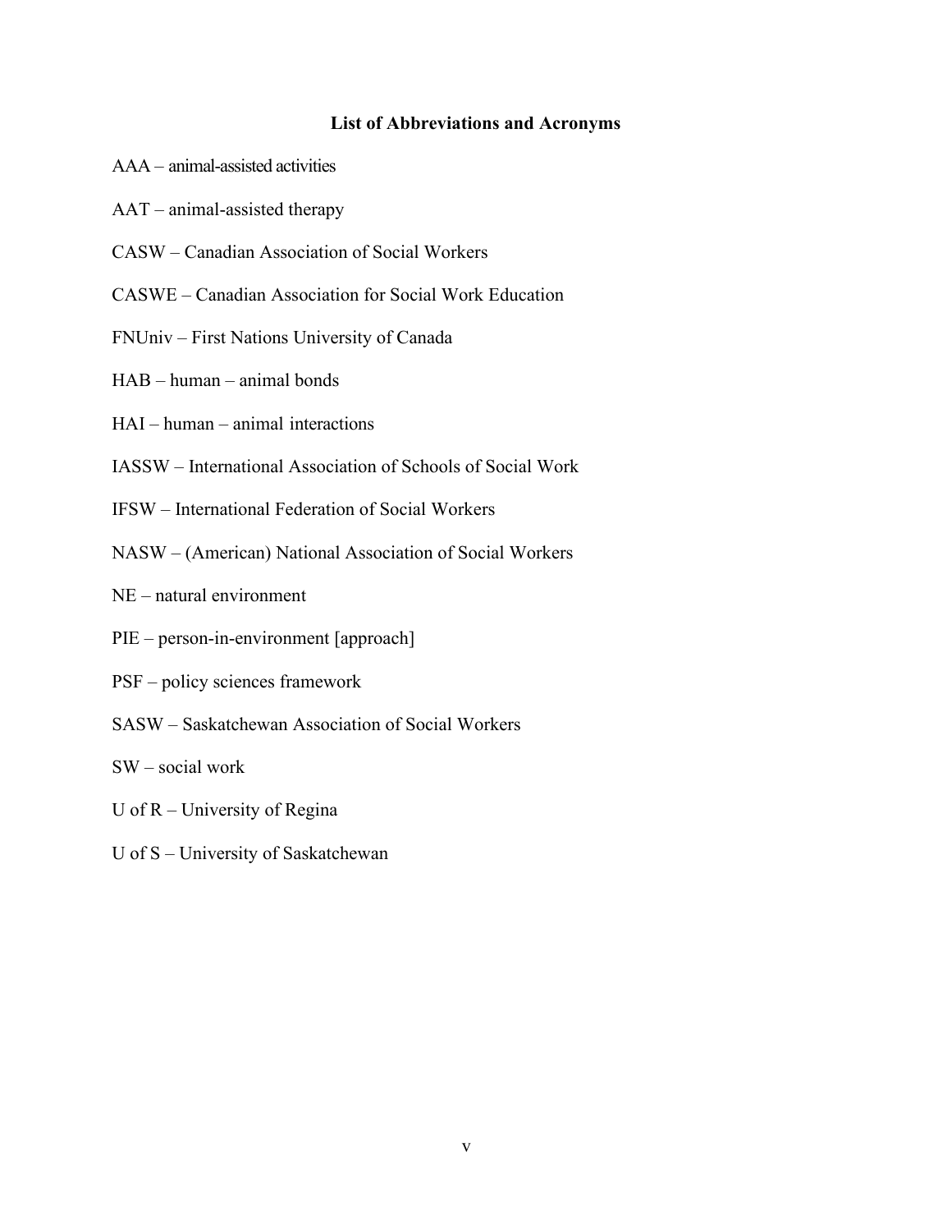## List of Abbreviations and Acronyms

AAA – animal-assisted activities

AAT – animal-assisted therapy

CASW – Canadian Association of Social Workers

CASWE – Canadian Association for Social Work Education

FNUniv – First Nations University of Canada

HAB – human – animal bonds

HAI – human – animal interactions

IASSW – International Association of Schools of Social Work

IFSW – International Federation of Social Workers

NASW – (American) National Association of Social Workers

NE – natural environment

PIE – person-in-environment [approach]

PSF – policy sciences framework

SASW – Saskatchewan Association of Social Workers

SW – social work

U of R – University of Regina

U of S – University of Saskatchewan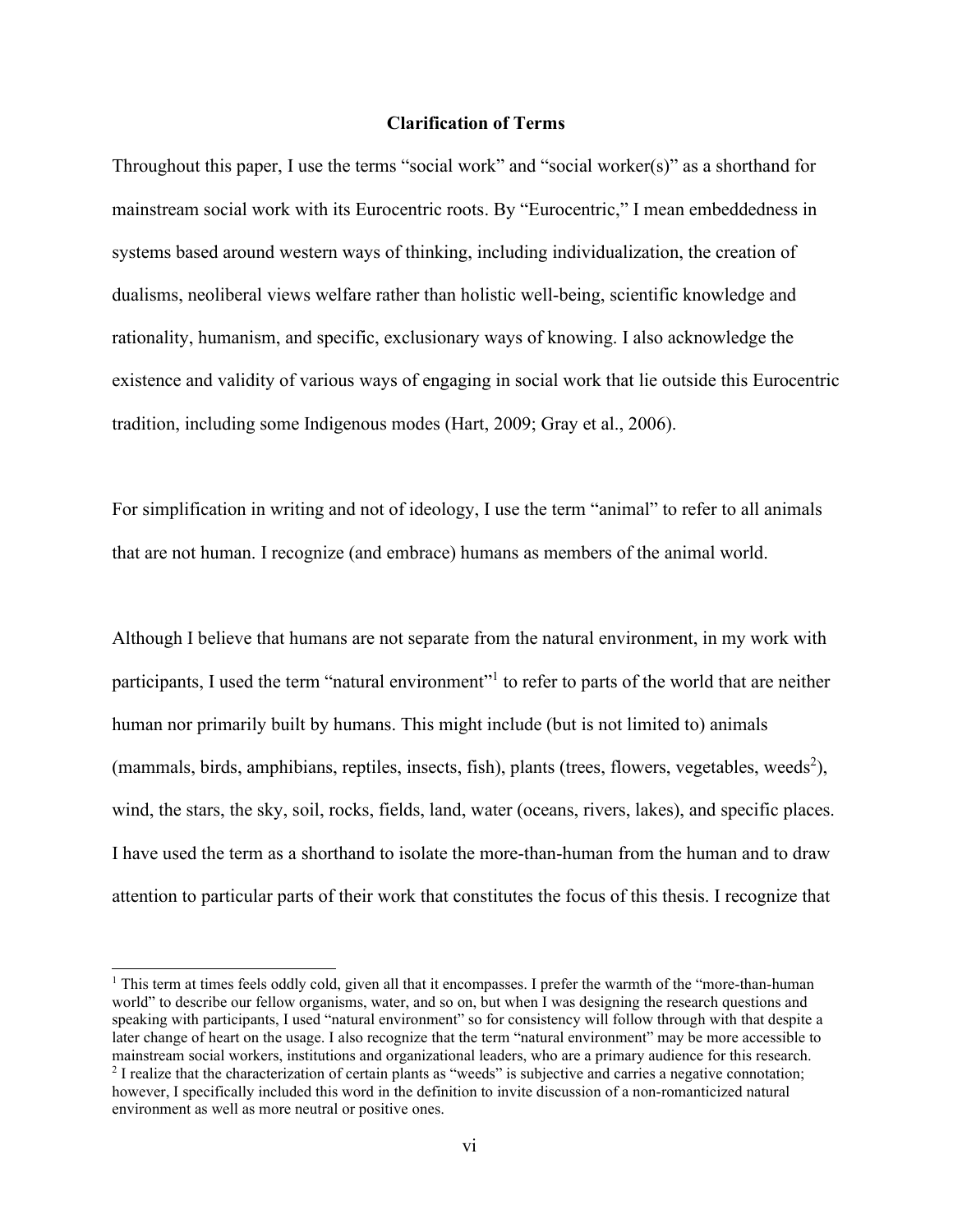## Clarification of Terms

Throughout this paper, I use the terms "social work" and "social worker(s)" as a shorthand for mainstream social work with its Eurocentric roots. By "Eurocentric," I mean embeddedness in systems based around western ways of thinking, including individualization, the creation of dualisms, neoliberal views welfare rather than holistic well-being, scientific knowledge and rationality, humanism, and specific, exclusionary ways of knowing. I also acknowledge the existence and validity of various ways of engaging in social work that lie outside this Eurocentric tradition, including some Indigenous modes (Hart, 2009; Gray et al., 2006).

For simplification in writing and not of ideology, I use the term "animal" to refer to all animals that are not human. I recognize (and embrace) humans as members of the animal world.

Although I believe that humans are not separate from the natural environment, in my work with participants, I used the term "natural environment"[1] to refer to parts of the world that are neither human nor primarily built by humans. This might include (but is not limited to) animals (mammals, birds, amphibians, reptiles, insects, fish), plants (trees, flowers, vegetables, weeds[2]), wind, the stars, the sky, soil, rocks, fields, land, water (oceans, rivers, lakes), and specific places. I have used the term as a shorthand to isolate the more-than-human from the human and to draw attention to particular parts of their work that constitutes the focus of this thesis. I recognize that

[1] This term at times feels oddly cold, given all that it encompasses. I prefer the warmth of the "more-than-human world" to describe our fellow organisms, water, and so on, but when I was designing the research questions and speaking with participants, I used "natural environment" so for consistency will follow through with that despite a later change of heart on the usage. I also recognize that the term "natural environment" may be more accessible to mainstream social workers, institutions and organizational leaders, who are a primary audience for this research.

[2] I realize that the characterization of certain plants as "weeds" is subjective and carries a negative connotation; however, I specifically included this word in the definition to invite discussion of a non-romanticized natural environment as well as more neutral or positive ones.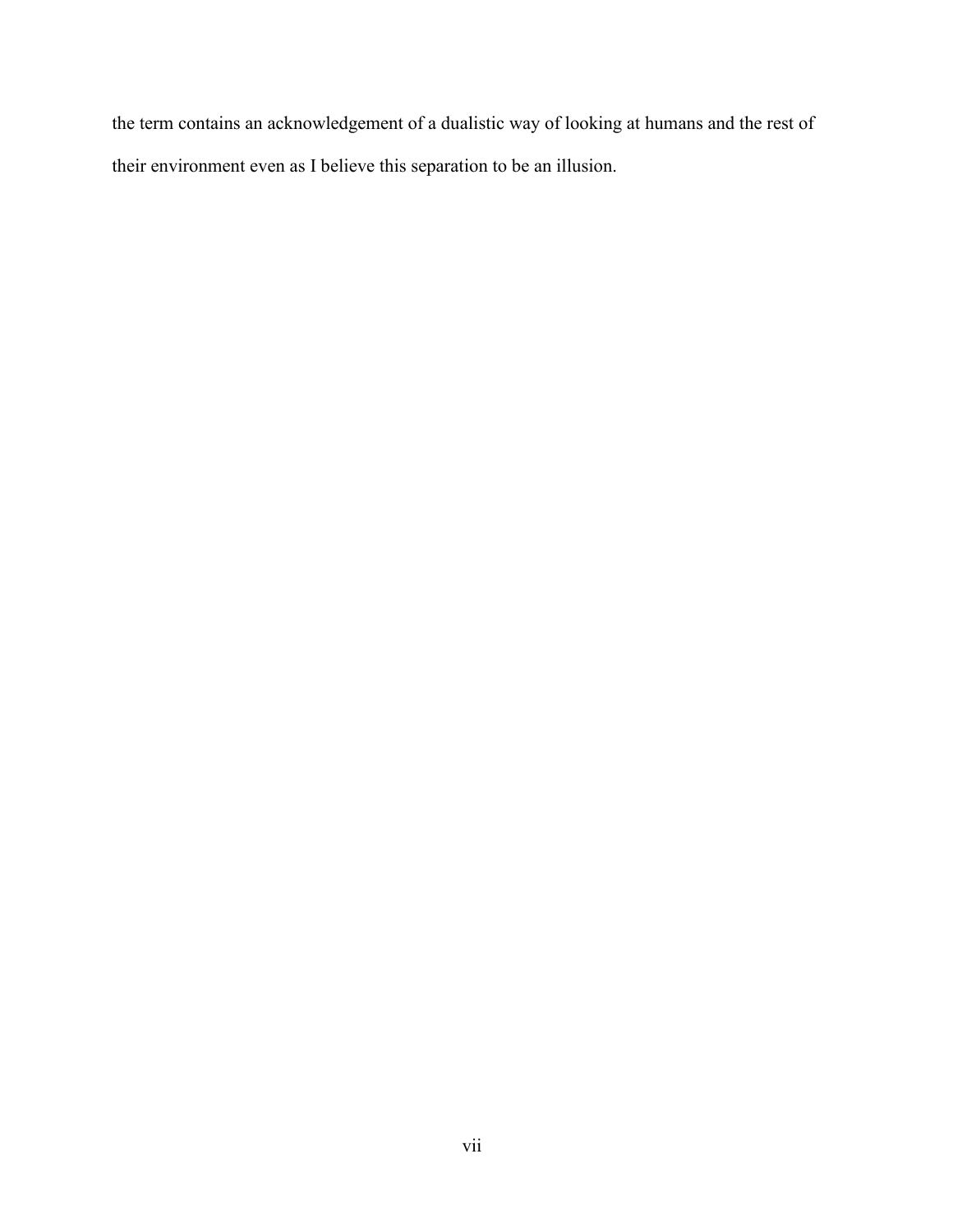the term contains an acknowledgement of a dualistic way of looking at humans and the rest of their environment even as I believe this separation to be an illusion.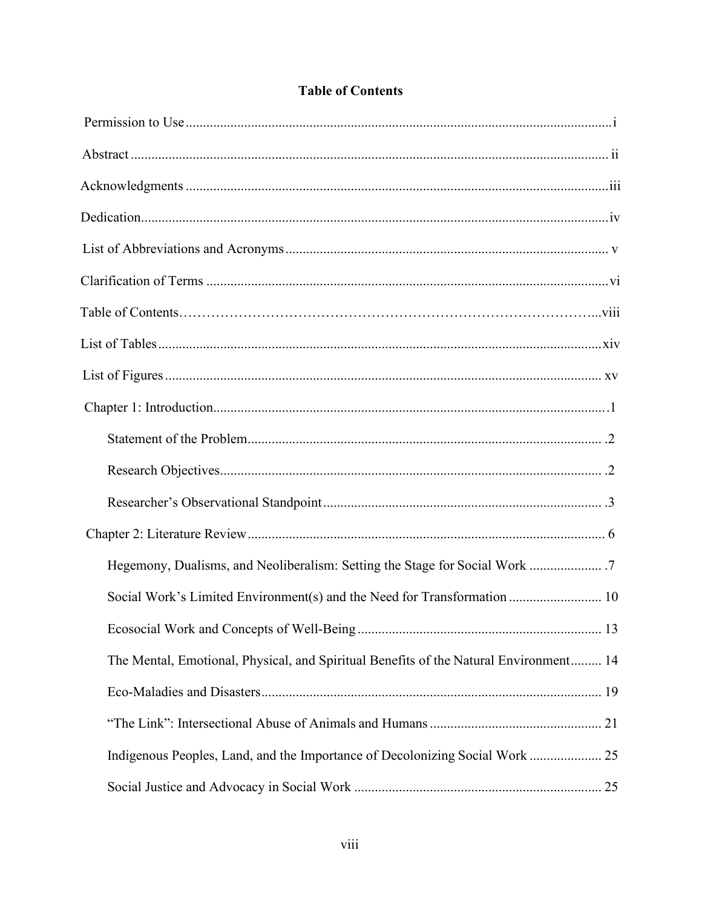# Table of Contents

Permission to Use ........................................................................................................ i

Abstract ........................................................................................................................ ii

Acknowledgments ....................................................................................................... iii

Dedication.................................................................................................................... iv

List of Abbreviations and Acronyms ............................................................................ v

Clarification of Terms .................................................................................................. vi

Table of Contents……………………………………………………………………...viii

List of Tables ............................................................................................................... xiv

List of Figures .............................................................................................................. xv

Chapter 1: Introduction.................................................................................................. 1

- Statement of the Problem........................................................................................ 2
- Research Objectives................................................................................................ 2
- Researcher's Observational Standpoint .................................................................. 3

Chapter 2: Literature Review ......................................................................................... 6

- Hegemony, Dualisms, and Neoliberalism: Setting the Stage for Social Work ..................... 7
- Social Work's Limited Environment(s) and the Need for Transformation ........................... 10
- Ecosocial Work and Concepts of Well-Being ........................................................... 13
- The Mental, Emotional, Physical, and Spiritual Benefits of the Natural Environment......... 14
- Eco-Maladies and Disasters.................................................................................... 19
- "The Link": Intersectional Abuse of Animals and Humans ........................................ 21
- Indigenous Peoples, Land, and the Importance of Decolonizing Social Work ..................... 25
- Social Justice and Advocacy in Social Work ........................................................... 25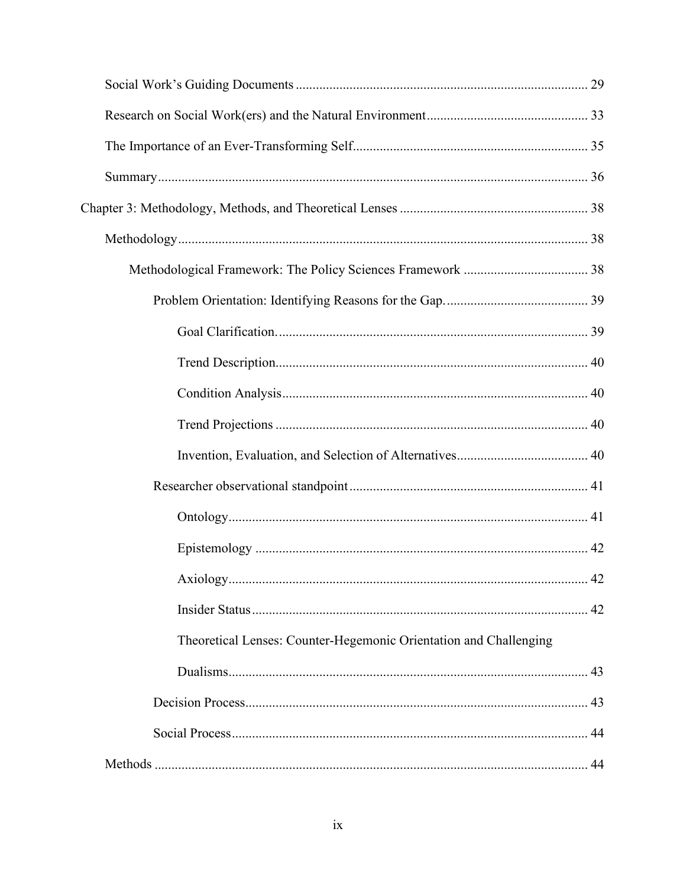Social Work's Guiding Documents ........................................................................................ 29

Research on Social Work(ers) and the Natural Environment ................................................ 33

The Importance of an Ever-Transforming Self ..................................................................... 35

Summary ............................................................................................................................... 36

Chapter 3: Methodology, Methods, and Theoretical Lenses ....................................................... 38

Methodology ........................................................................................................................... 38

Methodological Framework: The Policy Sciences Framework ..................................... 38

Problem Orientation: Identifying Reasons for the Gap. ........................................... 39

Goal Clarification. ............................................................................................. 39

Trend Description ............................................................................................. 40

Condition Analysis ............................................................................................ 40

Trend Projections .............................................................................................. 40

Invention, Evaluation, and Selection of Alternatives ........................................ 40

Researcher observational standpoint ...................................................................... 41

Ontology ............................................................................................................ 41

Epistemology .................................................................................................... 42

Axiology ............................................................................................................ 42

Insider Status ..................................................................................................... 42

Theoretical Lenses: Counter-Hegemonic Orientation and Challenging Dualisms ............................................................................................................ 43

Decision Process ...................................................................................................... 43

Social Process .......................................................................................................... 44

Methods .................................................................................................................................. 44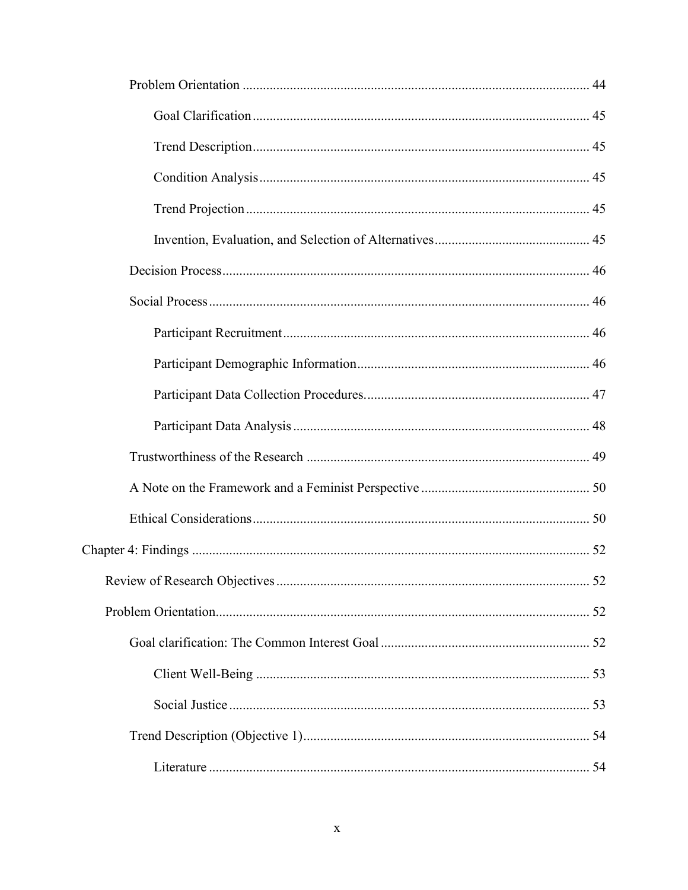Problem Orientation ........................................................................................................ 44

Goal Clarification ........................................................................................................ 45

Trend Description ........................................................................................................ 45

Condition Analysis ........................................................................................................ 45

Trend Projection ........................................................................................................ 45

Invention, Evaluation, and Selection of Alternatives ............................................. 45

Decision Process ........................................................................................................ 46

Social Process ........................................................................................................ 46

Participant Recruitment ........................................................................................................ 46

Participant Demographic Information ........................................................................................................ 46

Participant Data Collection Procedures. ........................................................................................................ 47

Participant Data Analysis ........................................................................................................ 48

Trustworthiness of the Research ........................................................................................................ 49

A Note on the Framework and a Feminist Perspective ............................................. 50

Ethical Considerations ........................................................................................................ 50

Chapter 4: Findings ........................................................................................................ 52

Review of Research Objectives ........................................................................................................ 52

Problem Orientation ........................................................................................................ 52

Goal clarification: The Common Interest Goal ............................................. 52

Client Well-Being ........................................................................................................ 53

Social Justice ........................................................................................................ 53

Trend Description (Objective 1) ........................................................................................................ 54

Literature ........................................................................................................ 54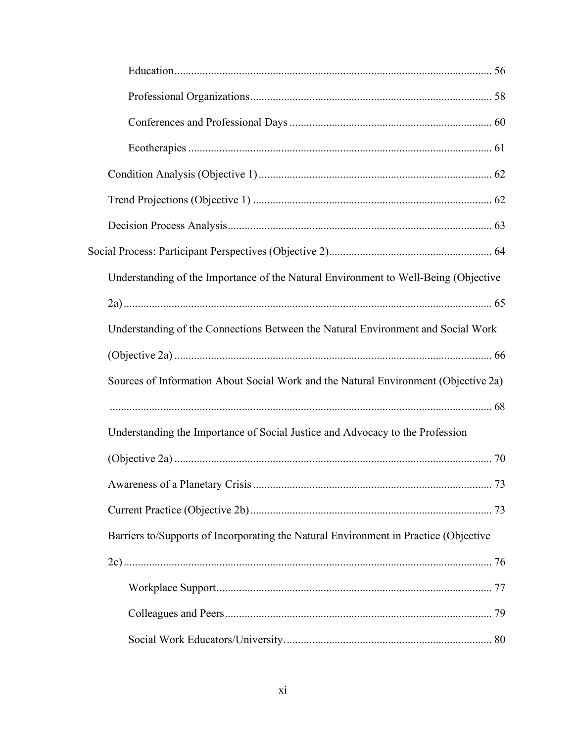Education ... 56

Professional Organizations ... 58

Conferences and Professional Days ... 60

Ecotherapies ... 61

Condition Analysis (Objective 1) ... 62

Trend Projections (Objective 1) ... 62

Decision Process Analysis ... 63

Social Process: Participant Perspectives (Objective 2) ... 64

Understanding of the Importance of the Natural Environment to Well-Being (Objective 2a) ... 65

Understanding of the Connections Between the Natural Environment and Social Work (Objective 2a) ... 66

Sources of Information About Social Work and the Natural Environment (Objective 2a) ... 68

Understanding the Importance of Social Justice and Advocacy to the Profession (Objective 2a) ... 70

Awareness of a Planetary Crisis ... 73

Current Practice (Objective 2b) ... 73

Barriers to/Supports of Incorporating the Natural Environment in Practice (Objective 2c) ... 76

Workplace Support ... 77

Colleagues and Peers ... 79

Social Work Educators/University. ... 80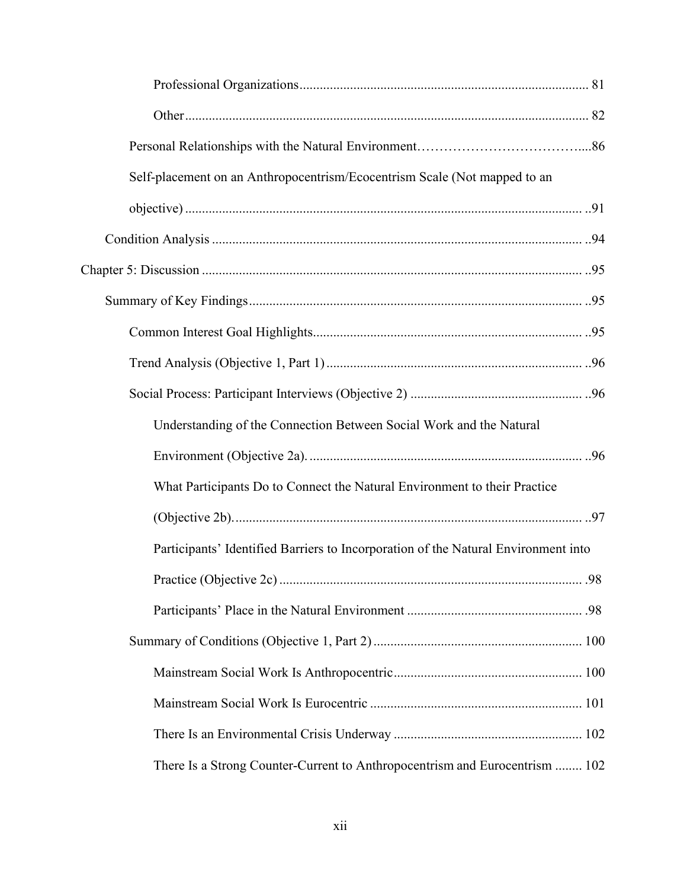Professional Organizations ..................................................................................... 81

Other ...................................................................................................................... 82

Personal Relationships with the Natural Environment…………………………………....86

Self-placement on an Anthropocentrism/Ecocentrism Scale (Not mapped to an objective) ..................................................................................................................... ..91

Condition Analysis ............................................................................................................. ..94

Chapter 5: Discussion ................................................................................................................. ..95

Summary of Key Findings .................................................................................................. ..95

Common Interest Goal Highlights ............................................................................... ..95

Trend Analysis (Objective 1, Part 1) ........................................................................... ..96

Social Process: Participant Interviews (Objective 2) .................................................. ..96

Understanding of the Connection Between Social Work and the Natural Environment (Objective 2a). ................................................................................. ..96

What Participants Do to Connect the Natural Environment to their Practice (Objective 2b). ....................................................................................................... ..97

Participants' Identified Barriers to Incorporation of the Natural Environment into Practice (Objective 2c) ......................................................................................... .98

Participants' Place in the Natural Environment .................................................... .98

Summary of Conditions (Objective 1, Part 2) ............................................................. 100

Mainstream Social Work Is Anthropocentric ....................................................... 100

Mainstream Social Work Is Eurocentric .............................................................. 101

There Is an Environmental Crisis Underway ........................................................ 102

There Is a Strong Counter-Current to Anthropocentrism and Eurocentrism ........ 102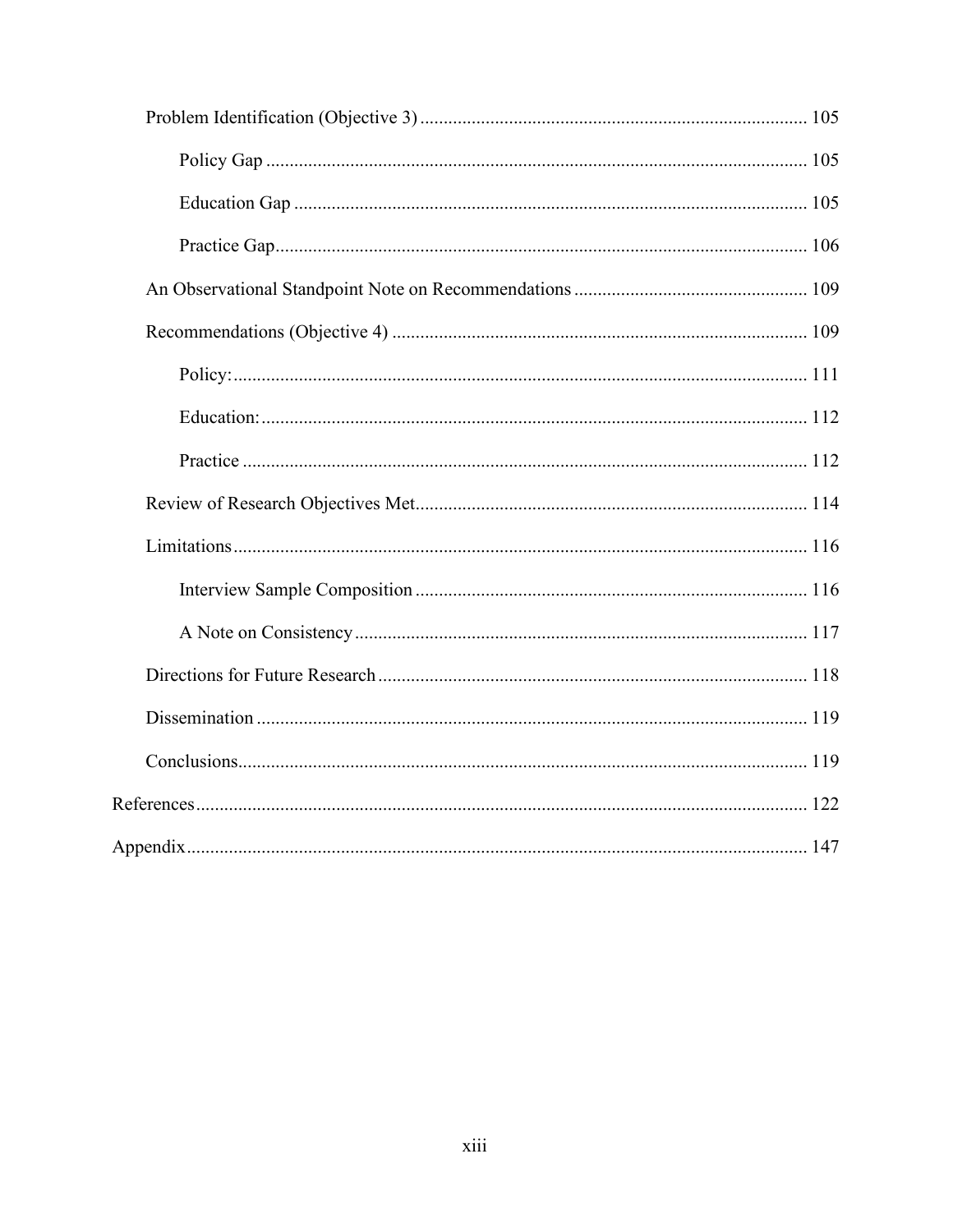Problem Identification (Objective 3) ... 105

Policy Gap ... 105

Education Gap ... 105

Practice Gap ... 106

An Observational Standpoint Note on Recommendations ... 109

Recommendations (Objective 4) ... 109

Policy: ... 111

Education: ... 112

Practice ... 112

Review of Research Objectives Met ... 114

Limitations ... 116

Interview Sample Composition ... 116

A Note on Consistency ... 117

Directions for Future Research ... 118

Dissemination ... 119

Conclusions ... 119

References ... 122

Appendix ... 147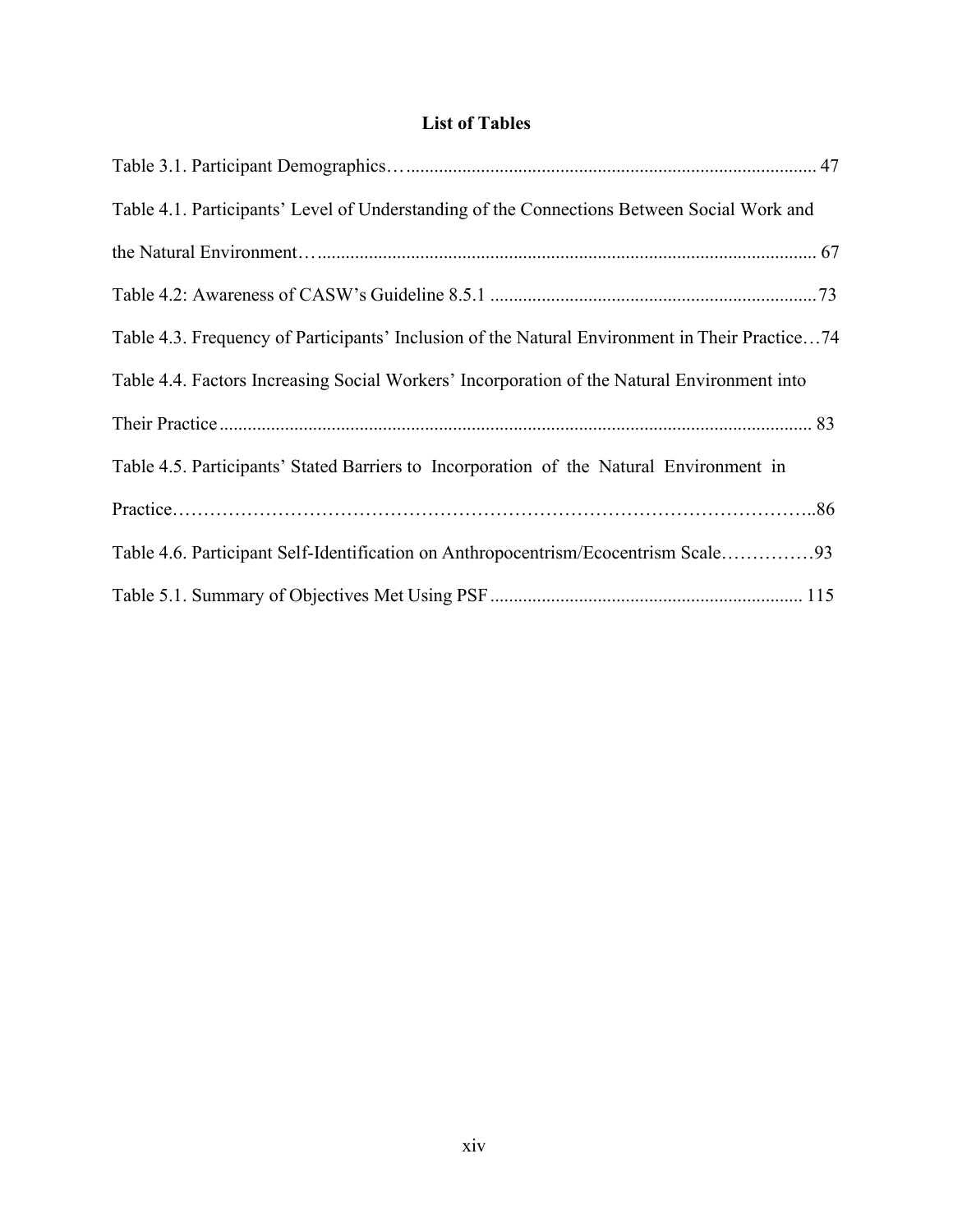# List of Tables

Table 3.1. Participant Demographics… 47

Table 4.1. Participants' Level of Understanding of the Connections Between Social Work and the Natural Environment… 67

Table 4.2: Awareness of CASW's Guideline 8.5.1 73

Table 4.3. Frequency of Participants' Inclusion of the Natural Environment in Their Practice…74

Table 4.4. Factors Increasing Social Workers' Incorporation of the Natural Environment into Their Practice 83

Table 4.5. Participants' Stated Barriers to Incorporation of the Natural Environment in Practice…86

Table 4.6. Participant Self-Identification on Anthropocentrism/Ecocentrism Scale…93

Table 5.1. Summary of Objectives Met Using PSF 115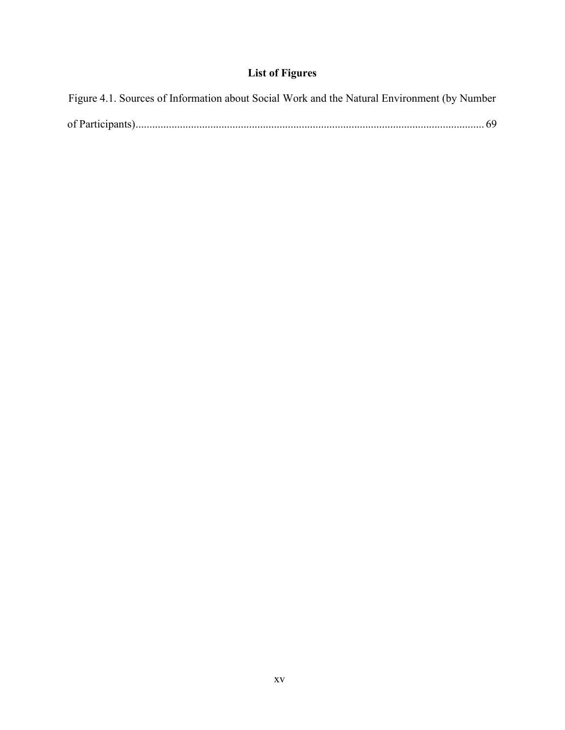# List of Figures

Figure 4.1. Sources of Information about Social Work and the Natural Environment (by Number of Participants)............................................................................................................................ 69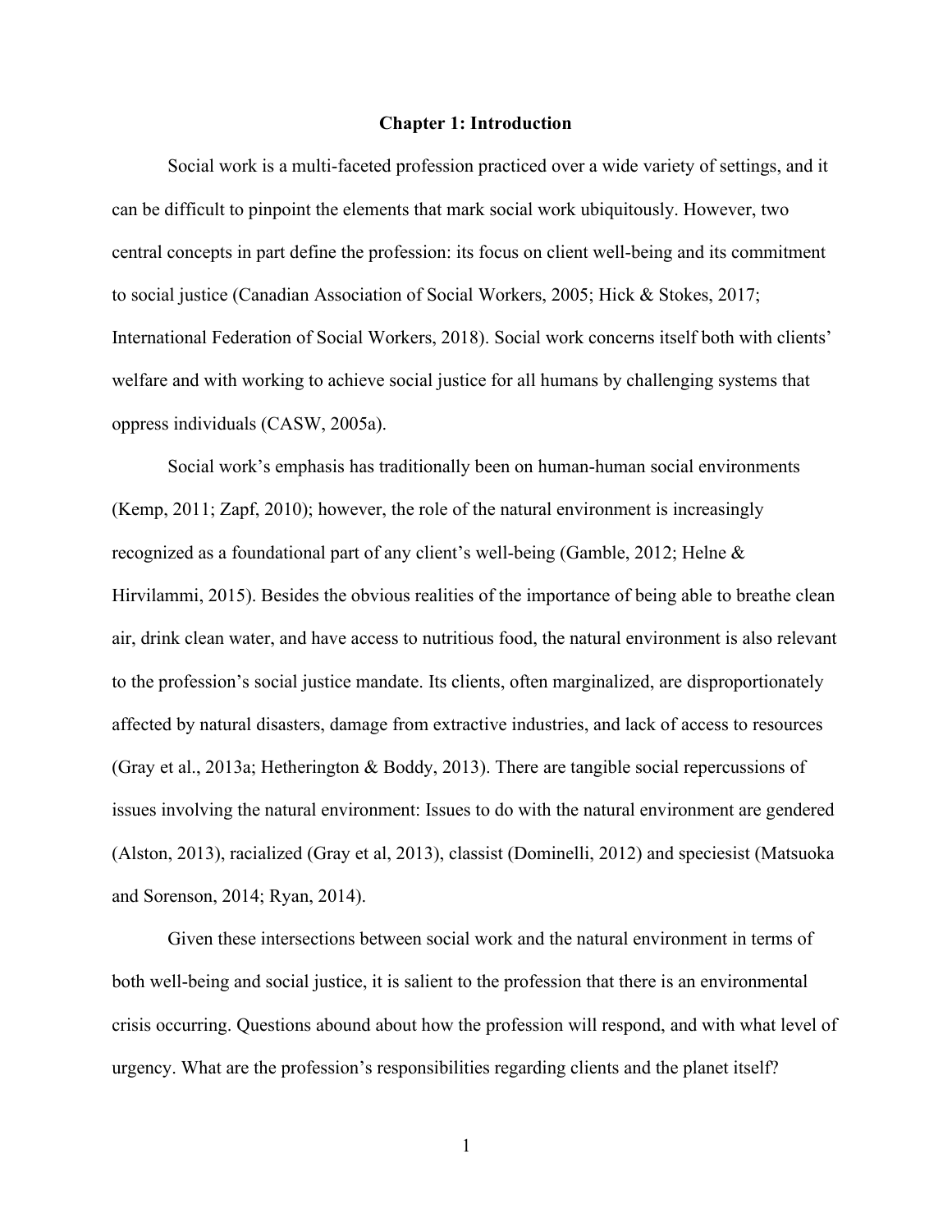# Chapter 1: Introduction

Social work is a multi-faceted profession practiced over a wide variety of settings, and it can be difficult to pinpoint the elements that mark social work ubiquitously. However, two central concepts in part define the profession: its focus on client well-being and its commitment to social justice (Canadian Association of Social Workers, 2005; Hick & Stokes, 2017; International Federation of Social Workers, 2018). Social work concerns itself both with clients' welfare and with working to achieve social justice for all humans by challenging systems that oppress individuals (CASW, 2005a).

Social work's emphasis has traditionally been on human-human social environments (Kemp, 2011; Zapf, 2010); however, the role of the natural environment is increasingly recognized as a foundational part of any client's well-being (Gamble, 2012; Helne & Hirvilammi, 2015). Besides the obvious realities of the importance of being able to breathe clean air, drink clean water, and have access to nutritious food, the natural environment is also relevant to the profession's social justice mandate. Its clients, often marginalized, are disproportionately affected by natural disasters, damage from extractive industries, and lack of access to resources (Gray et al., 2013a; Hetherington & Boddy, 2013). There are tangible social repercussions of issues involving the natural environment: Issues to do with the natural environment are gendered (Alston, 2013), racialized (Gray et al, 2013), classist (Dominelli, 2012) and speciesist (Matsuoka and Sorenson, 2014; Ryan, 2014).

Given these intersections between social work and the natural environment in terms of both well-being and social justice, it is salient to the profession that there is an environmental crisis occurring. Questions abound about how the profession will respond, and with what level of urgency. What are the profession's responsibilities regarding clients and the planet itself?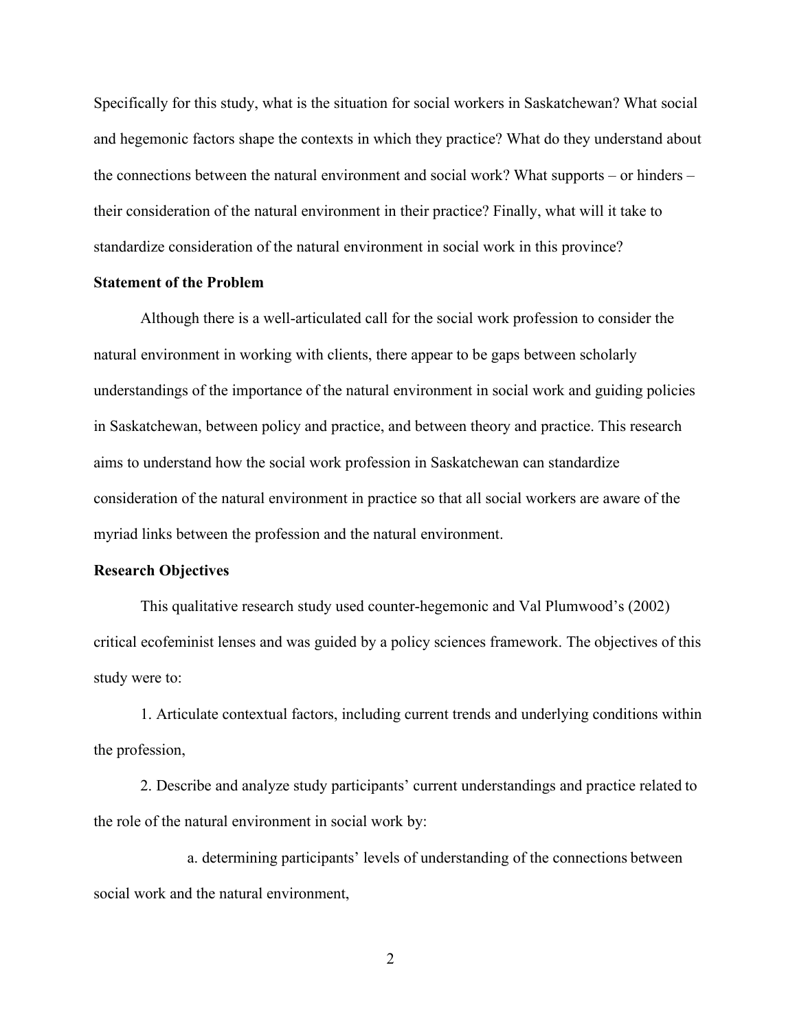Specifically for this study, what is the situation for social workers in Saskatchewan? What social and hegemonic factors shape the contexts in which they practice? What do they understand about the connections between the natural environment and social work? What supports – or hinders – their consideration of the natural environment in their practice? Finally, what will it take to standardize consideration of the natural environment in social work in this province?

**Statement of the Problem**

Although there is a well-articulated call for the social work profession to consider the natural environment in working with clients, there appear to be gaps between scholarly understandings of the importance of the natural environment in social work and guiding policies in Saskatchewan, between policy and practice, and between theory and practice. This research aims to understand how the social work profession in Saskatchewan can standardize consideration of the natural environment in practice so that all social workers are aware of the myriad links between the profession and the natural environment.

**Research Objectives**

This qualitative research study used counter-hegemonic and Val Plumwood's (2002) critical ecofeminist lenses and was guided by a policy sciences framework. The objectives of this study were to:

1. Articulate contextual factors, including current trends and underlying conditions within the profession,

2. Describe and analyze study participants' current understandings and practice related to the role of the natural environment in social work by:

a. determining participants' levels of understanding of the connections between social work and the natural environment,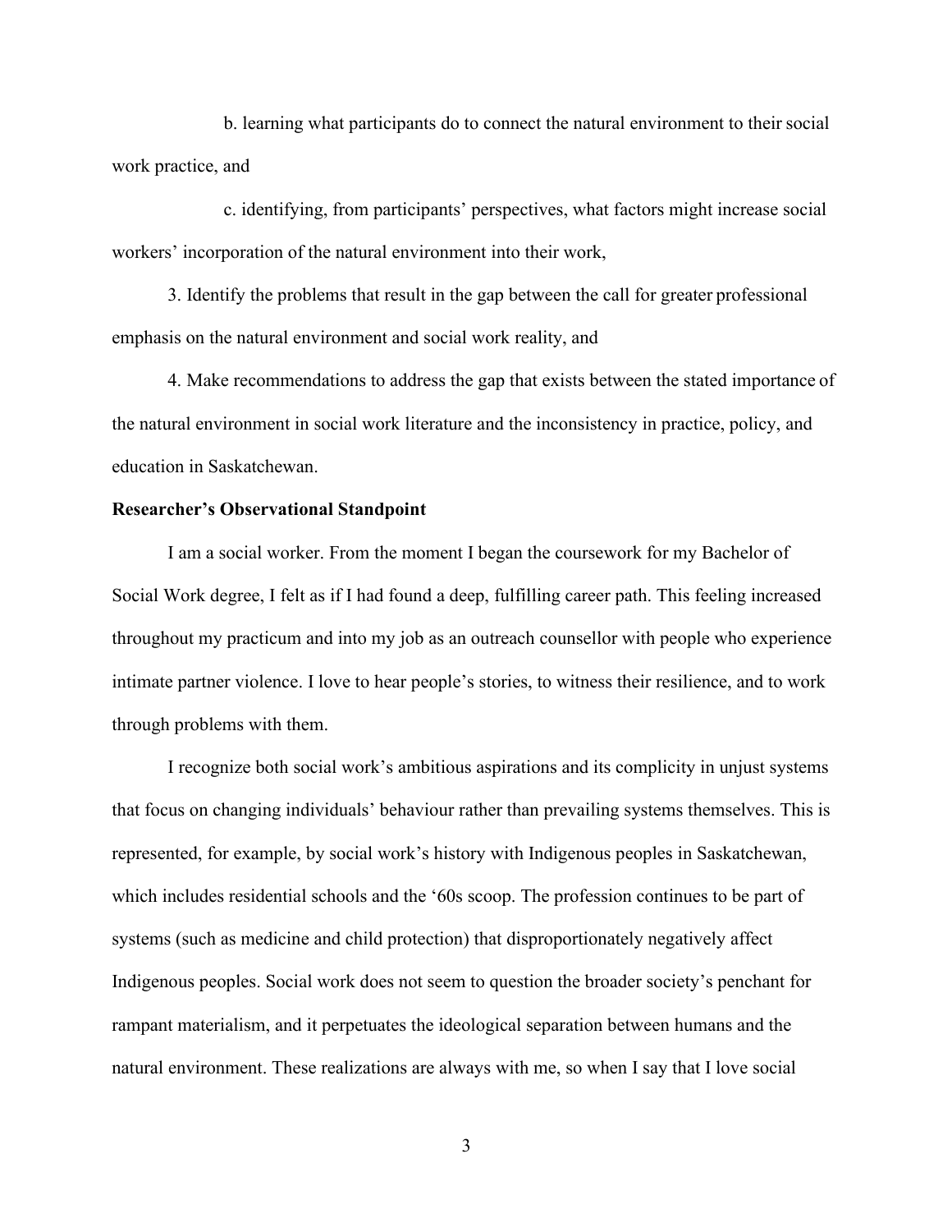b. learning what participants do to connect the natural environment to their social work practice, and

c. identifying, from participants' perspectives, what factors might increase social workers' incorporation of the natural environment into their work,

3. Identify the problems that result in the gap between the call for greater professional emphasis on the natural environment and social work reality, and

4. Make recommendations to address the gap that exists between the stated importance of the natural environment in social work literature and the inconsistency in practice, policy, and education in Saskatchewan.

**Researcher's Observational Standpoint**

I am a social worker. From the moment I began the coursework for my Bachelor of Social Work degree, I felt as if I had found a deep, fulfilling career path. This feeling increased throughout my practicum and into my job as an outreach counsellor with people who experience intimate partner violence. I love to hear people's stories, to witness their resilience, and to work through problems with them.

I recognize both social work's ambitious aspirations and its complicity in unjust systems that focus on changing individuals' behaviour rather than prevailing systems themselves. This is represented, for example, by social work's history with Indigenous peoples in Saskatchewan, which includes residential schools and the '60s scoop. The profession continues to be part of systems (such as medicine and child protection) that disproportionately negatively affect Indigenous peoples. Social work does not seem to question the broader society's penchant for rampant materialism, and it perpetuates the ideological separation between humans and the natural environment. These realizations are always with me, so when I say that I love social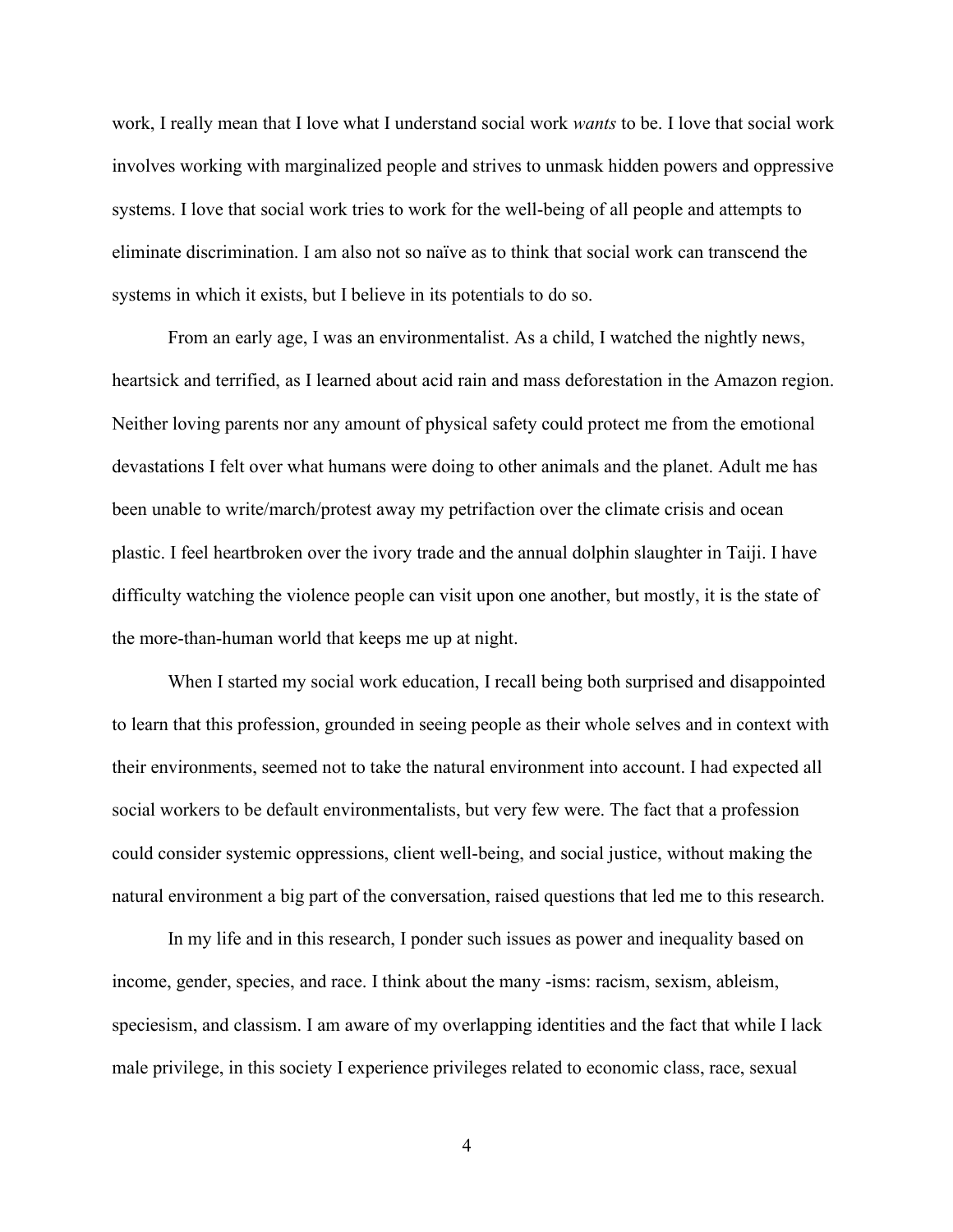work, I really mean that I love what I understand social work *wants* to be. I love that social work involves working with marginalized people and strives to unmask hidden powers and oppressive systems. I love that social work tries to work for the well-being of all people and attempts to eliminate discrimination. I am also not so naïve as to think that social work can transcend the systems in which it exists, but I believe in its potentials to do so.

From an early age, I was an environmentalist. As a child, I watched the nightly news, heartsick and terrified, as I learned about acid rain and mass deforestation in the Amazon region. Neither loving parents nor any amount of physical safety could protect me from the emotional devastations I felt over what humans were doing to other animals and the planet. Adult me has been unable to write/march/protest away my petrifaction over the climate crisis and ocean plastic. I feel heartbroken over the ivory trade and the annual dolphin slaughter in Taiji. I have difficulty watching the violence people can visit upon one another, but mostly, it is the state of the more-than-human world that keeps me up at night.

When I started my social work education, I recall being both surprised and disappointed to learn that this profession, grounded in seeing people as their whole selves and in context with their environments, seemed not to take the natural environment into account. I had expected all social workers to be default environmentalists, but very few were. The fact that a profession could consider systemic oppressions, client well-being, and social justice, without making the natural environment a big part of the conversation, raised questions that led me to this research.

In my life and in this research, I ponder such issues as power and inequality based on income, gender, species, and race. I think about the many -isms: racism, sexism, ableism, speciesism, and classism. I am aware of my overlapping identities and the fact that while I lack male privilege, in this society I experience privileges related to economic class, race, sexual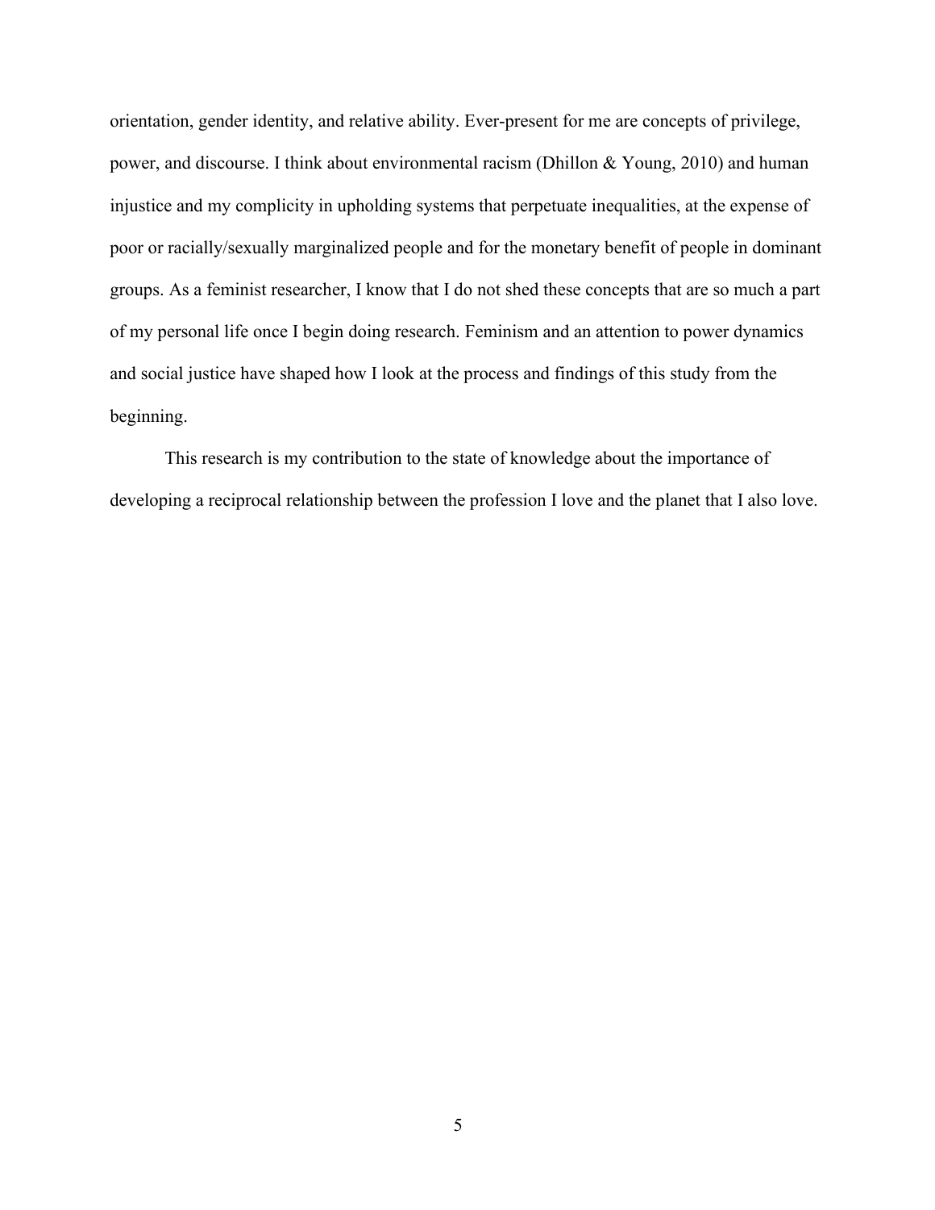orientation, gender identity, and relative ability. Ever-present for me are concepts of privilege, power, and discourse. I think about environmental racism (Dhillon & Young, 2010) and human injustice and my complicity in upholding systems that perpetuate inequalities, at the expense of poor or racially/sexually marginalized people and for the monetary benefit of people in dominant groups. As a feminist researcher, I know that I do not shed these concepts that are so much a part of my personal life once I begin doing research. Feminism and an attention to power dynamics and social justice have shaped how I look at the process and findings of this study from the beginning.

This research is my contribution to the state of knowledge about the importance of developing a reciprocal relationship between the profession I love and the planet that I also love.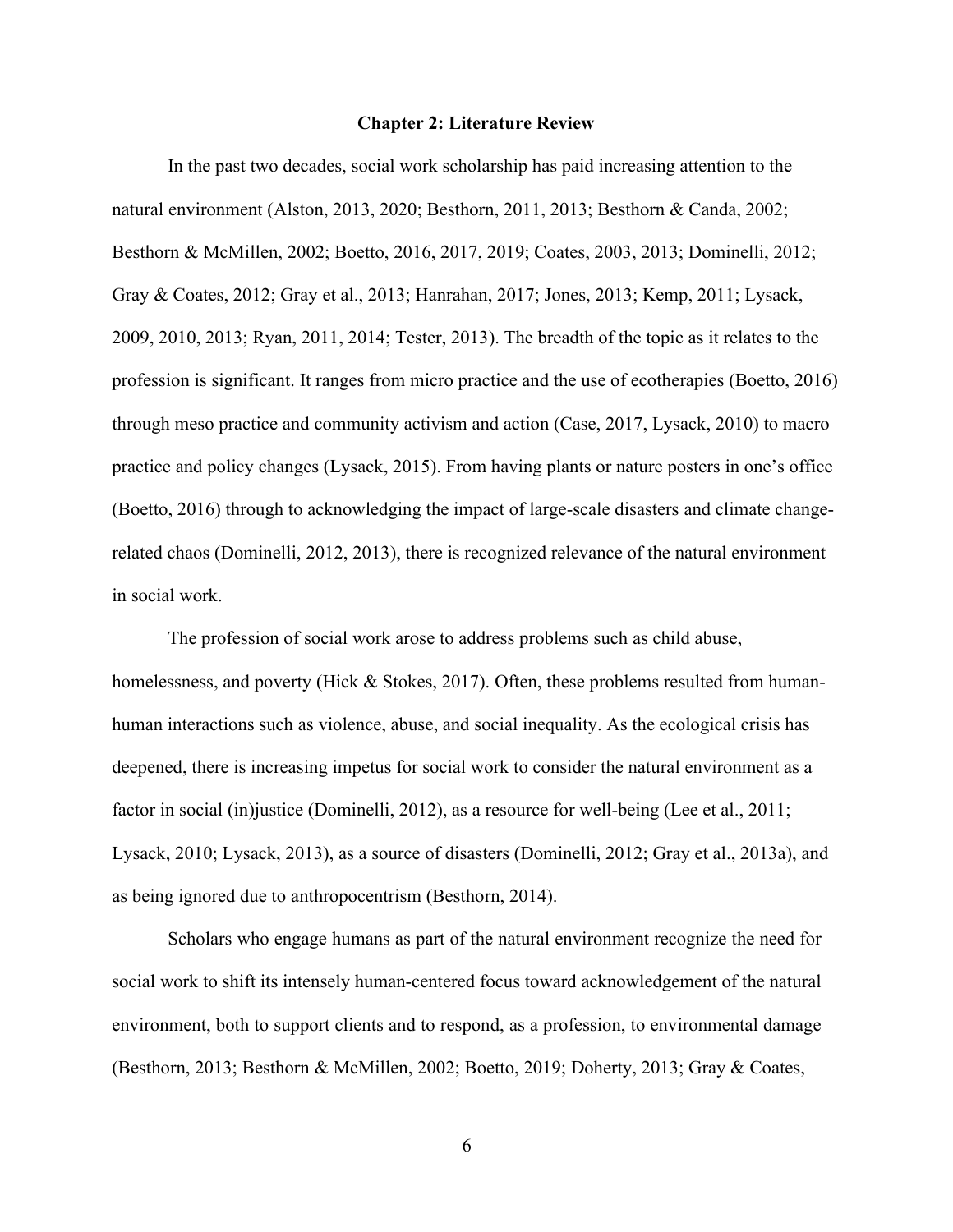## Chapter 2: Literature Review

In the past two decades, social work scholarship has paid increasing attention to the natural environment (Alston, 2013, 2020; Besthorn, 2011, 2013; Besthorn & Canda, 2002; Besthorn & McMillen, 2002; Boetto, 2016, 2017, 2019; Coates, 2003, 2013; Dominelli, 2012; Gray & Coates, 2012; Gray et al., 2013; Hanrahan, 2017; Jones, 2013; Kemp, 2011; Lysack, 2009, 2010, 2013; Ryan, 2011, 2014; Tester, 2013). The breadth of the topic as it relates to the profession is significant. It ranges from micro practice and the use of ecotherapies (Boetto, 2016) through meso practice and community activism and action (Case, 2017, Lysack, 2010) to macro practice and policy changes (Lysack, 2015). From having plants or nature posters in one's office (Boetto, 2016) through to acknowledging the impact of large-scale disasters and climate change-related chaos (Dominelli, 2012, 2013), there is recognized relevance of the natural environment in social work.

The profession of social work arose to address problems such as child abuse, homelessness, and poverty (Hick & Stokes, 2017). Often, these problems resulted from human-human interactions such as violence, abuse, and social inequality. As the ecological crisis has deepened, there is increasing impetus for social work to consider the natural environment as a factor in social (in)justice (Dominelli, 2012), as a resource for well-being (Lee et al., 2011; Lysack, 2010; Lysack, 2013), as a source of disasters (Dominelli, 2012; Gray et al., 2013a), and as being ignored due to anthropocentrism (Besthorn, 2014).

Scholars who engage humans as part of the natural environment recognize the need for social work to shift its intensely human-centered focus toward acknowledgement of the natural environment, both to support clients and to respond, as a profession, to environmental damage (Besthorn, 2013; Besthorn & McMillen, 2002; Boetto, 2019; Doherty, 2013; Gray & Coates,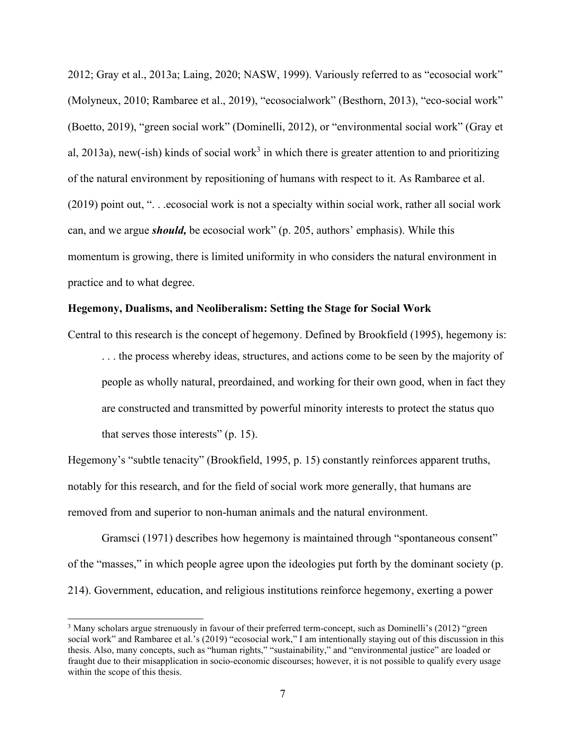2012; Gray et al., 2013a; Laing, 2020; NASW, 1999). Variously referred to as "ecosocial work" (Molyneux, 2010; Rambaree et al., 2019), "ecosocialwork" (Besthorn, 2013), "eco-social work" (Boetto, 2019), "green social work" (Dominelli, 2012), or "environmental social work" (Gray et al, 2013a), new(-ish) kinds of social work[3] in which there is greater attention to and prioritizing of the natural environment by repositioning of humans with respect to it. As Rambaree et al. (2019) point out, ". . .ecosocial work is not a specialty within social work, rather all social work can, and we argue ***should,*** be ecosocial work" (p. 205, authors' emphasis). While this momentum is growing, there is limited uniformity in who considers the natural environment in practice and to what degree.

**Hegemony, Dualisms, and Neoliberalism: Setting the Stage for Social Work**

Central to this research is the concept of hegemony. Defined by Brookfield (1995), hegemony is:

> . . . the process whereby ideas, structures, and actions come to be seen by the majority of people as wholly natural, preordained, and working for their own good, when in fact they are constructed and transmitted by powerful minority interests to protect the status quo that serves those interests" (p. 15).

Hegemony's "subtle tenacity" (Brookfield, 1995, p. 15) constantly reinforces apparent truths, notably for this research, and for the field of social work more generally, that humans are removed from and superior to non-human animals and the natural environment.

Gramsci (1971) describes how hegemony is maintained through "spontaneous consent" of the "masses," in which people agree upon the ideologies put forth by the dominant society (p. 214). Government, education, and religious institutions reinforce hegemony, exerting a power

[3] Many scholars argue strenuously in favour of their preferred term-concept, such as Dominelli's (2012) "green social work" and Rambaree et al.'s (2019) "ecosocial work," I am intentionally staying out of this discussion in this thesis. Also, many concepts, such as "human rights," "sustainability," and "environmental justice" are loaded or fraught due to their misapplication in socio-economic discourses; however, it is not possible to qualify every usage within the scope of this thesis.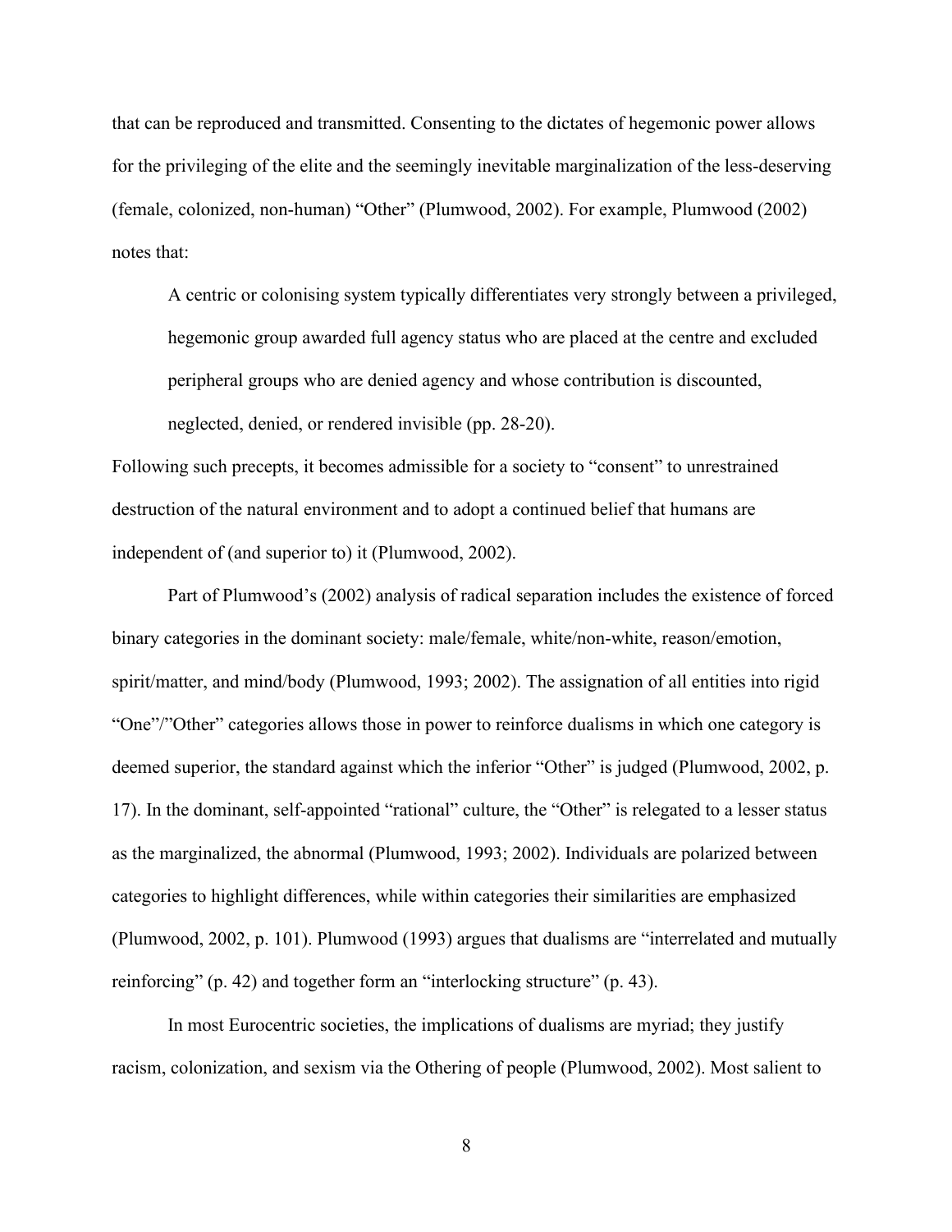that can be reproduced and transmitted. Consenting to the dictates of hegemonic power allows for the privileging of the elite and the seemingly inevitable marginalization of the less-deserving (female, colonized, non-human) "Other" (Plumwood, 2002). For example, Plumwood (2002) notes that:

> A centric or colonising system typically differentiates very strongly between a privileged, hegemonic group awarded full agency status who are placed at the centre and excluded peripheral groups who are denied agency and whose contribution is discounted, neglected, denied, or rendered invisible (pp. 28-20).

Following such precepts, it becomes admissible for a society to "consent" to unrestrained destruction of the natural environment and to adopt a continued belief that humans are independent of (and superior to) it (Plumwood, 2002).

Part of Plumwood's (2002) analysis of radical separation includes the existence of forced binary categories in the dominant society: male/female, white/non-white, reason/emotion, spirit/matter, and mind/body (Plumwood, 1993; 2002). The assignation of all entities into rigid "One"/"Other" categories allows those in power to reinforce dualisms in which one category is deemed superior, the standard against which the inferior "Other" is judged (Plumwood, 2002, p. 17). In the dominant, self-appointed "rational" culture, the "Other" is relegated to a lesser status as the marginalized, the abnormal (Plumwood, 1993; 2002). Individuals are polarized between categories to highlight differences, while within categories their similarities are emphasized (Plumwood, 2002, p. 101). Plumwood (1993) argues that dualisms are "interrelated and mutually reinforcing" (p. 42) and together form an "interlocking structure" (p. 43).

In most Eurocentric societies, the implications of dualisms are myriad; they justify racism, colonization, and sexism via the Othering of people (Plumwood, 2002). Most salient to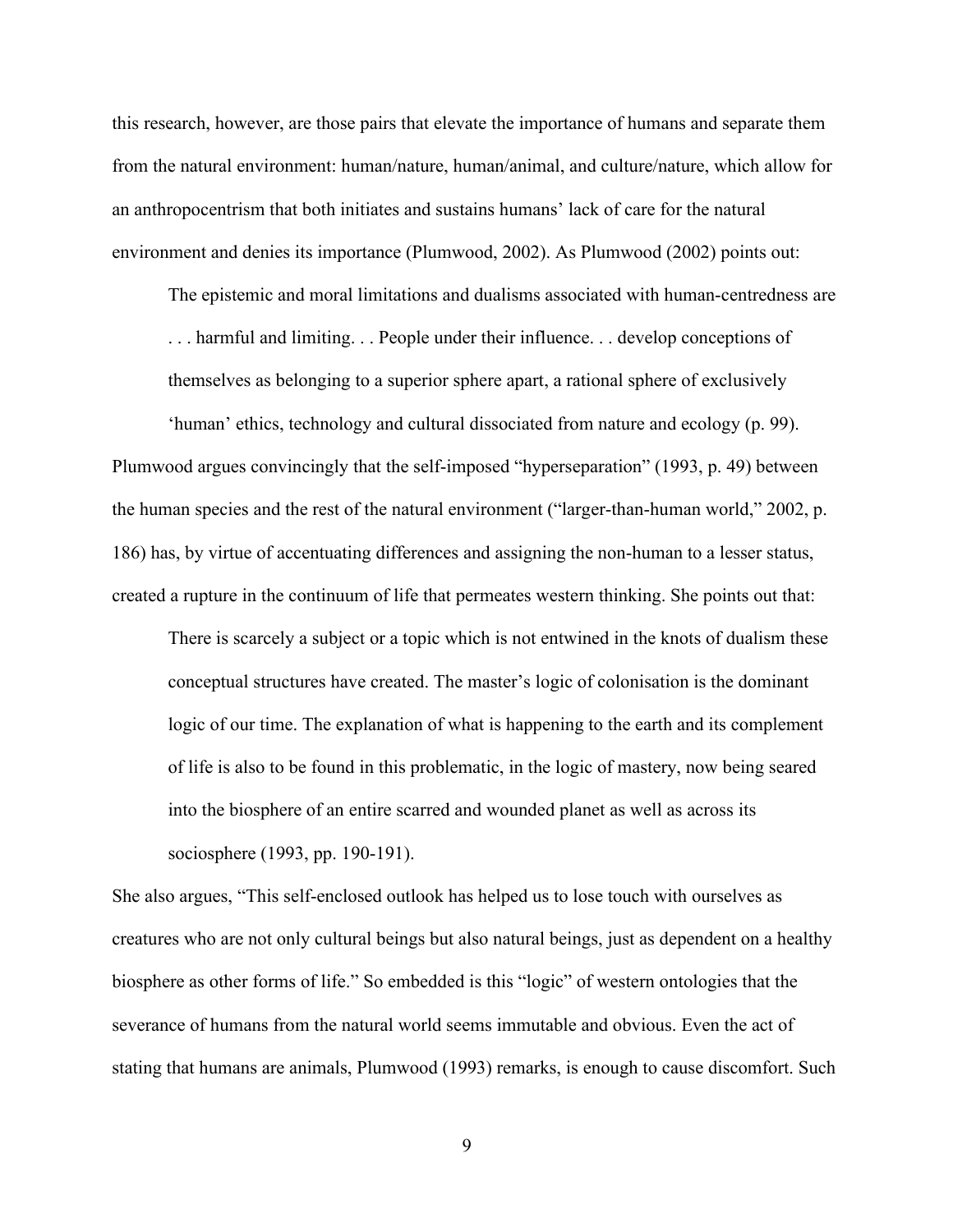this research, however, are those pairs that elevate the importance of humans and separate them from the natural environment: human/nature, human/animal, and culture/nature, which allow for an anthropocentrism that both initiates and sustains humans' lack of care for the natural environment and denies its importance (Plumwood, 2002). As Plumwood (2002) points out:

> The epistemic and moral limitations and dualisms associated with human-centredness are . . . harmful and limiting. . . People under their influence. . . develop conceptions of themselves as belonging to a superior sphere apart, a rational sphere of exclusively 'human' ethics, technology and cultural dissociated from nature and ecology (p. 99).

Plumwood argues convincingly that the self-imposed "hyperseparation" (1993, p. 49) between the human species and the rest of the natural environment ("larger-than-human world," 2002, p. 186) has, by virtue of accentuating differences and assigning the non-human to a lesser status, created a rupture in the continuum of life that permeates western thinking. She points out that:

> There is scarcely a subject or a topic which is not entwined in the knots of dualism these conceptual structures have created. The master's logic of colonisation is the dominant logic of our time. The explanation of what is happening to the earth and its complement of life is also to be found in this problematic, in the logic of mastery, now being seared into the biosphere of an entire scarred and wounded planet as well as across its sociosphere (1993, pp. 190-191).

She also argues, "This self-enclosed outlook has helped us to lose touch with ourselves as creatures who are not only cultural beings but also natural beings, just as dependent on a healthy biosphere as other forms of life." So embedded is this "logic" of western ontologies that the severance of humans from the natural world seems immutable and obvious. Even the act of stating that humans are animals, Plumwood (1993) remarks, is enough to cause discomfort. Such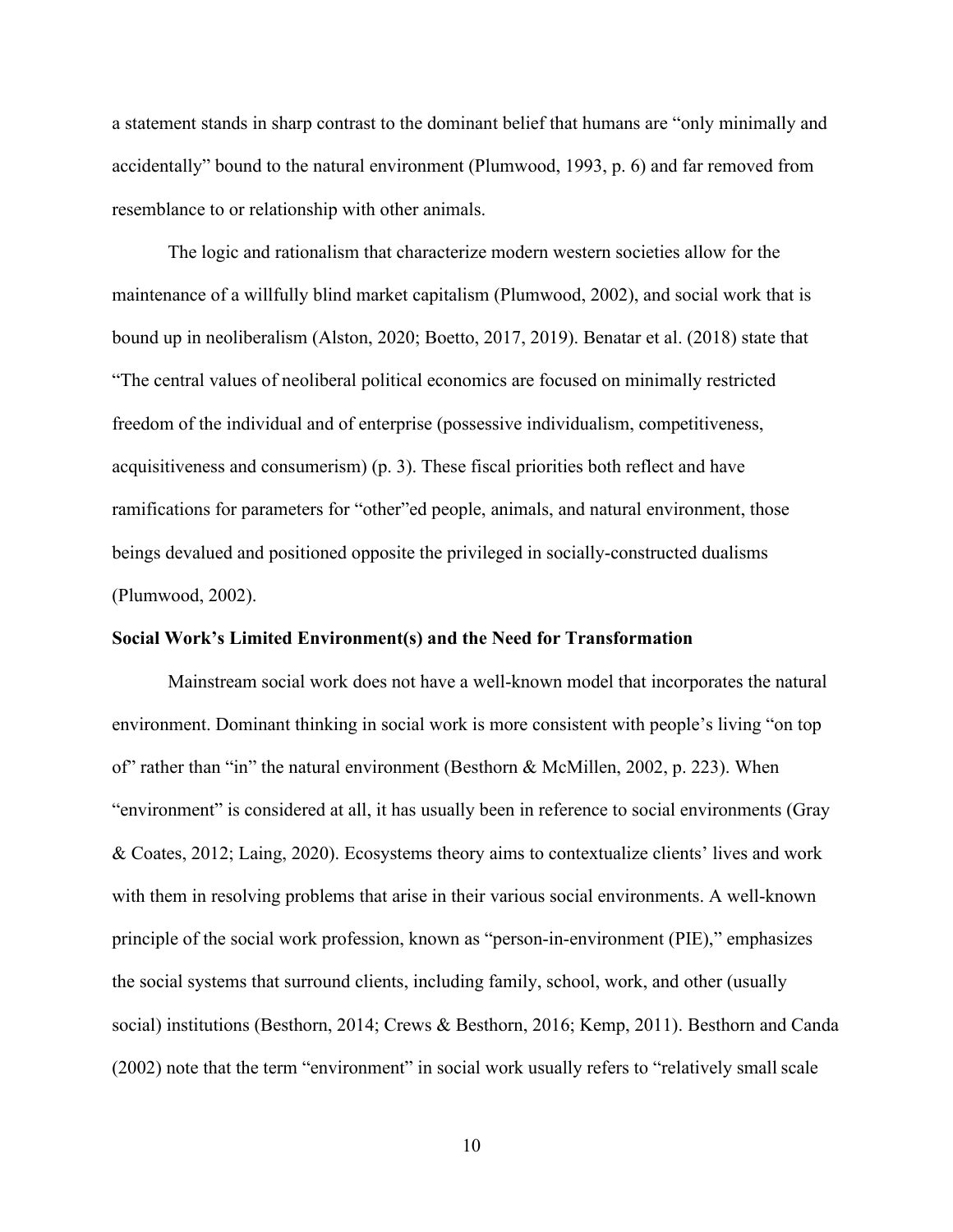a statement stands in sharp contrast to the dominant belief that humans are "only minimally and accidentally" bound to the natural environment (Plumwood, 1993, p. 6) and far removed from resemblance to or relationship with other animals.

The logic and rationalism that characterize modern western societies allow for the maintenance of a willfully blind market capitalism (Plumwood, 2002), and social work that is bound up in neoliberalism (Alston, 2020; Boetto, 2017, 2019). Benatar et al. (2018) state that "The central values of neoliberal political economics are focused on minimally restricted freedom of the individual and of enterprise (possessive individualism, competitiveness, acquisitiveness and consumerism) (p. 3). These fiscal priorities both reflect and have ramifications for parameters for "other"ed people, animals, and natural environment, those beings devalued and positioned opposite the privileged in socially-constructed dualisms (Plumwood, 2002).

**Social Work's Limited Environment(s) and the Need for Transformation**

Mainstream social work does not have a well-known model that incorporates the natural environment. Dominant thinking in social work is more consistent with people's living "on top of" rather than "in" the natural environment (Besthorn & McMillen, 2002, p. 223). When "environment" is considered at all, it has usually been in reference to social environments (Gray & Coates, 2012; Laing, 2020). Ecosystems theory aims to contextualize clients' lives and work with them in resolving problems that arise in their various social environments. A well-known principle of the social work profession, known as "person-in-environment (PIE)," emphasizes the social systems that surround clients, including family, school, work, and other (usually social) institutions (Besthorn, 2014; Crews & Besthorn, 2016; Kemp, 2011). Besthorn and Canda (2002) note that the term "environment" in social work usually refers to "relatively small scale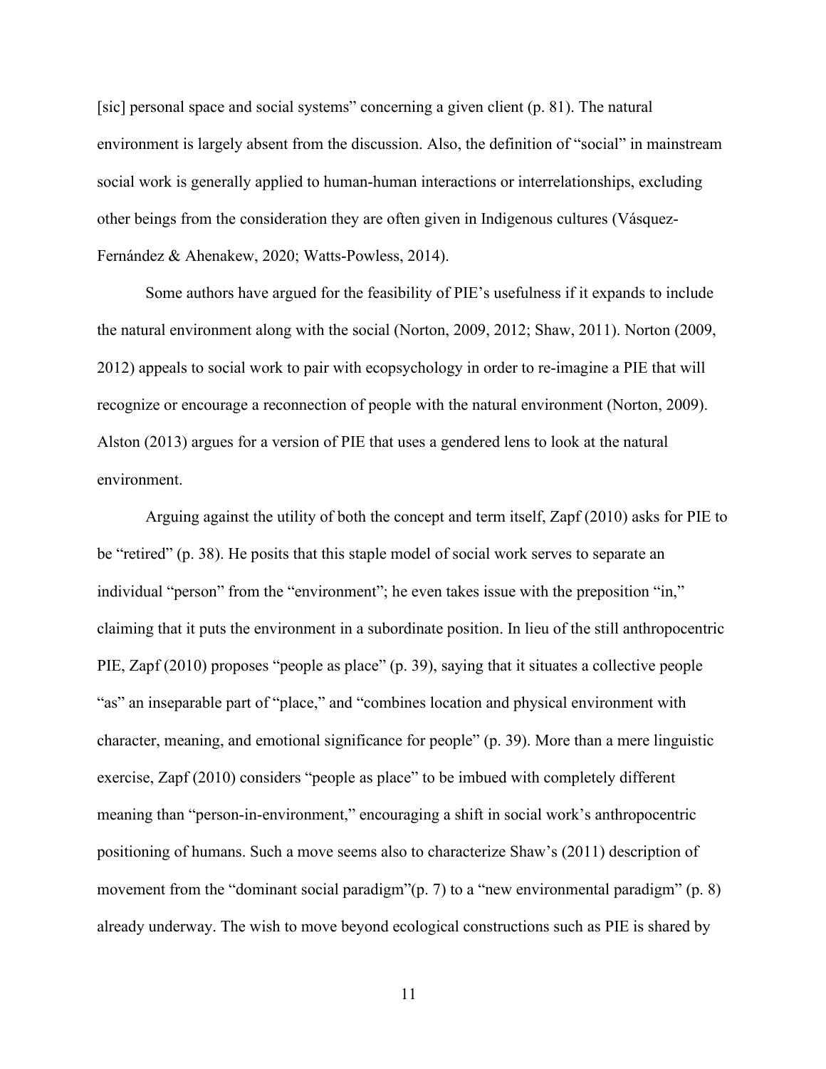[sic] personal space and social systems" concerning a given client (p. 81). The natural environment is largely absent from the discussion. Also, the definition of "social" in mainstream social work is generally applied to human-human interactions or interrelationships, excluding other beings from the consideration they are often given in Indigenous cultures (Vásquez-Fernández & Ahenakew, 2020; Watts-Powless, 2014).

Some authors have argued for the feasibility of PIE's usefulness if it expands to include the natural environment along with the social (Norton, 2009, 2012; Shaw, 2011). Norton (2009, 2012) appeals to social work to pair with ecopsychology in order to re-imagine a PIE that will recognize or encourage a reconnection of people with the natural environment (Norton, 2009). Alston (2013) argues for a version of PIE that uses a gendered lens to look at the natural environment.

Arguing against the utility of both the concept and term itself, Zapf (2010) asks for PIE to be "retired" (p. 38). He posits that this staple model of social work serves to separate an individual "person" from the "environment"; he even takes issue with the preposition "in," claiming that it puts the environment in a subordinate position. In lieu of the still anthropocentric PIE, Zapf (2010) proposes "people as place" (p. 39), saying that it situates a collective people "as" an inseparable part of "place," and "combines location and physical environment with character, meaning, and emotional significance for people" (p. 39). More than a mere linguistic exercise, Zapf (2010) considers "people as place" to be imbued with completely different meaning than "person-in-environment," encouraging a shift in social work's anthropocentric positioning of humans. Such a move seems also to characterize Shaw's (2011) description of movement from the "dominant social paradigm"(p. 7) to a "new environmental paradigm" (p. 8) already underway. The wish to move beyond ecological constructions such as PIE is shared by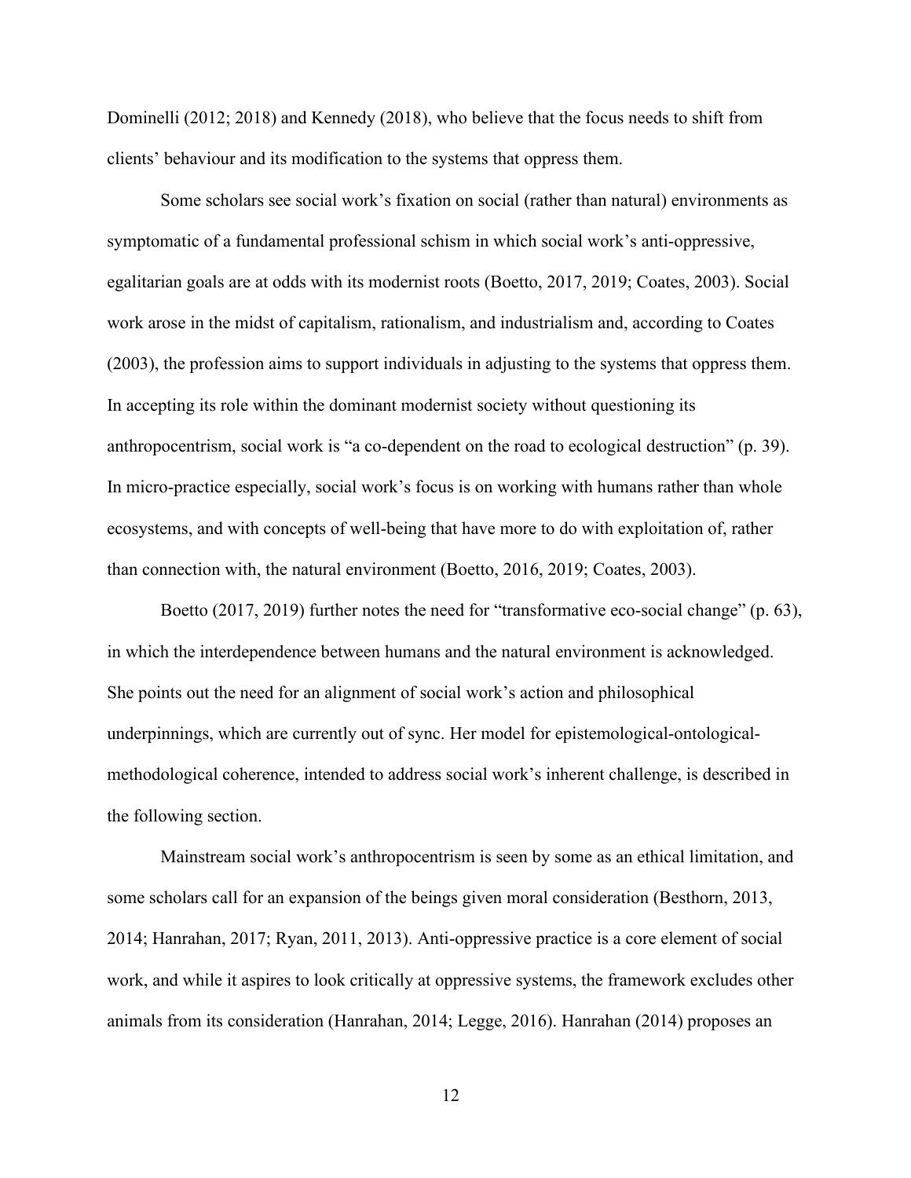Dominelli (2012; 2018) and Kennedy (2018), who believe that the focus needs to shift from clients' behaviour and its modification to the systems that oppress them.

Some scholars see social work's fixation on social (rather than natural) environments as symptomatic of a fundamental professional schism in which social work's anti-oppressive, egalitarian goals are at odds with its modernist roots (Boetto, 2017, 2019; Coates, 2003). Social work arose in the midst of capitalism, rationalism, and industrialism and, according to Coates (2003), the profession aims to support individuals in adjusting to the systems that oppress them. In accepting its role within the dominant modernist society without questioning its anthropocentrism, social work is "a co-dependent on the road to ecological destruction" (p. 39). In micro-practice especially, social work's focus is on working with humans rather than whole ecosystems, and with concepts of well-being that have more to do with exploitation of, rather than connection with, the natural environment (Boetto, 2016, 2019; Coates, 2003).

Boetto (2017, 2019) further notes the need for "transformative eco-social change" (p. 63), in which the interdependence between humans and the natural environment is acknowledged. She points out the need for an alignment of social work's action and philosophical underpinnings, which are currently out of sync. Her model for epistemological-ontological-methodological coherence, intended to address social work's inherent challenge, is described in the following section.

Mainstream social work's anthropocentrism is seen by some as an ethical limitation, and some scholars call for an expansion of the beings given moral consideration (Besthorn, 2013, 2014; Hanrahan, 2017; Ryan, 2011, 2013). Anti-oppressive practice is a core element of social work, and while it aspires to look critically at oppressive systems, the framework excludes other animals from its consideration (Hanrahan, 2014; Legge, 2016). Hanrahan (2014) proposes an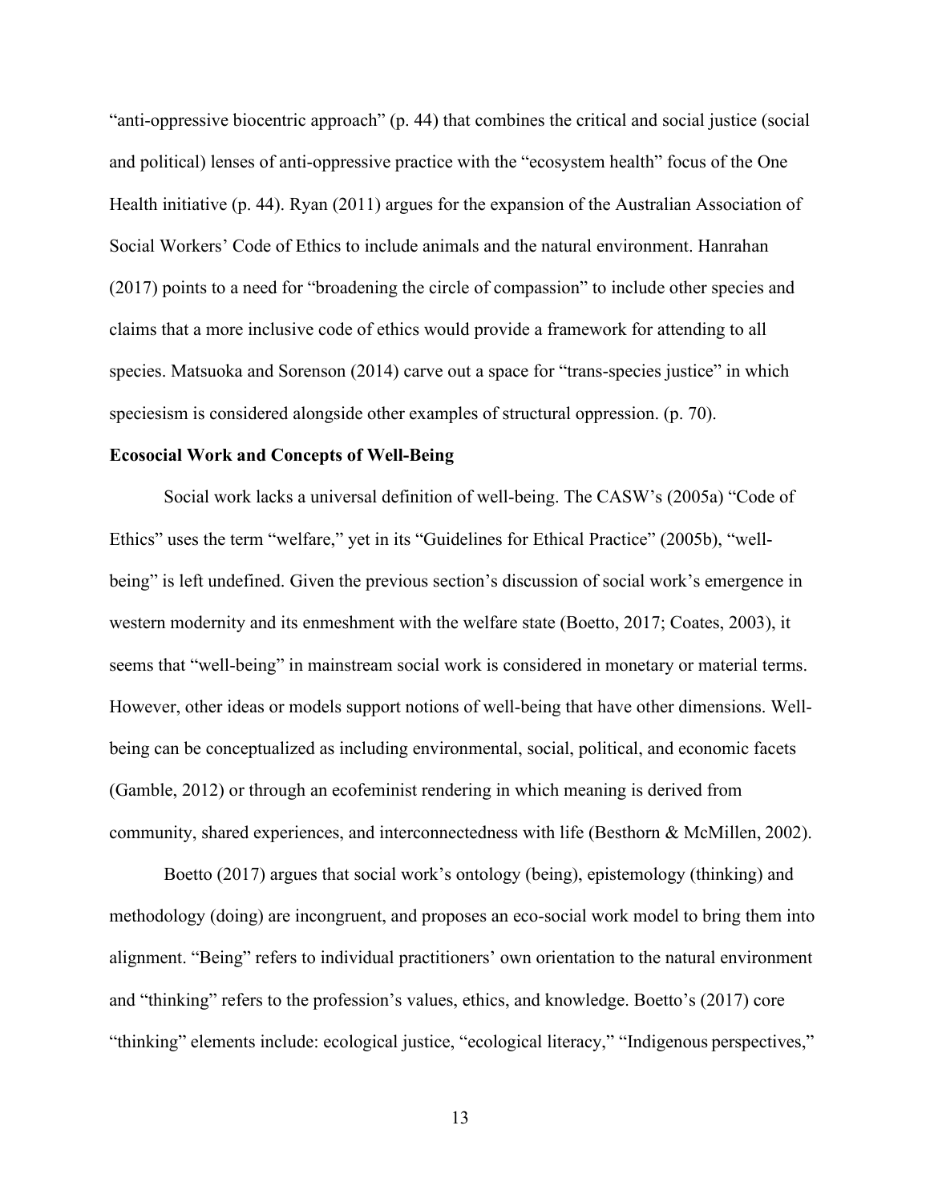"anti-oppressive biocentric approach" (p. 44) that combines the critical and social justice (social and political) lenses of anti-oppressive practice with the "ecosystem health" focus of the One Health initiative (p. 44). Ryan (2011) argues for the expansion of the Australian Association of Social Workers' Code of Ethics to include animals and the natural environment. Hanrahan (2017) points to a need for "broadening the circle of compassion" to include other species and claims that a more inclusive code of ethics would provide a framework for attending to all species. Matsuoka and Sorenson (2014) carve out a space for "trans-species justice" in which speciesism is considered alongside other examples of structural oppression. (p. 70).

**Ecosocial Work and Concepts of Well-Being**

Social work lacks a universal definition of well-being. The CASW's (2005a) "Code of Ethics" uses the term "welfare," yet in its "Guidelines for Ethical Practice" (2005b), "well-being" is left undefined. Given the previous section's discussion of social work's emergence in western modernity and its enmeshment with the welfare state (Boetto, 2017; Coates, 2003), it seems that "well-being" in mainstream social work is considered in monetary or material terms. However, other ideas or models support notions of well-being that have other dimensions. Well-being can be conceptualized as including environmental, social, political, and economic facets (Gamble, 2012) or through an ecofeminist rendering in which meaning is derived from community, shared experiences, and interconnectedness with life (Besthorn & McMillen, 2002).

Boetto (2017) argues that social work's ontology (being), epistemology (thinking) and methodology (doing) are incongruent, and proposes an eco-social work model to bring them into alignment. "Being" refers to individual practitioners' own orientation to the natural environment and "thinking" refers to the profession's values, ethics, and knowledge. Boetto's (2017) core "thinking" elements include: ecological justice, "ecological literacy," "Indigenous perspectives,"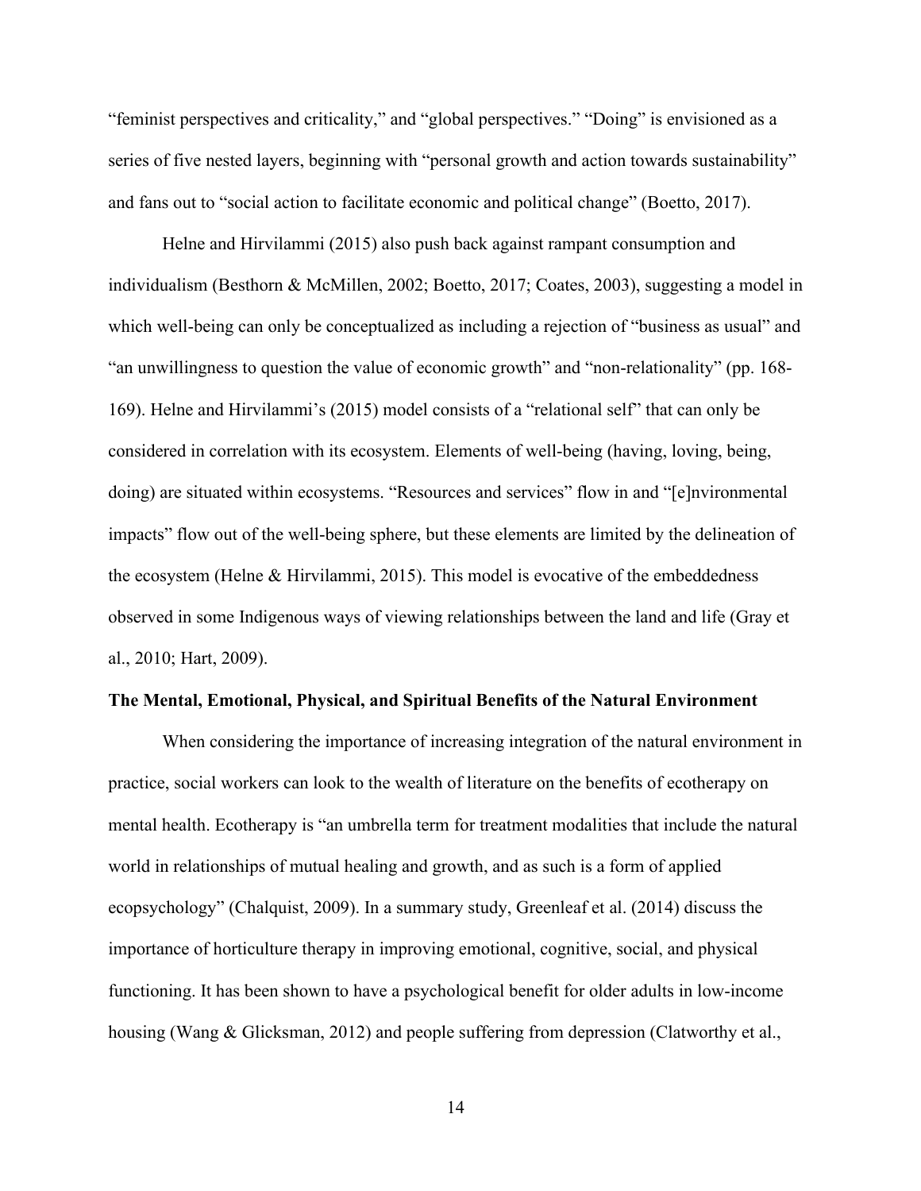"feminist perspectives and criticality," and "global perspectives." "Doing" is envisioned as a series of five nested layers, beginning with "personal growth and action towards sustainability" and fans out to "social action to facilitate economic and political change" (Boetto, 2017).

Helne and Hirvilammi (2015) also push back against rampant consumption and individualism (Besthorn & McMillen, 2002; Boetto, 2017; Coates, 2003), suggesting a model in which well-being can only be conceptualized as including a rejection of "business as usual" and "an unwillingness to question the value of economic growth" and "non-relationality" (pp. 168-169). Helne and Hirvilammi's (2015) model consists of a "relational self" that can only be considered in correlation with its ecosystem. Elements of well-being (having, loving, being, doing) are situated within ecosystems. "Resources and services" flow in and "[e]nvironmental impacts" flow out of the well-being sphere, but these elements are limited by the delineation of the ecosystem (Helne & Hirvilammi, 2015). This model is evocative of the embeddedness observed in some Indigenous ways of viewing relationships between the land and life (Gray et al., 2010; Hart, 2009).

**The Mental, Emotional, Physical, and Spiritual Benefits of the Natural Environment**

When considering the importance of increasing integration of the natural environment in practice, social workers can look to the wealth of literature on the benefits of ecotherapy on mental health. Ecotherapy is "an umbrella term for treatment modalities that include the natural world in relationships of mutual healing and growth, and as such is a form of applied ecopsychology" (Chalquist, 2009). In a summary study, Greenleaf et al. (2014) discuss the importance of horticulture therapy in improving emotional, cognitive, social, and physical functioning. It has been shown to have a psychological benefit for older adults in low-income housing (Wang & Glicksman, 2012) and people suffering from depression (Clatworthy et al.,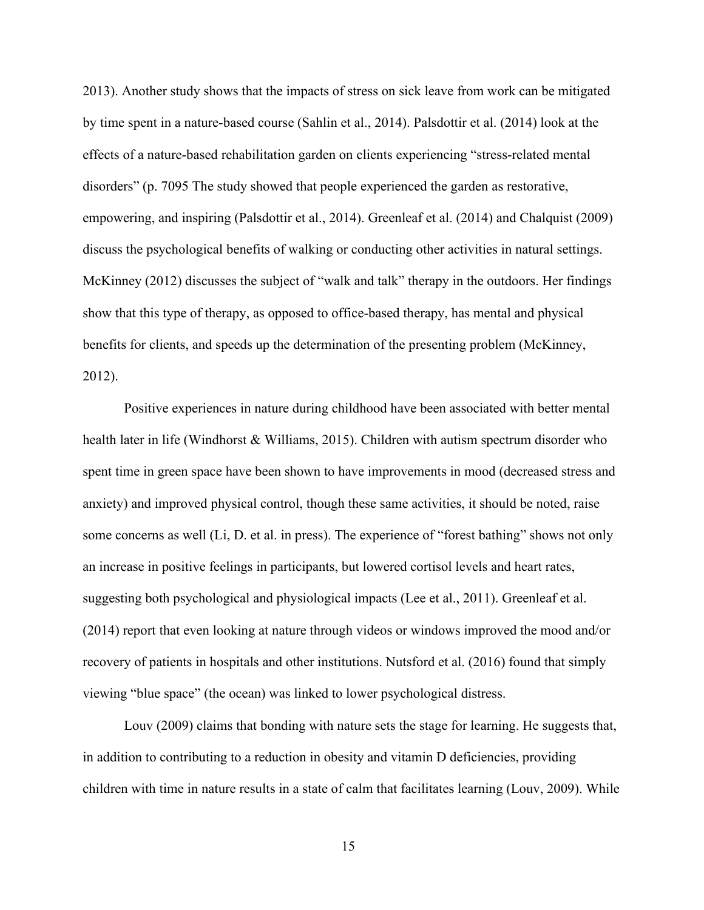2013). Another study shows that the impacts of stress on sick leave from work can be mitigated by time spent in a nature-based course (Sahlin et al., 2014). Palsdottir et al. (2014) look at the effects of a nature-based rehabilitation garden on clients experiencing "stress-related mental disorders" (p. 7095 The study showed that people experienced the garden as restorative, empowering, and inspiring (Palsdottir et al., 2014). Greenleaf et al. (2014) and Chalquist (2009) discuss the psychological benefits of walking or conducting other activities in natural settings. McKinney (2012) discusses the subject of "walk and talk" therapy in the outdoors. Her findings show that this type of therapy, as opposed to office-based therapy, has mental and physical benefits for clients, and speeds up the determination of the presenting problem (McKinney, 2012).

Positive experiences in nature during childhood have been associated with better mental health later in life (Windhorst & Williams, 2015). Children with autism spectrum disorder who spent time in green space have been shown to have improvements in mood (decreased stress and anxiety) and improved physical control, though these same activities, it should be noted, raise some concerns as well (Li, D. et al. in press). The experience of "forest bathing" shows not only an increase in positive feelings in participants, but lowered cortisol levels and heart rates, suggesting both psychological and physiological impacts (Lee et al., 2011). Greenleaf et al. (2014) report that even looking at nature through videos or windows improved the mood and/or recovery of patients in hospitals and other institutions. Nutsford et al. (2016) found that simply viewing "blue space" (the ocean) was linked to lower psychological distress.

Louv (2009) claims that bonding with nature sets the stage for learning. He suggests that, in addition to contributing to a reduction in obesity and vitamin D deficiencies, providing children with time in nature results in a state of calm that facilitates learning (Louv, 2009). While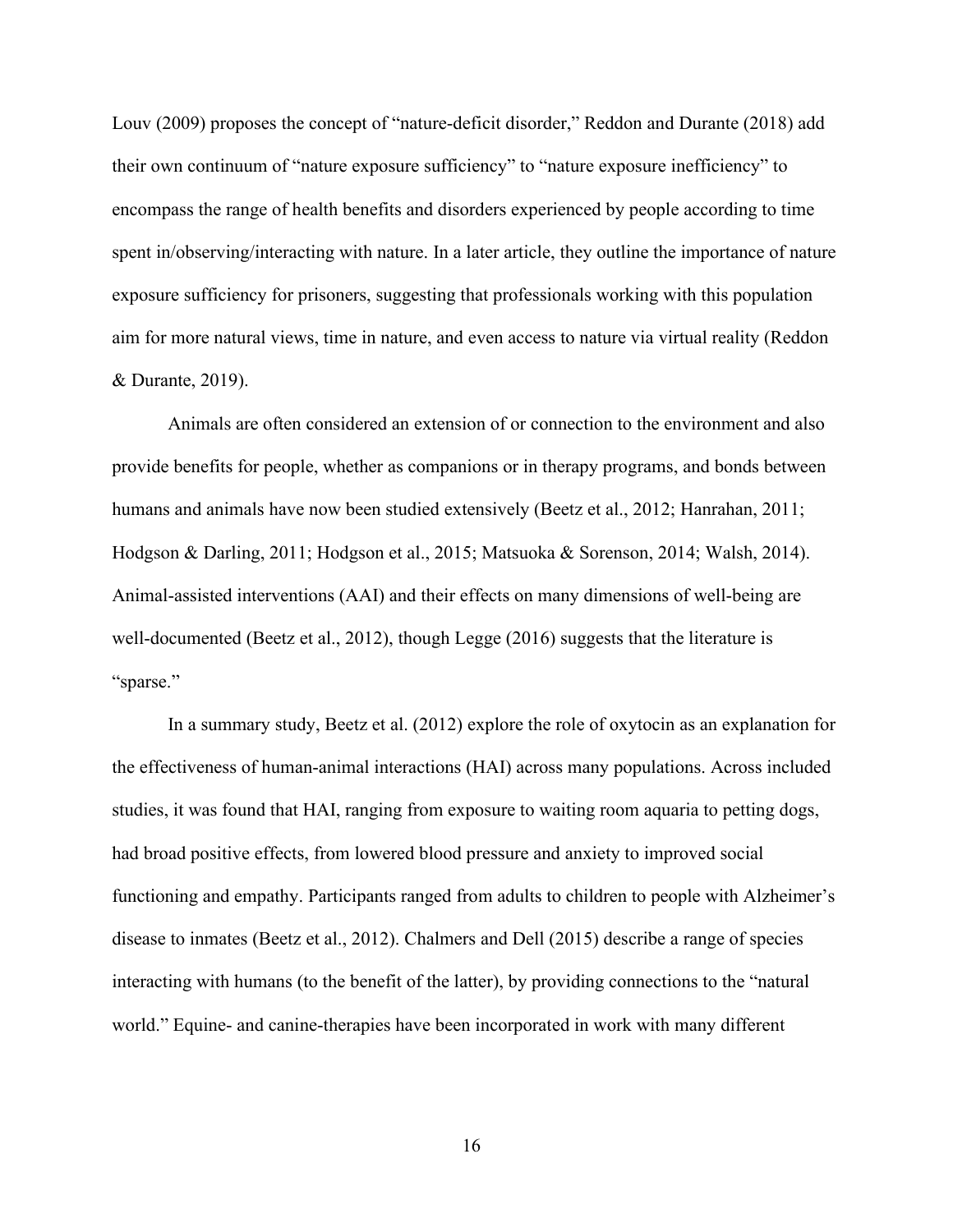Louv (2009) proposes the concept of "nature-deficit disorder," Reddon and Durante (2018) add their own continuum of "nature exposure sufficiency" to "nature exposure inefficiency" to encompass the range of health benefits and disorders experienced by people according to time spent in/observing/interacting with nature. In a later article, they outline the importance of nature exposure sufficiency for prisoners, suggesting that professionals working with this population aim for more natural views, time in nature, and even access to nature via virtual reality (Reddon & Durante, 2019).

Animals are often considered an extension of or connection to the environment and also provide benefits for people, whether as companions or in therapy programs, and bonds between humans and animals have now been studied extensively (Beetz et al., 2012; Hanrahan, 2011; Hodgson & Darling, 2011; Hodgson et al., 2015; Matsuoka & Sorenson, 2014; Walsh, 2014). Animal-assisted interventions (AAI) and their effects on many dimensions of well-being are well-documented (Beetz et al., 2012), though Legge (2016) suggests that the literature is "sparse."

In a summary study, Beetz et al. (2012) explore the role of oxytocin as an explanation for the effectiveness of human-animal interactions (HAI) across many populations. Across included studies, it was found that HAI, ranging from exposure to waiting room aquaria to petting dogs, had broad positive effects, from lowered blood pressure and anxiety to improved social functioning and empathy. Participants ranged from adults to children to people with Alzheimer's disease to inmates (Beetz et al., 2012). Chalmers and Dell (2015) describe a range of species interacting with humans (to the benefit of the latter), by providing connections to the "natural world." Equine- and canine-therapies have been incorporated in work with many different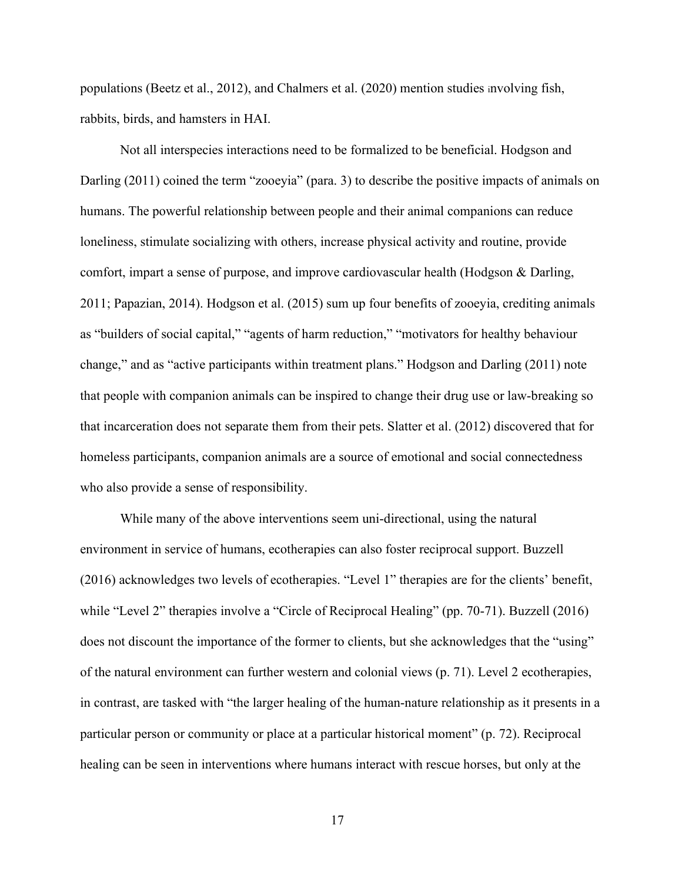populations (Beetz et al., 2012), and Chalmers et al. (2020) mention studies involving fish, rabbits, birds, and hamsters in HAI.

Not all interspecies interactions need to be formalized to be beneficial. Hodgson and Darling (2011) coined the term "zooeyia" (para. 3) to describe the positive impacts of animals on humans. The powerful relationship between people and their animal companions can reduce loneliness, stimulate socializing with others, increase physical activity and routine, provide comfort, impart a sense of purpose, and improve cardiovascular health (Hodgson & Darling, 2011; Papazian, 2014). Hodgson et al. (2015) sum up four benefits of zooeyia, crediting animals as "builders of social capital," "agents of harm reduction," "motivators for healthy behaviour change," and as "active participants within treatment plans." Hodgson and Darling (2011) note that people with companion animals can be inspired to change their drug use or law-breaking so that incarceration does not separate them from their pets. Slatter et al. (2012) discovered that for homeless participants, companion animals are a source of emotional and social connectedness who also provide a sense of responsibility.

While many of the above interventions seem uni-directional, using the natural environment in service of humans, ecotherapies can also foster reciprocal support. Buzzell (2016) acknowledges two levels of ecotherapies. "Level 1" therapies are for the clients' benefit, while "Level 2" therapies involve a "Circle of Reciprocal Healing" (pp. 70-71). Buzzell (2016) does not discount the importance of the former to clients, but she acknowledges that the "using" of the natural environment can further western and colonial views (p. 71). Level 2 ecotherapies, in contrast, are tasked with "the larger healing of the human-nature relationship as it presents in a particular person or community or place at a particular historical moment" (p. 72). Reciprocal healing can be seen in interventions where humans interact with rescue horses, but only at the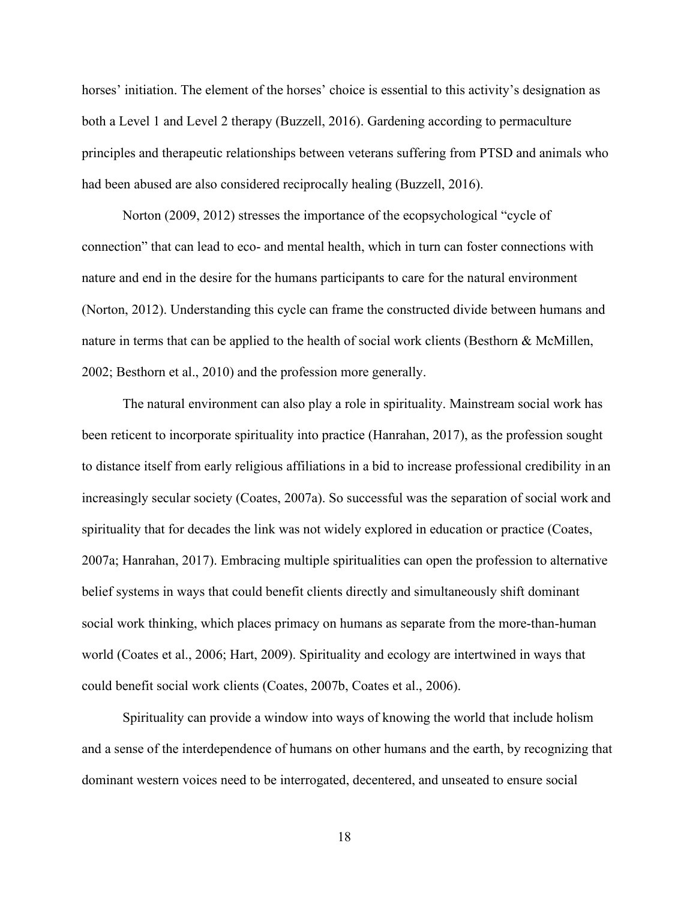horses' initiation. The element of the horses' choice is essential to this activity's designation as both a Level 1 and Level 2 therapy (Buzzell, 2016). Gardening according to permaculture principles and therapeutic relationships between veterans suffering from PTSD and animals who had been abused are also considered reciprocally healing (Buzzell, 2016).

Norton (2009, 2012) stresses the importance of the ecopsychological "cycle of connection" that can lead to eco- and mental health, which in turn can foster connections with nature and end in the desire for the humans participants to care for the natural environment (Norton, 2012). Understanding this cycle can frame the constructed divide between humans and nature in terms that can be applied to the health of social work clients (Besthorn & McMillen, 2002; Besthorn et al., 2010) and the profession more generally.

The natural environment can also play a role in spirituality. Mainstream social work has been reticent to incorporate spirituality into practice (Hanrahan, 2017), as the profession sought to distance itself from early religious affiliations in a bid to increase professional credibility in an increasingly secular society (Coates, 2007a). So successful was the separation of social work and spirituality that for decades the link was not widely explored in education or practice (Coates, 2007a; Hanrahan, 2017). Embracing multiple spiritualities can open the profession to alternative belief systems in ways that could benefit clients directly and simultaneously shift dominant social work thinking, which places primacy on humans as separate from the more-than-human world (Coates et al., 2006; Hart, 2009). Spirituality and ecology are intertwined in ways that could benefit social work clients (Coates, 2007b, Coates et al., 2006).

Spirituality can provide a window into ways of knowing the world that include holism and a sense of the interdependence of humans on other humans and the earth, by recognizing that dominant western voices need to be interrogated, decentered, and unseated to ensure social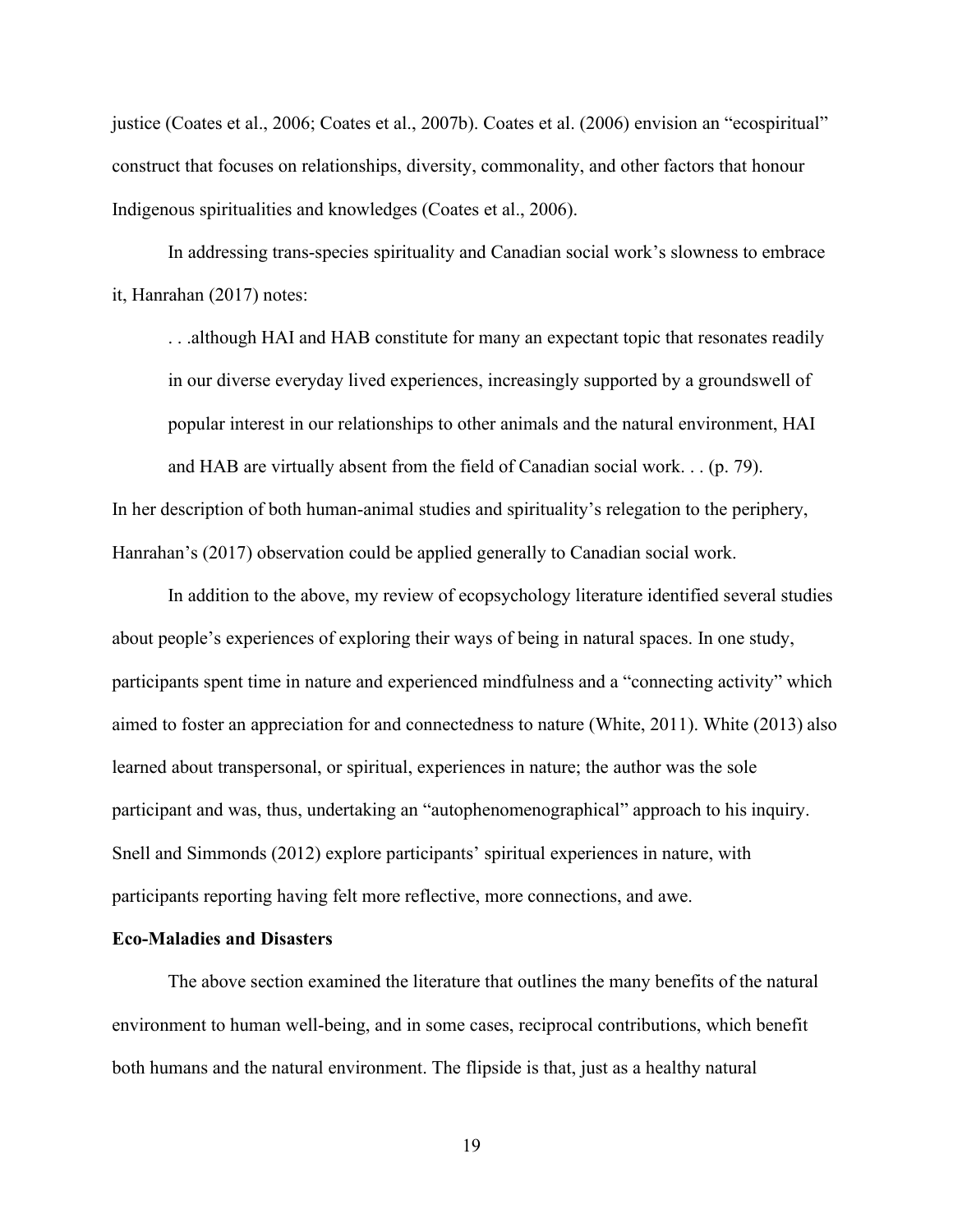justice (Coates et al., 2006; Coates et al., 2007b). Coates et al. (2006) envision an "ecospiritual" construct that focuses on relationships, diversity, commonality, and other factors that honour Indigenous spiritualities and knowledges (Coates et al., 2006).

In addressing trans-species spirituality and Canadian social work's slowness to embrace it, Hanrahan (2017) notes:

> . . .although HAI and HAB constitute for many an expectant topic that resonates readily in our diverse everyday lived experiences, increasingly supported by a groundswell of popular interest in our relationships to other animals and the natural environment, HAI and HAB are virtually absent from the field of Canadian social work. . . (p. 79).

In her description of both human-animal studies and spirituality's relegation to the periphery, Hanrahan's (2017) observation could be applied generally to Canadian social work.

In addition to the above, my review of ecopsychology literature identified several studies about people's experiences of exploring their ways of being in natural spaces. In one study, participants spent time in nature and experienced mindfulness and a "connecting activity" which aimed to foster an appreciation for and connectedness to nature (White, 2011). White (2013) also learned about transpersonal, or spiritual, experiences in nature; the author was the sole participant and was, thus, undertaking an "autophenomenographical" approach to his inquiry. Snell and Simmonds (2012) explore participants' spiritual experiences in nature, with participants reporting having felt more reflective, more connections, and awe.

**Eco-Maladies and Disasters**

The above section examined the literature that outlines the many benefits of the natural environment to human well-being, and in some cases, reciprocal contributions, which benefit both humans and the natural environment. The flipside is that, just as a healthy natural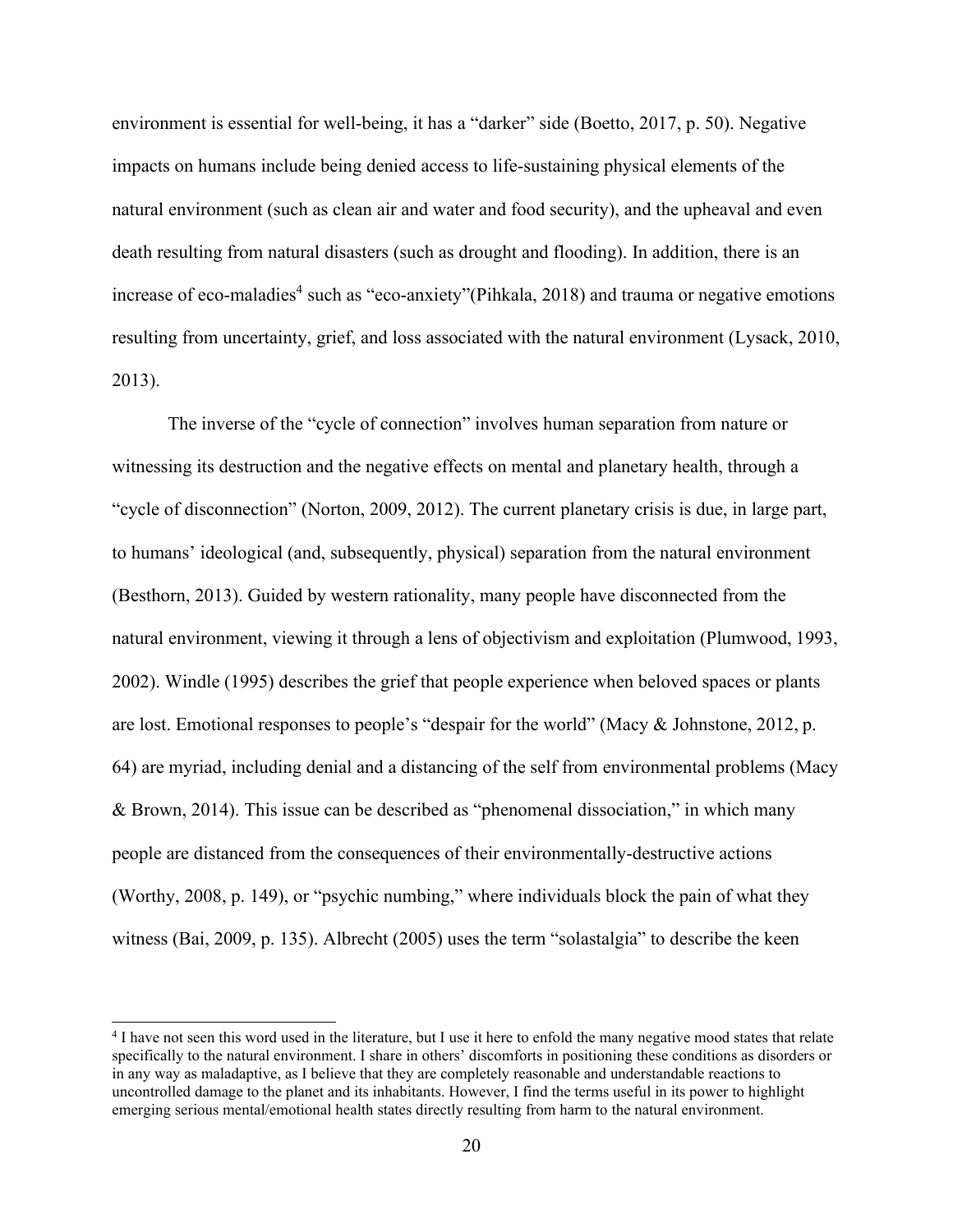environment is essential for well-being, it has a "darker" side (Boetto, 2017, p. 50). Negative impacts on humans include being denied access to life-sustaining physical elements of the natural environment (such as clean air and water and food security), and the upheaval and even death resulting from natural disasters (such as drought and flooding). In addition, there is an increase of eco-maladies[4] such as "eco-anxiety"(Pihkala, 2018) and trauma or negative emotions resulting from uncertainty, grief, and loss associated with the natural environment (Lysack, 2010, 2013).

The inverse of the "cycle of connection" involves human separation from nature or witnessing its destruction and the negative effects on mental and planetary health, through a "cycle of disconnection" (Norton, 2009, 2012). The current planetary crisis is due, in large part, to humans' ideological (and, subsequently, physical) separation from the natural environment (Besthorn, 2013). Guided by western rationality, many people have disconnected from the natural environment, viewing it through a lens of objectivism and exploitation (Plumwood, 1993, 2002). Windle (1995) describes the grief that people experience when beloved spaces or plants are lost. Emotional responses to people's "despair for the world" (Macy & Johnstone, 2012, p. 64) are myriad, including denial and a distancing of the self from environmental problems (Macy & Brown, 2014). This issue can be described as "phenomenal dissociation," in which many people are distanced from the consequences of their environmentally-destructive actions (Worthy, 2008, p. 149), or "psychic numbing," where individuals block the pain of what they witness (Bai, 2009, p. 135). Albrecht (2005) uses the term "solastalgia" to describe the keen

---

[4] I have not seen this word used in the literature, but I use it here to enfold the many negative mood states that relate specifically to the natural environment. I share in others' discomforts in positioning these conditions as disorders or in any way as maladaptive, as I believe that they are completely reasonable and understandable reactions to uncontrolled damage to the planet and its inhabitants. However, I find the terms useful in its power to highlight emerging serious mental/emotional health states directly resulting from harm to the natural environment.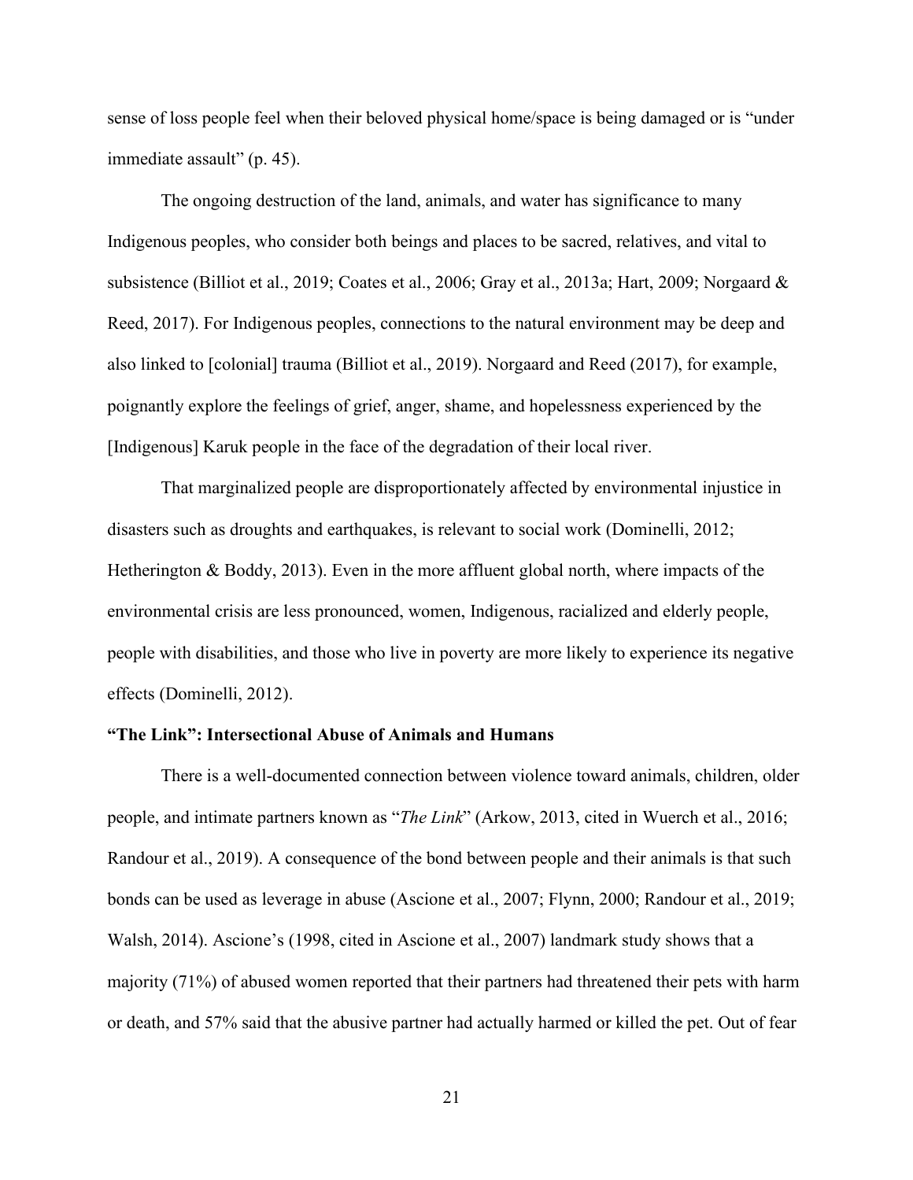sense of loss people feel when their beloved physical home/space is being damaged or is "under immediate assault" (p. 45).

The ongoing destruction of the land, animals, and water has significance to many Indigenous peoples, who consider both beings and places to be sacred, relatives, and vital to subsistence (Billiot et al., 2019; Coates et al., 2006; Gray et al., 2013a; Hart, 2009; Norgaard & Reed, 2017). For Indigenous peoples, connections to the natural environment may be deep and also linked to [colonial] trauma (Billiot et al., 2019). Norgaard and Reed (2017), for example, poignantly explore the feelings of grief, anger, shame, and hopelessness experienced by the [Indigenous] Karuk people in the face of the degradation of their local river.

That marginalized people are disproportionately affected by environmental injustice in disasters such as droughts and earthquakes, is relevant to social work (Dominelli, 2012; Hetherington & Boddy, 2013). Even in the more affluent global north, where impacts of the environmental crisis are less pronounced, women, Indigenous, racialized and elderly people, people with disabilities, and those who live in poverty are more likely to experience its negative effects (Dominelli, 2012).

**"The Link": Intersectional Abuse of Animals and Humans**

There is a well-documented connection between violence toward animals, children, older people, and intimate partners known as "*The Link*" (Arkow, 2013, cited in Wuerch et al., 2016; Randour et al., 2019). A consequence of the bond between people and their animals is that such bonds can be used as leverage in abuse (Ascione et al., 2007; Flynn, 2000; Randour et al., 2019; Walsh, 2014). Ascione's (1998, cited in Ascione et al., 2007) landmark study shows that a majority (71%) of abused women reported that their partners had threatened their pets with harm or death, and 57% said that the abusive partner had actually harmed or killed the pet. Out of fear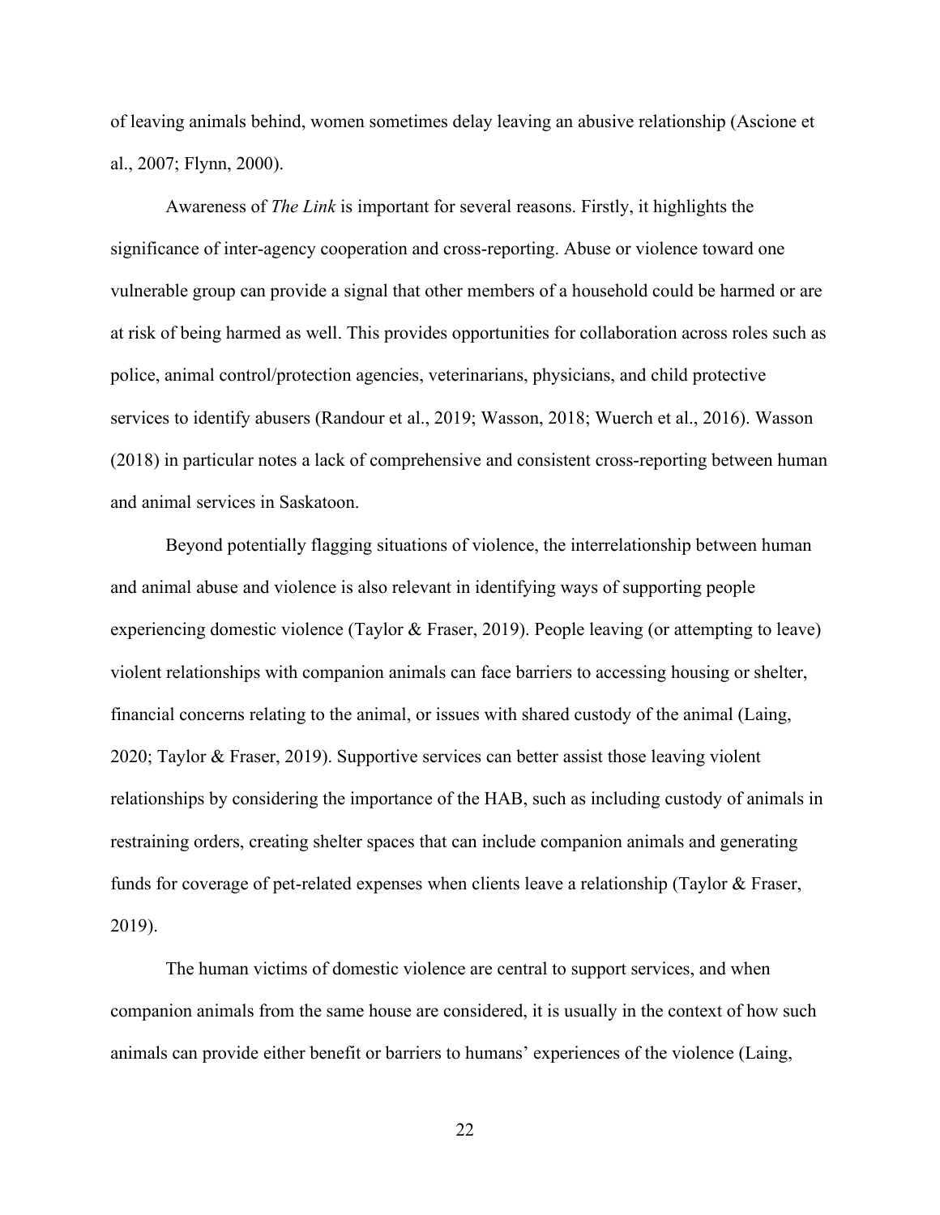of leaving animals behind, women sometimes delay leaving an abusive relationship (Ascione et al., 2007; Flynn, 2000).

Awareness of *The Link* is important for several reasons. Firstly, it highlights the significance of inter-agency cooperation and cross-reporting. Abuse or violence toward one vulnerable group can provide a signal that other members of a household could be harmed or are at risk of being harmed as well. This provides opportunities for collaboration across roles such as police, animal control/protection agencies, veterinarians, physicians, and child protective services to identify abusers (Randour et al., 2019; Wasson, 2018; Wuerch et al., 2016). Wasson (2018) in particular notes a lack of comprehensive and consistent cross-reporting between human and animal services in Saskatoon.

Beyond potentially flagging situations of violence, the interrelationship between human and animal abuse and violence is also relevant in identifying ways of supporting people experiencing domestic violence (Taylor & Fraser, 2019). People leaving (or attempting to leave) violent relationships with companion animals can face barriers to accessing housing or shelter, financial concerns relating to the animal, or issues with shared custody of the animal (Laing, 2020; Taylor & Fraser, 2019). Supportive services can better assist those leaving violent relationships by considering the importance of the HAB, such as including custody of animals in restraining orders, creating shelter spaces that can include companion animals and generating funds for coverage of pet-related expenses when clients leave a relationship (Taylor & Fraser, 2019).

The human victims of domestic violence are central to support services, and when companion animals from the same house are considered, it is usually in the context of how such animals can provide either benefit or barriers to humans' experiences of the violence (Laing,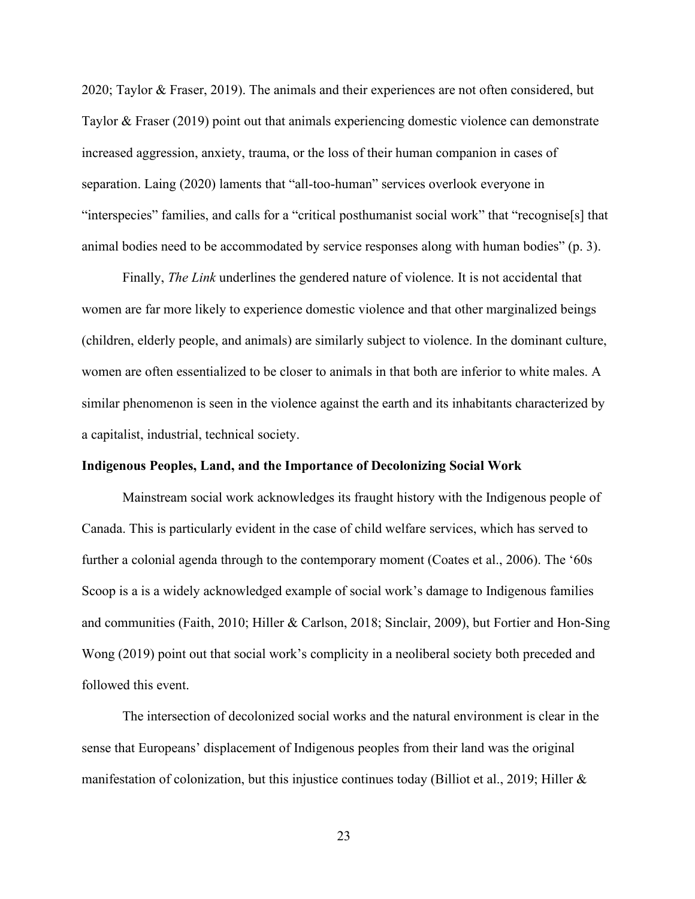2020; Taylor & Fraser, 2019). The animals and their experiences are not often considered, but Taylor & Fraser (2019) point out that animals experiencing domestic violence can demonstrate increased aggression, anxiety, trauma, or the loss of their human companion in cases of separation. Laing (2020) laments that "all-too-human" services overlook everyone in "interspecies" families, and calls for a "critical posthumanist social work" that "recognise[s] that animal bodies need to be accommodated by service responses along with human bodies" (p. 3).

Finally, *The Link* underlines the gendered nature of violence. It is not accidental that women are far more likely to experience domestic violence and that other marginalized beings (children, elderly people, and animals) are similarly subject to violence. In the dominant culture, women are often essentialized to be closer to animals in that both are inferior to white males. A similar phenomenon is seen in the violence against the earth and its inhabitants characterized by a capitalist, industrial, technical society.

**Indigenous Peoples, Land, and the Importance of Decolonizing Social Work**

Mainstream social work acknowledges its fraught history with the Indigenous people of Canada. This is particularly evident in the case of child welfare services, which has served to further a colonial agenda through to the contemporary moment (Coates et al., 2006). The '60s Scoop is a is a widely acknowledged example of social work's damage to Indigenous families and communities (Faith, 2010; Hiller & Carlson, 2018; Sinclair, 2009), but Fortier and Hon-Sing Wong (2019) point out that social work's complicity in a neoliberal society both preceded and followed this event.

The intersection of decolonized social works and the natural environment is clear in the sense that Europeans' displacement of Indigenous peoples from their land was the original manifestation of colonization, but this injustice continues today (Billiot et al., 2019; Hiller &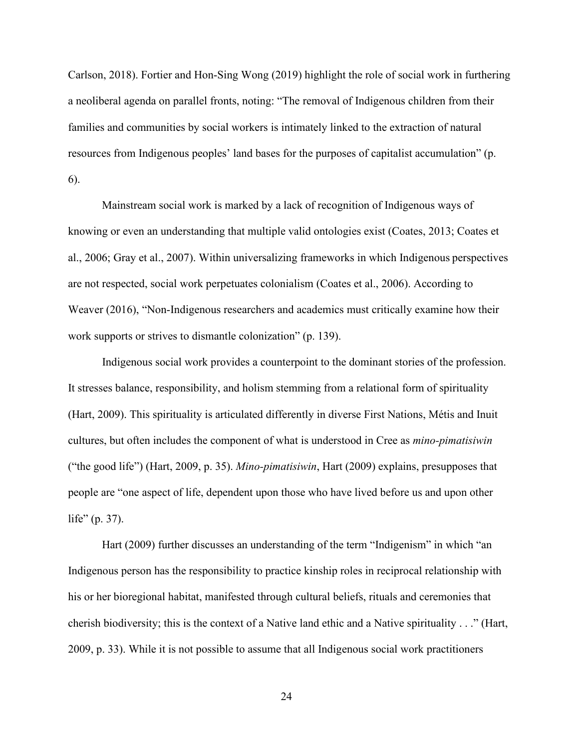Carlson, 2018). Fortier and Hon-Sing Wong (2019) highlight the role of social work in furthering a neoliberal agenda on parallel fronts, noting: “The removal of Indigenous children from their families and communities by social workers is intimately linked to the extraction of natural resources from Indigenous peoples’ land bases for the purposes of capitalist accumulation” (p. 6).

Mainstream social work is marked by a lack of recognition of Indigenous ways of knowing or even an understanding that multiple valid ontologies exist (Coates, 2013; Coates et al., 2006; Gray et al., 2007). Within universalizing frameworks in which Indigenous perspectives are not respected, social work perpetuates colonialism (Coates et al., 2006). According to Weaver (2016), “Non-Indigenous researchers and academics must critically examine how their work supports or strives to dismantle colonization” (p. 139).

Indigenous social work provides a counterpoint to the dominant stories of the profession. It stresses balance, responsibility, and holism stemming from a relational form of spirituality (Hart, 2009). This spirituality is articulated differently in diverse First Nations, Métis and Inuit cultures, but often includes the component of what is understood in Cree as *mino-pimatisiwin* (“the good life”) (Hart, 2009, p. 35). *Mino-pimatisiwin*, Hart (2009) explains, presupposes that people are “one aspect of life, dependent upon those who have lived before us and upon other life” (p. 37).

Hart (2009) further discusses an understanding of the term “Indigenism” in which “an Indigenous person has the responsibility to practice kinship roles in reciprocal relationship with his or her bioregional habitat, manifested through cultural beliefs, rituals and ceremonies that cherish biodiversity; this is the context of a Native land ethic and a Native spirituality . . .” (Hart, 2009, p. 33). While it is not possible to assume that all Indigenous social work practitioners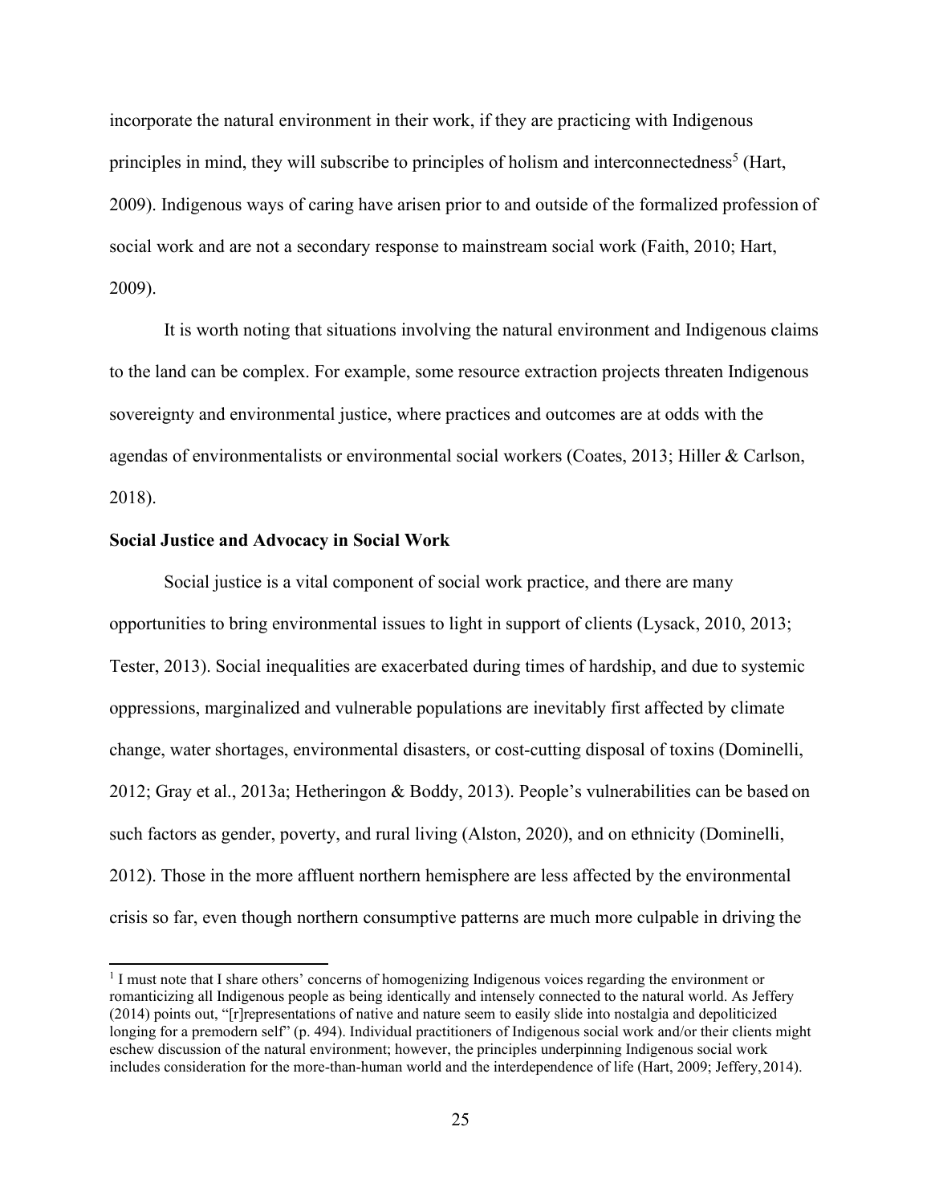incorporate the natural environment in their work, if they are practicing with Indigenous principles in mind, they will subscribe to principles of holism and interconnectedness[5] (Hart, 2009). Indigenous ways of caring have arisen prior to and outside of the formalized profession of social work and are not a secondary response to mainstream social work (Faith, 2010; Hart, 2009).

It is worth noting that situations involving the natural environment and Indigenous claims to the land can be complex. For example, some resource extraction projects threaten Indigenous sovereignty and environmental justice, where practices and outcomes are at odds with the agendas of environmentalists or environmental social workers (Coates, 2013; Hiller & Carlson, 2018).

**Social Justice and Advocacy in Social Work**

Social justice is a vital component of social work practice, and there are many opportunities to bring environmental issues to light in support of clients (Lysack, 2010, 2013; Tester, 2013). Social inequalities are exacerbated during times of hardship, and due to systemic oppressions, marginalized and vulnerable populations are inevitably first affected by climate change, water shortages, environmental disasters, or cost-cutting disposal of toxins (Dominelli, 2012; Gray et al., 2013a; Hetherington & Boddy, 2013). People's vulnerabilities can be based on such factors as gender, poverty, and rural living (Alston, 2020), and on ethnicity (Dominelli, 2012). Those in the more affluent northern hemisphere are less affected by the environmental crisis so far, even though northern consumptive patterns are much more culpable in driving the

[1] I must note that I share others' concerns of homogenizing Indigenous voices regarding the environment or romanticizing all Indigenous people as being identically and intensely connected to the natural world. As Jeffery (2014) points out, "[r]epresentations of native and nature seem to easily slide into nostalgia and depoliticized longing for a premodern self" (p. 494). Individual practitioners of Indigenous social work and/or their clients might eschew discussion of the natural environment; however, the principles underpinning Indigenous social work includes consideration for the more-than-human world and the interdependence of life (Hart, 2009; Jeffery, 2014).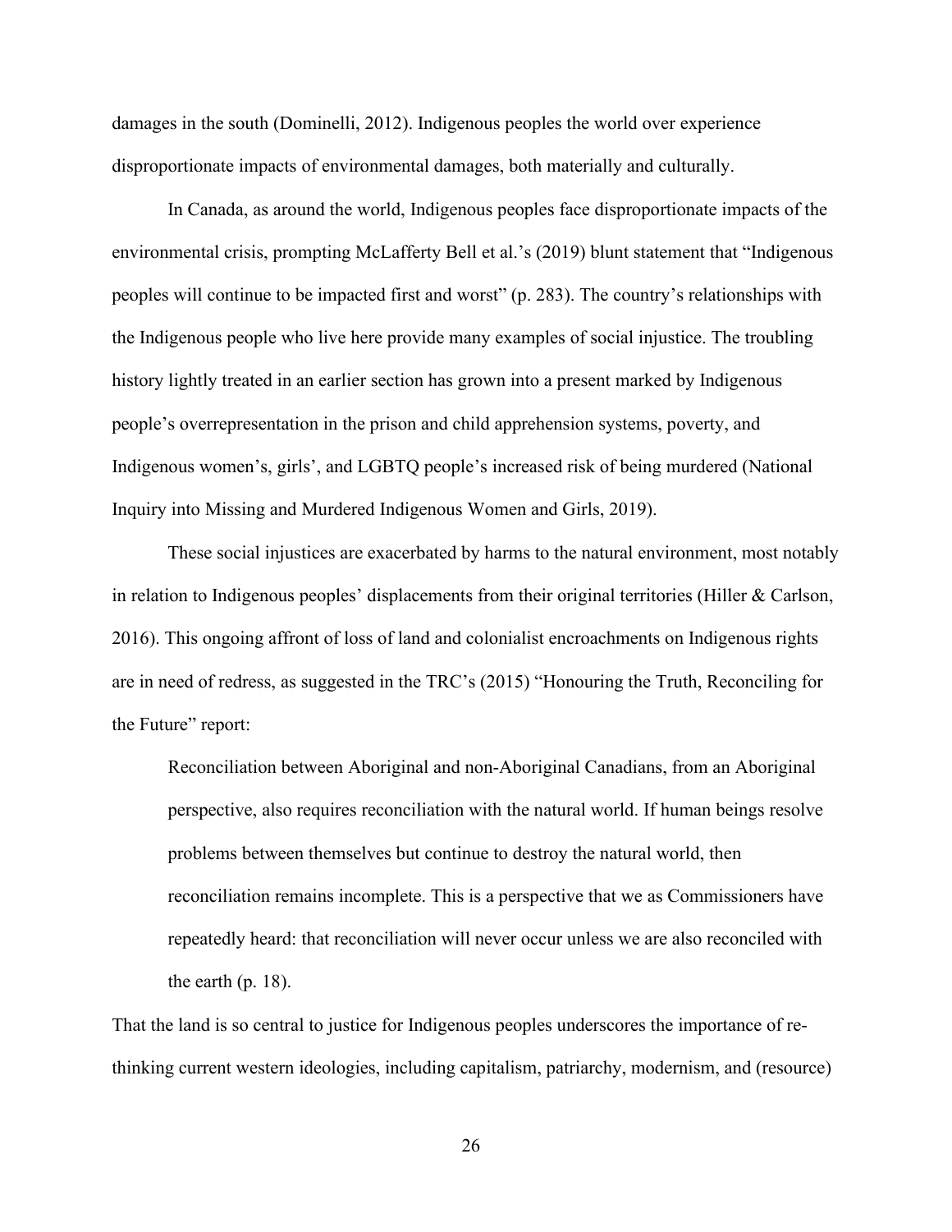damages in the south (Dominelli, 2012). Indigenous peoples the world over experience disproportionate impacts of environmental damages, both materially and culturally.

In Canada, as around the world, Indigenous peoples face disproportionate impacts of the environmental crisis, prompting McLafferty Bell et al.'s (2019) blunt statement that "Indigenous peoples will continue to be impacted first and worst" (p. 283). The country's relationships with the Indigenous people who live here provide many examples of social injustice. The troubling history lightly treated in an earlier section has grown into a present marked by Indigenous people's overrepresentation in the prison and child apprehension systems, poverty, and Indigenous women's, girls', and LGBTQ people's increased risk of being murdered (National Inquiry into Missing and Murdered Indigenous Women and Girls, 2019).

These social injustices are exacerbated by harms to the natural environment, most notably in relation to Indigenous peoples' displacements from their original territories (Hiller & Carlson, 2016). This ongoing affront of loss of land and colonialist encroachments on Indigenous rights are in need of redress, as suggested in the TRC's (2015) "Honouring the Truth, Reconciling for the Future" report:

> Reconciliation between Aboriginal and non-Aboriginal Canadians, from an Aboriginal perspective, also requires reconciliation with the natural world. If human beings resolve problems between themselves but continue to destroy the natural world, then reconciliation remains incomplete. This is a perspective that we as Commissioners have repeatedly heard: that reconciliation will never occur unless we are also reconciled with the earth (p. 18).

That the land is so central to justice for Indigenous peoples underscores the importance of re-thinking current western ideologies, including capitalism, patriarchy, modernism, and (resource)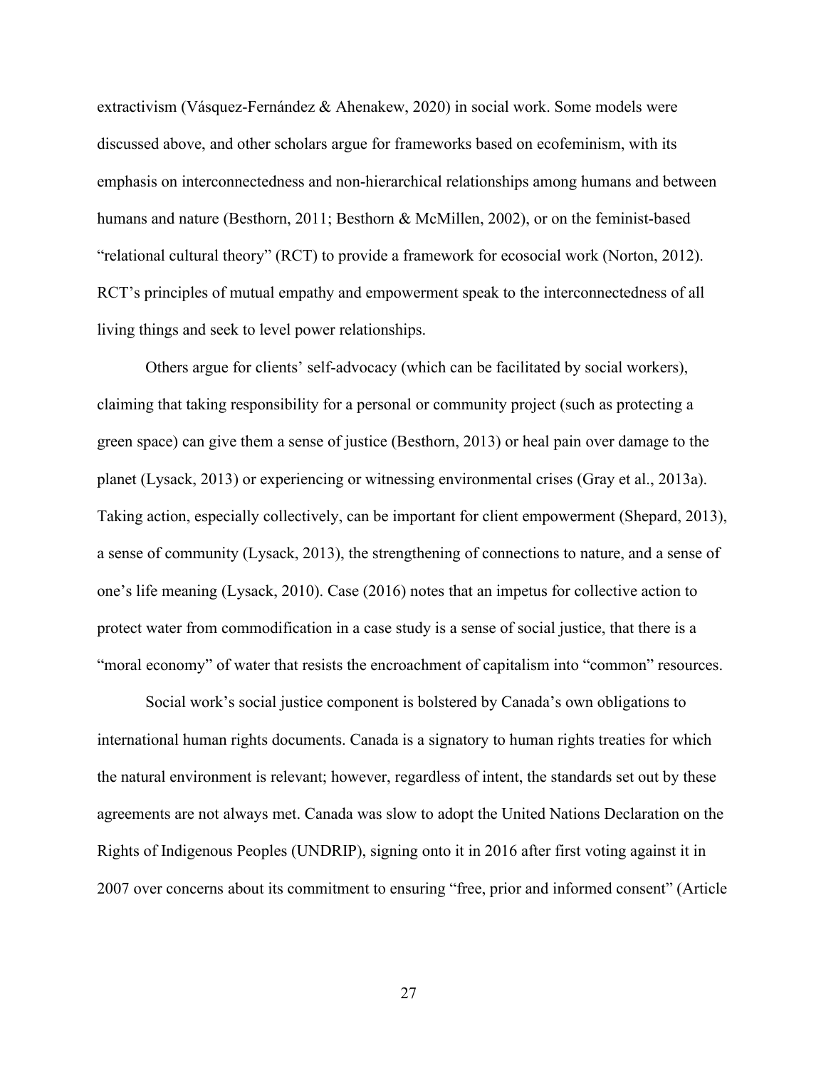extractivism (Vásquez-Fernández & Ahenakew, 2020) in social work. Some models were discussed above, and other scholars argue for frameworks based on ecofeminism, with its emphasis on interconnectedness and non-hierarchical relationships among humans and between humans and nature (Besthorn, 2011; Besthorn & McMillen, 2002), or on the feminist-based "relational cultural theory" (RCT) to provide a framework for ecosocial work (Norton, 2012). RCT's principles of mutual empathy and empowerment speak to the interconnectedness of all living things and seek to level power relationships.

Others argue for clients' self-advocacy (which can be facilitated by social workers), claiming that taking responsibility for a personal or community project (such as protecting a green space) can give them a sense of justice (Besthorn, 2013) or heal pain over damage to the planet (Lysack, 2013) or experiencing or witnessing environmental crises (Gray et al., 2013a). Taking action, especially collectively, can be important for client empowerment (Shepard, 2013), a sense of community (Lysack, 2013), the strengthening of connections to nature, and a sense of one's life meaning (Lysack, 2010). Case (2016) notes that an impetus for collective action to protect water from commodification in a case study is a sense of social justice, that there is a "moral economy" of water that resists the encroachment of capitalism into "common" resources.

Social work's social justice component is bolstered by Canada's own obligations to international human rights documents. Canada is a signatory to human rights treaties for which the natural environment is relevant; however, regardless of intent, the standards set out by these agreements are not always met. Canada was slow to adopt the United Nations Declaration on the Rights of Indigenous Peoples (UNDRIP), signing onto it in 2016 after first voting against it in 2007 over concerns about its commitment to ensuring "free, prior and informed consent" (Article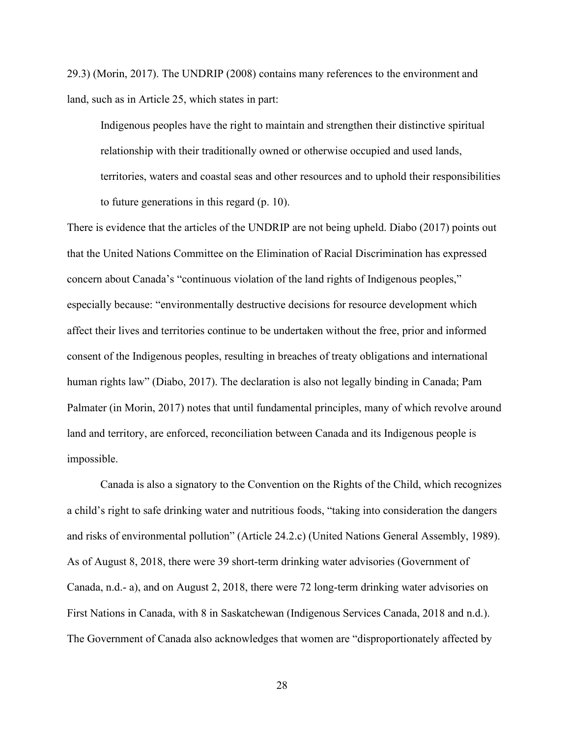29.3) (Morin, 2017). The UNDRIP (2008) contains many references to the environment and land, such as in Article 25, which states in part:

> Indigenous peoples have the right to maintain and strengthen their distinctive spiritual relationship with their traditionally owned or otherwise occupied and used lands, territories, waters and coastal seas and other resources and to uphold their responsibilities to future generations in this regard (p. 10).

There is evidence that the articles of the UNDRIP are not being upheld. Diabo (2017) points out that the United Nations Committee on the Elimination of Racial Discrimination has expressed concern about Canada's "continuous violation of the land rights of Indigenous peoples," especially because: "environmentally destructive decisions for resource development which affect their lives and territories continue to be undertaken without the free, prior and informed consent of the Indigenous peoples, resulting in breaches of treaty obligations and international human rights law" (Diabo, 2017). The declaration is also not legally binding in Canada; Pam Palmater (in Morin, 2017) notes that until fundamental principles, many of which revolve around land and territory, are enforced, reconciliation between Canada and its Indigenous people is impossible.

Canada is also a signatory to the Convention on the Rights of the Child, which recognizes a child's right to safe drinking water and nutritious foods, "taking into consideration the dangers and risks of environmental pollution" (Article 24.2.c) (United Nations General Assembly, 1989). As of August 8, 2018, there were 39 short-term drinking water advisories (Government of Canada, n.d.- a), and on August 2, 2018, there were 72 long-term drinking water advisories on First Nations in Canada, with 8 in Saskatchewan (Indigenous Services Canada, 2018 and n.d.). The Government of Canada also acknowledges that women are "disproportionately affected by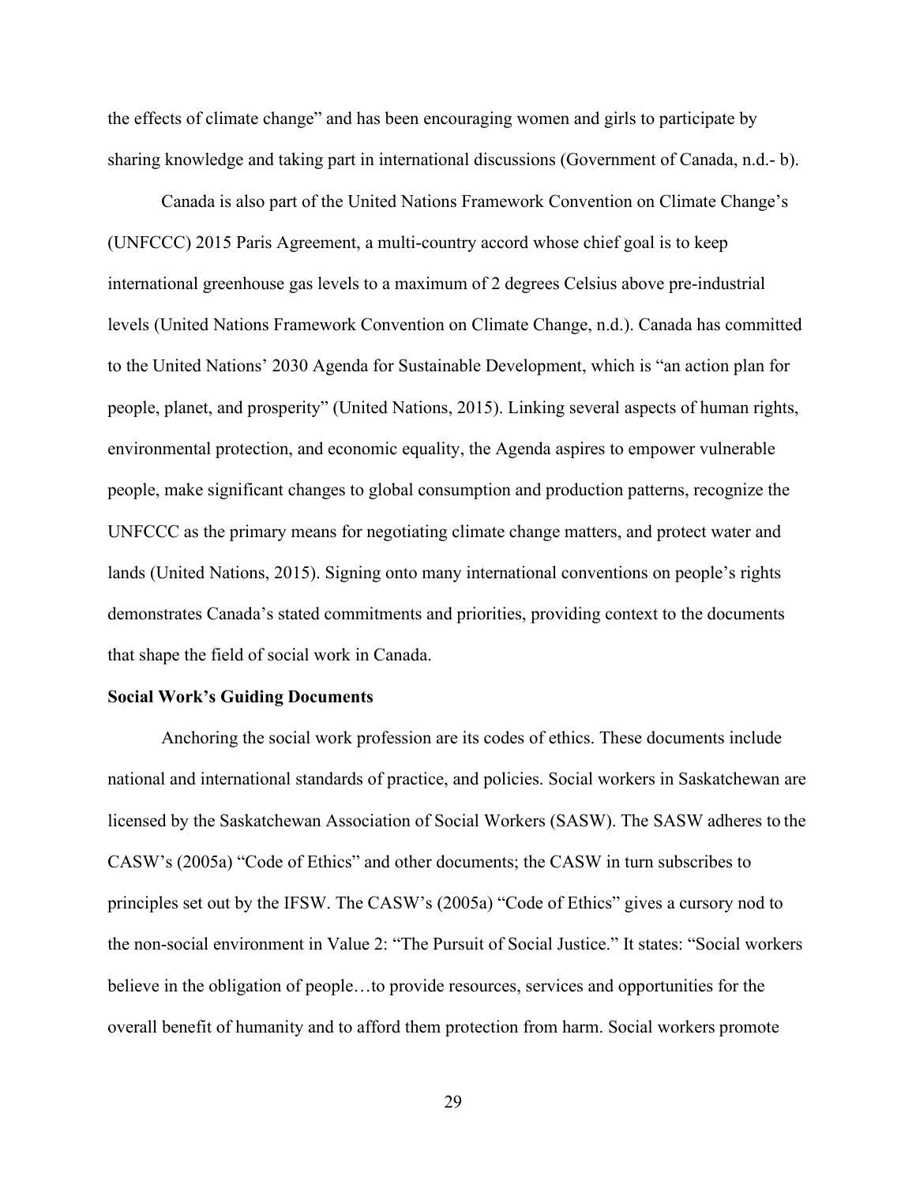the effects of climate change" and has been encouraging women and girls to participate by sharing knowledge and taking part in international discussions (Government of Canada, n.d.- b).

Canada is also part of the United Nations Framework Convention on Climate Change's (UNFCCC) 2015 Paris Agreement, a multi-country accord whose chief goal is to keep international greenhouse gas levels to a maximum of 2 degrees Celsius above pre-industrial levels (United Nations Framework Convention on Climate Change, n.d.). Canada has committed to the United Nations' 2030 Agenda for Sustainable Development, which is "an action plan for people, planet, and prosperity" (United Nations, 2015). Linking several aspects of human rights, environmental protection, and economic equality, the Agenda aspires to empower vulnerable people, make significant changes to global consumption and production patterns, recognize the UNFCCC as the primary means for negotiating climate change matters, and protect water and lands (United Nations, 2015). Signing onto many international conventions on people's rights demonstrates Canada's stated commitments and priorities, providing context to the documents that shape the field of social work in Canada.

**Social Work's Guiding Documents**

Anchoring the social work profession are its codes of ethics. These documents include national and international standards of practice, and policies. Social workers in Saskatchewan are licensed by the Saskatchewan Association of Social Workers (SASW). The SASW adheres to the CASW's (2005a) "Code of Ethics" and other documents; the CASW in turn subscribes to principles set out by the IFSW. The CASW's (2005a) "Code of Ethics" gives a cursory nod to the non-social environment in Value 2: "The Pursuit of Social Justice." It states: "Social workers believe in the obligation of people…to provide resources, services and opportunities for the overall benefit of humanity and to afford them protection from harm. Social workers promote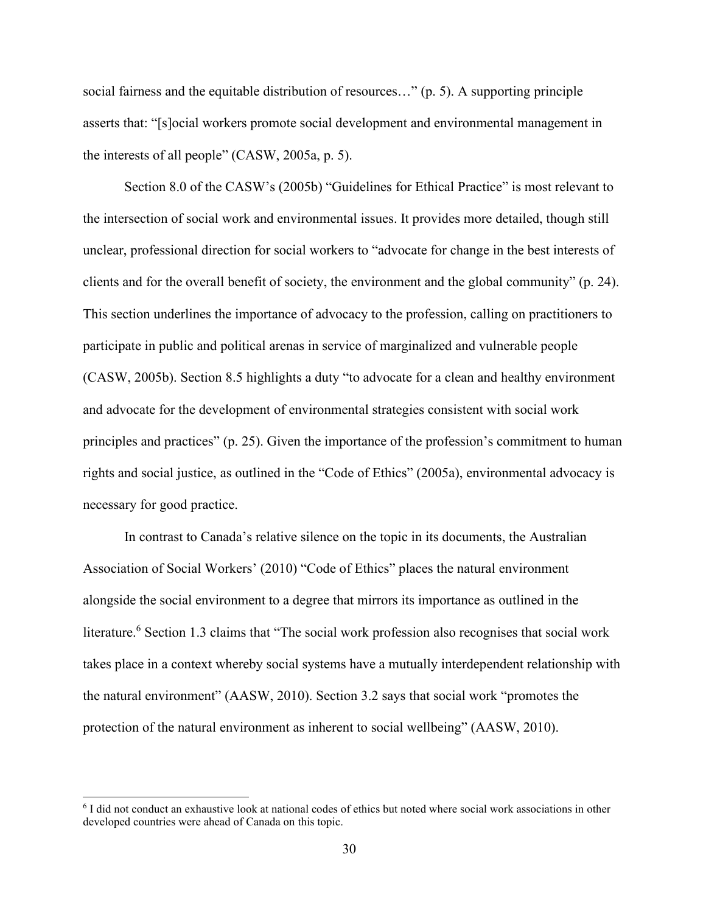social fairness and the equitable distribution of resources…" (p. 5). A supporting principle asserts that: "[s]ocial workers promote social development and environmental management in the interests of all people" (CASW, 2005a, p. 5).

Section 8.0 of the CASW's (2005b) "Guidelines for Ethical Practice" is most relevant to the intersection of social work and environmental issues. It provides more detailed, though still unclear, professional direction for social workers to "advocate for change in the best interests of clients and for the overall benefit of society, the environment and the global community" (p. 24). This section underlines the importance of advocacy to the profession, calling on practitioners to participate in public and political arenas in service of marginalized and vulnerable people (CASW, 2005b). Section 8.5 highlights a duty "to advocate for a clean and healthy environment and advocate for the development of environmental strategies consistent with social work principles and practices" (p. 25). Given the importance of the profession's commitment to human rights and social justice, as outlined in the "Code of Ethics" (2005a), environmental advocacy is necessary for good practice.

In contrast to Canada's relative silence on the topic in its documents, the Australian Association of Social Workers' (2010) "Code of Ethics" places the natural environment alongside the social environment to a degree that mirrors its importance as outlined in the literature.[6] Section 1.3 claims that "The social work profession also recognises that social work takes place in a context whereby social systems have a mutually interdependent relationship with the natural environment" (AASW, 2010). Section 3.2 says that social work "promotes the protection of the natural environment as inherent to social wellbeing" (AASW, 2010).

[6] I did not conduct an exhaustive look at national codes of ethics but noted where social work associations in other developed countries were ahead of Canada on this topic.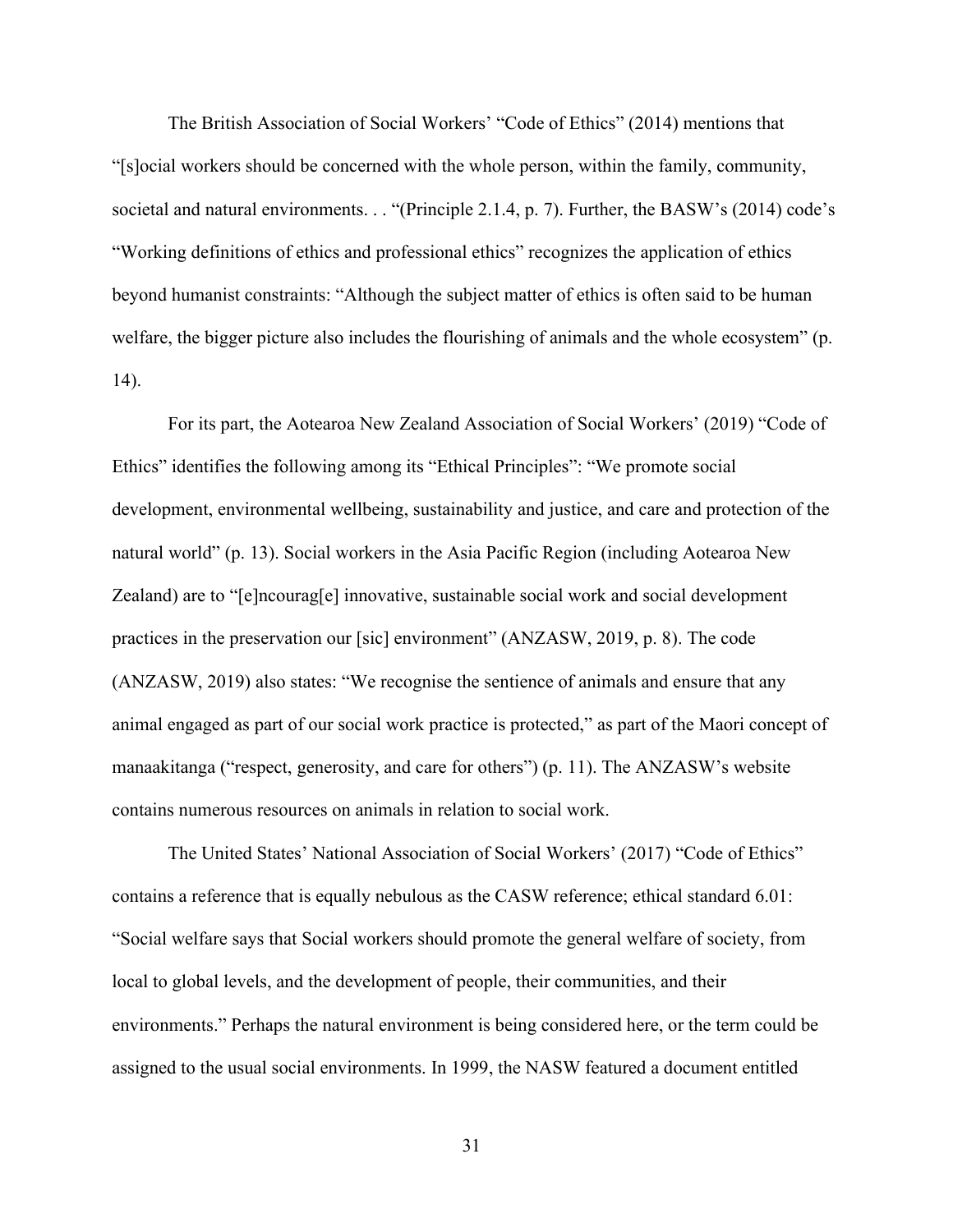The British Association of Social Workers' "Code of Ethics" (2014) mentions that "[s]ocial workers should be concerned with the whole person, within the family, community, societal and natural environments. . . "(Principle 2.1.4, p. 7). Further, the BASW's (2014) code's "Working definitions of ethics and professional ethics" recognizes the application of ethics beyond humanist constraints: "Although the subject matter of ethics is often said to be human welfare, the bigger picture also includes the flourishing of animals and the whole ecosystem" (p. 14).

For its part, the Aotearoa New Zealand Association of Social Workers' (2019) "Code of Ethics" identifies the following among its "Ethical Principles": "We promote social development, environmental wellbeing, sustainability and justice, and care and protection of the natural world" (p. 13). Social workers in the Asia Pacific Region (including Aotearoa New Zealand) are to "[e]ncourag[e] innovative, sustainable social work and social development practices in the preservation our [sic] environment" (ANZASW, 2019, p. 8). The code (ANZASW, 2019) also states: "We recognise the sentience of animals and ensure that any animal engaged as part of our social work practice is protected," as part of the Maori concept of manaakitanga ("respect, generosity, and care for others") (p. 11). The ANZASW's website contains numerous resources on animals in relation to social work.

The United States' National Association of Social Workers' (2017) "Code of Ethics" contains a reference that is equally nebulous as the CASW reference; ethical standard 6.01: "Social welfare says that Social workers should promote the general welfare of society, from local to global levels, and the development of people, their communities, and their environments." Perhaps the natural environment is being considered here, or the term could be assigned to the usual social environments. In 1999, the NASW featured a document entitled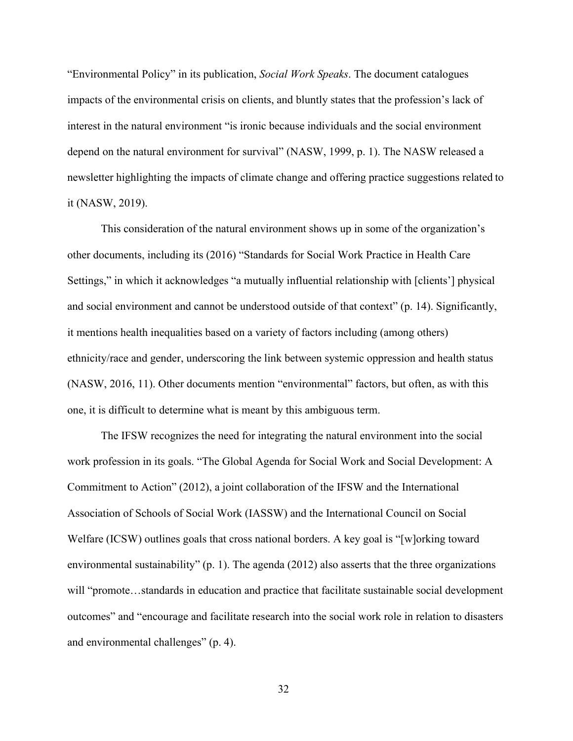"Environmental Policy" in its publication, *Social Work Speaks*. The document catalogues impacts of the environmental crisis on clients, and bluntly states that the profession's lack of interest in the natural environment "is ironic because individuals and the social environment depend on the natural environment for survival" (NASW, 1999, p. 1). The NASW released a newsletter highlighting the impacts of climate change and offering practice suggestions related to it (NASW, 2019).

This consideration of the natural environment shows up in some of the organization's other documents, including its (2016) "Standards for Social Work Practice in Health Care Settings," in which it acknowledges "a mutually influential relationship with [clients'] physical and social environment and cannot be understood outside of that context" (p. 14). Significantly, it mentions health inequalities based on a variety of factors including (among others) ethnicity/race and gender, underscoring the link between systemic oppression and health status (NASW, 2016, 11). Other documents mention "environmental" factors, but often, as with this one, it is difficult to determine what is meant by this ambiguous term.

The IFSW recognizes the need for integrating the natural environment into the social work profession in its goals. "The Global Agenda for Social Work and Social Development: A Commitment to Action" (2012), a joint collaboration of the IFSW and the International Association of Schools of Social Work (IASSW) and the International Council on Social Welfare (ICSW) outlines goals that cross national borders. A key goal is "[w]orking toward environmental sustainability" (p. 1). The agenda (2012) also asserts that the three organizations will "promote…standards in education and practice that facilitate sustainable social development outcomes" and "encourage and facilitate research into the social work role in relation to disasters and environmental challenges" (p. 4).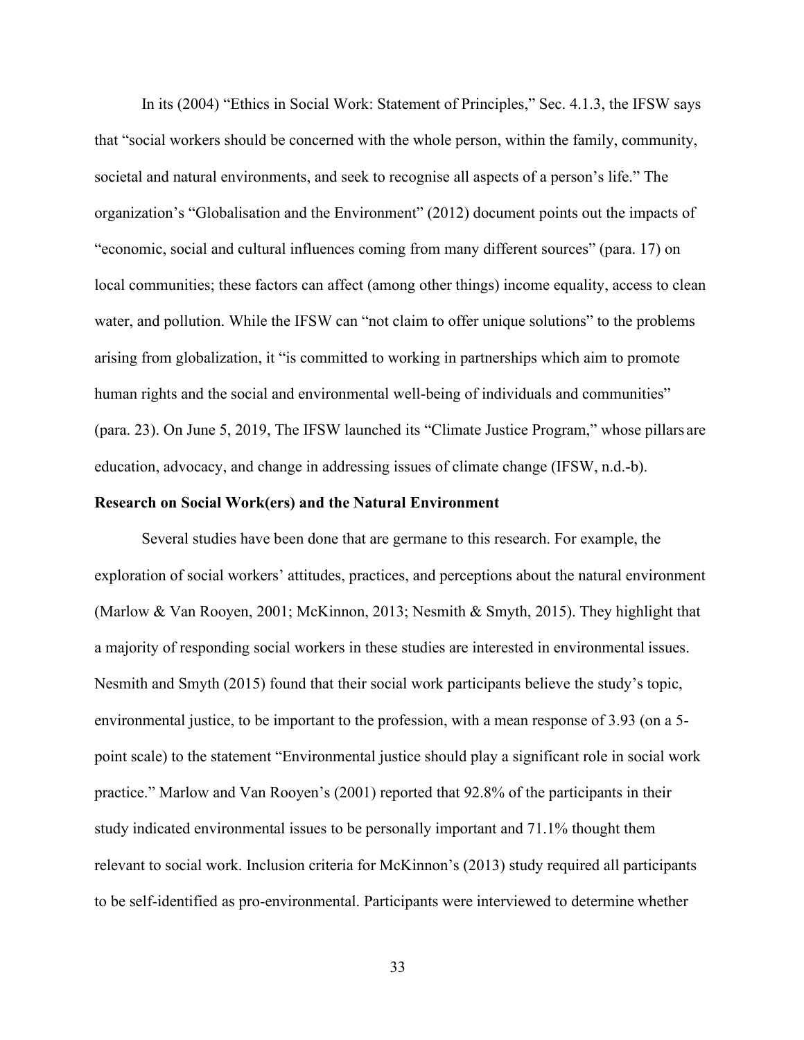In its (2004) "Ethics in Social Work: Statement of Principles," Sec. 4.1.3, the IFSW says that "social workers should be concerned with the whole person, within the family, community, societal and natural environments, and seek to recognise all aspects of a person's life." The organization's "Globalisation and the Environment" (2012) document points out the impacts of "economic, social and cultural influences coming from many different sources" (para. 17) on local communities; these factors can affect (among other things) income equality, access to clean water, and pollution. While the IFSW can "not claim to offer unique solutions" to the problems arising from globalization, it "is committed to working in partnerships which aim to promote human rights and the social and environmental well-being of individuals and communities" (para. 23). On June 5, 2019, The IFSW launched its "Climate Justice Program," whose pillars are education, advocacy, and change in addressing issues of climate change (IFSW, n.d.-b).

**Research on Social Work(ers) and the Natural Environment**

Several studies have been done that are germane to this research. For example, the exploration of social workers' attitudes, practices, and perceptions about the natural environment (Marlow & Van Rooyen, 2001; McKinnon, 2013; Nesmith & Smyth, 2015). They highlight that a majority of responding social workers in these studies are interested in environmental issues. Nesmith and Smyth (2015) found that their social work participants believe the study's topic, environmental justice, to be important to the profession, with a mean response of 3.93 (on a 5-point scale) to the statement "Environmental justice should play a significant role in social work practice." Marlow and Van Rooyen's (2001) reported that 92.8% of the participants in their study indicated environmental issues to be personally important and 71.1% thought them relevant to social work. Inclusion criteria for McKinnon's (2013) study required all participants to be self-identified as pro-environmental. Participants were interviewed to determine whether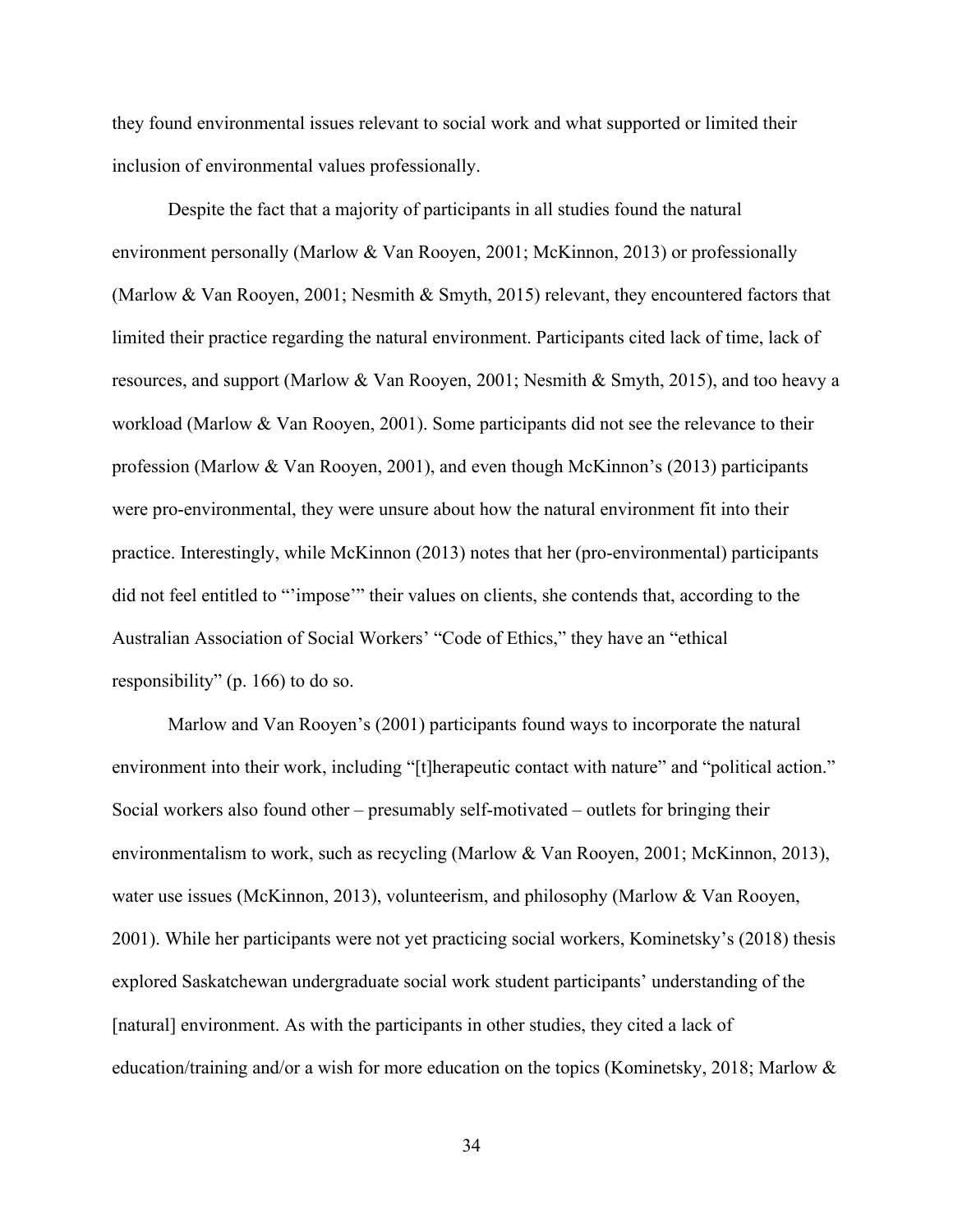they found environmental issues relevant to social work and what supported or limited their inclusion of environmental values professionally.

Despite the fact that a majority of participants in all studies found the natural environment personally (Marlow & Van Rooyen, 2001; McKinnon, 2013) or professionally (Marlow & Van Rooyen, 2001; Nesmith & Smyth, 2015) relevant, they encountered factors that limited their practice regarding the natural environment. Participants cited lack of time, lack of resources, and support (Marlow & Van Rooyen, 2001; Nesmith & Smyth, 2015), and too heavy a workload (Marlow & Van Rooyen, 2001). Some participants did not see the relevance to their profession (Marlow & Van Rooyen, 2001), and even though McKinnon's (2013) participants were pro-environmental, they were unsure about how the natural environment fit into their practice. Interestingly, while McKinnon (2013) notes that her (pro-environmental) participants did not feel entitled to "'impose'" their values on clients, she contends that, according to the Australian Association of Social Workers' "Code of Ethics," they have an "ethical responsibility" (p. 166) to do so.

Marlow and Van Rooyen's (2001) participants found ways to incorporate the natural environment into their work, including "[t]herapeutic contact with nature" and "political action." Social workers also found other – presumably self-motivated – outlets for bringing their environmentalism to work, such as recycling (Marlow & Van Rooyen, 2001; McKinnon, 2013), water use issues (McKinnon, 2013), volunteerism, and philosophy (Marlow & Van Rooyen, 2001). While her participants were not yet practicing social workers, Kominetsky's (2018) thesis explored Saskatchewan undergraduate social work student participants' understanding of the [natural] environment. As with the participants in other studies, they cited a lack of education/training and/or a wish for more education on the topics (Kominetsky, 2018; Marlow &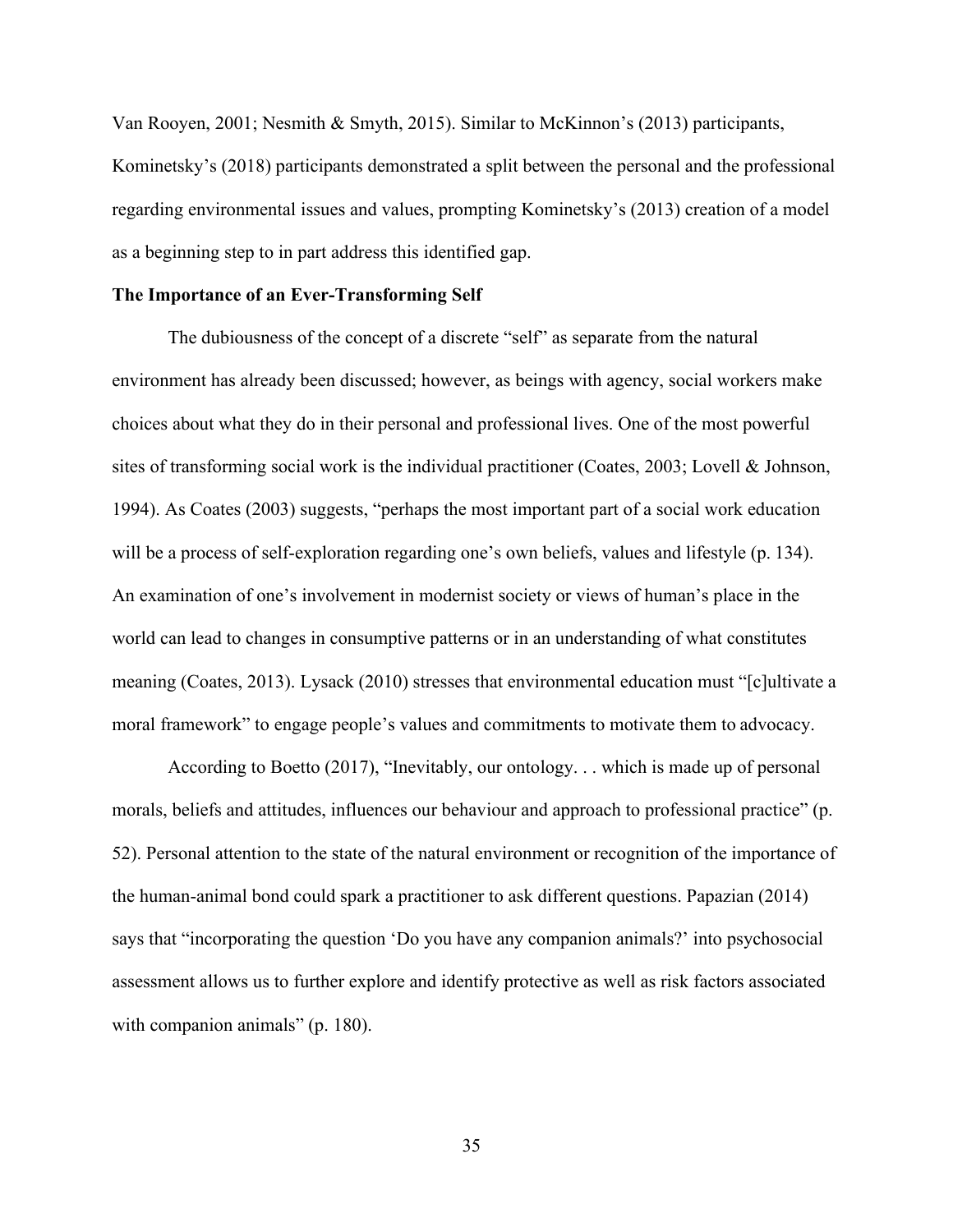Van Rooyen, 2001; Nesmith & Smyth, 2015). Similar to McKinnon's (2013) participants, Kominetsky's (2018) participants demonstrated a split between the personal and the professional regarding environmental issues and values, prompting Kominetsky's (2013) creation of a model as a beginning step to in part address this identified gap.

**The Importance of an Ever-Transforming Self**

The dubiousness of the concept of a discrete "self" as separate from the natural environment has already been discussed; however, as beings with agency, social workers make choices about what they do in their personal and professional lives. One of the most powerful sites of transforming social work is the individual practitioner (Coates, 2003; Lovell & Johnson, 1994). As Coates (2003) suggests, "perhaps the most important part of a social work education will be a process of self-exploration regarding one's own beliefs, values and lifestyle (p. 134). An examination of one's involvement in modernist society or views of human's place in the world can lead to changes in consumptive patterns or in an understanding of what constitutes meaning (Coates, 2013). Lysack (2010) stresses that environmental education must "[c]ultivate a moral framework" to engage people's values and commitments to motivate them to advocacy.

According to Boetto (2017), "Inevitably, our ontology. . . which is made up of personal morals, beliefs and attitudes, influences our behaviour and approach to professional practice" (p. 52). Personal attention to the state of the natural environment or recognition of the importance of the human-animal bond could spark a practitioner to ask different questions. Papazian (2014) says that "incorporating the question 'Do you have any companion animals?' into psychosocial assessment allows us to further explore and identify protective as well as risk factors associated with companion animals" (p. 180).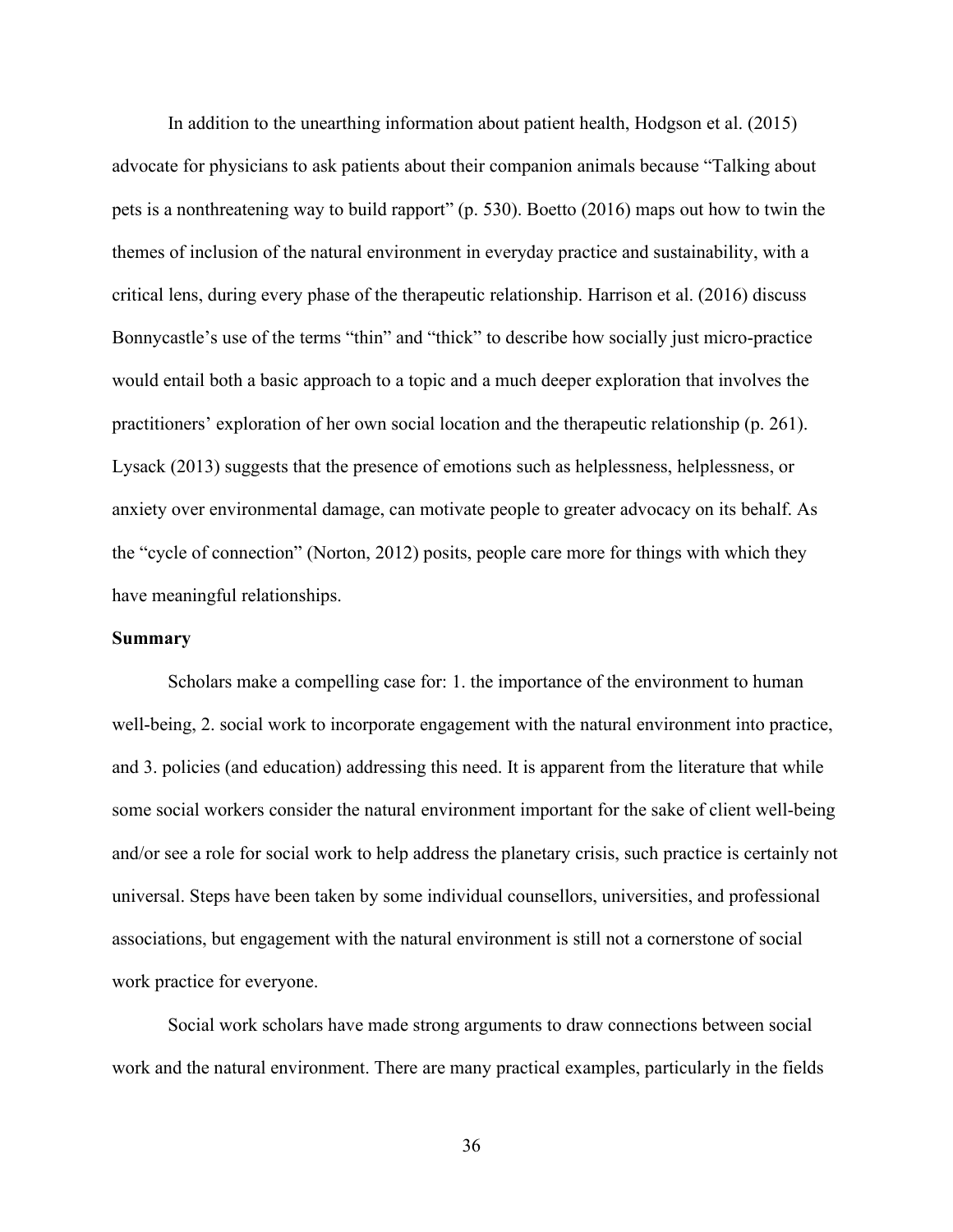In addition to the unearthing information about patient health, Hodgson et al. (2015) advocate for physicians to ask patients about their companion animals because "Talking about pets is a nonthreatening way to build rapport" (p. 530). Boetto (2016) maps out how to twin the themes of inclusion of the natural environment in everyday practice and sustainability, with a critical lens, during every phase of the therapeutic relationship. Harrison et al. (2016) discuss Bonnycastle's use of the terms "thin" and "thick" to describe how socially just micro-practice would entail both a basic approach to a topic and a much deeper exploration that involves the practitioners' exploration of her own social location and the therapeutic relationship (p. 261). Lysack (2013) suggests that the presence of emotions such as helplessness, helplessness, or anxiety over environmental damage, can motivate people to greater advocacy on its behalf. As the "cycle of connection" (Norton, 2012) posits, people care more for things with which they have meaningful relationships.

**Summary**

Scholars make a compelling case for: 1. the importance of the environment to human well-being, 2. social work to incorporate engagement with the natural environment into practice, and 3. policies (and education) addressing this need. It is apparent from the literature that while some social workers consider the natural environment important for the sake of client well-being and/or see a role for social work to help address the planetary crisis, such practice is certainly not universal. Steps have been taken by some individual counsellors, universities, and professional associations, but engagement with the natural environment is still not a cornerstone of social work practice for everyone.

Social work scholars have made strong arguments to draw connections between social work and the natural environment. There are many practical examples, particularly in the fields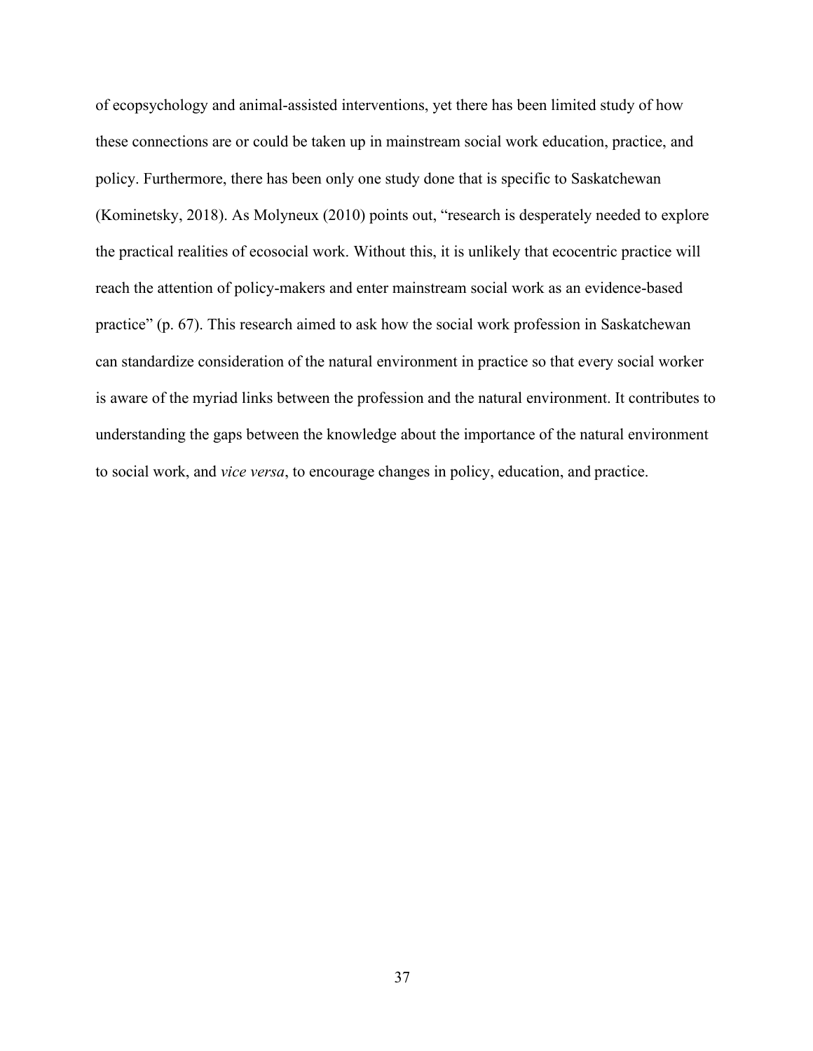of ecopsychology and animal-assisted interventions, yet there has been limited study of how these connections are or could be taken up in mainstream social work education, practice, and policy. Furthermore, there has been only one study done that is specific to Saskatchewan (Kominetsky, 2018). As Molyneux (2010) points out, "research is desperately needed to explore the practical realities of ecosocial work. Without this, it is unlikely that ecocentric practice will reach the attention of policy-makers and enter mainstream social work as an evidence-based practice" (p. 67). This research aimed to ask how the social work profession in Saskatchewan can standardize consideration of the natural environment in practice so that every social worker is aware of the myriad links between the profession and the natural environment. It contributes to understanding the gaps between the knowledge about the importance of the natural environment to social work, and *vice versa*, to encourage changes in policy, education, and practice.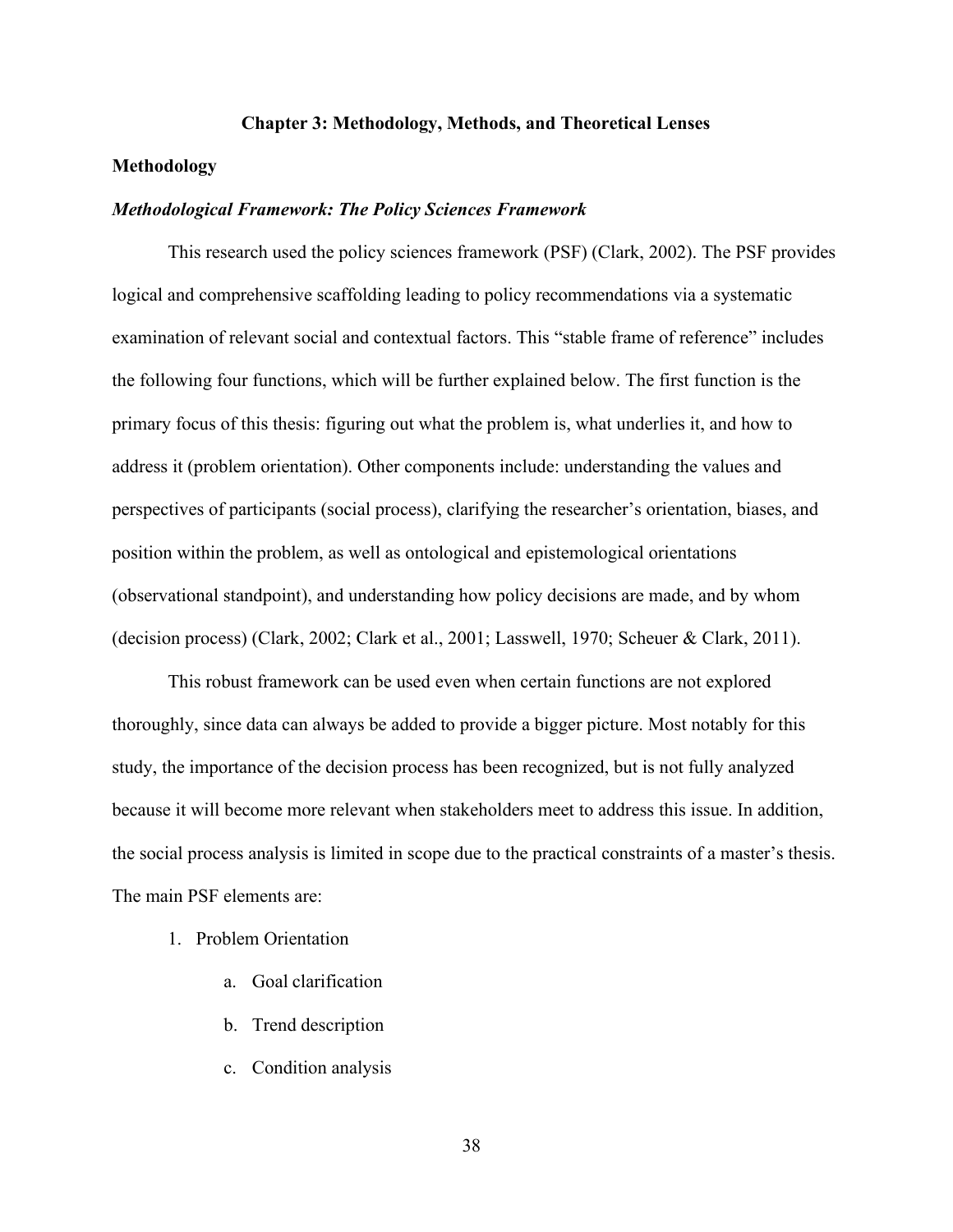# Chapter 3: Methodology, Methods, and Theoretical Lenses

## Methodology

### *Methodological Framework: The Policy Sciences Framework*

This research used the policy sciences framework (PSF) (Clark, 2002). The PSF provides logical and comprehensive scaffolding leading to policy recommendations via a systematic examination of relevant social and contextual factors. This "stable frame of reference" includes the following four functions, which will be further explained below. The first function is the primary focus of this thesis: figuring out what the problem is, what underlies it, and how to address it (problem orientation). Other components include: understanding the values and perspectives of participants (social process), clarifying the researcher's orientation, biases, and position within the problem, as well as ontological and epistemological orientations (observational standpoint), and understanding how policy decisions are made, and by whom (decision process) (Clark, 2002; Clark et al., 2001; Lasswell, 1970; Scheuer & Clark, 2011).

This robust framework can be used even when certain functions are not explored thoroughly, since data can always be added to provide a bigger picture. Most notably for this study, the importance of the decision process has been recognized, but is not fully analyzed because it will become more relevant when stakeholders meet to address this issue. In addition, the social process analysis is limited in scope due to the practical constraints of a master's thesis. The main PSF elements are:

1. Problem Orientation
    a. Goal clarification
    b. Trend description
    c. Condition analysis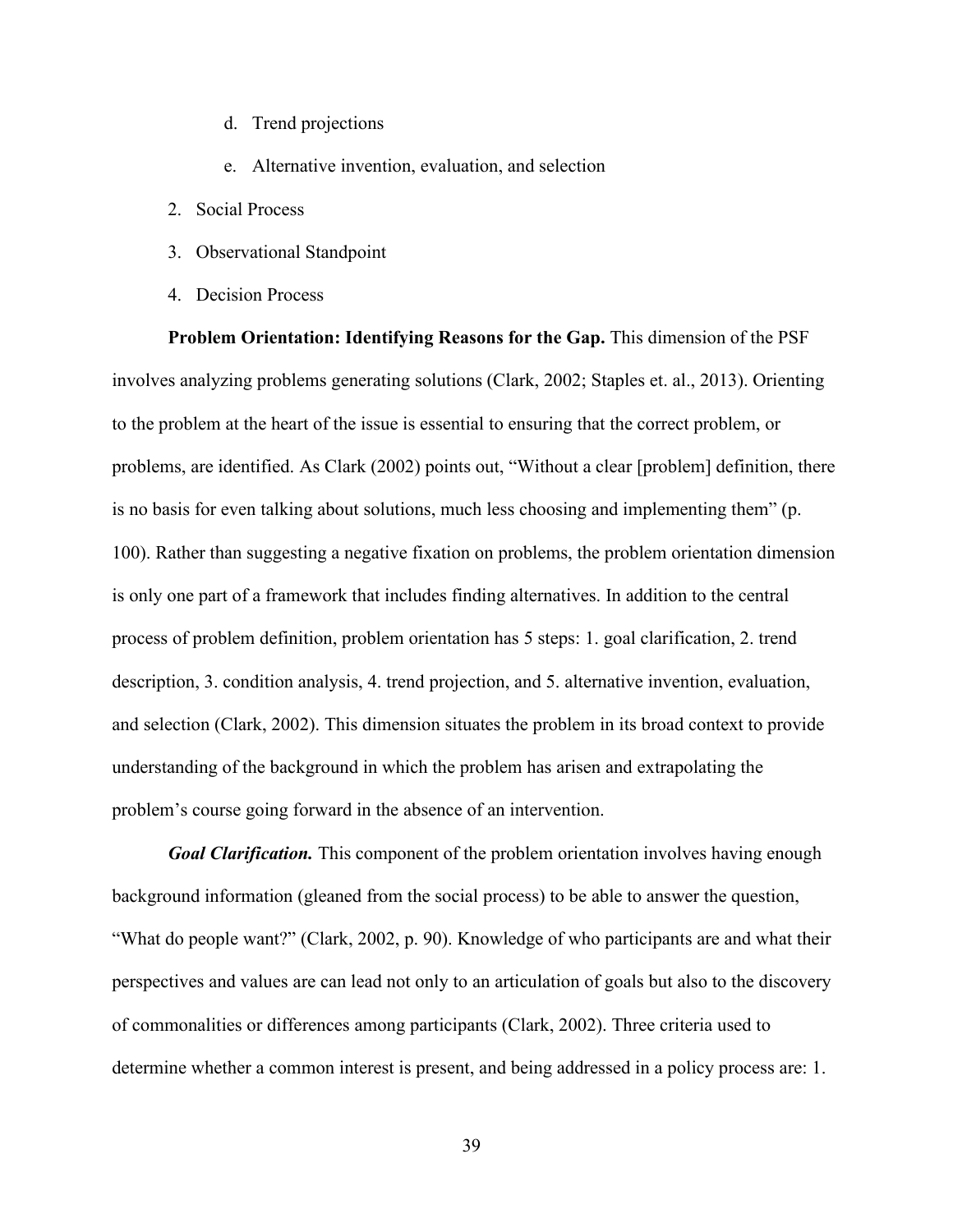d. Trend projections

e. Alternative invention, evaluation, and selection

2. Social Process
3. Observational Standpoint
4. Decision Process

**Problem Orientation: Identifying Reasons for the Gap.** This dimension of the PSF involves analyzing problems generating solutions (Clark, 2002; Staples et. al., 2013). Orienting to the problem at the heart of the issue is essential to ensuring that the correct problem, or problems, are identified. As Clark (2002) points out, "Without a clear [problem] definition, there is no basis for even talking about solutions, much less choosing and implementing them" (p. 100). Rather than suggesting a negative fixation on problems, the problem orientation dimension is only one part of a framework that includes finding alternatives. In addition to the central process of problem definition, problem orientation has 5 steps: 1. goal clarification, 2. trend description, 3. condition analysis, 4. trend projection, and 5. alternative invention, evaluation, and selection (Clark, 2002). This dimension situates the problem in its broad context to provide understanding of the background in which the problem has arisen and extrapolating the problem's course going forward in the absence of an intervention.

***Goal Clarification.*** This component of the problem orientation involves having enough background information (gleaned from the social process) to be able to answer the question, "What do people want?" (Clark, 2002, p. 90). Knowledge of who participants are and what their perspectives and values are can lead not only to an articulation of goals but also to the discovery of commonalities or differences among participants (Clark, 2002). Three criteria used to determine whether a common interest is present, and being addressed in a policy process are: 1.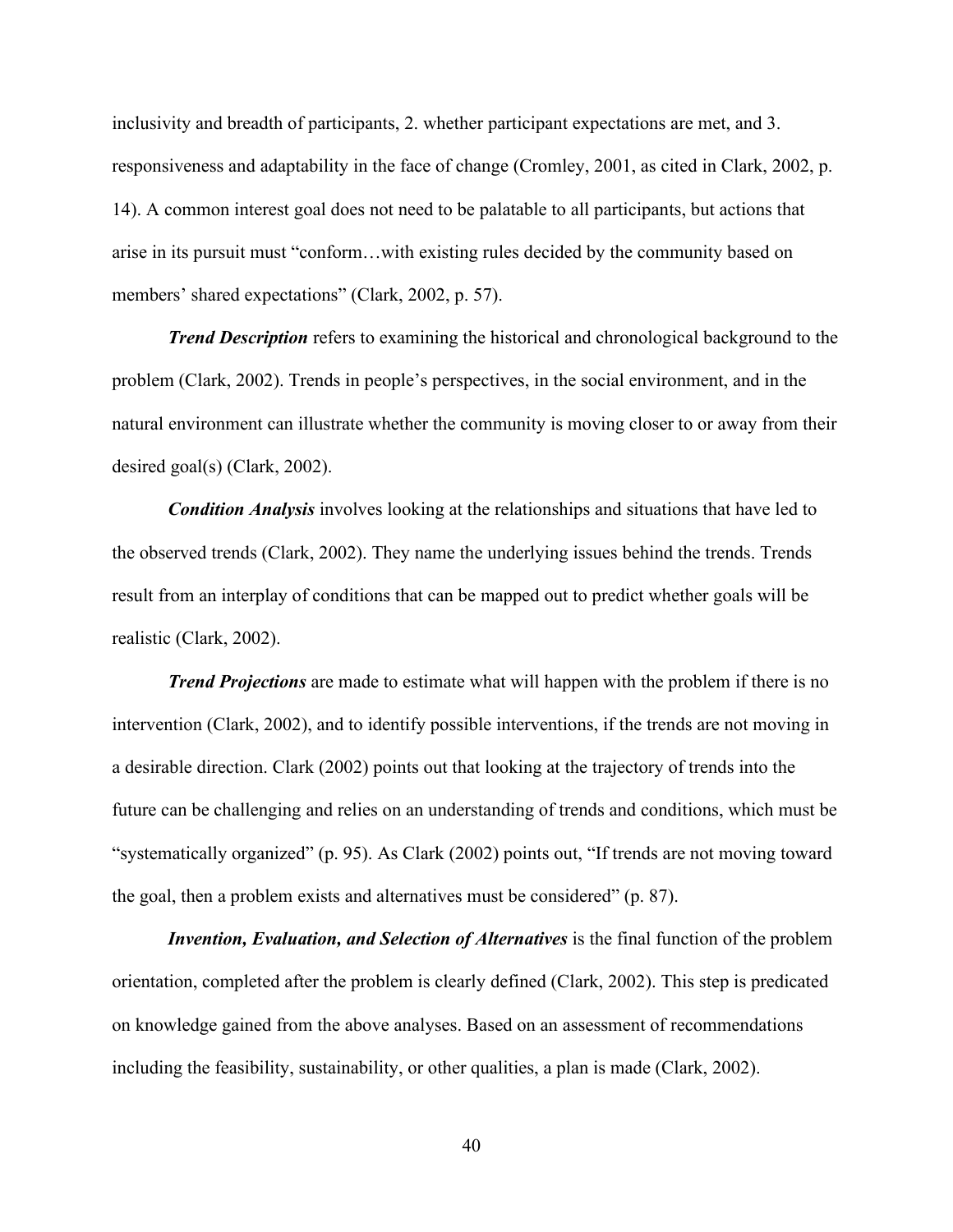inclusivity and breadth of participants, 2. whether participant expectations are met, and 3. responsiveness and adaptability in the face of change (Cromley, 2001, as cited in Clark, 2002, p. 14). A common interest goal does not need to be palatable to all participants, but actions that arise in its pursuit must "conform…with existing rules decided by the community based on members' shared expectations" (Clark, 2002, p. 57).

***Trend Description*** refers to examining the historical and chronological background to the problem (Clark, 2002). Trends in people's perspectives, in the social environment, and in the natural environment can illustrate whether the community is moving closer to or away from their desired goal(s) (Clark, 2002).

***Condition Analysis*** involves looking at the relationships and situations that have led to the observed trends (Clark, 2002). They name the underlying issues behind the trends. Trends result from an interplay of conditions that can be mapped out to predict whether goals will be realistic (Clark, 2002).

***Trend Projections*** are made to estimate what will happen with the problem if there is no intervention (Clark, 2002), and to identify possible interventions, if the trends are not moving in a desirable direction. Clark (2002) points out that looking at the trajectory of trends into the future can be challenging and relies on an understanding of trends and conditions, which must be "systematically organized" (p. 95). As Clark (2002) points out, "If trends are not moving toward the goal, then a problem exists and alternatives must be considered" (p. 87).

***Invention, Evaluation, and Selection of Alternatives*** is the final function of the problem orientation, completed after the problem is clearly defined (Clark, 2002). This step is predicated on knowledge gained from the above analyses. Based on an assessment of recommendations including the feasibility, sustainability, or other qualities, a plan is made (Clark, 2002).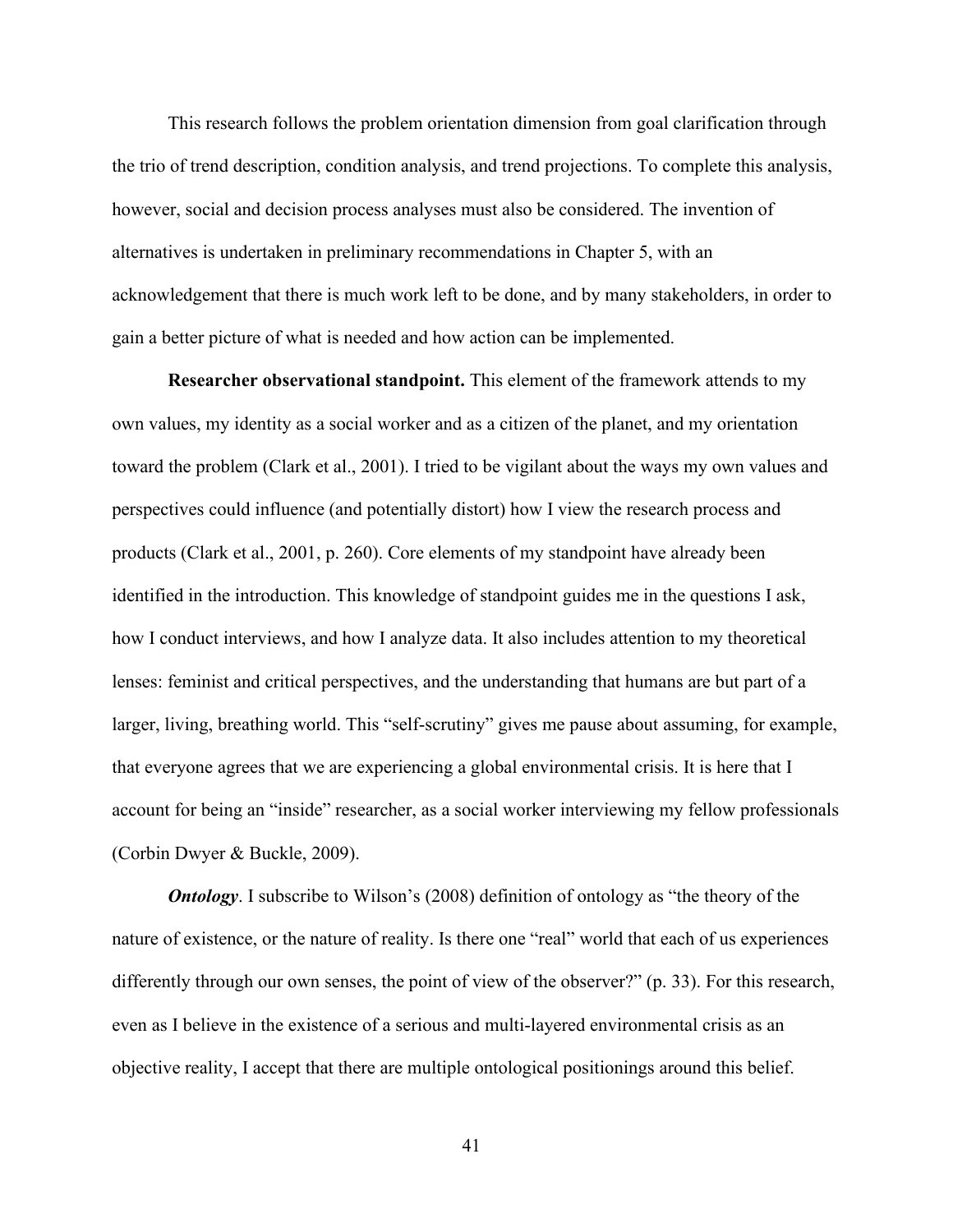This research follows the problem orientation dimension from goal clarification through the trio of trend description, condition analysis, and trend projections. To complete this analysis, however, social and decision process analyses must also be considered. The invention of alternatives is undertaken in preliminary recommendations in Chapter 5, with an acknowledgement that there is much work left to be done, and by many stakeholders, in order to gain a better picture of what is needed and how action can be implemented.

**Researcher observational standpoint.** This element of the framework attends to my own values, my identity as a social worker and as a citizen of the planet, and my orientation toward the problem (Clark et al., 2001). I tried to be vigilant about the ways my own values and perspectives could influence (and potentially distort) how I view the research process and products (Clark et al., 2001, p. 260). Core elements of my standpoint have already been identified in the introduction. This knowledge of standpoint guides me in the questions I ask, how I conduct interviews, and how I analyze data. It also includes attention to my theoretical lenses: feminist and critical perspectives, and the understanding that humans are but part of a larger, living, breathing world. This "self-scrutiny" gives me pause about assuming, for example, that everyone agrees that we are experiencing a global environmental crisis. It is here that I account for being an "inside" researcher, as a social worker interviewing my fellow professionals (Corbin Dwyer & Buckle, 2009).

***Ontology***. I subscribe to Wilson's (2008) definition of ontology as "the theory of the nature of existence, or the nature of reality. Is there one "real" world that each of us experiences differently through our own senses, the point of view of the observer?" (p. 33). For this research, even as I believe in the existence of a serious and multi-layered environmental crisis as an objective reality, I accept that there are multiple ontological positionings around this belief.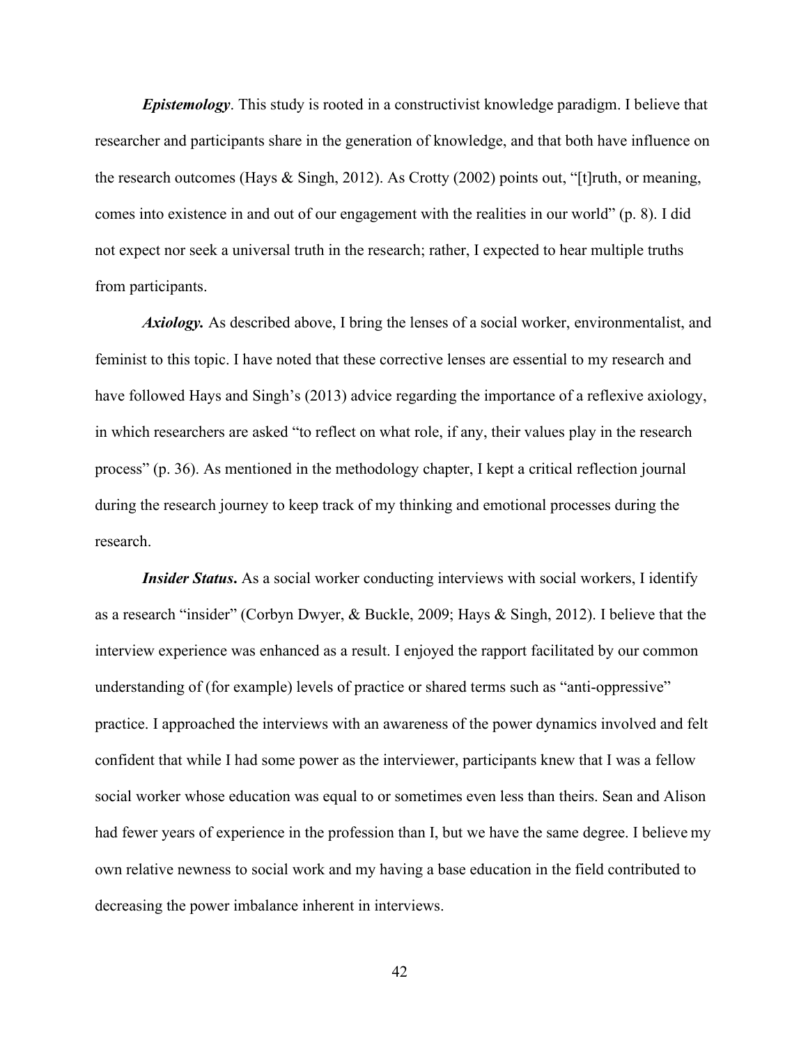***Epistemology***. This study is rooted in a constructivist knowledge paradigm. I believe that researcher and participants share in the generation of knowledge, and that both have influence on the research outcomes (Hays & Singh, 2012). As Crotty (2002) points out, "[t]ruth, or meaning, comes into existence in and out of our engagement with the realities in our world" (p. 8). I did not expect nor seek a universal truth in the research; rather, I expected to hear multiple truths from participants.

***Axiology.*** As described above, I bring the lenses of a social worker, environmentalist, and feminist to this topic. I have noted that these corrective lenses are essential to my research and have followed Hays and Singh's (2013) advice regarding the importance of a reflexive axiology, in which researchers are asked "to reflect on what role, if any, their values play in the research process" (p. 36). As mentioned in the methodology chapter, I kept a critical reflection journal during the research journey to keep track of my thinking and emotional processes during the research.

***Insider Status***. As a social worker conducting interviews with social workers, I identify as a research "insider" (Corbyn Dwyer, & Buckle, 2009; Hays & Singh, 2012). I believe that the interview experience was enhanced as a result. I enjoyed the rapport facilitated by our common understanding of (for example) levels of practice or shared terms such as "anti-oppressive" practice. I approached the interviews with an awareness of the power dynamics involved and felt confident that while I had some power as the interviewer, participants knew that I was a fellow social worker whose education was equal to or sometimes even less than theirs. Sean and Alison had fewer years of experience in the profession than I, but we have the same degree. I believe my own relative newness to social work and my having a base education in the field contributed to decreasing the power imbalance inherent in interviews.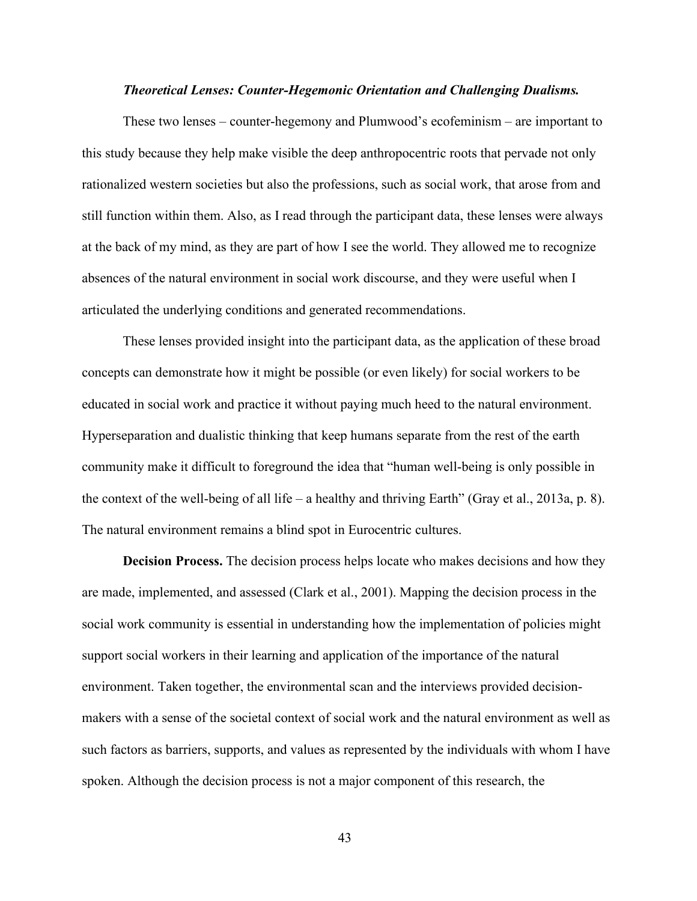#### *Theoretical Lenses: Counter-Hegemonic Orientation and Challenging Dualisms.*

These two lenses – counter-hegemony and Plumwood's ecofeminism – are important to this study because they help make visible the deep anthropocentric roots that pervade not only rationalized western societies but also the professions, such as social work, that arose from and still function within them. Also, as I read through the participant data, these lenses were always at the back of my mind, as they are part of how I see the world. They allowed me to recognize absences of the natural environment in social work discourse, and they were useful when I articulated the underlying conditions and generated recommendations.

These lenses provided insight into the participant data, as the application of these broad concepts can demonstrate how it might be possible (or even likely) for social workers to be educated in social work and practice it without paying much heed to the natural environment. Hyperseparation and dualistic thinking that keep humans separate from the rest of the earth community make it difficult to foreground the idea that "human well-being is only possible in the context of the well-being of all life – a healthy and thriving Earth" (Gray et al., 2013a, p. 8). The natural environment remains a blind spot in Eurocentric cultures.

**Decision Process.** The decision process helps locate who makes decisions and how they are made, implemented, and assessed (Clark et al., 2001). Mapping the decision process in the social work community is essential in understanding how the implementation of policies might support social workers in their learning and application of the importance of the natural environment. Taken together, the environmental scan and the interviews provided decision-makers with a sense of the societal context of social work and the natural environment as well as such factors as barriers, supports, and values as represented by the individuals with whom I have spoken. Although the decision process is not a major component of this research, the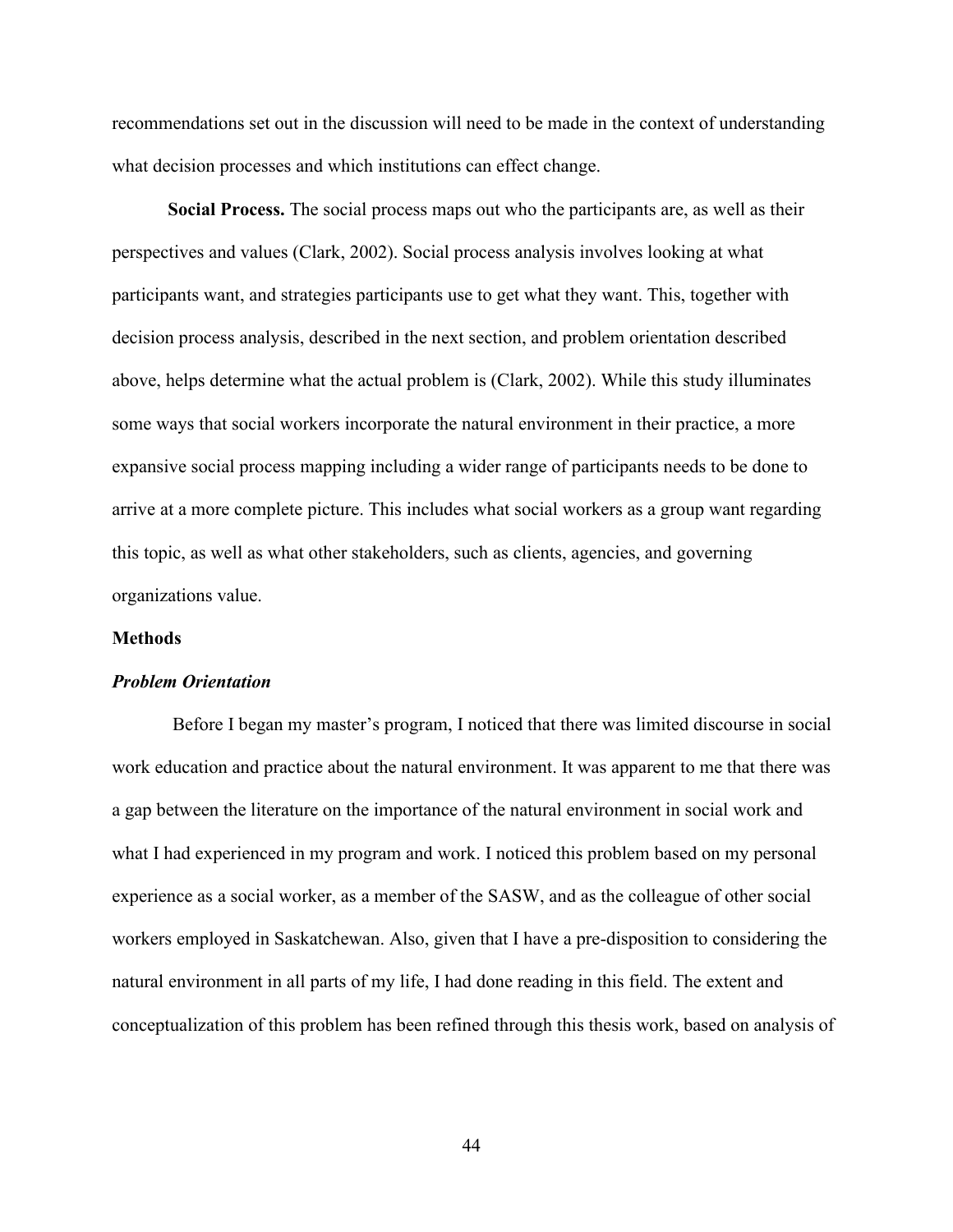recommendations set out in the discussion will need to be made in the context of understanding what decision processes and which institutions can effect change.

**Social Process.** The social process maps out who the participants are, as well as their perspectives and values (Clark, 2002). Social process analysis involves looking at what participants want, and strategies participants use to get what they want. This, together with decision process analysis, described in the next section, and problem orientation described above, helps determine what the actual problem is (Clark, 2002). While this study illuminates some ways that social workers incorporate the natural environment in their practice, a more expansive social process mapping including a wider range of participants needs to be done to arrive at a more complete picture. This includes what social workers as a group want regarding this topic, as well as what other stakeholders, such as clients, agencies, and governing organizations value.

## Methods

### *Problem Orientation*

Before I began my master's program, I noticed that there was limited discourse in social work education and practice about the natural environment. It was apparent to me that there was a gap between the literature on the importance of the natural environment in social work and what I had experienced in my program and work. I noticed this problem based on my personal experience as a social worker, as a member of the SASW, and as the colleague of other social workers employed in Saskatchewan. Also, given that I have a pre-disposition to considering the natural environment in all parts of my life, I had done reading in this field. The extent and conceptualization of this problem has been refined through this thesis work, based on analysis of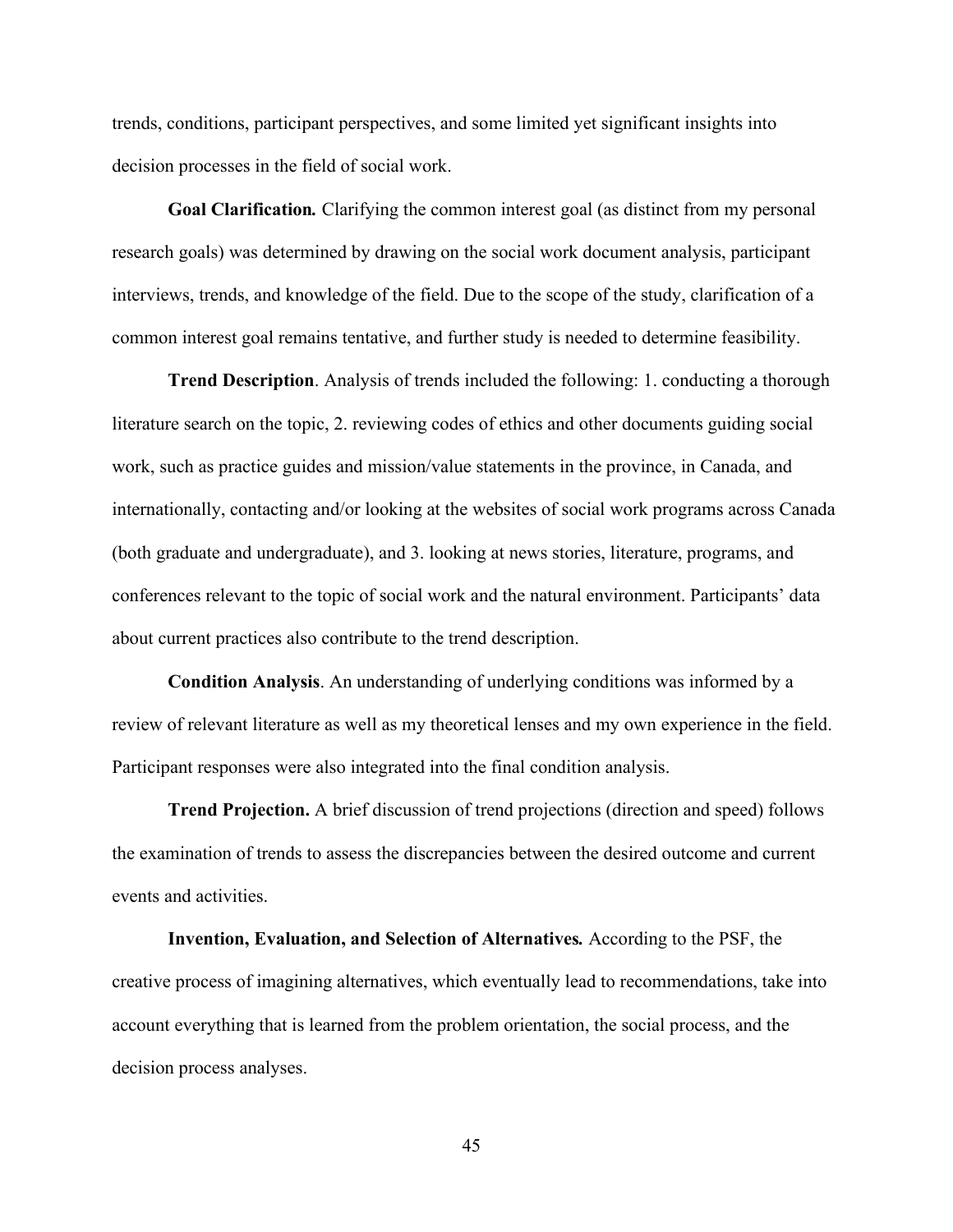trends, conditions, participant perspectives, and some limited yet significant insights into decision processes in the field of social work.

**Goal Clarification.** Clarifying the common interest goal (as distinct from my personal research goals) was determined by drawing on the social work document analysis, participant interviews, trends, and knowledge of the field. Due to the scope of the study, clarification of a common interest goal remains tentative, and further study is needed to determine feasibility.

**Trend Description**. Analysis of trends included the following: 1. conducting a thorough literature search on the topic, 2. reviewing codes of ethics and other documents guiding social work, such as practice guides and mission/value statements in the province, in Canada, and internationally, contacting and/or looking at the websites of social work programs across Canada (both graduate and undergraduate), and 3. looking at news stories, literature, programs, and conferences relevant to the topic of social work and the natural environment. Participants' data about current practices also contribute to the trend description.

**Condition Analysis**. An understanding of underlying conditions was informed by a review of relevant literature as well as my theoretical lenses and my own experience in the field. Participant responses were also integrated into the final condition analysis.

**Trend Projection.** A brief discussion of trend projections (direction and speed) follows the examination of trends to assess the discrepancies between the desired outcome and current events and activities.

**Invention, Evaluation, and Selection of Alternatives.** According to the PSF, the creative process of imagining alternatives, which eventually lead to recommendations, take into account everything that is learned from the problem orientation, the social process, and the decision process analyses.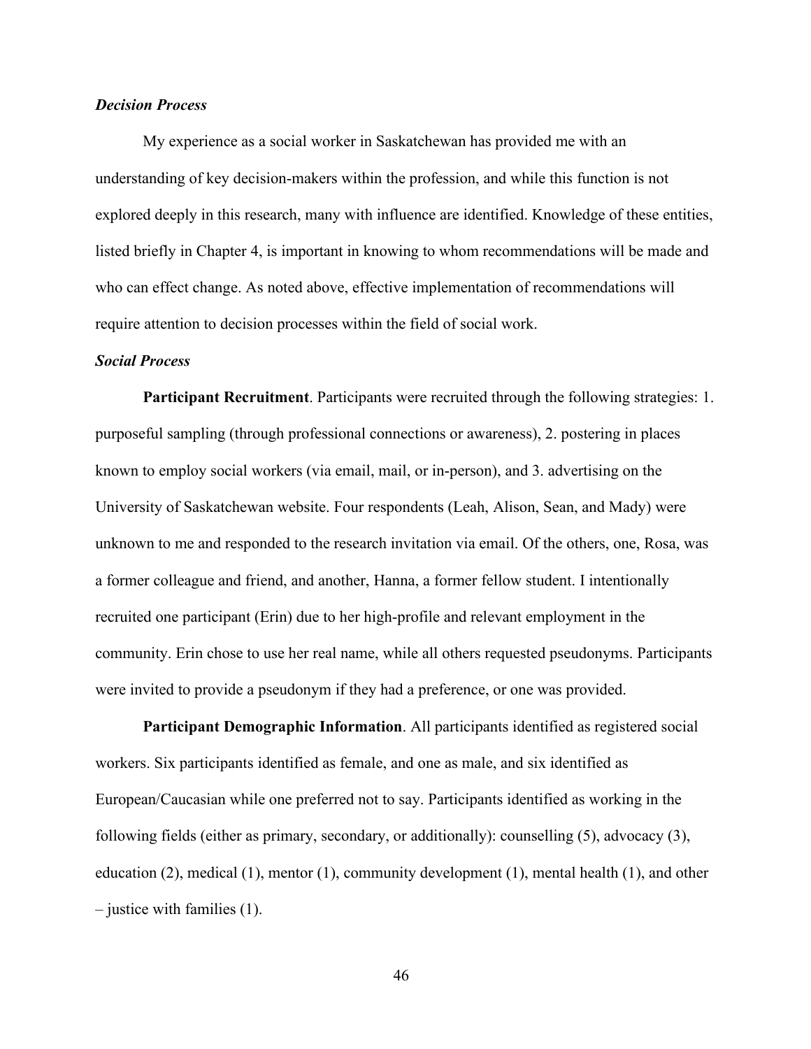### *Decision Process*

My experience as a social worker in Saskatchewan has provided me with an understanding of key decision-makers within the profession, and while this function is not explored deeply in this research, many with influence are identified. Knowledge of these entities, listed briefly in Chapter 4, is important in knowing to whom recommendations will be made and who can effect change. As noted above, effective implementation of recommendations will require attention to decision processes within the field of social work.

### *Social Process*

**Participant Recruitment**. Participants were recruited through the following strategies: 1. purposeful sampling (through professional connections or awareness), 2. postering in places known to employ social workers (via email, mail, or in-person), and 3. advertising on the University of Saskatchewan website. Four respondents (Leah, Alison, Sean, and Mady) were unknown to me and responded to the research invitation via email. Of the others, one, Rosa, was a former colleague and friend, and another, Hanna, a former fellow student. I intentionally recruited one participant (Erin) due to her high-profile and relevant employment in the community. Erin chose to use her real name, while all others requested pseudonyms. Participants were invited to provide a pseudonym if they had a preference, or one was provided.

**Participant Demographic Information**. All participants identified as registered social workers. Six participants identified as female, and one as male, and six identified as European/Caucasian while one preferred not to say. Participants identified as working in the following fields (either as primary, secondary, or additionally): counselling (5), advocacy (3), education (2), medical (1), mentor (1), community development (1), mental health (1), and other – justice with families (1).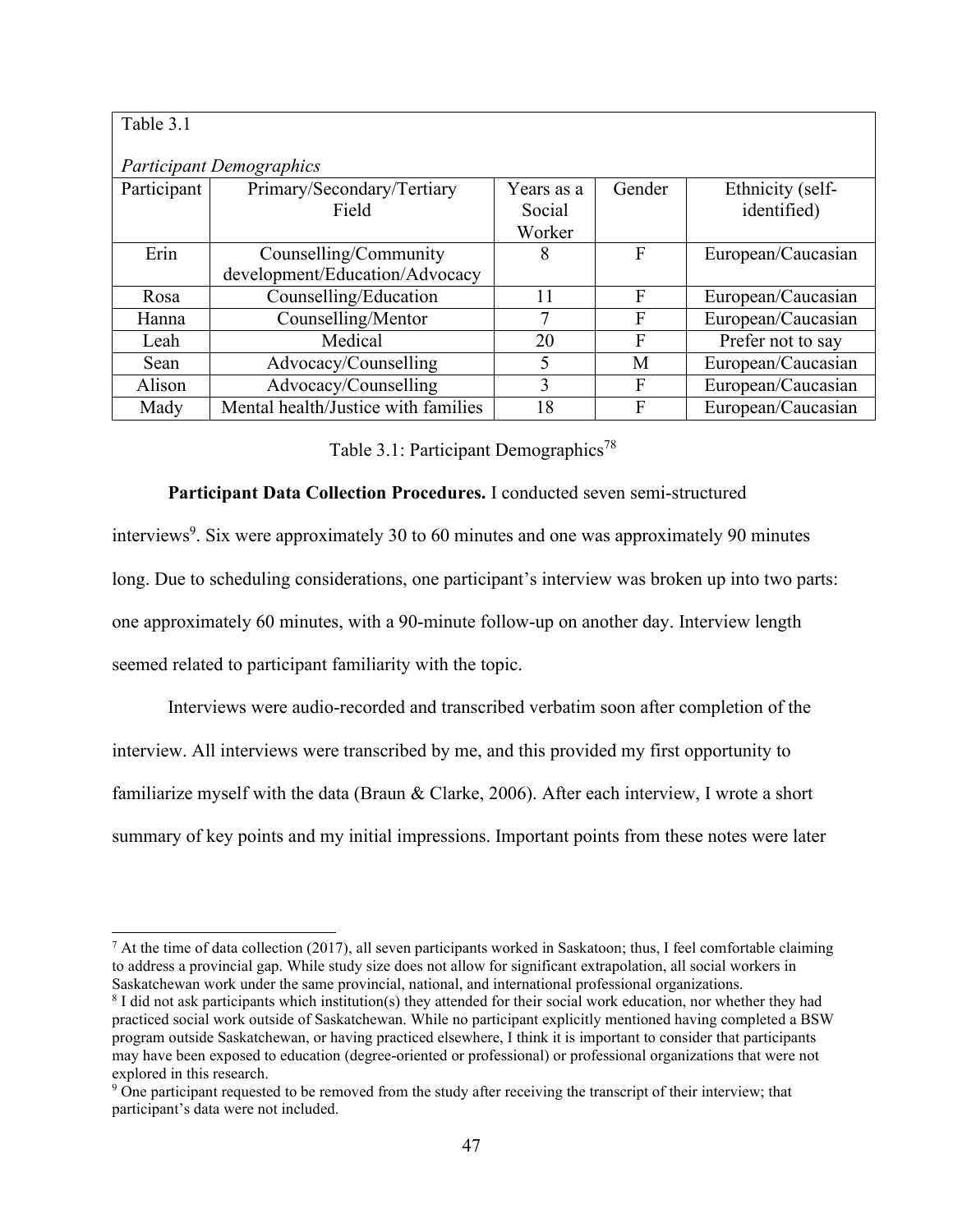Table 3.1

*Participant Demographics*

| Participant | Primary/Secondary/Tertiary Field | Years as a Social Worker | Gender | Ethnicity (self-identified) |
|---|---|---|---|---|
| Erin | Counselling/Community development/Education/Advocacy | 8 | F | European/Caucasian |
| Rosa | Counselling/Education | 11 | F | European/Caucasian |
| Hanna | Counselling/Mentor | 7 | F | European/Caucasian |
| Leah | Medical | 20 | F | Prefer not to say |
| Sean | Advocacy/Counselling | 5 | M | European/Caucasian |
| Alison | Advocacy/Counselling | 3 | F | European/Caucasian |
| Mady | Mental health/Justice with families | 18 | F | European/Caucasian |

Table 3.1: Participant Demographics[78]

**Participant Data Collection Procedures.** I conducted seven semi-structured interviews[9]. Six were approximately 30 to 60 minutes and one was approximately 90 minutes long. Due to scheduling considerations, one participant's interview was broken up into two parts: one approximately 60 minutes, with a 90-minute follow-up on another day. Interview length seemed related to participant familiarity with the topic.

Interviews were audio-recorded and transcribed verbatim soon after completion of the interview. All interviews were transcribed by me, and this provided my first opportunity to familiarize myself with the data (Braun & Clarke, 2006). After each interview, I wrote a short summary of key points and my initial impressions. Important points from these notes were later

[7] At the time of data collection (2017), all seven participants worked in Saskatoon; thus, I feel comfortable claiming to address a provincial gap. While study size does not allow for significant extrapolation, all social workers in Saskatchewan work under the same provincial, national, and international professional organizations.

[8] I did not ask participants which institution(s) they attended for their social work education, nor whether they had practiced social work outside of Saskatchewan. While no participant explicitly mentioned having completed a BSW program outside Saskatchewan, or having practiced elsewhere, I think it is important to consider that participants may have been exposed to education (degree-oriented or professional) or professional organizations that were not explored in this research.

[9] One participant requested to be removed from the study after receiving the transcript of their interview; that participant's data were not included.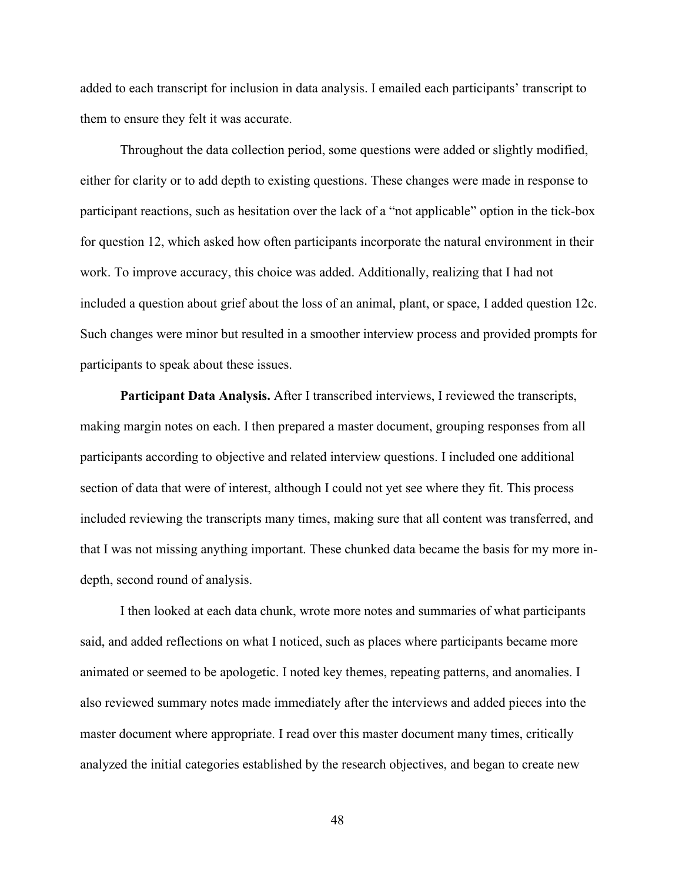added to each transcript for inclusion in data analysis. I emailed each participants' transcript to them to ensure they felt it was accurate.

Throughout the data collection period, some questions were added or slightly modified, either for clarity or to add depth to existing questions. These changes were made in response to participant reactions, such as hesitation over the lack of a "not applicable" option in the tick-box for question 12, which asked how often participants incorporate the natural environment in their work. To improve accuracy, this choice was added. Additionally, realizing that I had not included a question about grief about the loss of an animal, plant, or space, I added question 12c. Such changes were minor but resulted in a smoother interview process and provided prompts for participants to speak about these issues.

**Participant Data Analysis.** After I transcribed interviews, I reviewed the transcripts, making margin notes on each. I then prepared a master document, grouping responses from all participants according to objective and related interview questions. I included one additional section of data that were of interest, although I could not yet see where they fit. This process included reviewing the transcripts many times, making sure that all content was transferred, and that I was not missing anything important. These chunked data became the basis for my more in-depth, second round of analysis.

I then looked at each data chunk, wrote more notes and summaries of what participants said, and added reflections on what I noticed, such as places where participants became more animated or seemed to be apologetic. I noted key themes, repeating patterns, and anomalies. I also reviewed summary notes made immediately after the interviews and added pieces into the master document where appropriate. I read over this master document many times, critically analyzed the initial categories established by the research objectives, and began to create new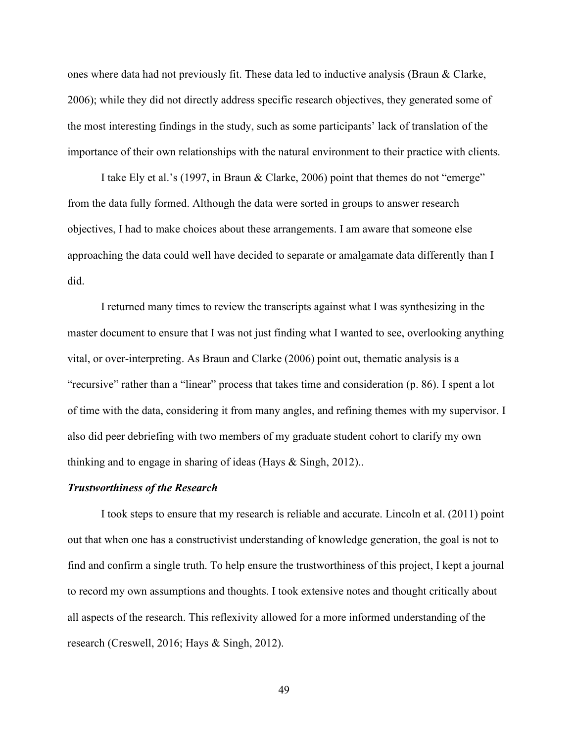ones where data had not previously fit. These data led to inductive analysis (Braun & Clarke, 2006); while they did not directly address specific research objectives, they generated some of the most interesting findings in the study, such as some participants' lack of translation of the importance of their own relationships with the natural environment to their practice with clients.

I take Ely et al.'s (1997, in Braun & Clarke, 2006) point that themes do not "emerge" from the data fully formed. Although the data were sorted in groups to answer research objectives, I had to make choices about these arrangements. I am aware that someone else approaching the data could well have decided to separate or amalgamate data differently than I did.

I returned many times to review the transcripts against what I was synthesizing in the master document to ensure that I was not just finding what I wanted to see, overlooking anything vital, or over-interpreting. As Braun and Clarke (2006) point out, thematic analysis is a "recursive" rather than a "linear" process that takes time and consideration (p. 86). I spent a lot of time with the data, considering it from many angles, and refining themes with my supervisor. I also did peer debriefing with two members of my graduate student cohort to clarify my own thinking and to engage in sharing of ideas (Hays & Singh, 2012)..

### ***Trustworthiness of the Research***

I took steps to ensure that my research is reliable and accurate. Lincoln et al. (2011) point out that when one has a constructivist understanding of knowledge generation, the goal is not to find and confirm a single truth. To help ensure the trustworthiness of this project, I kept a journal to record my own assumptions and thoughts. I took extensive notes and thought critically about all aspects of the research. This reflexivity allowed for a more informed understanding of the research (Creswell, 2016; Hays & Singh, 2012).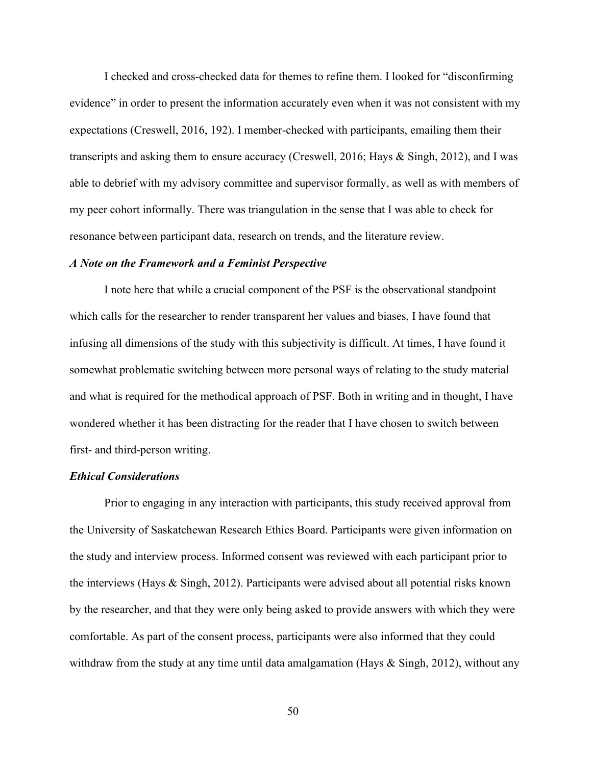I checked and cross-checked data for themes to refine them. I looked for "disconfirming evidence" in order to present the information accurately even when it was not consistent with my expectations (Creswell, 2016, 192). I member-checked with participants, emailing them their transcripts and asking them to ensure accuracy (Creswell, 2016; Hays & Singh, 2012), and I was able to debrief with my advisory committee and supervisor formally, as well as with members of my peer cohort informally. There was triangulation in the sense that I was able to check for resonance between participant data, research on trends, and the literature review.

### *A Note on the Framework and a Feminist Perspective*

I note here that while a crucial component of the PSF is the observational standpoint which calls for the researcher to render transparent her values and biases, I have found that infusing all dimensions of the study with this subjectivity is difficult. At times, I have found it somewhat problematic switching between more personal ways of relating to the study material and what is required for the methodical approach of PSF. Both in writing and in thought, I have wondered whether it has been distracting for the reader that I have chosen to switch between first- and third-person writing.

### *Ethical Considerations*

Prior to engaging in any interaction with participants, this study received approval from the University of Saskatchewan Research Ethics Board. Participants were given information on the study and interview process. Informed consent was reviewed with each participant prior to the interviews (Hays & Singh, 2012). Participants were advised about all potential risks known by the researcher, and that they were only being asked to provide answers with which they were comfortable. As part of the consent process, participants were also informed that they could withdraw from the study at any time until data amalgamation (Hays & Singh, 2012), without any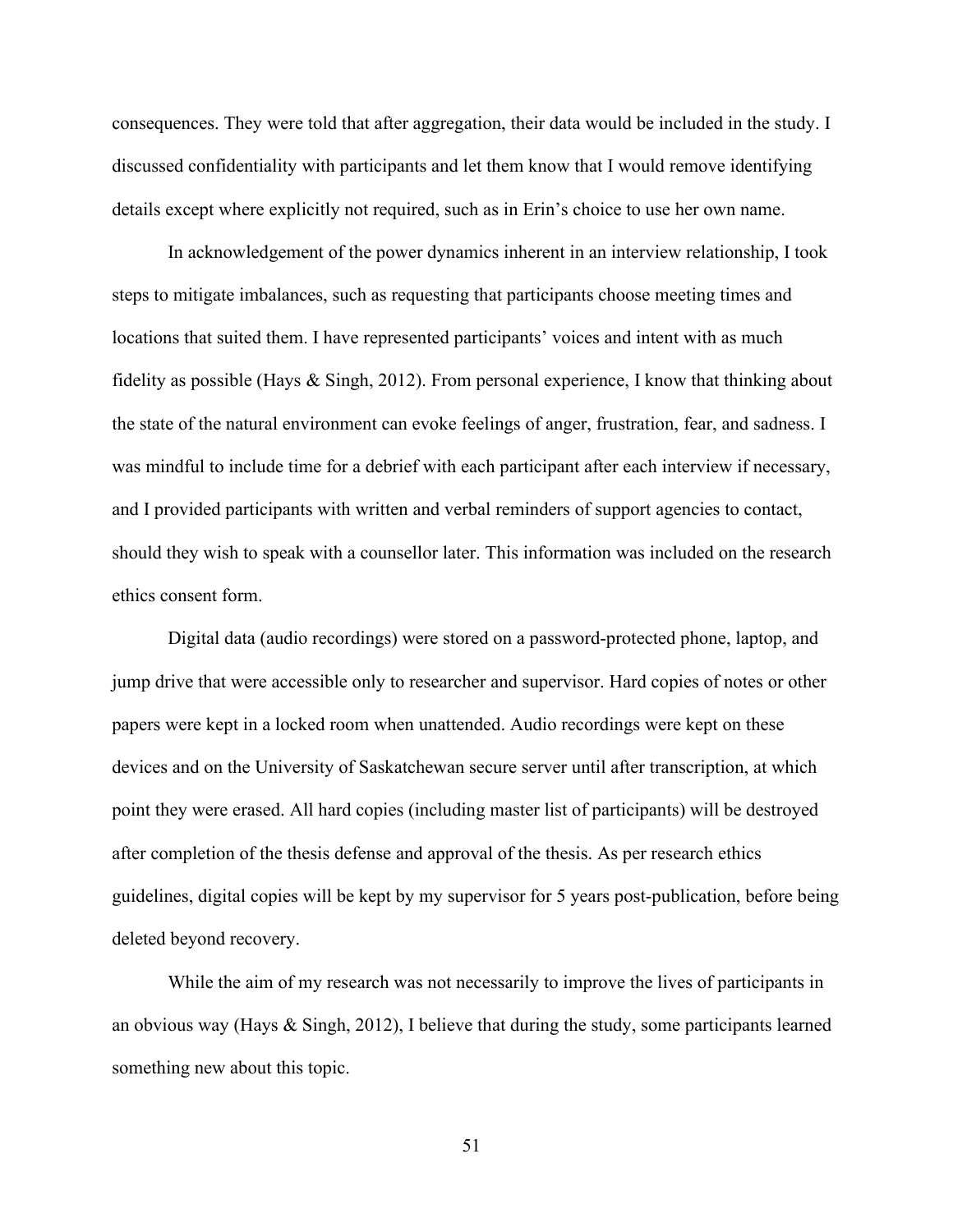consequences. They were told that after aggregation, their data would be included in the study. I discussed confidentiality with participants and let them know that I would remove identifying details except where explicitly not required, such as in Erin's choice to use her own name.

In acknowledgement of the power dynamics inherent in an interview relationship, I took steps to mitigate imbalances, such as requesting that participants choose meeting times and locations that suited them. I have represented participants' voices and intent with as much fidelity as possible (Hays & Singh, 2012). From personal experience, I know that thinking about the state of the natural environment can evoke feelings of anger, frustration, fear, and sadness. I was mindful to include time for a debrief with each participant after each interview if necessary, and I provided participants with written and verbal reminders of support agencies to contact, should they wish to speak with a counsellor later. This information was included on the research ethics consent form.

Digital data (audio recordings) were stored on a password-protected phone, laptop, and jump drive that were accessible only to researcher and supervisor. Hard copies of notes or other papers were kept in a locked room when unattended. Audio recordings were kept on these devices and on the University of Saskatchewan secure server until after transcription, at which point they were erased. All hard copies (including master list of participants) will be destroyed after completion of the thesis defense and approval of the thesis. As per research ethics guidelines, digital copies will be kept by my supervisor for 5 years post-publication, before being deleted beyond recovery.

While the aim of my research was not necessarily to improve the lives of participants in an obvious way (Hays & Singh, 2012), I believe that during the study, some participants learned something new about this topic.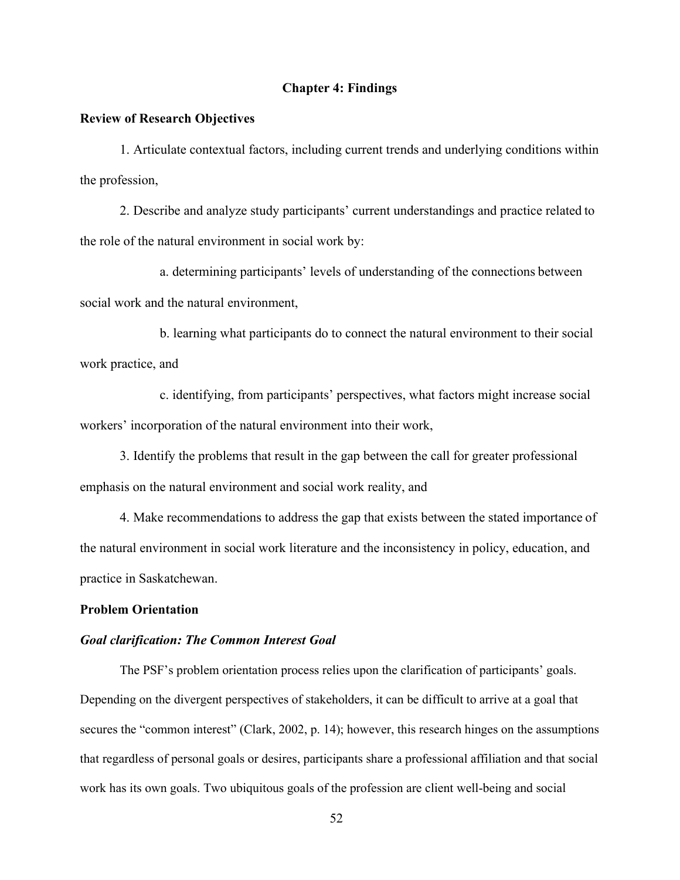# Chapter 4: Findings

## Review of Research Objectives

1. Articulate contextual factors, including current trends and underlying conditions within the profession,

2. Describe and analyze study participants' current understandings and practice related to the role of the natural environment in social work by:

   a. determining participants' levels of understanding of the connections between social work and the natural environment,

   b. learning what participants do to connect the natural environment to their social work practice, and

   c. identifying, from participants' perspectives, what factors might increase social workers' incorporation of the natural environment into their work,

3. Identify the problems that result in the gap between the call for greater professional emphasis on the natural environment and social work reality, and

4. Make recommendations to address the gap that exists between the stated importance of the natural environment in social work literature and the inconsistency in policy, education, and practice in Saskatchewan.

## Problem Orientation

### *Goal clarification: The Common Interest Goal*

The PSF's problem orientation process relies upon the clarification of participants' goals. Depending on the divergent perspectives of stakeholders, it can be difficult to arrive at a goal that secures the "common interest" (Clark, 2002, p. 14); however, this research hinges on the assumptions that regardless of personal goals or desires, participants share a professional affiliation and that social work has its own goals. Two ubiquitous goals of the profession are client well-being and social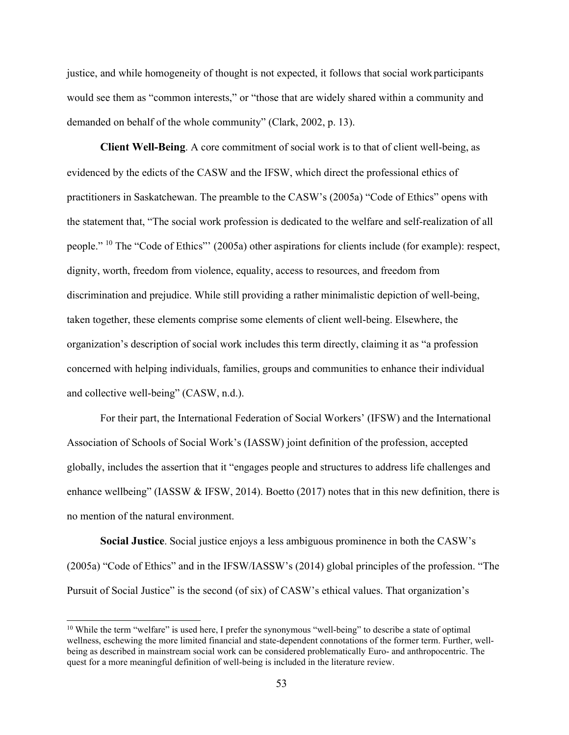justice, and while homogeneity of thought is not expected, it follows that social work participants would see them as "common interests," or "those that are widely shared within a community and demanded on behalf of the whole community" (Clark, 2002, p. 13).

**Client Well-Being**. A core commitment of social work is to that of client well-being, as evidenced by the edicts of the CASW and the IFSW, which direct the professional ethics of practitioners in Saskatchewan. The preamble to the CASW's (2005a) "Code of Ethics" opens with the statement that, "The social work profession is dedicated to the welfare and self-realization of all people." [10] The "Code of Ethics"' (2005a) other aspirations for clients include (for example): respect, dignity, worth, freedom from violence, equality, access to resources, and freedom from discrimination and prejudice. While still providing a rather minimalistic depiction of well-being, taken together, these elements comprise some elements of client well-being. Elsewhere, the organization's description of social work includes this term directly, claiming it as "a profession concerned with helping individuals, families, groups and communities to enhance their individual and collective well-being" (CASW, n.d.).

For their part, the International Federation of Social Workers' (IFSW) and the International Association of Schools of Social Work's (IASSW) joint definition of the profession, accepted globally, includes the assertion that it "engages people and structures to address life challenges and enhance wellbeing" (IASSW & IFSW, 2014). Boetto (2017) notes that in this new definition, there is no mention of the natural environment.

**Social Justice**. Social justice enjoys a less ambiguous prominence in both the CASW's (2005a) "Code of Ethics" and in the IFSW/IASSW's (2014) global principles of the profession. "The Pursuit of Social Justice" is the second (of six) of CASW's ethical values. That organization's

---

[10] While the term "welfare" is used here, I prefer the synonymous "well-being" to describe a state of optimal wellness, eschewing the more limited financial and state-dependent connotations of the former term. Further, well-being as described in mainstream social work can be considered problematically Euro- and anthropocentric. The quest for a more meaningful definition of well-being is included in the literature review.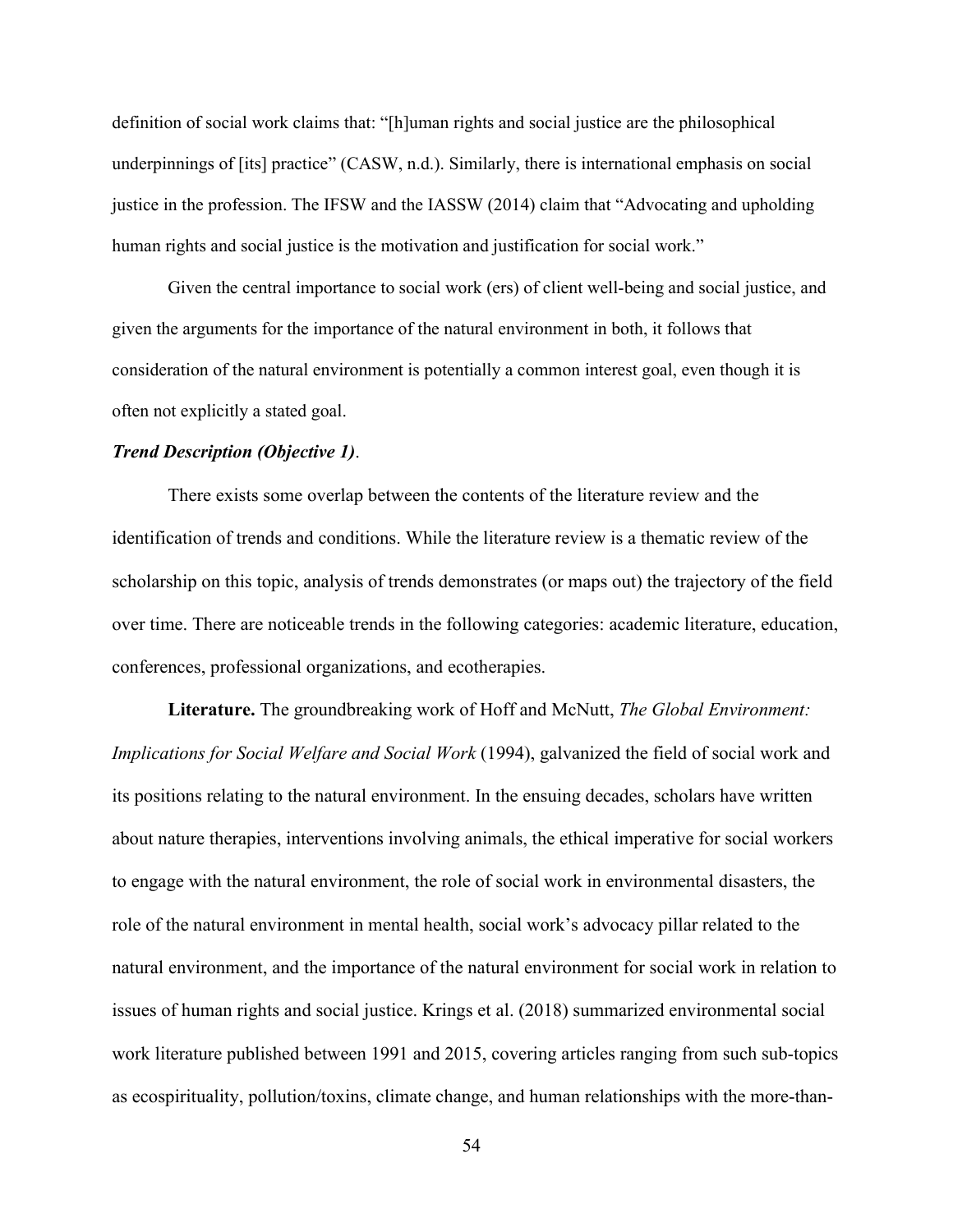definition of social work claims that: "[h]uman rights and social justice are the philosophical underpinnings of [its] practice" (CASW, n.d.). Similarly, there is international emphasis on social justice in the profession. The IFSW and the IASSW (2014) claim that "Advocating and upholding human rights and social justice is the motivation and justification for social work."

Given the central importance to social work (ers) of client well-being and social justice, and given the arguments for the importance of the natural environment in both, it follows that consideration of the natural environment is potentially a common interest goal, even though it is often not explicitly a stated goal.

***Trend Description (Objective 1)***.

There exists some overlap between the contents of the literature review and the identification of trends and conditions. While the literature review is a thematic review of the scholarship on this topic, analysis of trends demonstrates (or maps out) the trajectory of the field over time. There are noticeable trends in the following categories: academic literature, education, conferences, professional organizations, and ecotherapies.

**Literature.** The groundbreaking work of Hoff and McNutt, *The Global Environment: Implications for Social Welfare and Social Work* (1994), galvanized the field of social work and its positions relating to the natural environment. In the ensuing decades, scholars have written about nature therapies, interventions involving animals, the ethical imperative for social workers to engage with the natural environment, the role of social work in environmental disasters, the role of the natural environment in mental health, social work's advocacy pillar related to the natural environment, and the importance of the natural environment for social work in relation to issues of human rights and social justice. Krings et al. (2018) summarized environmental social work literature published between 1991 and 2015, covering articles ranging from such sub-topics as ecospirituality, pollution/toxins, climate change, and human relationships with the more-than-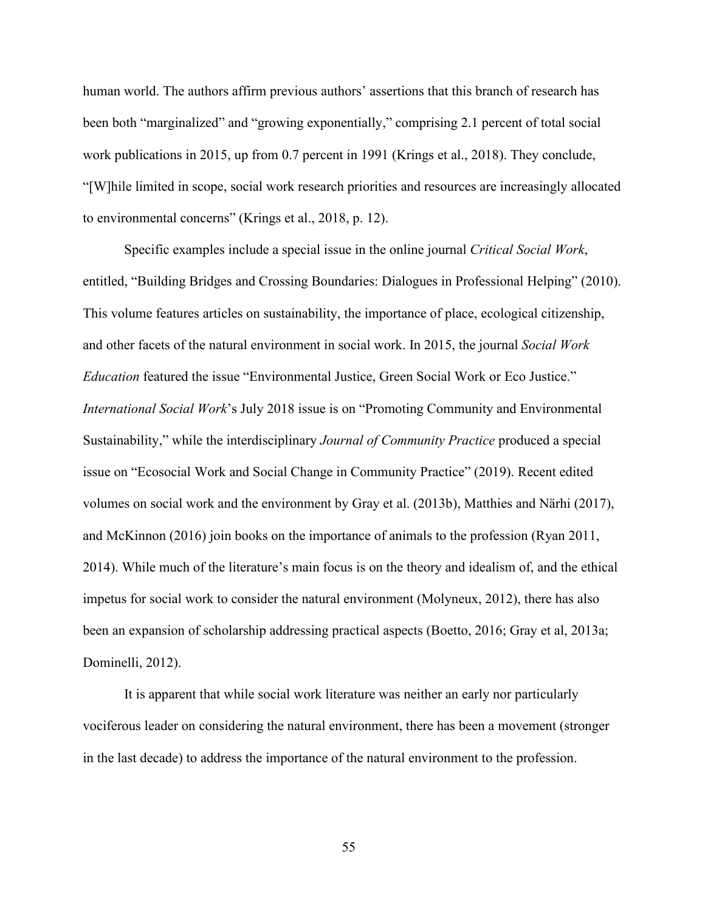human world. The authors affirm previous authors' assertions that this branch of research has been both "marginalized" and "growing exponentially," comprising 2.1 percent of total social work publications in 2015, up from 0.7 percent in 1991 (Krings et al., 2018). They conclude, "[W]hile limited in scope, social work research priorities and resources are increasingly allocated to environmental concerns" (Krings et al., 2018, p. 12).

Specific examples include a special issue in the online journal *Critical Social Work*, entitled, "Building Bridges and Crossing Boundaries: Dialogues in Professional Helping" (2010). This volume features articles on sustainability, the importance of place, ecological citizenship, and other facets of the natural environment in social work. In 2015, the journal *Social Work Education* featured the issue "Environmental Justice, Green Social Work or Eco Justice." *International Social Work*'s July 2018 issue is on "Promoting Community and Environmental Sustainability," while the interdisciplinary *Journal of Community Practice* produced a special issue on "Ecosocial Work and Social Change in Community Practice" (2019). Recent edited volumes on social work and the environment by Gray et al. (2013b), Matthies and Närhi (2017), and McKinnon (2016) join books on the importance of animals to the profession (Ryan 2011, 2014). While much of the literature's main focus is on the theory and idealism of, and the ethical impetus for social work to consider the natural environment (Molyneux, 2012), there has also been an expansion of scholarship addressing practical aspects (Boetto, 2016; Gray et al, 2013a; Dominelli, 2012).

It is apparent that while social work literature was neither an early nor particularly vociferous leader on considering the natural environment, there has been a movement (stronger in the last decade) to address the importance of the natural environment to the profession.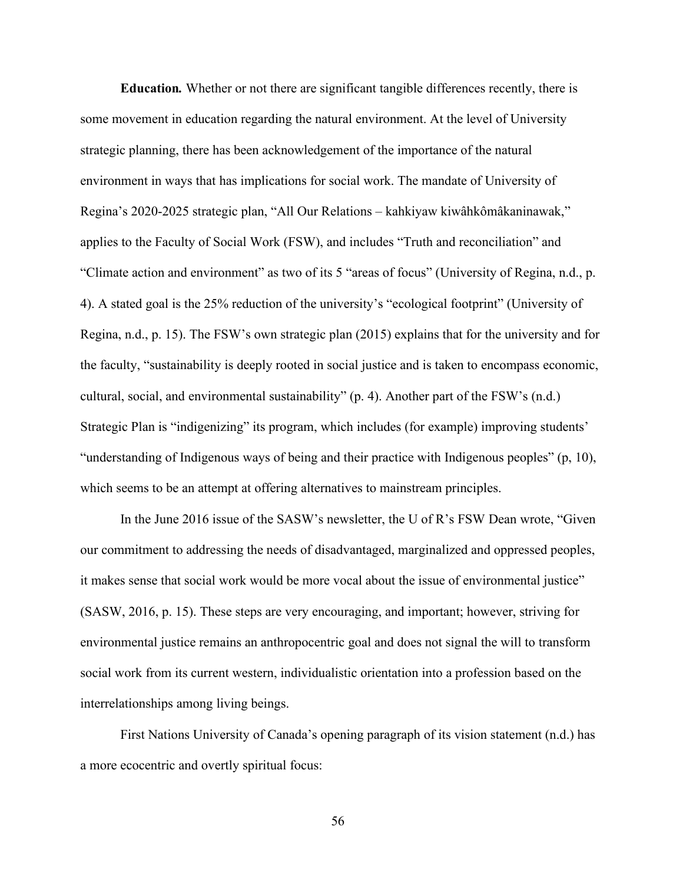**Education.** Whether or not there are significant tangible differences recently, there is some movement in education regarding the natural environment. At the level of University strategic planning, there has been acknowledgement of the importance of the natural environment in ways that has implications for social work. The mandate of University of Regina's 2020-2025 strategic plan, "All Our Relations – kahkiyaw kiwâhkômâkaninawak," applies to the Faculty of Social Work (FSW), and includes "Truth and reconciliation" and "Climate action and environment" as two of its 5 "areas of focus" (University of Regina, n.d., p. 4). A stated goal is the 25% reduction of the university's "ecological footprint" (University of Regina, n.d., p. 15). The FSW's own strategic plan (2015) explains that for the university and for the faculty, "sustainability is deeply rooted in social justice and is taken to encompass economic, cultural, social, and environmental sustainability" (p. 4). Another part of the FSW's (n.d.) Strategic Plan is "indigenizing" its program, which includes (for example) improving students' "understanding of Indigenous ways of being and their practice with Indigenous peoples" (p, 10), which seems to be an attempt at offering alternatives to mainstream principles.

In the June 2016 issue of the SASW's newsletter, the U of R's FSW Dean wrote, "Given our commitment to addressing the needs of disadvantaged, marginalized and oppressed peoples, it makes sense that social work would be more vocal about the issue of environmental justice" (SASW, 2016, p. 15). These steps are very encouraging, and important; however, striving for environmental justice remains an anthropocentric goal and does not signal the will to transform social work from its current western, individualistic orientation into a profession based on the interrelationships among living beings.

First Nations University of Canada's opening paragraph of its vision statement (n.d.) has a more ecocentric and overtly spiritual focus: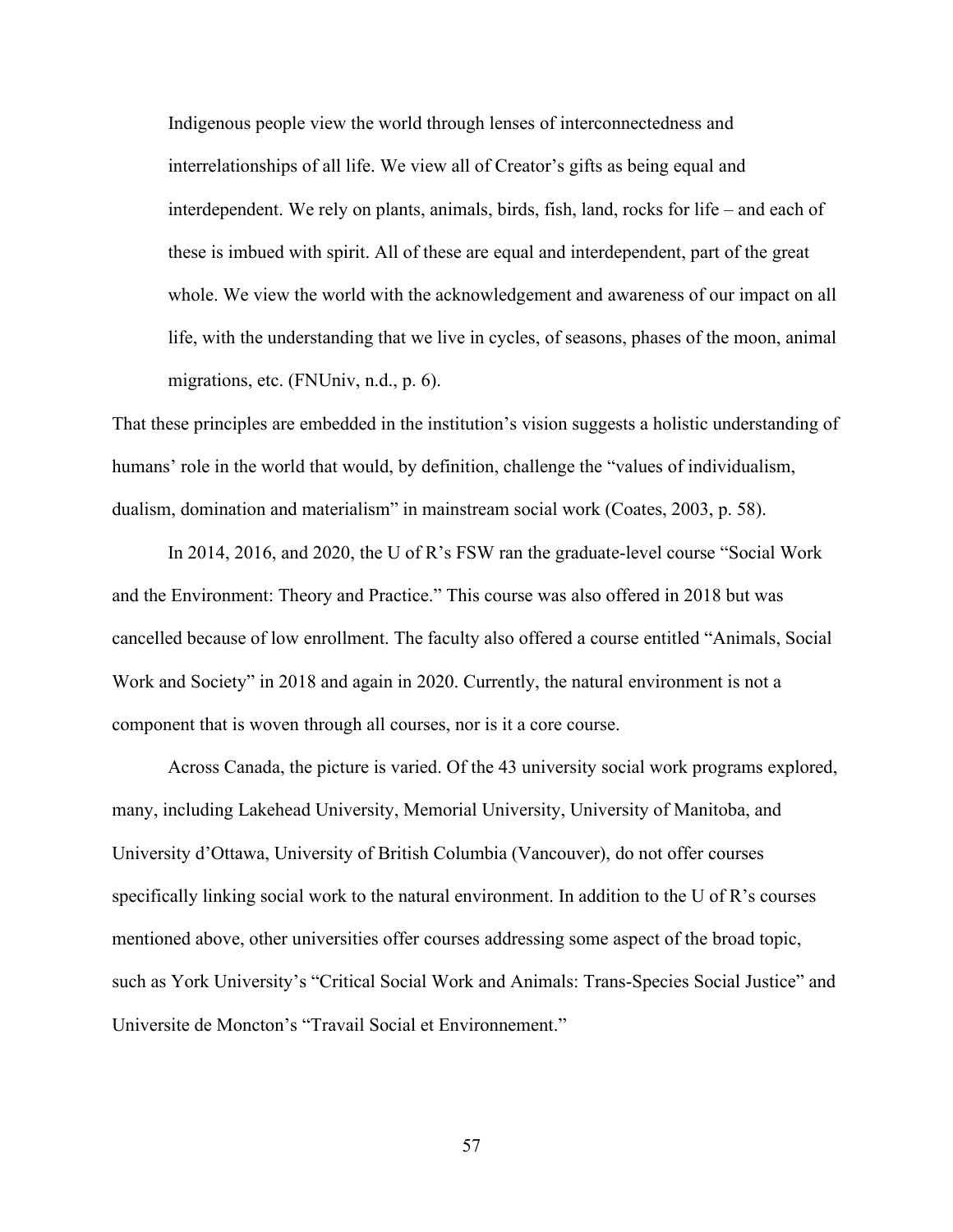> Indigenous people view the world through lenses of interconnectedness and interrelationships of all life. We view all of Creator's gifts as being equal and interdependent. We rely on plants, animals, birds, fish, land, rocks for life – and each of these is imbued with spirit. All of these are equal and interdependent, part of the great whole. We view the world with the acknowledgement and awareness of our impact on all life, with the understanding that we live in cycles, of seasons, phases of the moon, animal migrations, etc. (FNUniv, n.d., p. 6).

That these principles are embedded in the institution's vision suggests a holistic understanding of humans' role in the world that would, by definition, challenge the "values of individualism, dualism, domination and materialism" in mainstream social work (Coates, 2003, p. 58).

In 2014, 2016, and 2020, the U of R's FSW ran the graduate-level course "Social Work and the Environment: Theory and Practice." This course was also offered in 2018 but was cancelled because of low enrollment. The faculty also offered a course entitled "Animals, Social Work and Society" in 2018 and again in 2020. Currently, the natural environment is not a component that is woven through all courses, nor is it a core course.

Across Canada, the picture is varied. Of the 43 university social work programs explored, many, including Lakehead University, Memorial University, University of Manitoba, and University d'Ottawa, University of British Columbia (Vancouver), do not offer courses specifically linking social work to the natural environment. In addition to the U of R's courses mentioned above, other universities offer courses addressing some aspect of the broad topic, such as York University's "Critical Social Work and Animals: Trans-Species Social Justice" and Universite de Moncton's "Travail Social et Environnement."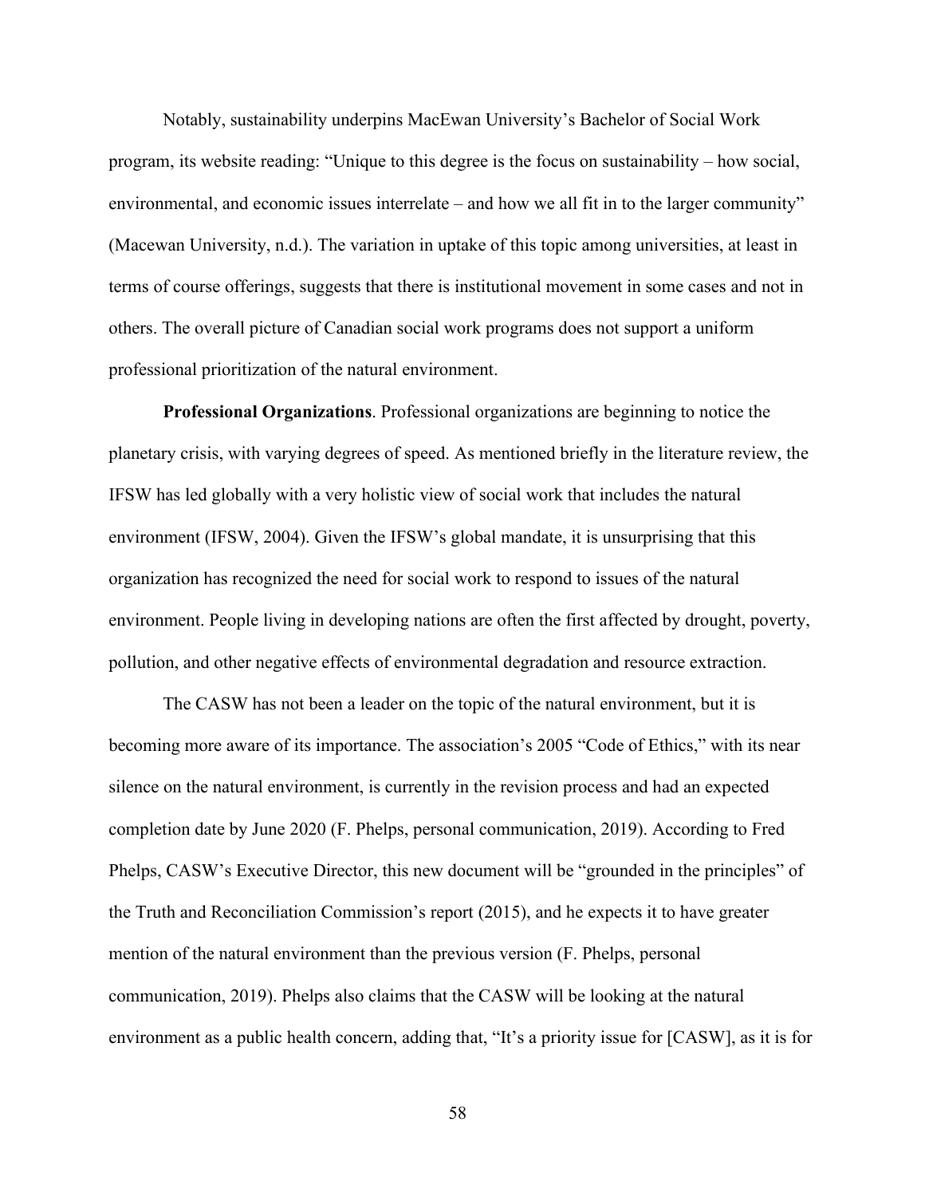Notably, sustainability underpins MacEwan University's Bachelor of Social Work program, its website reading: "Unique to this degree is the focus on sustainability – how social, environmental, and economic issues interrelate – and how we all fit in to the larger community" (Macewan University, n.d.). The variation in uptake of this topic among universities, at least in terms of course offerings, suggests that there is institutional movement in some cases and not in others. The overall picture of Canadian social work programs does not support a uniform professional prioritization of the natural environment.

**Professional Organizations**. Professional organizations are beginning to notice the planetary crisis, with varying degrees of speed. As mentioned briefly in the literature review, the IFSW has led globally with a very holistic view of social work that includes the natural environment (IFSW, 2004). Given the IFSW's global mandate, it is unsurprising that this organization has recognized the need for social work to respond to issues of the natural environment. People living in developing nations are often the first affected by drought, poverty, pollution, and other negative effects of environmental degradation and resource extraction.

The CASW has not been a leader on the topic of the natural environment, but it is becoming more aware of its importance. The association's 2005 "Code of Ethics," with its near silence on the natural environment, is currently in the revision process and had an expected completion date by June 2020 (F. Phelps, personal communication, 2019). According to Fred Phelps, CASW's Executive Director, this new document will be "grounded in the principles" of the Truth and Reconciliation Commission's report (2015), and he expects it to have greater mention of the natural environment than the previous version (F. Phelps, personal communication, 2019). Phelps also claims that the CASW will be looking at the natural environment as a public health concern, adding that, "It's a priority issue for [CASW], as it is for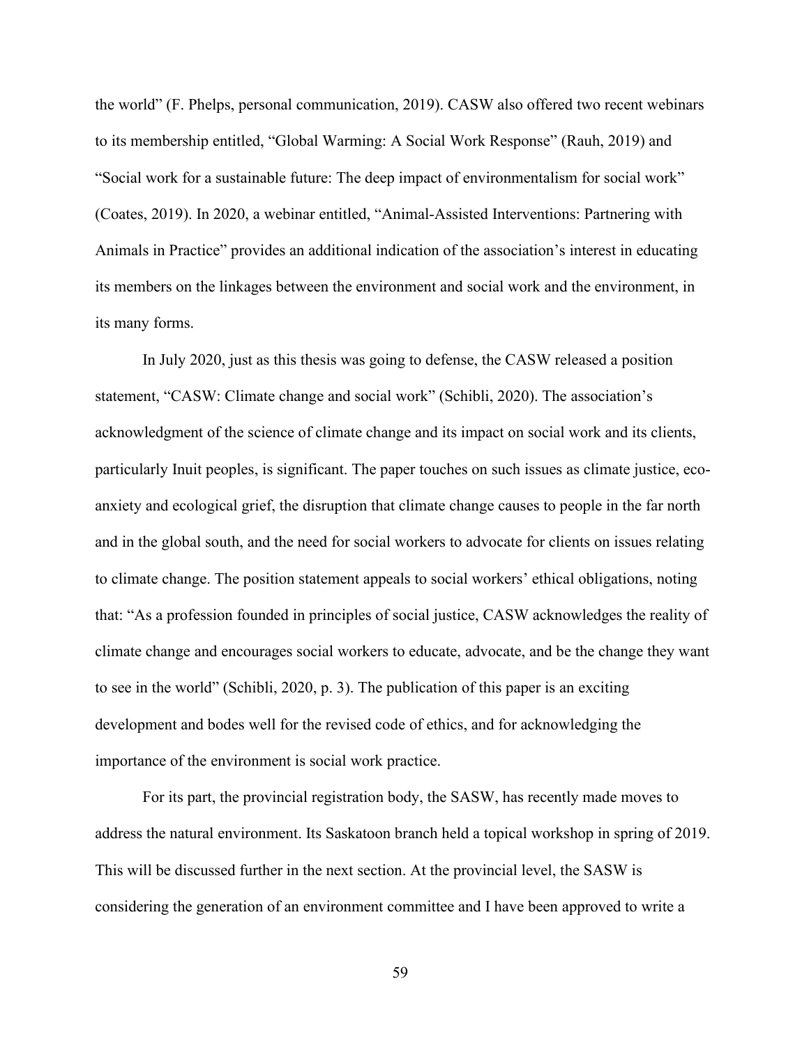the world" (F. Phelps, personal communication, 2019). CASW also offered two recent webinars to its membership entitled, "Global Warming: A Social Work Response" (Rauh, 2019) and "Social work for a sustainable future: The deep impact of environmentalism for social work" (Coates, 2019). In 2020, a webinar entitled, "Animal-Assisted Interventions: Partnering with Animals in Practice" provides an additional indication of the association's interest in educating its members on the linkages between the environment and social work and the environment, in its many forms.

In July 2020, just as this thesis was going to defense, the CASW released a position statement, "CASW: Climate change and social work" (Schibli, 2020). The association's acknowledgment of the science of climate change and its impact on social work and its clients, particularly Inuit peoples, is significant. The paper touches on such issues as climate justice, eco-anxiety and ecological grief, the disruption that climate change causes to people in the far north and in the global south, and the need for social workers to advocate for clients on issues relating to climate change. The position statement appeals to social workers' ethical obligations, noting that: "As a profession founded in principles of social justice, CASW acknowledges the reality of climate change and encourages social workers to educate, advocate, and be the change they want to see in the world" (Schibli, 2020, p. 3). The publication of this paper is an exciting development and bodes well for the revised code of ethics, and for acknowledging the importance of the environment is social work practice.

For its part, the provincial registration body, the SASW, has recently made moves to address the natural environment. Its Saskatoon branch held a topical workshop in spring of 2019. This will be discussed further in the next section. At the provincial level, the SASW is considering the generation of an environment committee and I have been approved to write a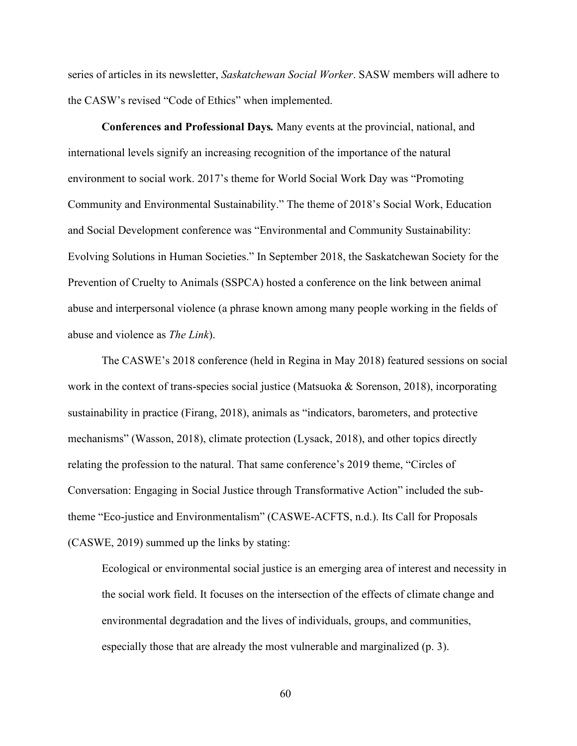series of articles in its newsletter, *Saskatchewan Social Worker*. SASW members will adhere to the CASW's revised "Code of Ethics" when implemented.

**Conferences and Professional Days.** Many events at the provincial, national, and international levels signify an increasing recognition of the importance of the natural environment to social work. 2017's theme for World Social Work Day was "Promoting Community and Environmental Sustainability." The theme of 2018's Social Work, Education and Social Development conference was "Environmental and Community Sustainability: Evolving Solutions in Human Societies." In September 2018, the Saskatchewan Society for the Prevention of Cruelty to Animals (SSPCA) hosted a conference on the link between animal abuse and interpersonal violence (a phrase known among many people working in the fields of abuse and violence as *The Link*).

The CASWE's 2018 conference (held in Regina in May 2018) featured sessions on social work in the context of trans-species social justice (Matsuoka & Sorenson, 2018), incorporating sustainability in practice (Firang, 2018), animals as "indicators, barometers, and protective mechanisms" (Wasson, 2018), climate protection (Lysack, 2018), and other topics directly relating the profession to the natural. That same conference's 2019 theme, "Circles of Conversation: Engaging in Social Justice through Transformative Action" included the sub-theme "Eco-justice and Environmentalism" (CASWE-ACFTS, n.d.). Its Call for Proposals (CASWE, 2019) summed up the links by stating:

> Ecological or environmental social justice is an emerging area of interest and necessity in the social work field. It focuses on the intersection of the effects of climate change and environmental degradation and the lives of individuals, groups, and communities, especially those that are already the most vulnerable and marginalized (p. 3).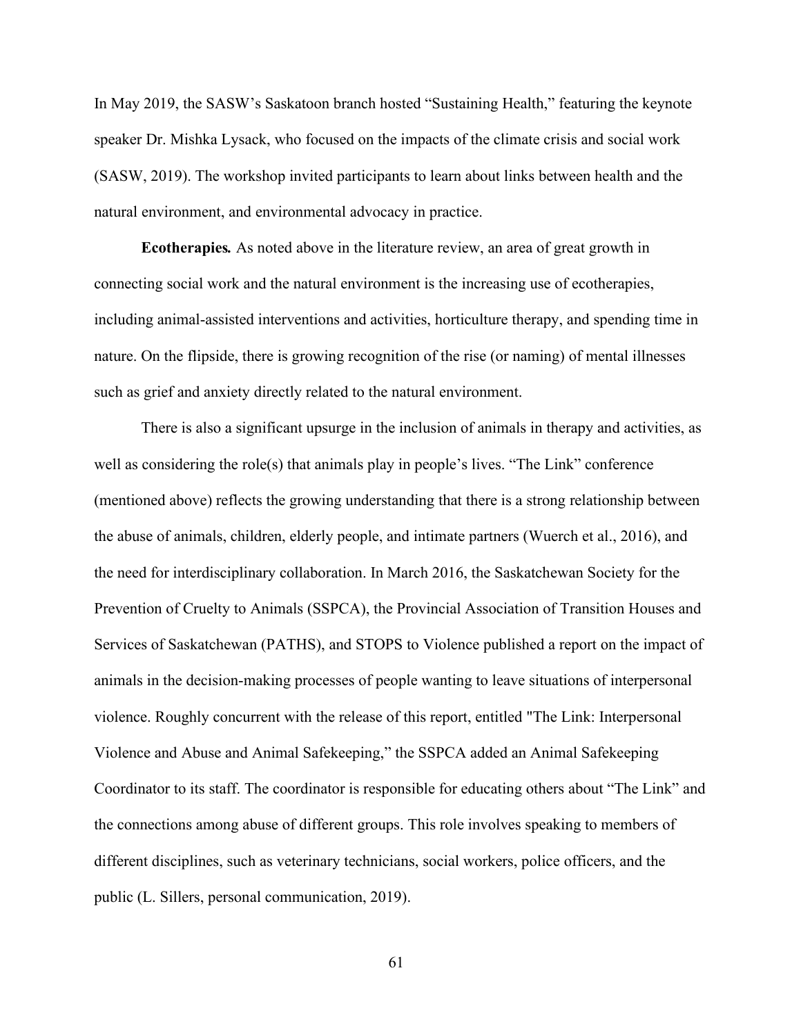In May 2019, the SASW's Saskatoon branch hosted "Sustaining Health," featuring the keynote speaker Dr. Mishka Lysack, who focused on the impacts of the climate crisis and social work (SASW, 2019). The workshop invited participants to learn about links between health and the natural environment, and environmental advocacy in practice.

**Ecotherapies.** As noted above in the literature review, an area of great growth in connecting social work and the natural environment is the increasing use of ecotherapies, including animal-assisted interventions and activities, horticulture therapy, and spending time in nature. On the flipside, there is growing recognition of the rise (or naming) of mental illnesses such as grief and anxiety directly related to the natural environment.

There is also a significant upsurge in the inclusion of animals in therapy and activities, as well as considering the role(s) that animals play in people's lives. "The Link" conference (mentioned above) reflects the growing understanding that there is a strong relationship between the abuse of animals, children, elderly people, and intimate partners (Wuerch et al., 2016), and the need for interdisciplinary collaboration. In March 2016, the Saskatchewan Society for the Prevention of Cruelty to Animals (SSPCA), the Provincial Association of Transition Houses and Services of Saskatchewan (PATHS), and STOPS to Violence published a report on the impact of animals in the decision-making processes of people wanting to leave situations of interpersonal violence. Roughly concurrent with the release of this report, entitled "The Link: Interpersonal Violence and Abuse and Animal Safekeeping," the SSPCA added an Animal Safekeeping Coordinator to its staff. The coordinator is responsible for educating others about "The Link" and the connections among abuse of different groups. This role involves speaking to members of different disciplines, such as veterinary technicians, social workers, police officers, and the public (L. Sillers, personal communication, 2019).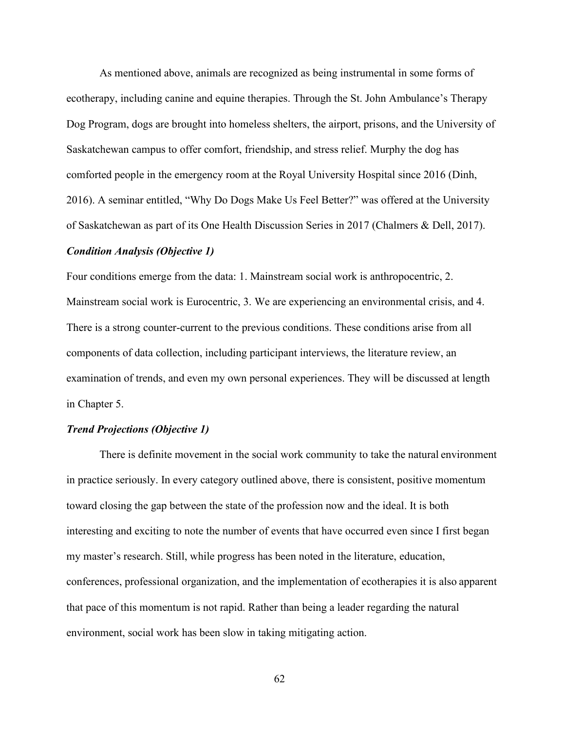As mentioned above, animals are recognized as being instrumental in some forms of ecotherapy, including canine and equine therapies. Through the St. John Ambulance's Therapy Dog Program, dogs are brought into homeless shelters, the airport, prisons, and the University of Saskatchewan campus to offer comfort, friendship, and stress relief. Murphy the dog has comforted people in the emergency room at the Royal University Hospital since 2016 (Dinh, 2016). A seminar entitled, "Why Do Dogs Make Us Feel Better?" was offered at the University of Saskatchewan as part of its One Health Discussion Series in 2017 (Chalmers & Dell, 2017).

### *Condition Analysis (Objective 1)*

Four conditions emerge from the data: 1. Mainstream social work is anthropocentric, 2. Mainstream social work is Eurocentric, 3. We are experiencing an environmental crisis, and 4. There is a strong counter-current to the previous conditions. These conditions arise from all components of data collection, including participant interviews, the literature review, an examination of trends, and even my own personal experiences. They will be discussed at length in Chapter 5.

### *Trend Projections (Objective 1)*

There is definite movement in the social work community to take the natural environment in practice seriously. In every category outlined above, there is consistent, positive momentum toward closing the gap between the state of the profession now and the ideal. It is both interesting and exciting to note the number of events that have occurred even since I first began my master's research. Still, while progress has been noted in the literature, education, conferences, professional organization, and the implementation of ecotherapies it is also apparent that pace of this momentum is not rapid. Rather than being a leader regarding the natural environment, social work has been slow in taking mitigating action.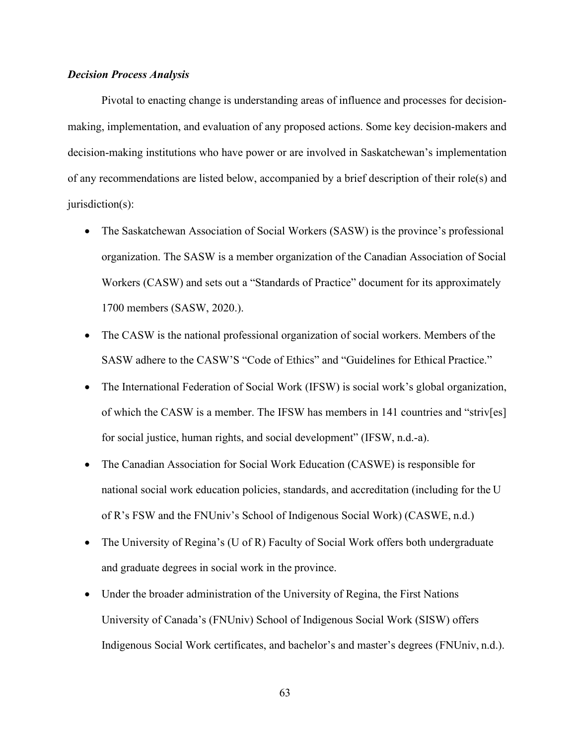***Decision Process Analysis***

Pivotal to enacting change is understanding areas of influence and processes for decision-making, implementation, and evaluation of any proposed actions. Some key decision-makers and decision-making institutions who have power or are involved in Saskatchewan's implementation of any recommendations are listed below, accompanied by a brief description of their role(s) and jurisdiction(s):

- The Saskatchewan Association of Social Workers (SASW) is the province's professional organization. The SASW is a member organization of the Canadian Association of Social Workers (CASW) and sets out a "Standards of Practice" document for its approximately 1700 members (SASW, 2020.).
- The CASW is the national professional organization of social workers. Members of the SASW adhere to the CASW'S "Code of Ethics" and "Guidelines for Ethical Practice."
- The International Federation of Social Work (IFSW) is social work's global organization, of which the CASW is a member. The IFSW has members in 141 countries and "striv[es] for social justice, human rights, and social development" (IFSW, n.d.-a).
- The Canadian Association for Social Work Education (CASWE) is responsible for national social work education policies, standards, and accreditation (including for the U of R's FSW and the FNUniv's School of Indigenous Social Work) (CASWE, n.d.)
- The University of Regina's (U of R) Faculty of Social Work offers both undergraduate and graduate degrees in social work in the province.
- Under the broader administration of the University of Regina, the First Nations University of Canada's (FNUniv) School of Indigenous Social Work (SISW) offers Indigenous Social Work certificates, and bachelor's and master's degrees (FNUniv, n.d.).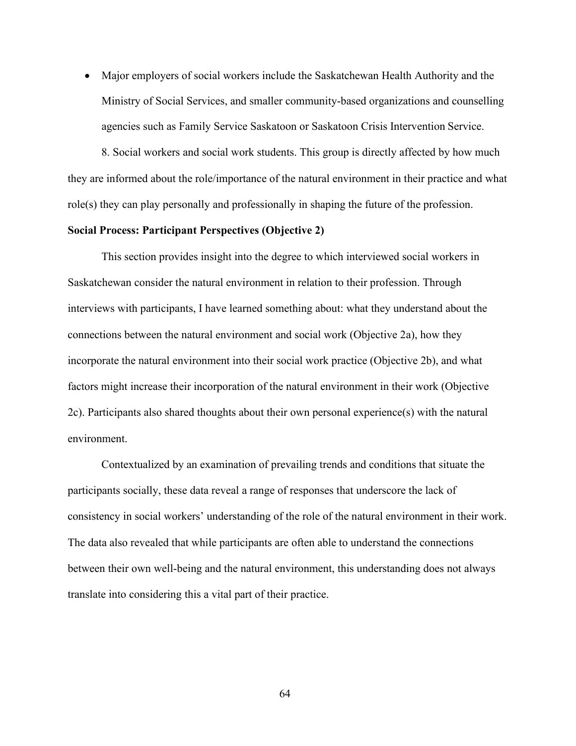- Major employers of social workers include the Saskatchewan Health Authority and the Ministry of Social Services, and smaller community-based organizations and counselling agencies such as Family Service Saskatoon or Saskatoon Crisis Intervention Service.

8. Social workers and social work students. This group is directly affected by how much they are informed about the role/importance of the natural environment in their practice and what role(s) they can play personally and professionally in shaping the future of the profession.

**Social Process: Participant Perspectives (Objective 2)**

This section provides insight into the degree to which interviewed social workers in Saskatchewan consider the natural environment in relation to their profession. Through interviews with participants, I have learned something about: what they understand about the connections between the natural environment and social work (Objective 2a), how they incorporate the natural environment into their social work practice (Objective 2b), and what factors might increase their incorporation of the natural environment in their work (Objective 2c). Participants also shared thoughts about their own personal experience(s) with the natural environment.

Contextualized by an examination of prevailing trends and conditions that situate the participants socially, these data reveal a range of responses that underscore the lack of consistency in social workers' understanding of the role of the natural environment in their work. The data also revealed that while participants are often able to understand the connections between their own well-being and the natural environment, this understanding does not always translate into considering this a vital part of their practice.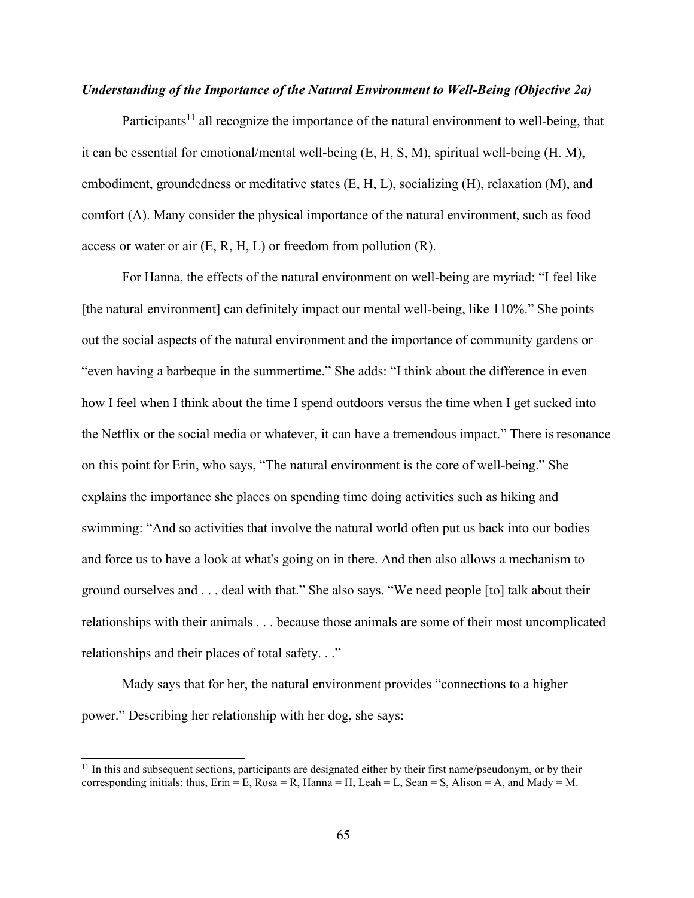***Understanding of the Importance of the Natural Environment to Well-Being (Objective 2a)***

Participants[11] all recognize the importance of the natural environment to well-being, that it can be essential for emotional/mental well-being (E, H, S, M), spiritual well-being (H. M), embodiment, groundedness or meditative states (E, H, L), socializing (H), relaxation (M), and comfort (A). Many consider the physical importance of the natural environment, such as food access or water or air (E, R, H, L) or freedom from pollution (R).

For Hanna, the effects of the natural environment on well-being are myriad: "I feel like [the natural environment] can definitely impact our mental well-being, like 110%." She points out the social aspects of the natural environment and the importance of community gardens or "even having a barbeque in the summertime." She adds: "I think about the difference in even how I feel when I think about the time I spend outdoors versus the time when I get sucked into the Netflix or the social media or whatever, it can have a tremendous impact." There is resonance on this point for Erin, who says, "The natural environment is the core of well-being." She explains the importance she places on spending time doing activities such as hiking and swimming: "And so activities that involve the natural world often put us back into our bodies and force us to have a look at what's going on in there. And then also allows a mechanism to ground ourselves and . . . deal with that." She also says. "We need people [to] talk about their relationships with their animals . . . because those animals are some of their most uncomplicated relationships and their places of total safety. . ."

Mady says that for her, the natural environment provides "connections to a higher power." Describing her relationship with her dog, she says:

[11] In this and subsequent sections, participants are designated either by their first name/pseudonym, or by their corresponding initials: thus, Erin = E, Rosa = R, Hanna = H, Leah = L, Sean = S, Alison = A, and Mady = M.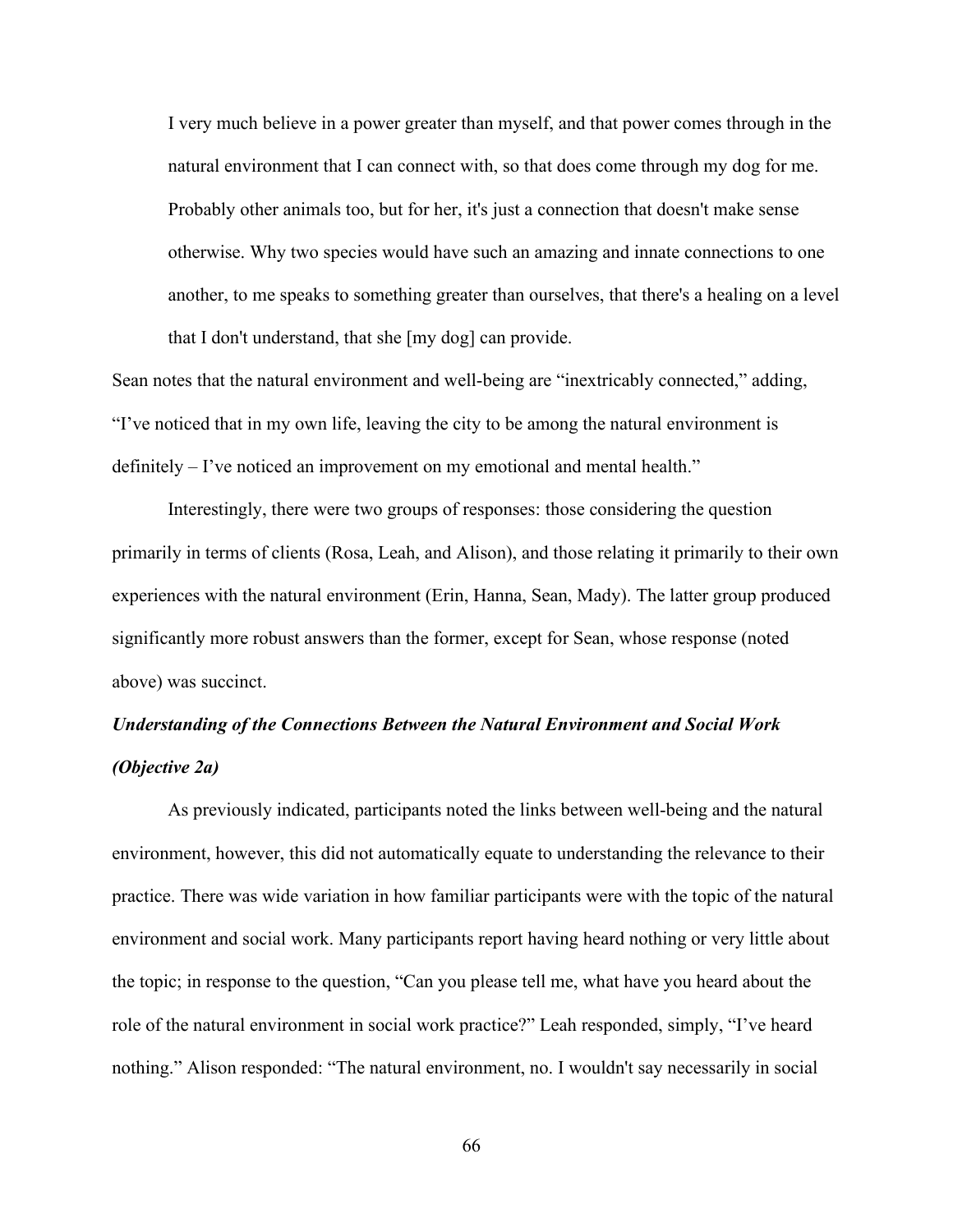> I very much believe in a power greater than myself, and that power comes through in the natural environment that I can connect with, so that does come through my dog for me. Probably other animals too, but for her, it's just a connection that doesn't make sense otherwise. Why two species would have such an amazing and innate connections to one another, to me speaks to something greater than ourselves, that there's a healing on a level that I don't understand, that she [my dog] can provide.

Sean notes that the natural environment and well-being are "inextricably connected," adding, "I've noticed that in my own life, leaving the city to be among the natural environment is definitely – I've noticed an improvement on my emotional and mental health."

Interestingly, there were two groups of responses: those considering the question primarily in terms of clients (Rosa, Leah, and Alison), and those relating it primarily to their own experiences with the natural environment (Erin, Hanna, Sean, Mady). The latter group produced significantly more robust answers than the former, except for Sean, whose response (noted above) was succinct.

### *Understanding of the Connections Between the Natural Environment and Social Work (Objective 2a)*

As previously indicated, participants noted the links between well-being and the natural environment, however, this did not automatically equate to understanding the relevance to their practice. There was wide variation in how familiar participants were with the topic of the natural environment and social work. Many participants report having heard nothing or very little about the topic; in response to the question, "Can you please tell me, what have you heard about the role of the natural environment in social work practice?" Leah responded, simply, "I've heard nothing." Alison responded: "The natural environment, no. I wouldn't say necessarily in social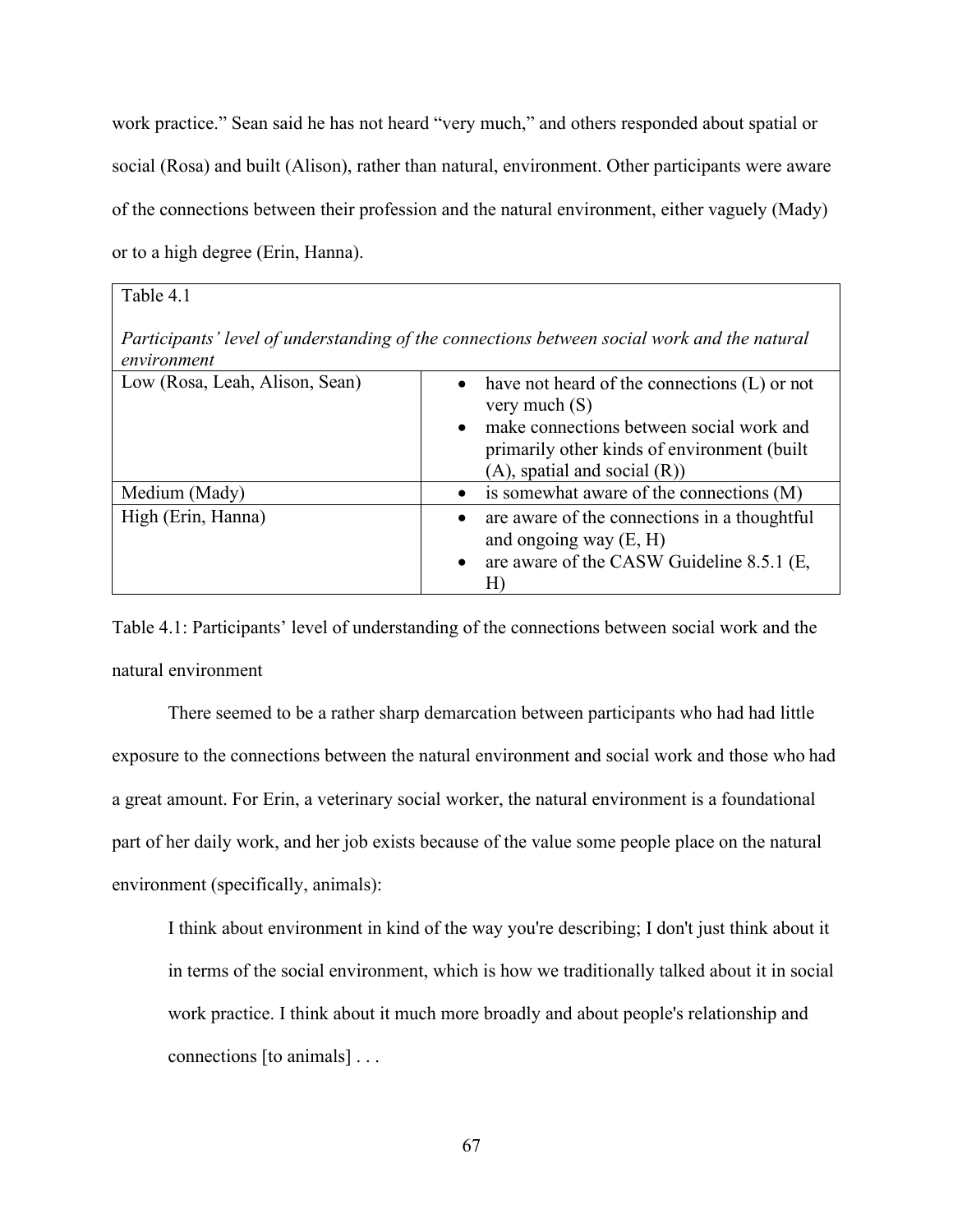work practice." Sean said he has not heard "very much," and others responded about spatial or social (Rosa) and built (Alison), rather than natural, environment. Other participants were aware of the connections between their profession and the natural environment, either vaguely (Mady) or to a high degree (Erin, Hanna).

Table 4.1

*Participants' level of understanding of the connections between social work and the natural environment*

| | |
|---|---|
| Low (Rosa, Leah, Alison, Sean) | • have not heard of the connections (L) or not very much (S)<br>• make connections between social work and primarily other kinds of environment (built (A), spatial and social (R)) |
| Medium (Mady) | • is somewhat aware of the connections (M) |
| High (Erin, Hanna) | • are aware of the connections in a thoughtful and ongoing way (E, H)<br>• are aware of the CASW Guideline 8.5.1 (E, H) |

Table 4.1: Participants' level of understanding of the connections between social work and the natural environment

There seemed to be a rather sharp demarcation between participants who had had little exposure to the connections between the natural environment and social work and those who had a great amount. For Erin, a veterinary social worker, the natural environment is a foundational part of her daily work, and her job exists because of the value some people place on the natural environment (specifically, animals):

> I think about environment in kind of the way you're describing; I don't just think about it in terms of the social environment, which is how we traditionally talked about it in social work practice. I think about it much more broadly and about people's relationship and connections [to animals] . . .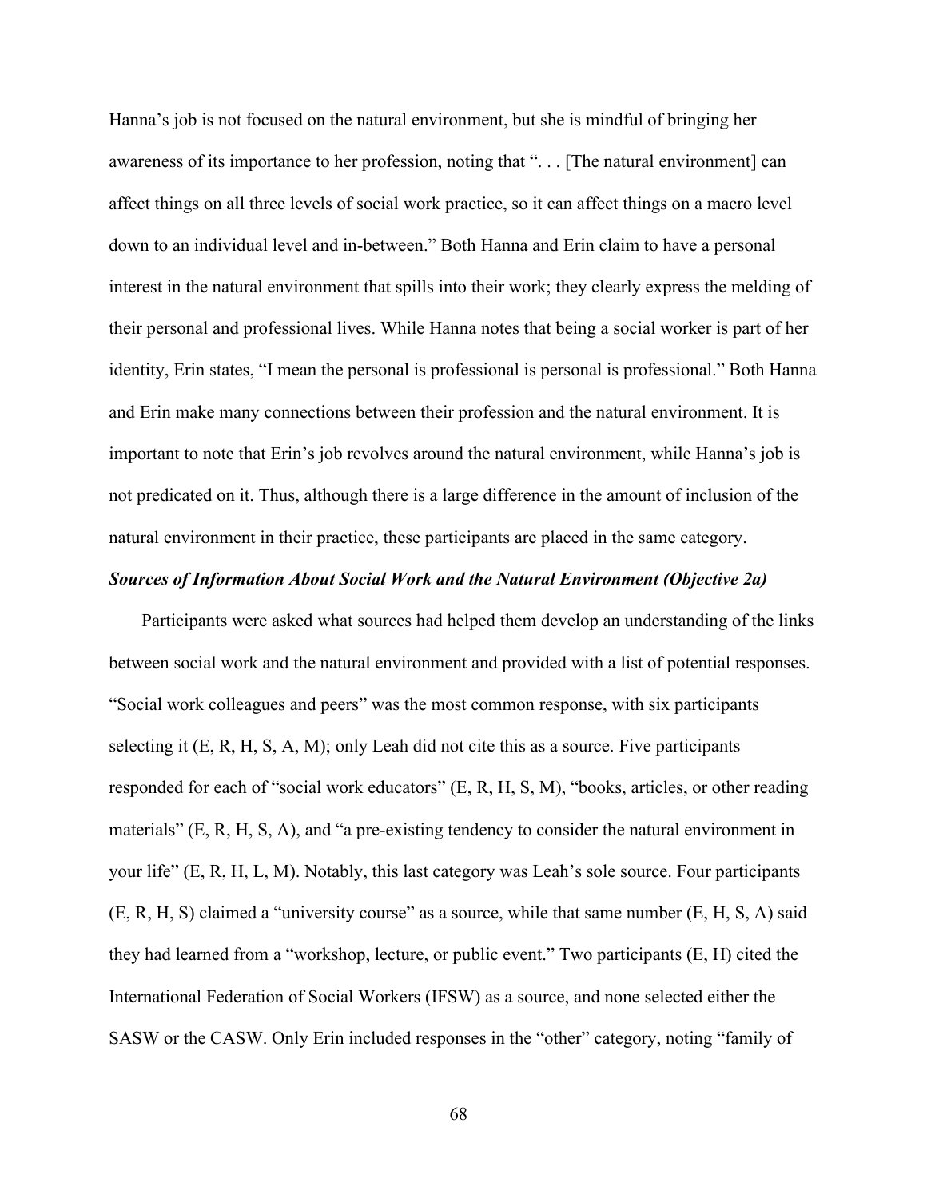Hanna's job is not focused on the natural environment, but she is mindful of bringing her awareness of its importance to her profession, noting that ". . . [The natural environment] can affect things on all three levels of social work practice, so it can affect things on a macro level down to an individual level and in-between." Both Hanna and Erin claim to have a personal interest in the natural environment that spills into their work; they clearly express the melding of their personal and professional lives. While Hanna notes that being a social worker is part of her identity, Erin states, "I mean the personal is professional is personal is professional." Both Hanna and Erin make many connections between their profession and the natural environment. It is important to note that Erin's job revolves around the natural environment, while Hanna's job is not predicated on it. Thus, although there is a large difference in the amount of inclusion of the natural environment in their practice, these participants are placed in the same category.

### ***Sources of Information About Social Work and the Natural Environment (Objective 2a)***

Participants were asked what sources had helped them develop an understanding of the links between social work and the natural environment and provided with a list of potential responses. "Social work colleagues and peers" was the most common response, with six participants selecting it (E, R, H, S, A, M); only Leah did not cite this as a source. Five participants responded for each of "social work educators" (E, R, H, S, M), "books, articles, or other reading materials" (E, R, H, S, A), and "a pre-existing tendency to consider the natural environment in your life" (E, R, H, L, M). Notably, this last category was Leah's sole source. Four participants (E, R, H, S) claimed a "university course" as a source, while that same number (E, H, S, A) said they had learned from a "workshop, lecture, or public event." Two participants (E, H) cited the International Federation of Social Workers (IFSW) as a source, and none selected either the SASW or the CASW. Only Erin included responses in the "other" category, noting "family of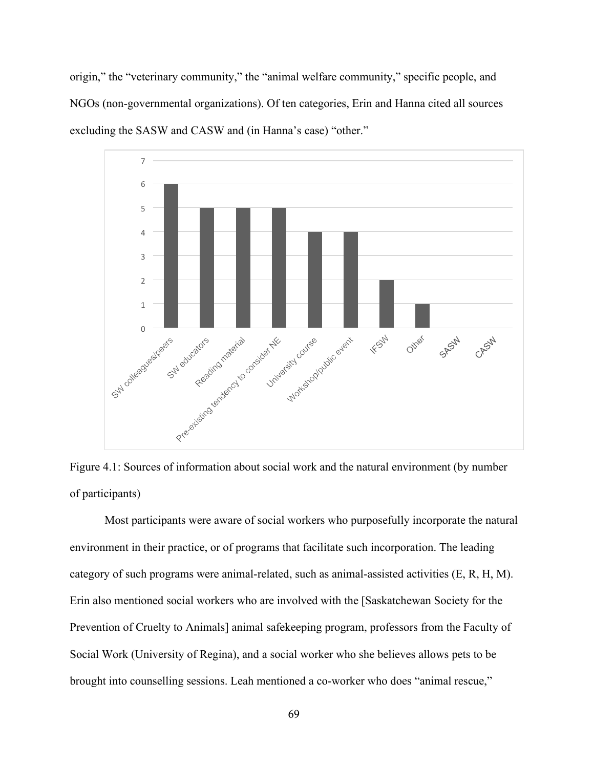origin," the "veterinary community," the "animal welfare community," specific people, and NGOs (non-governmental organizations). Of ten categories, Erin and Hanna cited all sources excluding the SASW and CASW and (in Hanna's case) "other."

7
6
5
4
3
2
1
0

SW colleagues/peers
SW educators
Reading material
Pre-existing tendency to consider NE
University course
Workshop/public event
IFSW
Other
SASW
CASW

Figure 4.1: Sources of information about social work and the natural environment (by number of participants)

Most participants were aware of social workers who purposefully incorporate the natural environment in their practice, or of programs that facilitate such incorporation. The leading category of such programs were animal-related, such as animal-assisted activities (E, R, H, M). Erin also mentioned social workers who are involved with the [Saskatchewan Society for the Prevention of Cruelty to Animals] animal safekeeping program, professors from the Faculty of Social Work (University of Regina), and a social worker who she believes allows pets to be brought into counselling sessions. Leah mentioned a co-worker who does "animal rescue,"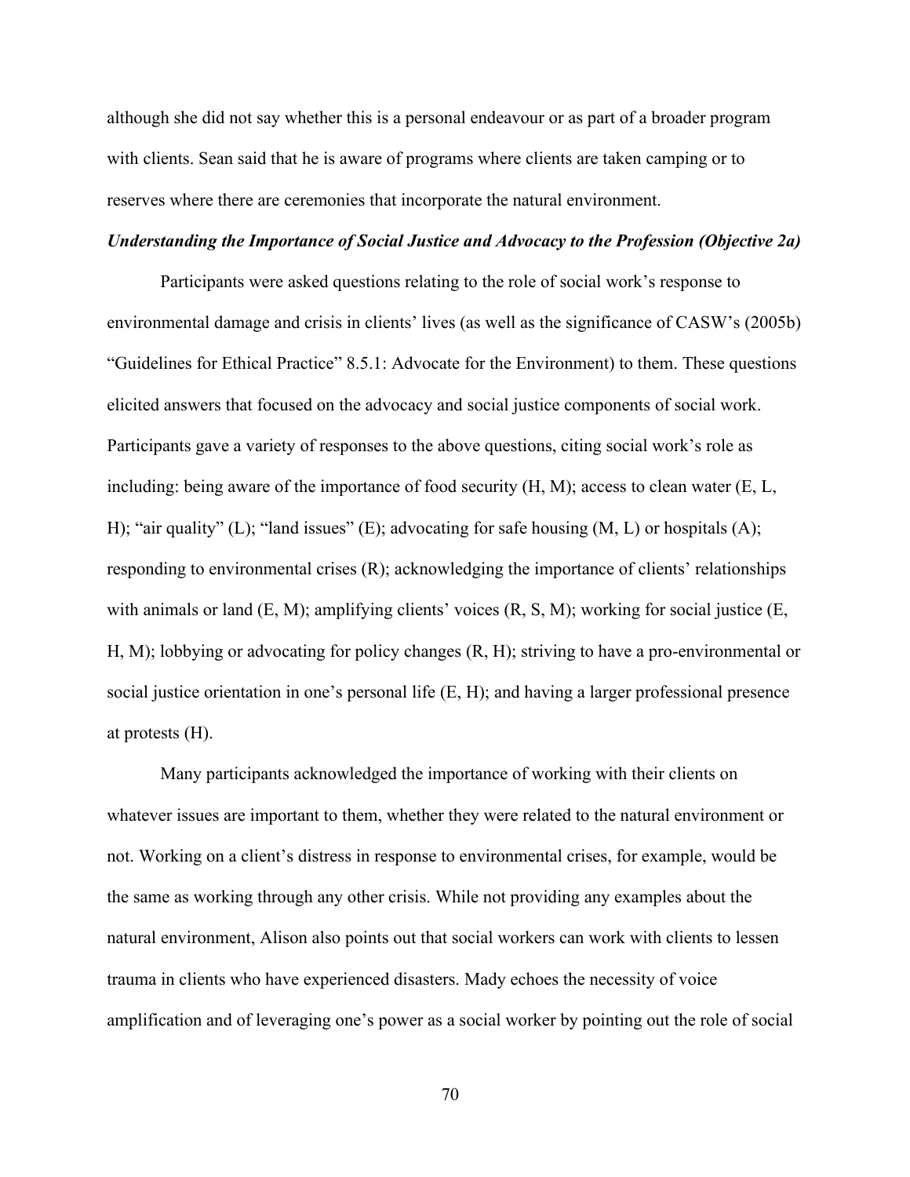although she did not say whether this is a personal endeavour or as part of a broader program with clients. Sean said that he is aware of programs where clients are taken camping or to reserves where there are ceremonies that incorporate the natural environment.

### *Understanding the Importance of Social Justice and Advocacy to the Profession (Objective 2a)*

Participants were asked questions relating to the role of social work's response to environmental damage and crisis in clients' lives (as well as the significance of CASW's (2005b) "Guidelines for Ethical Practice" 8.5.1: Advocate for the Environment) to them. These questions elicited answers that focused on the advocacy and social justice components of social work. Participants gave a variety of responses to the above questions, citing social work's role as including: being aware of the importance of food security (H, M); access to clean water (E, L, H); "air quality" (L); "land issues" (E); advocating for safe housing (M, L) or hospitals (A); responding to environmental crises (R); acknowledging the importance of clients' relationships with animals or land (E, M); amplifying clients' voices (R, S, M); working for social justice (E, H, M); lobbying or advocating for policy changes (R, H); striving to have a pro-environmental or social justice orientation in one's personal life (E, H); and having a larger professional presence at protests (H).

Many participants acknowledged the importance of working with their clients on whatever issues are important to them, whether they were related to the natural environment or not. Working on a client's distress in response to environmental crises, for example, would be the same as working through any other crisis. While not providing any examples about the natural environment, Alison also points out that social workers can work with clients to lessen trauma in clients who have experienced disasters. Mady echoes the necessity of voice amplification and of leveraging one's power as a social worker by pointing out the role of social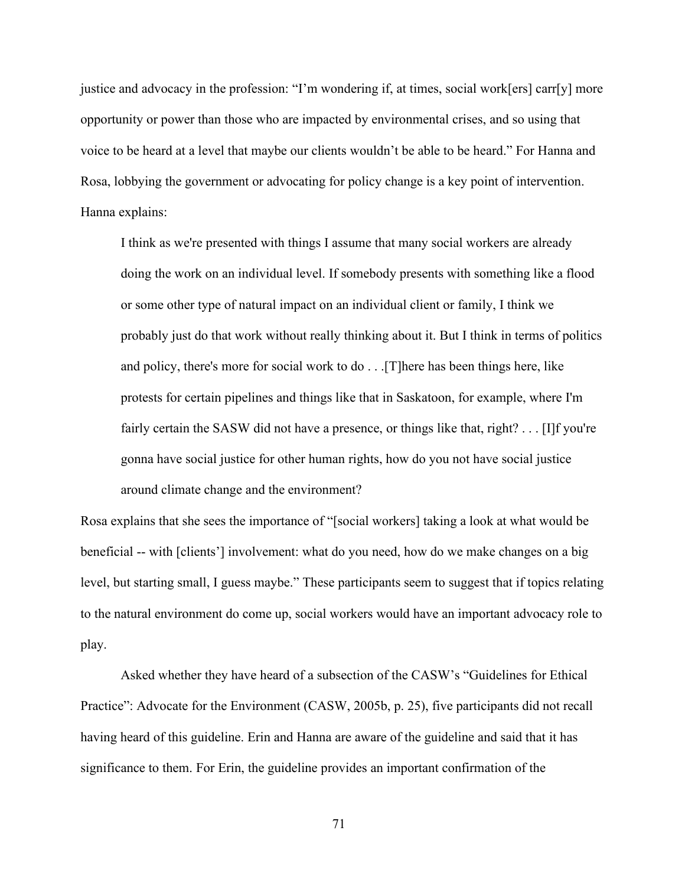justice and advocacy in the profession: "I'm wondering if, at times, social work[ers] carr[y] more opportunity or power than those who are impacted by environmental crises, and so using that voice to be heard at a level that maybe our clients wouldn't be able to be heard." For Hanna and Rosa, lobbying the government or advocating for policy change is a key point of intervention. Hanna explains:

> I think as we're presented with things I assume that many social workers are already doing the work on an individual level. If somebody presents with something like a flood or some other type of natural impact on an individual client or family, I think we probably just do that work without really thinking about it. But I think in terms of politics and policy, there's more for social work to do . . .[T]here has been things here, like protests for certain pipelines and things like that in Saskatoon, for example, where I'm fairly certain the SASW did not have a presence, or things like that, right? . . . [I]f you're gonna have social justice for other human rights, how do you not have social justice around climate change and the environment?

Rosa explains that she sees the importance of "[social workers] taking a look at what would be beneficial -- with [clients'] involvement: what do you need, how do we make changes on a big level, but starting small, I guess maybe." These participants seem to suggest that if topics relating to the natural environment do come up, social workers would have an important advocacy role to play.

Asked whether they have heard of a subsection of the CASW's "Guidelines for Ethical Practice": Advocate for the Environment (CASW, 2005b, p. 25), five participants did not recall having heard of this guideline. Erin and Hanna are aware of the guideline and said that it has significance to them. For Erin, the guideline provides an important confirmation of the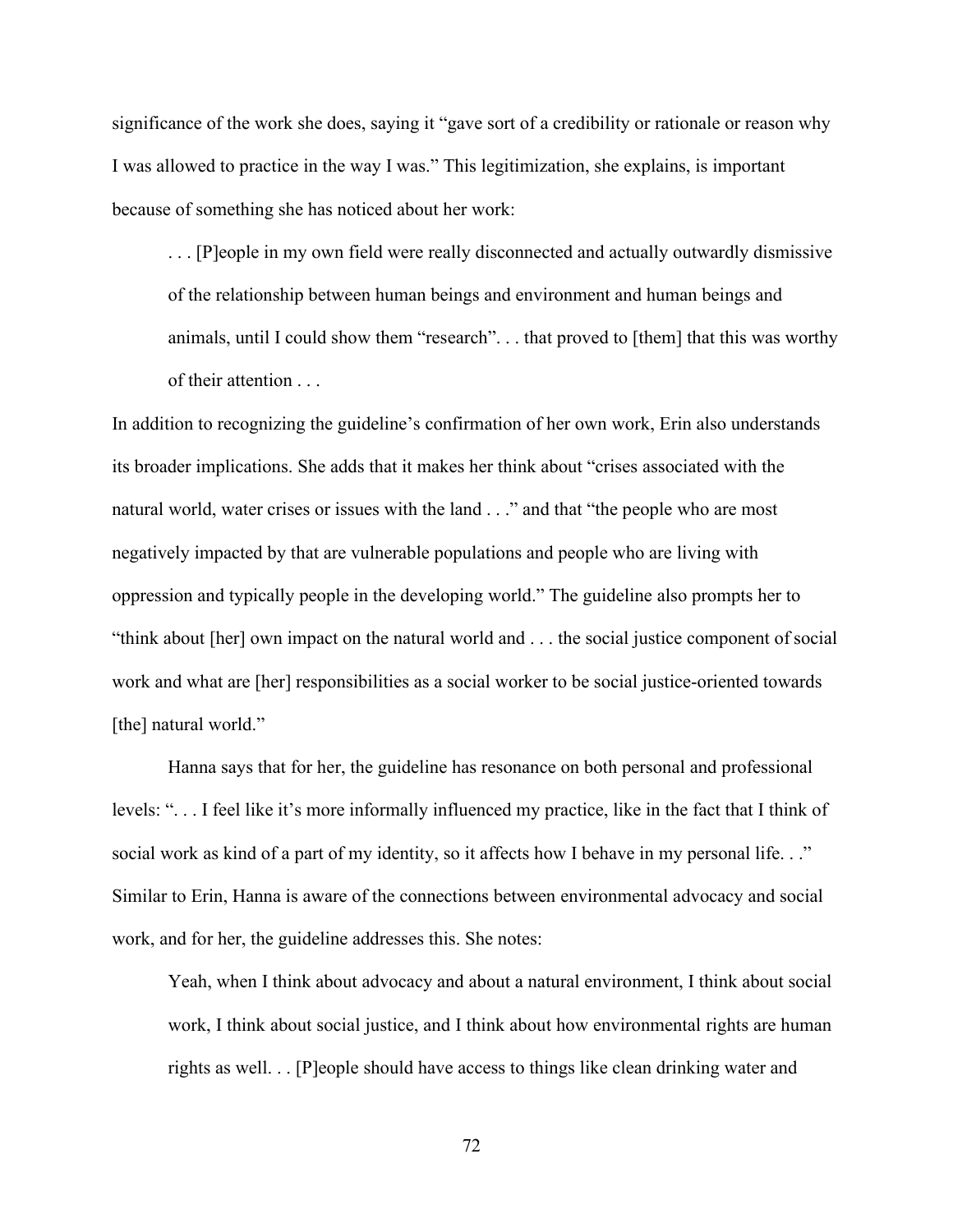significance of the work she does, saying it "gave sort of a credibility or rationale or reason why I was allowed to practice in the way I was." This legitimization, she explains, is important because of something she has noticed about her work:

> . . . [P]eople in my own field were really disconnected and actually outwardly dismissive of the relationship between human beings and environment and human beings and animals, until I could show them "research". . . that proved to [them] that this was worthy of their attention . . .

In addition to recognizing the guideline's confirmation of her own work, Erin also understands its broader implications. She adds that it makes her think about "crises associated with the natural world, water crises or issues with the land . . ." and that "the people who are most negatively impacted by that are vulnerable populations and people who are living with oppression and typically people in the developing world." The guideline also prompts her to "think about [her] own impact on the natural world and . . . the social justice component of social work and what are [her] responsibilities as a social worker to be social justice-oriented towards [the] natural world."

Hanna says that for her, the guideline has resonance on both personal and professional levels: ". . . I feel like it's more informally influenced my practice, like in the fact that I think of social work as kind of a part of my identity, so it affects how I behave in my personal life. . ." Similar to Erin, Hanna is aware of the connections between environmental advocacy and social work, and for her, the guideline addresses this. She notes:

> Yeah, when I think about advocacy and about a natural environment, I think about social work, I think about social justice, and I think about how environmental rights are human rights as well. . . [P]eople should have access to things like clean drinking water and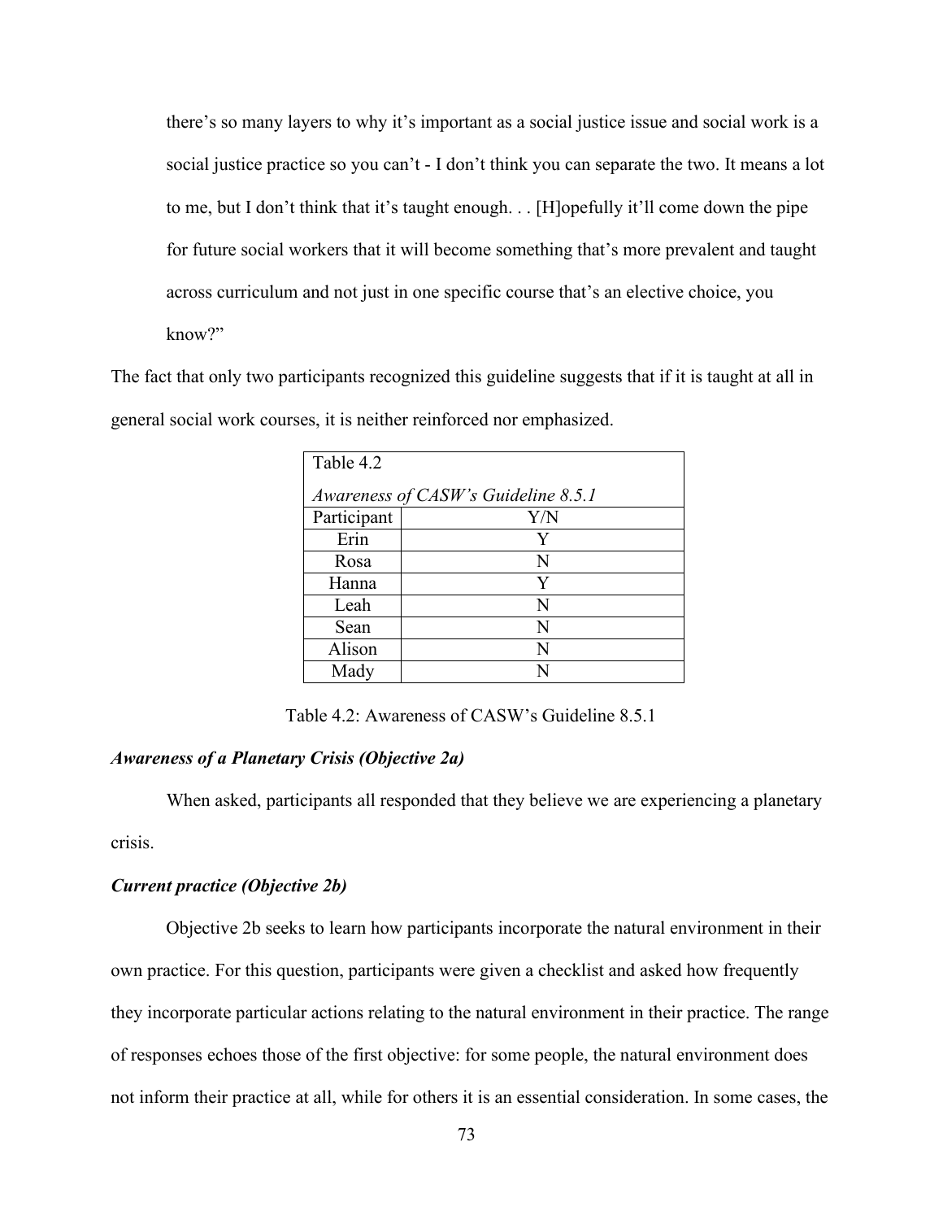there's so many layers to why it's important as a social justice issue and social work is a social justice practice so you can't - I don't think you can separate the two. It means a lot to me, but I don't think that it's taught enough. . . [H]opefully it'll come down the pipe for future social workers that it will become something that's more prevalent and taught across curriculum and not just in one specific course that's an elective choice, you know?"

The fact that only two participants recognized this guideline suggests that if it is taught at all in general social work courses, it is neither reinforced nor emphasized.

Table 4.2

*Awareness of CASW's Guideline 8.5.1*

| Participant | Y/N |
|---|---|
| Erin | Y |
| Rosa | N |
| Hanna | Y |
| Leah | N |
| Sean | N |
| Alison | N |
| Mady | N |

Table 4.2: Awareness of CASW's Guideline 8.5.1

### *Awareness of a Planetary Crisis (Objective 2a)*

When asked, participants all responded that they believe we are experiencing a planetary crisis.

### *Current practice (Objective 2b)*

Objective 2b seeks to learn how participants incorporate the natural environment in their own practice. For this question, participants were given a checklist and asked how frequently they incorporate particular actions relating to the natural environment in their practice. The range of responses echoes those of the first objective: for some people, the natural environment does not inform their practice at all, while for others it is an essential consideration. In some cases, the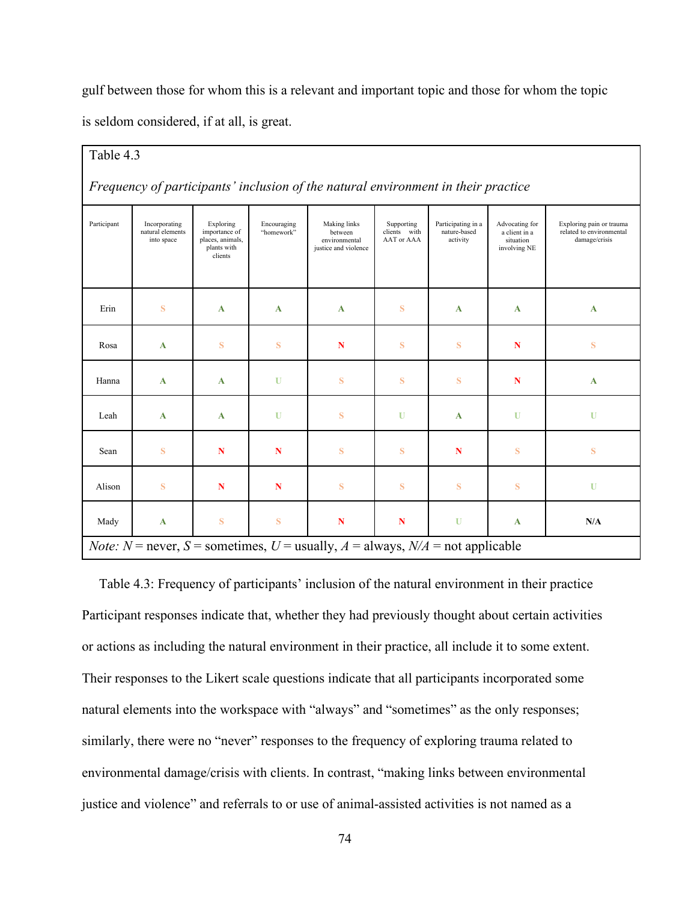gulf between those for whom this is a relevant and important topic and those for whom the topic is seldom considered, if at all, is great.

Table 4.3

*Frequency of participants' inclusion of the natural environment in their practice*

| Participant | Incorporating natural elements into space | Exploring importance of places, animals, plants with clients | Encouraging "homework" | Making links between environmental justice and violence | Supporting clients with AAT or AAA | Participating in a nature-based activity | Advocating for a client in a situation involving NE | Exploring pain or trauma related to environmental damage/crisis |
|---|---|---|---|---|---|---|---|---|
| Erin | S | A | A | A | S | A | A | A |
| Rosa | A | S | S | N | S | S | N | S |
| Hanna | A | A | U | S | S | S | N | A |
| Leah | A | A | U | S | U | A | U | U |
| Sean | S | N | N | S | S | N | S | S |
| Alison | S | N | N | S | S | S | S | U |
| Mady | A | S | S | N | N | U | A | N/A |

*Note: N* = never, *S* = sometimes, *U* = usually, *A* = always, *N/A* = not applicable

Table 4.3: Frequency of participants' inclusion of the natural environment in their practice

Participant responses indicate that, whether they had previously thought about certain activities or actions as including the natural environment in their practice, all include it to some extent. Their responses to the Likert scale questions indicate that all participants incorporated some natural elements into the workspace with "always" and "sometimes" as the only responses; similarly, there were no "never" responses to the frequency of exploring trauma related to environmental damage/crisis with clients. In contrast, "making links between environmental justice and violence" and referrals to or use of animal-assisted activities is not named as a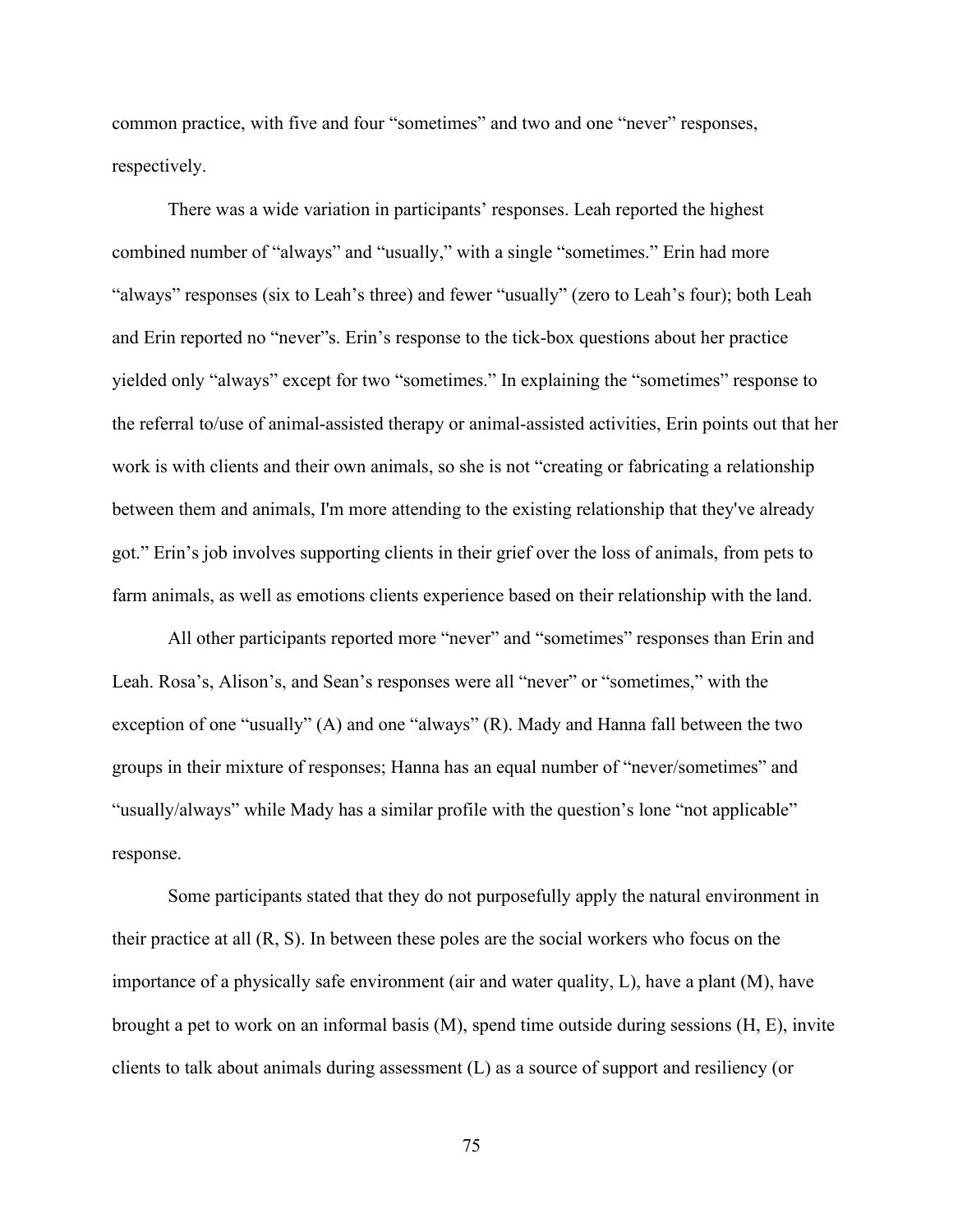common practice, with five and four "sometimes" and two and one "never" responses, respectively.

There was a wide variation in participants' responses. Leah reported the highest combined number of "always" and "usually," with a single "sometimes." Erin had more "always" responses (six to Leah's three) and fewer "usually" (zero to Leah's four); both Leah and Erin reported no "never"s. Erin's response to the tick-box questions about her practice yielded only "always" except for two "sometimes." In explaining the "sometimes" response to the referral to/use of animal-assisted therapy or animal-assisted activities, Erin points out that her work is with clients and their own animals, so she is not "creating or fabricating a relationship between them and animals, I'm more attending to the existing relationship that they've already got." Erin's job involves supporting clients in their grief over the loss of animals, from pets to farm animals, as well as emotions clients experience based on their relationship with the land.

All other participants reported more "never" and "sometimes" responses than Erin and Leah. Rosa's, Alison's, and Sean's responses were all "never" or "sometimes," with the exception of one "usually" (A) and one "always" (R). Mady and Hanna fall between the two groups in their mixture of responses; Hanna has an equal number of "never/sometimes" and "usually/always" while Mady has a similar profile with the question's lone "not applicable" response.

Some participants stated that they do not purposefully apply the natural environment in their practice at all (R, S). In between these poles are the social workers who focus on the importance of a physically safe environment (air and water quality, L), have a plant (M), have brought a pet to work on an informal basis (M), spend time outside during sessions (H, E), invite clients to talk about animals during assessment (L) as a source of support and resiliency (or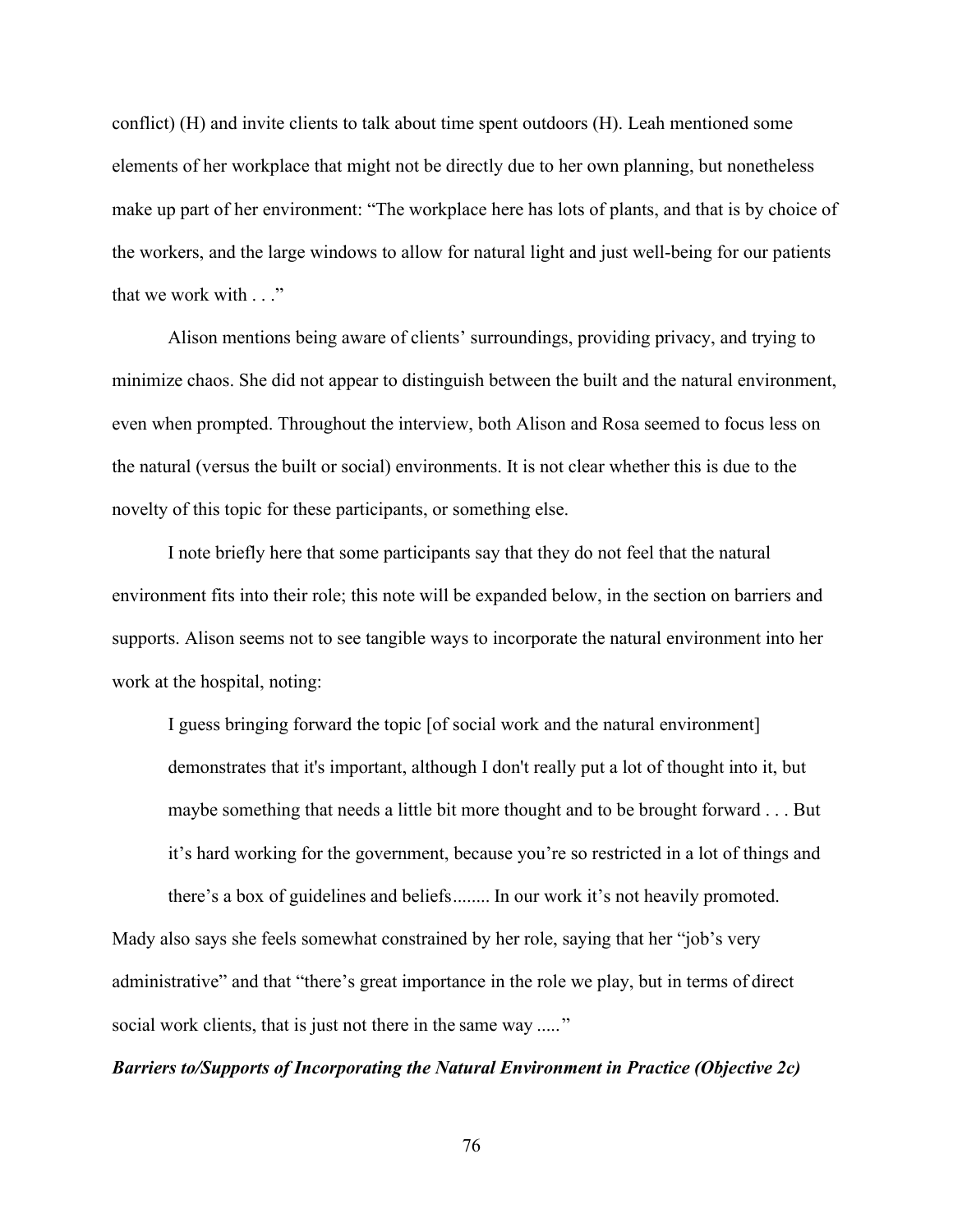conflict) (H) and invite clients to talk about time spent outdoors (H). Leah mentioned some elements of her workplace that might not be directly due to her own planning, but nonetheless make up part of her environment: "The workplace here has lots of plants, and that is by choice of the workers, and the large windows to allow for natural light and just well-being for our patients that we work with . . ."

Alison mentions being aware of clients' surroundings, providing privacy, and trying to minimize chaos. She did not appear to distinguish between the built and the natural environment, even when prompted. Throughout the interview, both Alison and Rosa seemed to focus less on the natural (versus the built or social) environments. It is not clear whether this is due to the novelty of this topic for these participants, or something else.

I note briefly here that some participants say that they do not feel that the natural environment fits into their role; this note will be expanded below, in the section on barriers and supports. Alison seems not to see tangible ways to incorporate the natural environment into her work at the hospital, noting:

> I guess bringing forward the topic [of social work and the natural environment] demonstrates that it's important, although I don't really put a lot of thought into it, but maybe something that needs a little bit more thought and to be brought forward . . . But it's hard working for the government, because you're so restricted in a lot of things and there's a box of guidelines and beliefs........ In our work it's not heavily promoted.

Mady also says she feels somewhat constrained by her role, saying that her "job's very administrative" and that "there's great importance in the role we play, but in terms of direct social work clients, that is just not there in the same way ....."

***Barriers to/Supports of Incorporating the Natural Environment in Practice (Objective 2c)***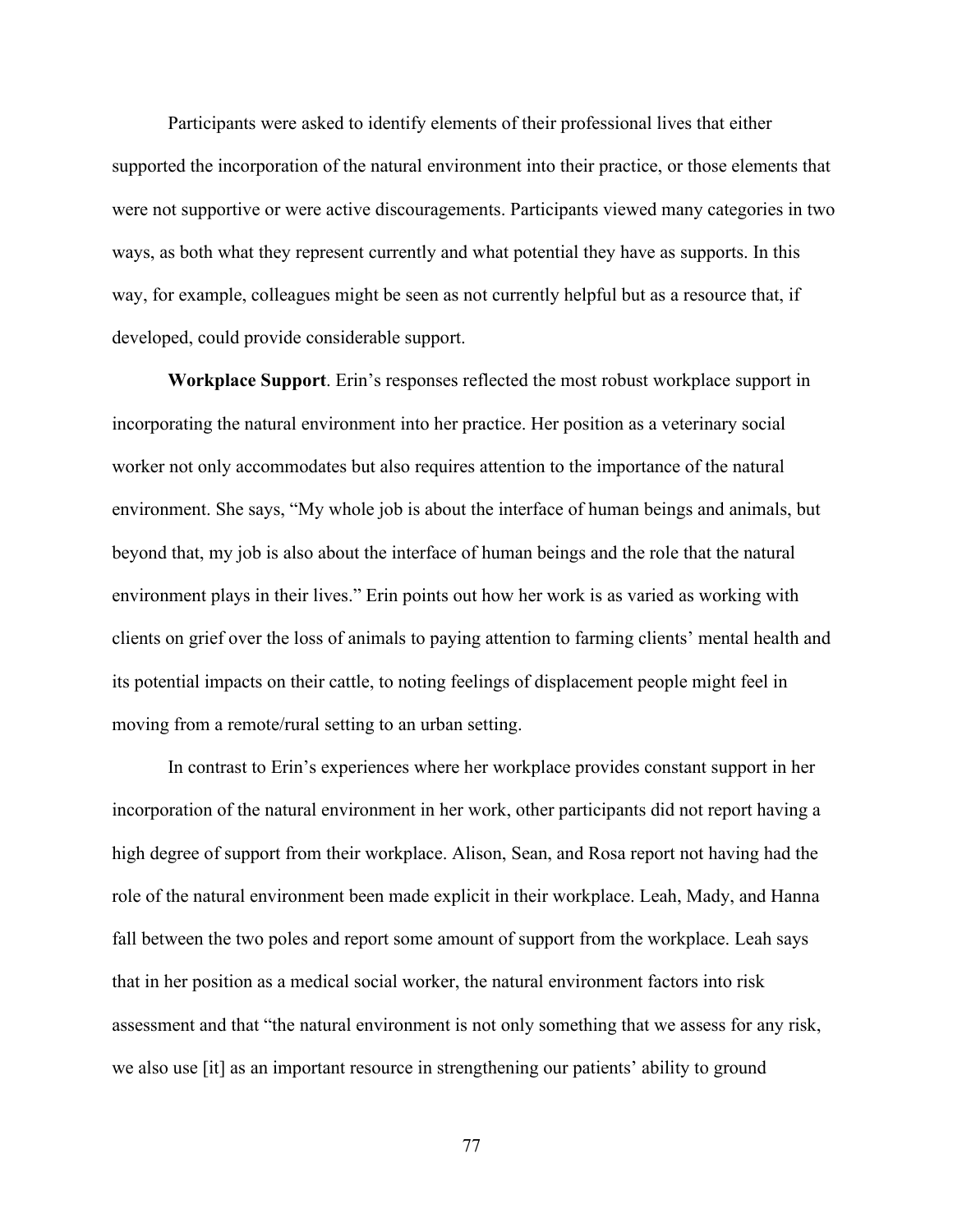Participants were asked to identify elements of their professional lives that either supported the incorporation of the natural environment into their practice, or those elements that were not supportive or were active discouragements. Participants viewed many categories in two ways, as both what they represent currently and what potential they have as supports. In this way, for example, colleagues might be seen as not currently helpful but as a resource that, if developed, could provide considerable support.

**Workplace Support**. Erin's responses reflected the most robust workplace support in incorporating the natural environment into her practice. Her position as a veterinary social worker not only accommodates but also requires attention to the importance of the natural environment. She says, "My whole job is about the interface of human beings and animals, but beyond that, my job is also about the interface of human beings and the role that the natural environment plays in their lives." Erin points out how her work is as varied as working with clients on grief over the loss of animals to paying attention to farming clients' mental health and its potential impacts on their cattle, to noting feelings of displacement people might feel in moving from a remote/rural setting to an urban setting.

In contrast to Erin's experiences where her workplace provides constant support in her incorporation of the natural environment in her work, other participants did not report having a high degree of support from their workplace. Alison, Sean, and Rosa report not having had the role of the natural environment been made explicit in their workplace. Leah, Mady, and Hanna fall between the two poles and report some amount of support from the workplace. Leah says that in her position as a medical social worker, the natural environment factors into risk assessment and that "the natural environment is not only something that we assess for any risk, we also use [it] as an important resource in strengthening our patients' ability to ground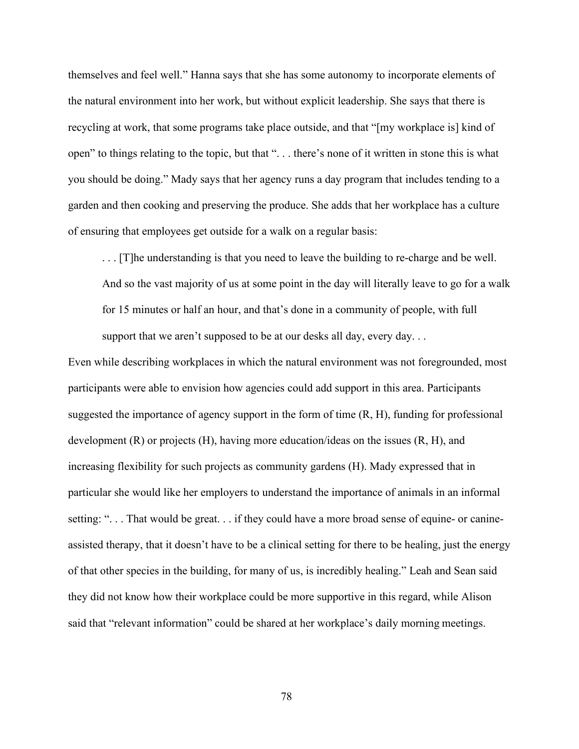themselves and feel well." Hanna says that she has some autonomy to incorporate elements of the natural environment into her work, but without explicit leadership. She says that there is recycling at work, that some programs take place outside, and that "[my workplace is] kind of open" to things relating to the topic, but that ". . . there's none of it written in stone this is what you should be doing." Mady says that her agency runs a day program that includes tending to a garden and then cooking and preserving the produce. She adds that her workplace has a culture of ensuring that employees get outside for a walk on a regular basis:

> . . . [T]he understanding is that you need to leave the building to re-charge and be well. And so the vast majority of us at some point in the day will literally leave to go for a walk for 15 minutes or half an hour, and that's done in a community of people, with full support that we aren't supposed to be at our desks all day, every day. . .

Even while describing workplaces in which the natural environment was not foregrounded, most participants were able to envision how agencies could add support in this area. Participants suggested the importance of agency support in the form of time (R, H), funding for professional development (R) or projects (H), having more education/ideas on the issues (R, H), and increasing flexibility for such projects as community gardens (H). Mady expressed that in particular she would like her employers to understand the importance of animals in an informal setting: ". . . That would be great. . . if they could have a more broad sense of equine- or canine-assisted therapy, that it doesn't have to be a clinical setting for there to be healing, just the energy of that other species in the building, for many of us, is incredibly healing." Leah and Sean said they did not know how their workplace could be more supportive in this regard, while Alison said that "relevant information" could be shared at her workplace's daily morning meetings.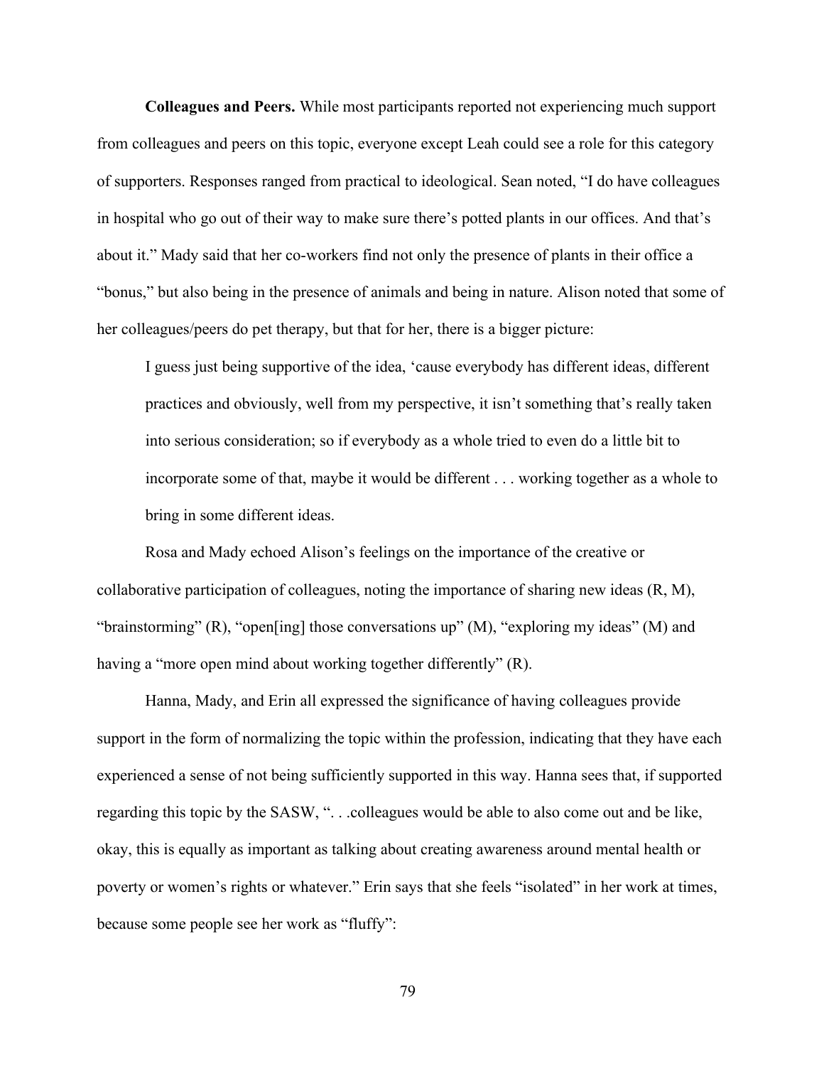**Colleagues and Peers.** While most participants reported not experiencing much support from colleagues and peers on this topic, everyone except Leah could see a role for this category of supporters. Responses ranged from practical to ideological. Sean noted, "I do have colleagues in hospital who go out of their way to make sure there's potted plants in our offices. And that's about it." Mady said that her co-workers find not only the presence of plants in their office a "bonus," but also being in the presence of animals and being in nature. Alison noted that some of her colleagues/peers do pet therapy, but that for her, there is a bigger picture:

> I guess just being supportive of the idea, 'cause everybody has different ideas, different practices and obviously, well from my perspective, it isn't something that's really taken into serious consideration; so if everybody as a whole tried to even do a little bit to incorporate some of that, maybe it would be different . . . working together as a whole to bring in some different ideas.

Rosa and Mady echoed Alison's feelings on the importance of the creative or collaborative participation of colleagues, noting the importance of sharing new ideas (R, M), "brainstorming" (R), "open[ing] those conversations up" (M), "exploring my ideas" (M) and having a "more open mind about working together differently" (R).

Hanna, Mady, and Erin all expressed the significance of having colleagues provide support in the form of normalizing the topic within the profession, indicating that they have each experienced a sense of not being sufficiently supported in this way. Hanna sees that, if supported regarding this topic by the SASW, ". . .colleagues would be able to also come out and be like, okay, this is equally as important as talking about creating awareness around mental health or poverty or women's rights or whatever." Erin says that she feels "isolated" in her work at times, because some people see her work as "fluffy":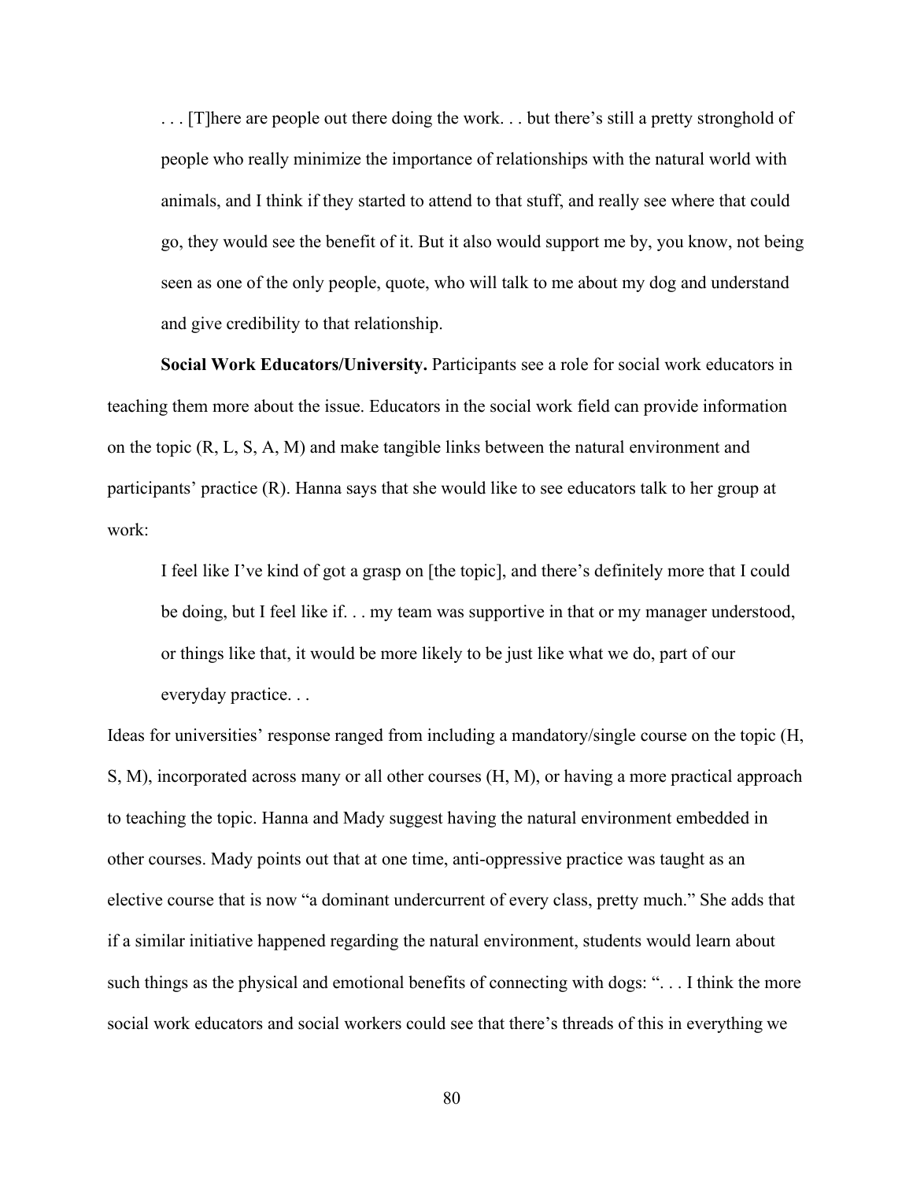> . . . [T]here are people out there doing the work. . . but there's still a pretty stronghold of people who really minimize the importance of relationships with the natural world with animals, and I think if they started to attend to that stuff, and really see where that could go, they would see the benefit of it. But it also would support me by, you know, not being seen as one of the only people, quote, who will talk to me about my dog and understand and give credibility to that relationship.

**Social Work Educators/University.** Participants see a role for social work educators in teaching them more about the issue. Educators in the social work field can provide information on the topic (R, L, S, A, M) and make tangible links between the natural environment and participants' practice (R). Hanna says that she would like to see educators talk to her group at work:

> I feel like I've kind of got a grasp on [the topic], and there's definitely more that I could be doing, but I feel like if. . . my team was supportive in that or my manager understood, or things like that, it would be more likely to be just like what we do, part of our everyday practice. . .

Ideas for universities' response ranged from including a mandatory/single course on the topic (H, S, M), incorporated across many or all other courses (H, M), or having a more practical approach to teaching the topic. Hanna and Mady suggest having the natural environment embedded in other courses. Mady points out that at one time, anti-oppressive practice was taught as an elective course that is now "a dominant undercurrent of every class, pretty much." She adds that if a similar initiative happened regarding the natural environment, students would learn about such things as the physical and emotional benefits of connecting with dogs: ". . . I think the more social work educators and social workers could see that there's threads of this in everything we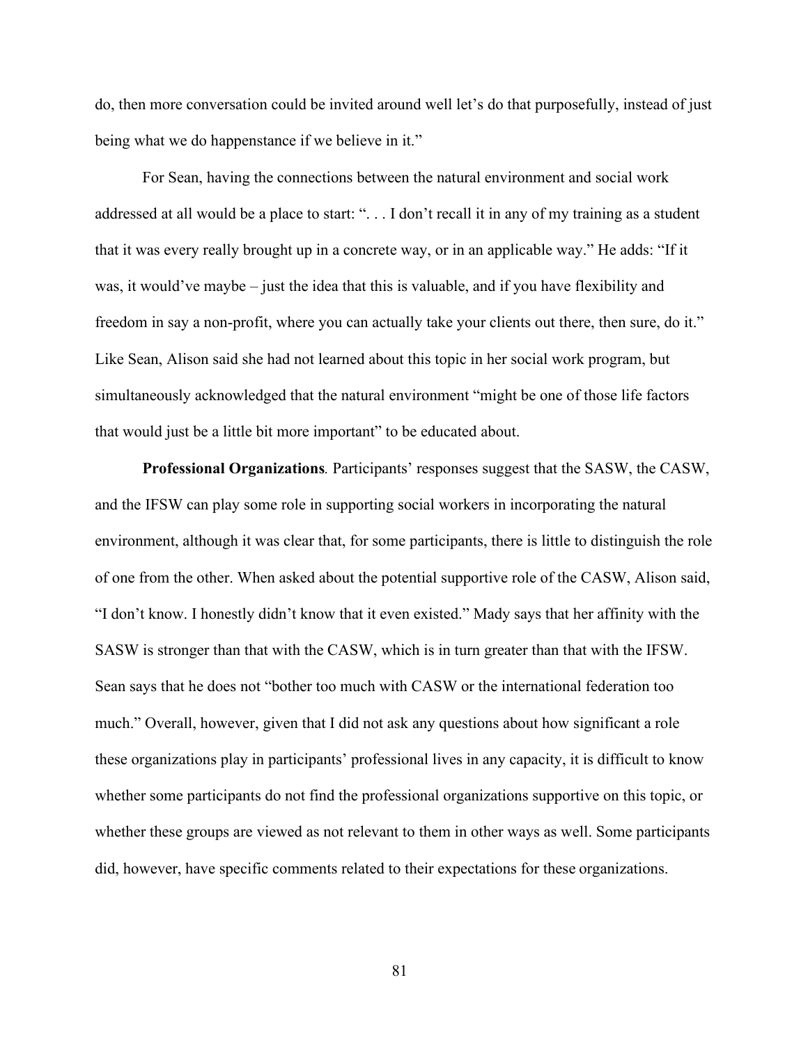do, then more conversation could be invited around well let's do that purposefully, instead of just being what we do happenstance if we believe in it."

For Sean, having the connections between the natural environment and social work addressed at all would be a place to start: ". . . I don't recall it in any of my training as a student that it was every really brought up in a concrete way, or in an applicable way." He adds: "If it was, it would've maybe – just the idea that this is valuable, and if you have flexibility and freedom in say a non-profit, where you can actually take your clients out there, then sure, do it." Like Sean, Alison said she had not learned about this topic in her social work program, but simultaneously acknowledged that the natural environment "might be one of those life factors that would just be a little bit more important" to be educated about.

**Professional Organizations***.* Participants' responses suggest that the SASW, the CASW, and the IFSW can play some role in supporting social workers in incorporating the natural environment, although it was clear that, for some participants, there is little to distinguish the role of one from the other. When asked about the potential supportive role of the CASW, Alison said, "I don't know. I honestly didn't know that it even existed." Mady says that her affinity with the SASW is stronger than that with the CASW, which is in turn greater than that with the IFSW. Sean says that he does not "bother too much with CASW or the international federation too much." Overall, however, given that I did not ask any questions about how significant a role these organizations play in participants' professional lives in any capacity, it is difficult to know whether some participants do not find the professional organizations supportive on this topic, or whether these groups are viewed as not relevant to them in other ways as well. Some participants did, however, have specific comments related to their expectations for these organizations.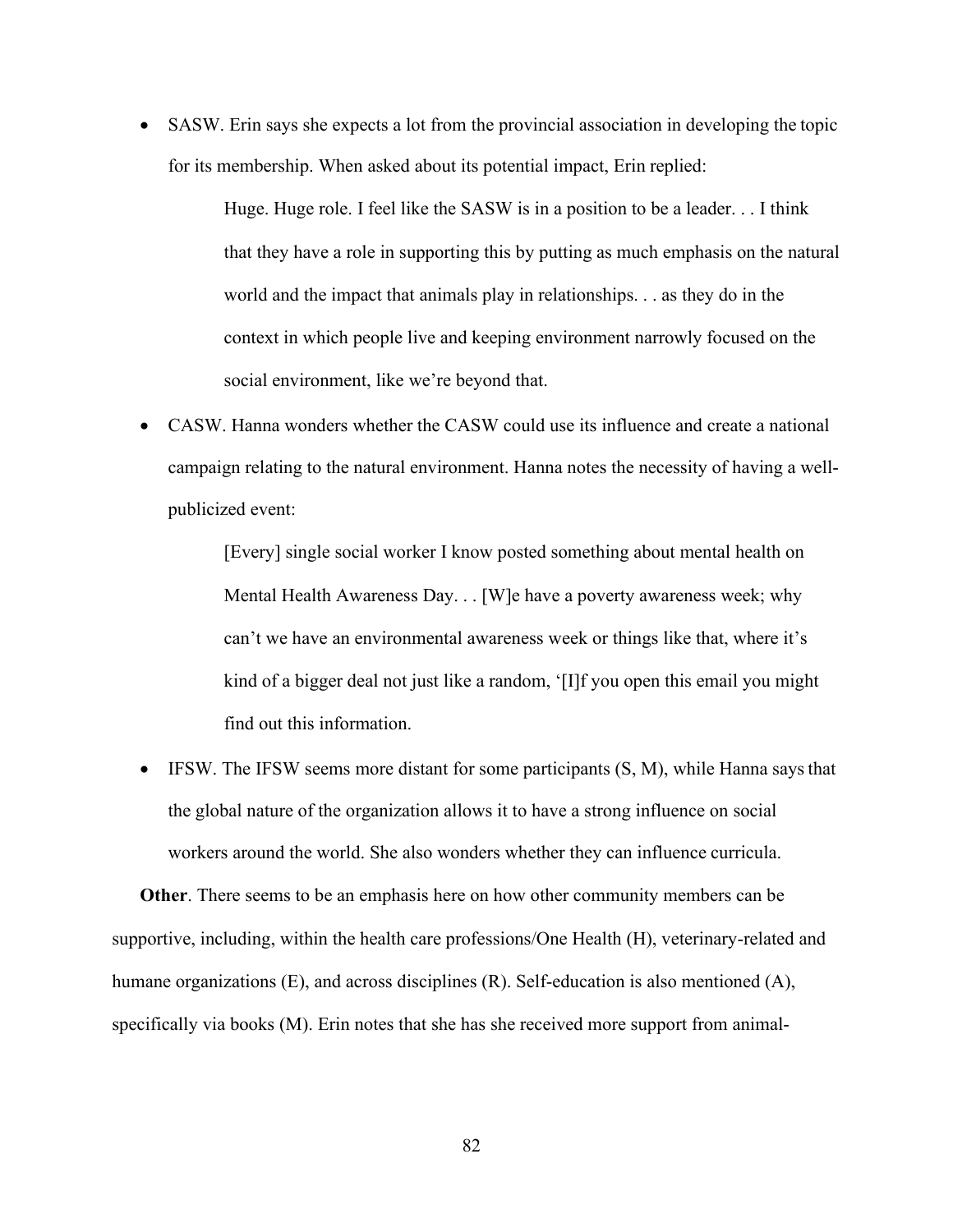- SASW. Erin says she expects a lot from the provincial association in developing the topic for its membership. When asked about its potential impact, Erin replied:

  > Huge. Huge role. I feel like the SASW is in a position to be a leader. . . I think that they have a role in supporting this by putting as much emphasis on the natural world and the impact that animals play in relationships. . . as they do in the context in which people live and keeping environment narrowly focused on the social environment, like we're beyond that.

- CASW. Hanna wonders whether the CASW could use its influence and create a national campaign relating to the natural environment. Hanna notes the necessity of having a well-publicized event:

  > [Every] single social worker I know posted something about mental health on Mental Health Awareness Day. . . [W]e have a poverty awareness week; why can't we have an environmental awareness week or things like that, where it's kind of a bigger deal not just like a random, '[I]f you open this email you might find out this information.

- IFSW. The IFSW seems more distant for some participants (S, M), while Hanna says that the global nature of the organization allows it to have a strong influence on social workers around the world. She also wonders whether they can influence curricula.

**Other**. There seems to be an emphasis here on how other community members can be supportive, including, within the health care professions/One Health (H), veterinary-related and humane organizations (E), and across disciplines (R). Self-education is also mentioned (A), specifically via books (M). Erin notes that she has she received more support from animal-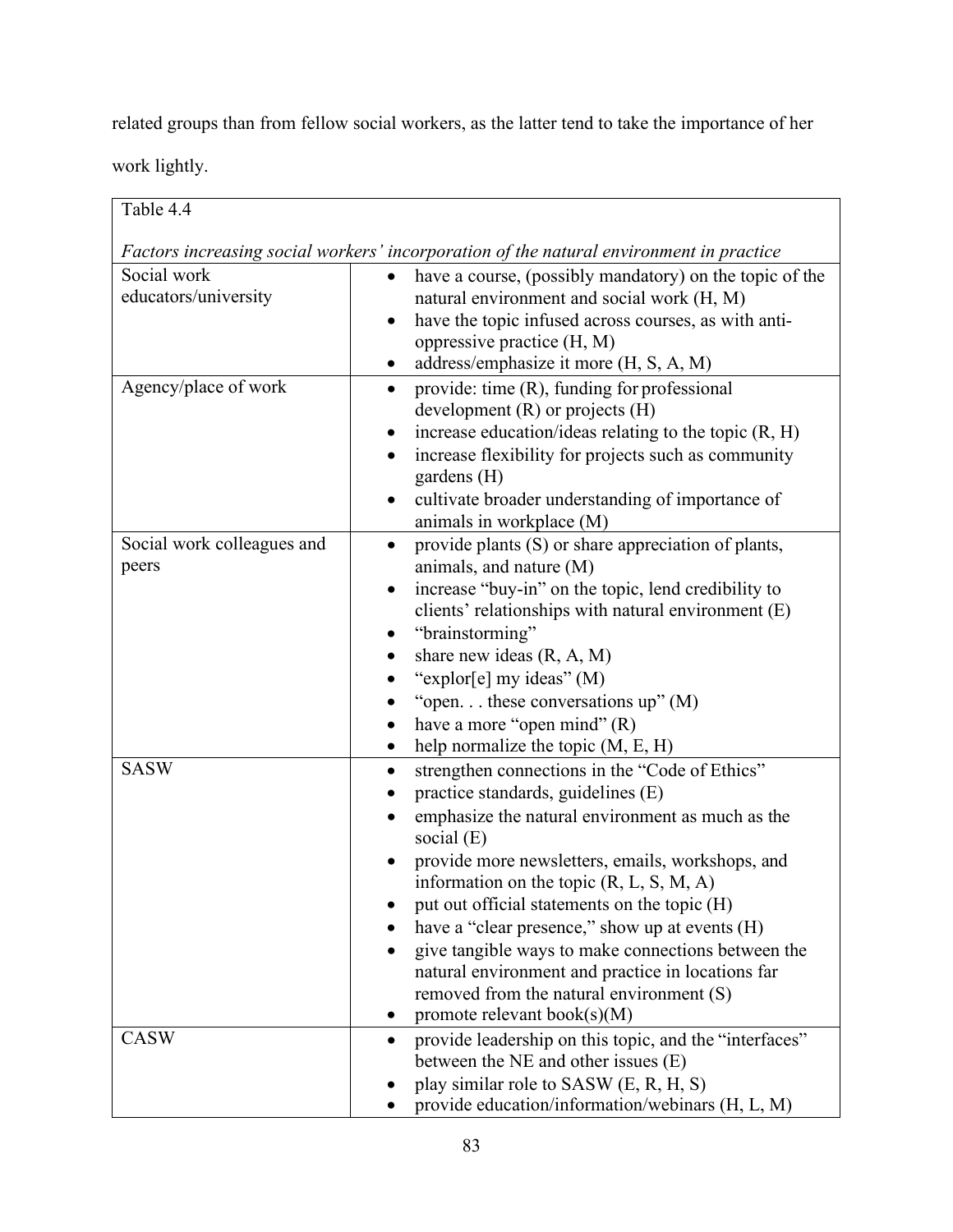related groups than from fellow social workers, as the latter tend to take the importance of her work lightly.

Table 4.4

*Factors increasing social workers' incorporation of the natural environment in practice*

| | |
|---|---|
| Social work educators/university | • have a course, (possibly mandatory) on the topic of the natural environment and social work (H, M)<br>• have the topic infused across courses, as with anti-oppressive practice (H, M)<br>• address/emphasize it more (H, S, A, M) |
| Agency/place of work | • provide: time (R), funding for professional development (R) or projects (H)<br>• increase education/ideas relating to the topic (R, H)<br>• increase flexibility for projects such as community gardens (H)<br>• cultivate broader understanding of importance of animals in workplace (M) |
| Social work colleagues and peers | • provide plants (S) or share appreciation of plants, animals, and nature (M)<br>• increase "buy-in" on the topic, lend credibility to clients' relationships with natural environment (E)<br>• "brainstorming"<br>• share new ideas (R, A, M)<br>• "explor[e] my ideas" (M)<br>• "open. . . these conversations up" (M)<br>• have a more "open mind" (R)<br>• help normalize the topic (M, E, H) |
| SASW | • strengthen connections in the "Code of Ethics"<br>• practice standards, guidelines (E)<br>• emphasize the natural environment as much as the social (E)<br>• provide more newsletters, emails, workshops, and information on the topic (R, L, S, M, A)<br>• put out official statements on the topic (H)<br>• have a "clear presence," show up at events (H)<br>• give tangible ways to make connections between the natural environment and practice in locations far removed from the natural environment (S)<br>• promote relevant book(s)(M) |
| CASW | • provide leadership on this topic, and the "interfaces" between the NE and other issues (E)<br>• play similar role to SASW (E, R, H, S)<br>• provide education/information/webinars (H, L, M) |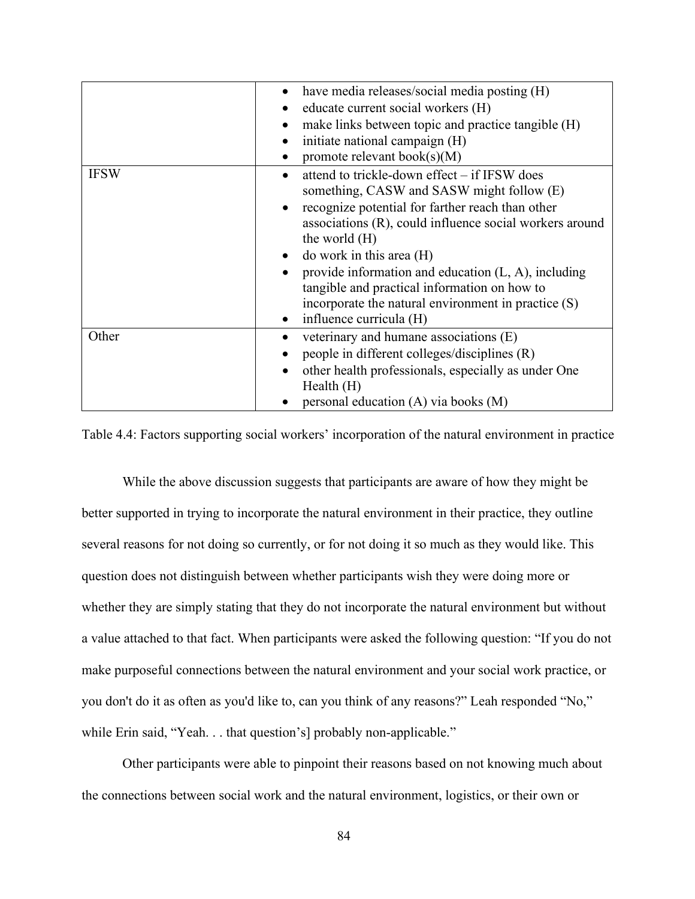| | |
|---|---|
| | • have media releases/social media posting (H)<br>• educate current social workers (H)<br>• make links between topic and practice tangible (H)<br>• initiate national campaign (H)<br>• promote relevant book(s)(M) |
| IFSW | • attend to trickle-down effect – if IFSW does something, CASW and SASW might follow (E)<br>• recognize potential for farther reach than other associations (R), could influence social workers around the world (H)<br>• do work in this area (H)<br>• provide information and education (L, A), including tangible and practical information on how to incorporate the natural environment in practice (S)<br>• influence curricula (H) |
| Other | • veterinary and humane associations (E)<br>• people in different colleges/disciplines (R)<br>• other health professionals, especially as under One Health (H)<br>• personal education (A) via books (M) |

Table 4.4: Factors supporting social workers' incorporation of the natural environment in practice

While the above discussion suggests that participants are aware of how they might be better supported in trying to incorporate the natural environment in their practice, they outline several reasons for not doing so currently, or for not doing it so much as they would like. This question does not distinguish between whether participants wish they were doing more or whether they are simply stating that they do not incorporate the natural environment but without a value attached to that fact. When participants were asked the following question: "If you do not make purposeful connections between the natural environment and your social work practice, or you don't do it as often as you'd like to, can you think of any reasons?" Leah responded "No," while Erin said, "Yeah. . . that question's] probably non-applicable."

Other participants were able to pinpoint their reasons based on not knowing much about the connections between social work and the natural environment, logistics, or their own or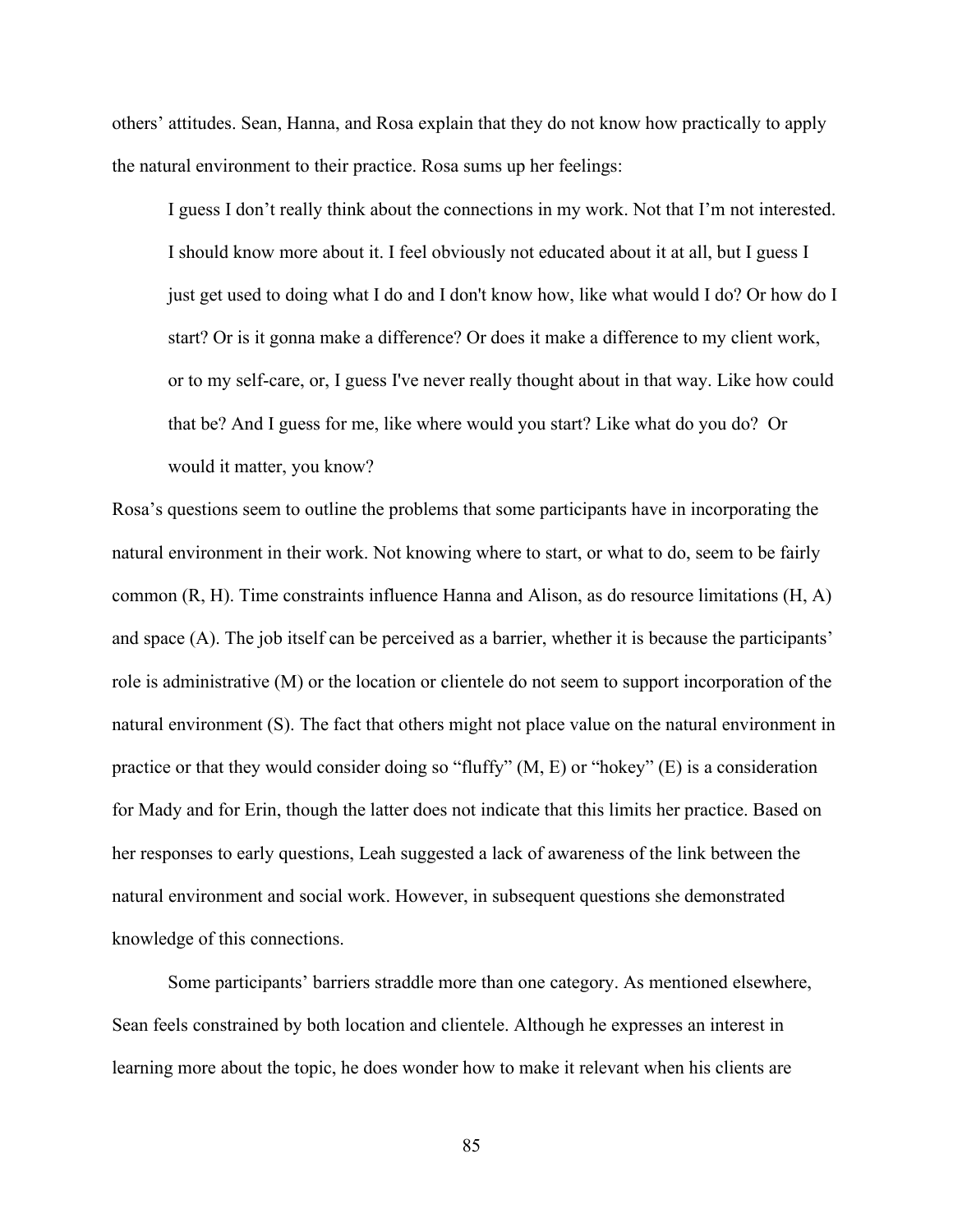others' attitudes. Sean, Hanna, and Rosa explain that they do not know how practically to apply the natural environment to their practice. Rosa sums up her feelings:

> I guess I don't really think about the connections in my work. Not that I'm not interested. I should know more about it. I feel obviously not educated about it at all, but I guess I just get used to doing what I do and I don't know how, like what would I do? Or how do I start? Or is it gonna make a difference? Or does it make a difference to my client work, or to my self-care, or, I guess I've never really thought about in that way. Like how could that be? And I guess for me, like where would you start? Like what do you do? Or would it matter, you know?

Rosa's questions seem to outline the problems that some participants have in incorporating the natural environment in their work. Not knowing where to start, or what to do, seem to be fairly common (R, H). Time constraints influence Hanna and Alison, as do resource limitations (H, A) and space (A). The job itself can be perceived as a barrier, whether it is because the participants' role is administrative (M) or the location or clientele do not seem to support incorporation of the natural environment (S). The fact that others might not place value on the natural environment in practice or that they would consider doing so "fluffy" (M, E) or "hokey" (E) is a consideration for Mady and for Erin, though the latter does not indicate that this limits her practice. Based on her responses to early questions, Leah suggested a lack of awareness of the link between the natural environment and social work. However, in subsequent questions she demonstrated knowledge of this connections.

Some participants' barriers straddle more than one category. As mentioned elsewhere, Sean feels constrained by both location and clientele. Although he expresses an interest in learning more about the topic, he does wonder how to make it relevant when his clients are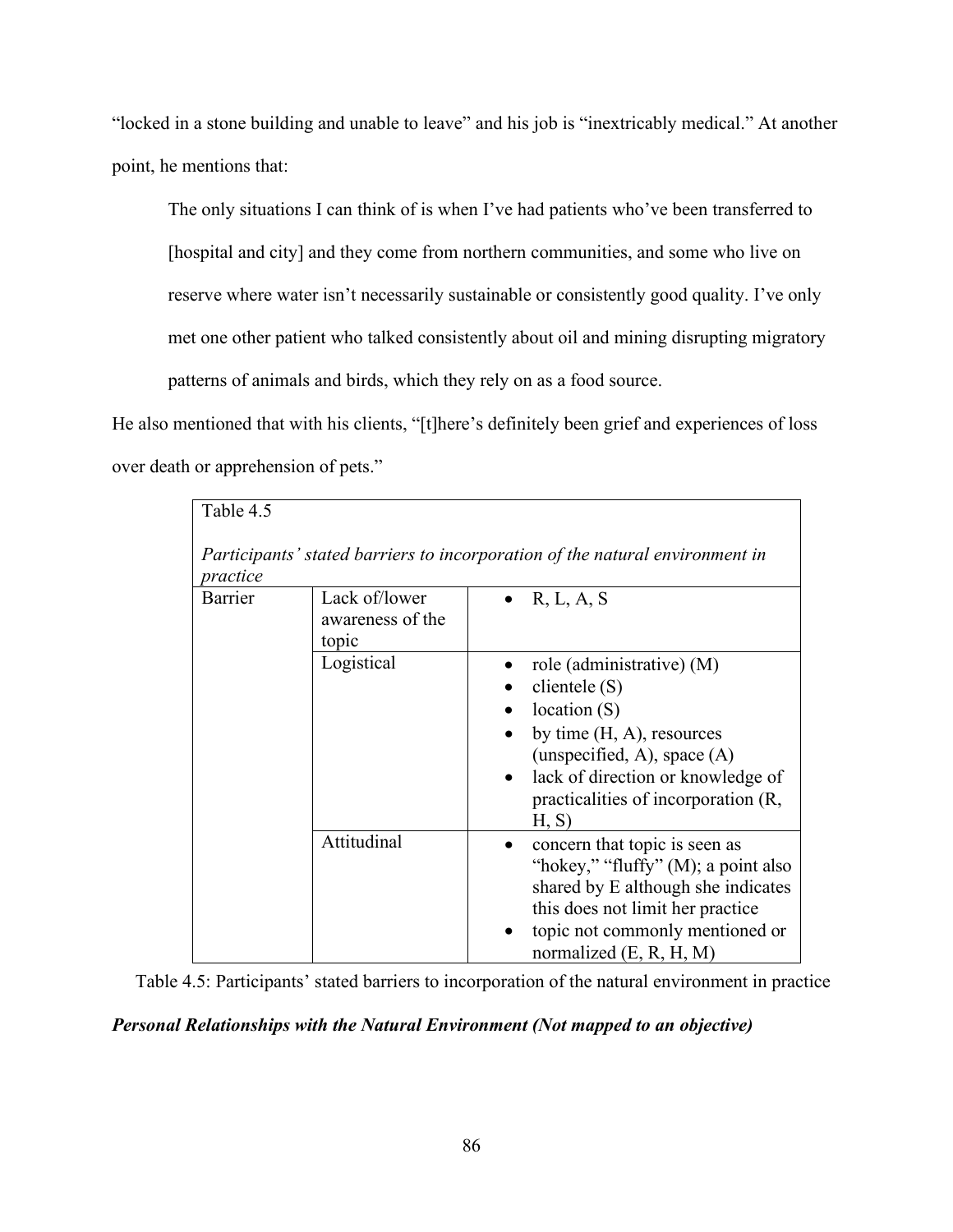"locked in a stone building and unable to leave" and his job is "inextricably medical." At another point, he mentions that:

> The only situations I can think of is when I've had patients who've been transferred to [hospital and city] and they come from northern communities, and some who live on reserve where water isn't necessarily sustainable or consistently good quality. I've only met one other patient who talked consistently about oil and mining disrupting migratory patterns of animals and birds, which they rely on as a food source.

He also mentioned that with his clients, "[t]here's definitely been grief and experiences of loss over death or apprehension of pets."

Table 4.5

*Participants' stated barriers to incorporation of the natural environment in practice*

| Barrier | | |
|---|---|---|
| | Lack of/lower awareness of the topic | • R, L, A, S |
| | Logistical | • role (administrative) (M)<br>• clientele (S)<br>• location (S)<br>• by time (H, A), resources (unspecified, A), space (A)<br>• lack of direction or knowledge of practicalities of incorporation (R, H, S) |
| | Attitudinal | • concern that topic is seen as "hokey," "fluffy" (M); a point also shared by E although she indicates this does not limit her practice<br>• topic not commonly mentioned or normalized (E, R, H, M) |

Table 4.5: Participants' stated barriers to incorporation of the natural environment in practice

***Personal Relationships with the Natural Environment (Not mapped to an objective)***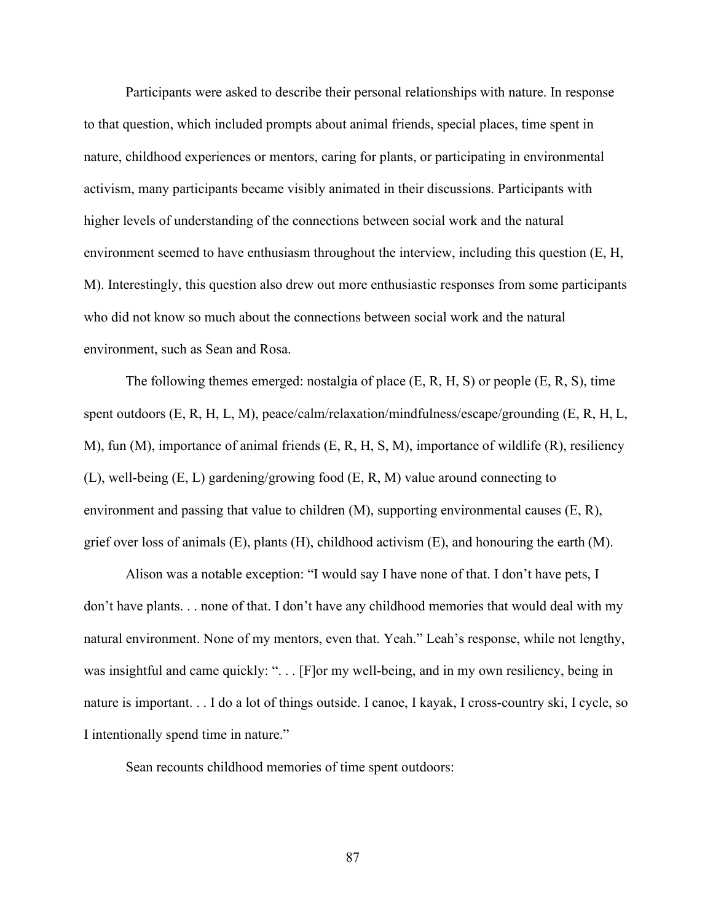Participants were asked to describe their personal relationships with nature. In response to that question, which included prompts about animal friends, special places, time spent in nature, childhood experiences or mentors, caring for plants, or participating in environmental activism, many participants became visibly animated in their discussions. Participants with higher levels of understanding of the connections between social work and the natural environment seemed to have enthusiasm throughout the interview, including this question (E, H, M). Interestingly, this question also drew out more enthusiastic responses from some participants who did not know so much about the connections between social work and the natural environment, such as Sean and Rosa.

The following themes emerged: nostalgia of place (E, R, H, S) or people (E, R, S), time spent outdoors (E, R, H, L, M), peace/calm/relaxation/mindfulness/escape/grounding (E, R, H, L, M), fun (M), importance of animal friends (E, R, H, S, M), importance of wildlife (R), resiliency (L), well-being (E, L) gardening/growing food (E, R, M) value around connecting to environment and passing that value to children (M), supporting environmental causes (E, R), grief over loss of animals (E), plants (H), childhood activism (E), and honouring the earth (M).

Alison was a notable exception: "I would say I have none of that. I don't have pets, I don't have plants. . . none of that. I don't have any childhood memories that would deal with my natural environment. None of my mentors, even that. Yeah." Leah's response, while not lengthy, was insightful and came quickly: ". . . [F]or my well-being, and in my own resiliency, being in nature is important. . . I do a lot of things outside. I canoe, I kayak, I cross-country ski, I cycle, so I intentionally spend time in nature."

Sean recounts childhood memories of time spent outdoors: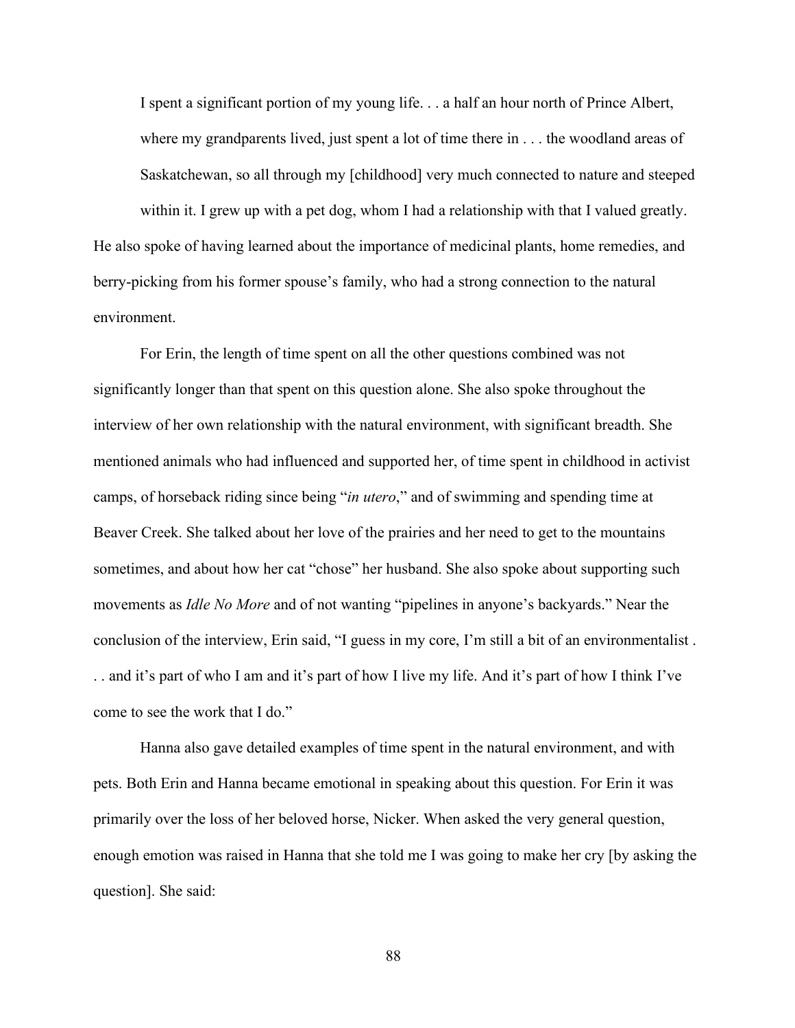> I spent a significant portion of my young life. . . a half an hour north of Prince Albert, where my grandparents lived, just spent a lot of time there in . . . the woodland areas of Saskatchewan, so all through my [childhood] very much connected to nature and steeped within it. I grew up with a pet dog, whom I had a relationship with that I valued greatly.

He also spoke of having learned about the importance of medicinal plants, home remedies, and berry-picking from his former spouse's family, who had a strong connection to the natural environment.

For Erin, the length of time spent on all the other questions combined was not significantly longer than that spent on this question alone. She also spoke throughout the interview of her own relationship with the natural environment, with significant breadth. She mentioned animals who had influenced and supported her, of time spent in childhood in activist camps, of horseback riding since being "*in utero*," and of swimming and spending time at Beaver Creek. She talked about her love of the prairies and her need to get to the mountains sometimes, and about how her cat "chose" her husband. She also spoke about supporting such movements as *Idle No More* and of not wanting "pipelines in anyone's backyards." Near the conclusion of the interview, Erin said, "I guess in my core, I'm still a bit of an environmentalist . . . and it's part of who I am and it's part of how I live my life. And it's part of how I think I've come to see the work that I do."

Hanna also gave detailed examples of time spent in the natural environment, and with pets. Both Erin and Hanna became emotional in speaking about this question. For Erin it was primarily over the loss of her beloved horse, Nicker. When asked the very general question, enough emotion was raised in Hanna that she told me I was going to make her cry [by asking the question]. She said: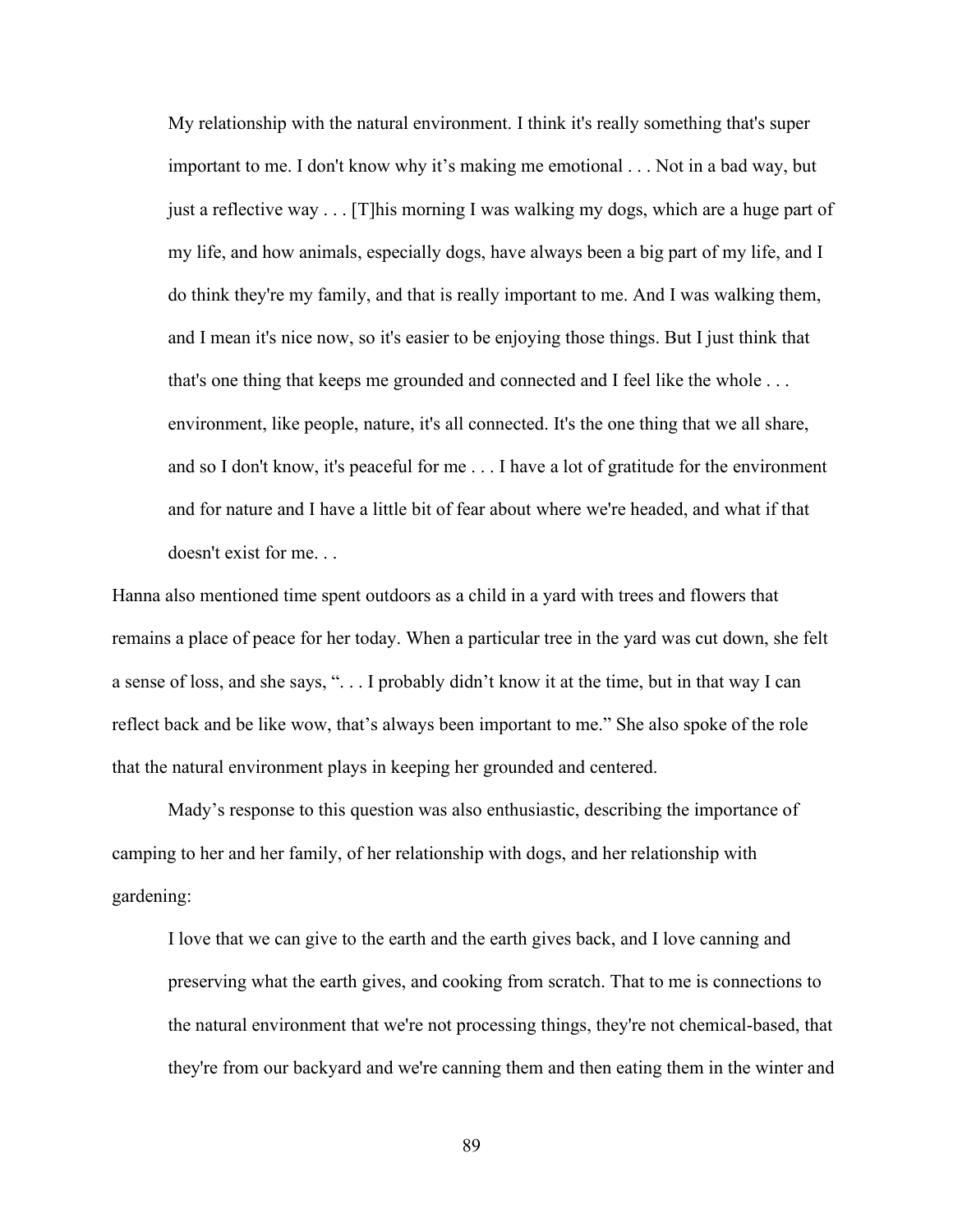> My relationship with the natural environment. I think it's really something that's super important to me. I don't know why it's making me emotional . . . Not in a bad way, but just a reflective way . . . [T]his morning I was walking my dogs, which are a huge part of my life, and how animals, especially dogs, have always been a big part of my life, and I do think they're my family, and that is really important to me. And I was walking them, and I mean it's nice now, so it's easier to be enjoying those things. But I just think that that's one thing that keeps me grounded and connected and I feel like the whole . . . environment, like people, nature, it's all connected. It's the one thing that we all share, and so I don't know, it's peaceful for me . . . I have a lot of gratitude for the environment and for nature and I have a little bit of fear about where we're headed, and what if that doesn't exist for me. . .

Hanna also mentioned time spent outdoors as a child in a yard with trees and flowers that remains a place of peace for her today. When a particular tree in the yard was cut down, she felt a sense of loss, and she says, ". . . I probably didn't know it at the time, but in that way I can reflect back and be like wow, that's always been important to me." She also spoke of the role that the natural environment plays in keeping her grounded and centered.

Mady's response to this question was also enthusiastic, describing the importance of camping to her and her family, of her relationship with dogs, and her relationship with gardening:

> I love that we can give to the earth and the earth gives back, and I love canning and preserving what the earth gives, and cooking from scratch. That to me is connections to the natural environment that we're not processing things, they're not chemical-based, that they're from our backyard and we're canning them and then eating them in the winter and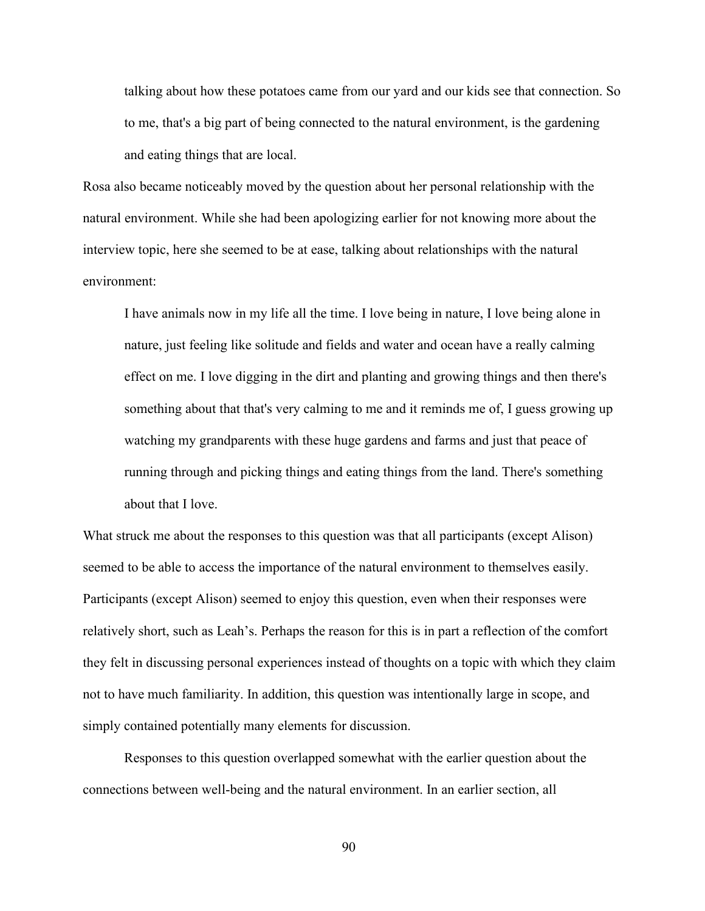> talking about how these potatoes came from our yard and our kids see that connection. So to me, that's a big part of being connected to the natural environment, is the gardening and eating things that are local.

Rosa also became noticeably moved by the question about her personal relationship with the natural environment. While she had been apologizing earlier for not knowing more about the interview topic, here she seemed to be at ease, talking about relationships with the natural environment:

> I have animals now in my life all the time. I love being in nature, I love being alone in nature, just feeling like solitude and fields and water and ocean have a really calming effect on me. I love digging in the dirt and planting and growing things and then there's something about that that's very calming to me and it reminds me of, I guess growing up watching my grandparents with these huge gardens and farms and just that peace of running through and picking things and eating things from the land. There's something about that I love.

What struck me about the responses to this question was that all participants (except Alison) seemed to be able to access the importance of the natural environment to themselves easily. Participants (except Alison) seemed to enjoy this question, even when their responses were relatively short, such as Leah's. Perhaps the reason for this is in part a reflection of the comfort they felt in discussing personal experiences instead of thoughts on a topic with which they claim not to have much familiarity. In addition, this question was intentionally large in scope, and simply contained potentially many elements for discussion.

Responses to this question overlapped somewhat with the earlier question about the connections between well-being and the natural environment. In an earlier section, all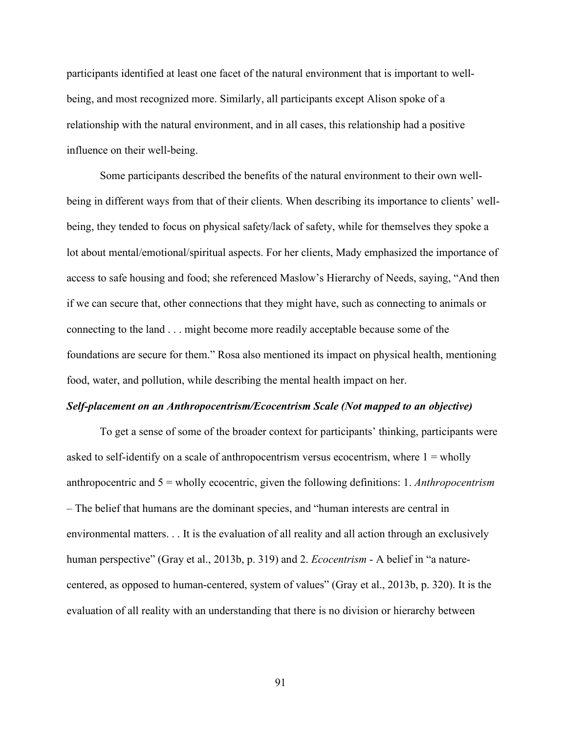participants identified at least one facet of the natural environment that is important to well-being, and most recognized more. Similarly, all participants except Alison spoke of a relationship with the natural environment, and in all cases, this relationship had a positive influence on their well-being.

Some participants described the benefits of the natural environment to their own well-being in different ways from that of their clients. When describing its importance to clients' well-being, they tended to focus on physical safety/lack of safety, while for themselves they spoke a lot about mental/emotional/spiritual aspects. For her clients, Mady emphasized the importance of access to safe housing and food; she referenced Maslow's Hierarchy of Needs, saying, "And then if we can secure that, other connections that they might have, such as connecting to animals or connecting to the land . . . might become more readily acceptable because some of the foundations are secure for them." Rosa also mentioned its impact on physical health, mentioning food, water, and pollution, while describing the mental health impact on her.

***Self-placement on an Anthropocentrism/Ecocentrism Scale (Not mapped to an objective)***

To get a sense of some of the broader context for participants' thinking, participants were asked to self-identify on a scale of anthropocentrism versus ecocentrism, where 1 = wholly anthropocentric and 5 = wholly ecocentric, given the following definitions: 1. *Anthropocentrism* – The belief that humans are the dominant species, and "human interests are central in environmental matters. . . It is the evaluation of all reality and all action through an exclusively human perspective" (Gray et al., 2013b, p. 319) and 2. *Ecocentrism* - A belief in "a nature-centered, as opposed to human-centered, system of values" (Gray et al., 2013b, p. 320). It is the evaluation of all reality with an understanding that there is no division or hierarchy between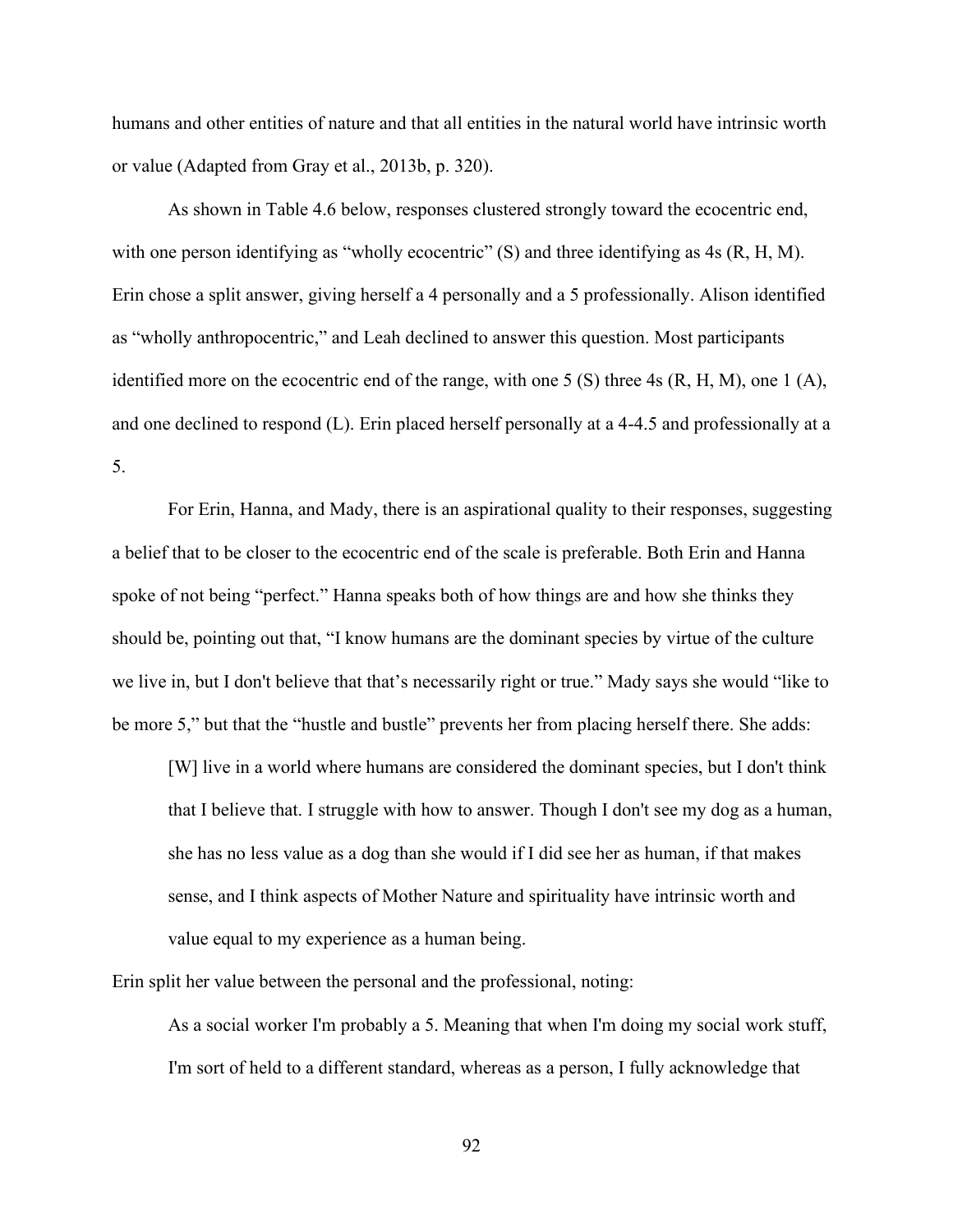humans and other entities of nature and that all entities in the natural world have intrinsic worth or value (Adapted from Gray et al., 2013b, p. 320).

As shown in Table 4.6 below, responses clustered strongly toward the ecocentric end, with one person identifying as "wholly ecocentric" (S) and three identifying as 4s (R, H, M). Erin chose a split answer, giving herself a 4 personally and a 5 professionally. Alison identified as "wholly anthropocentric," and Leah declined to answer this question. Most participants identified more on the ecocentric end of the range, with one 5 (S) three 4s (R, H, M), one 1 (A), and one declined to respond (L). Erin placed herself personally at a 4-4.5 and professionally at a 5.

For Erin, Hanna, and Mady, there is an aspirational quality to their responses, suggesting a belief that to be closer to the ecocentric end of the scale is preferable. Both Erin and Hanna spoke of not being "perfect." Hanna speaks both of how things are and how she thinks they should be, pointing out that, "I know humans are the dominant species by virtue of the culture we live in, but I don't believe that that's necessarily right or true." Mady says she would "like to be more 5," but that the "hustle and bustle" prevents her from placing herself there. She adds:

> [W] live in a world where humans are considered the dominant species, but I don't think that I believe that. I struggle with how to answer. Though I don't see my dog as a human, she has no less value as a dog than she would if I did see her as human, if that makes sense, and I think aspects of Mother Nature and spirituality have intrinsic worth and value equal to my experience as a human being.

Erin split her value between the personal and the professional, noting:

> As a social worker I'm probably a 5. Meaning that when I'm doing my social work stuff, I'm sort of held to a different standard, whereas as a person, I fully acknowledge that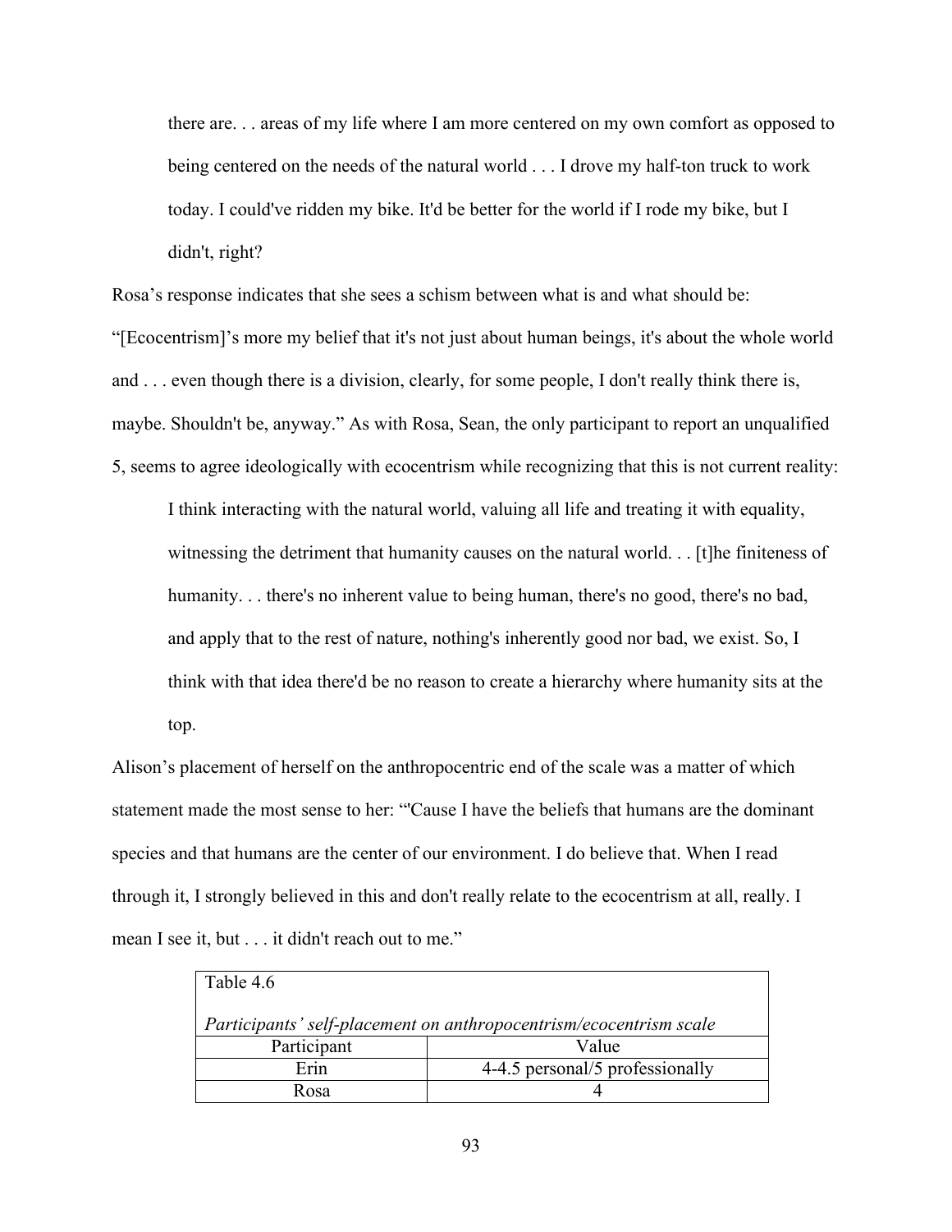> there are. . . areas of my life where I am more centered on my own comfort as opposed to being centered on the needs of the natural world . . . I drove my half-ton truck to work today. I could've ridden my bike. It'd be better for the world if I rode my bike, but I didn't, right?

Rosa's response indicates that she sees a schism between what is and what should be: "[Ecocentrism]'s more my belief that it's not just about human beings, it's about the whole world and . . . even though there is a division, clearly, for some people, I don't really think there is, maybe. Shouldn't be, anyway." As with Rosa, Sean, the only participant to report an unqualified 5, seems to agree ideologically with ecocentrism while recognizing that this is not current reality:

> I think interacting with the natural world, valuing all life and treating it with equality, witnessing the detriment that humanity causes on the natural world. . . [t]he finiteness of humanity. . . there's no inherent value to being human, there's no good, there's no bad, and apply that to the rest of nature, nothing's inherently good nor bad, we exist. So, I think with that idea there'd be no reason to create a hierarchy where humanity sits at the top.

Alison's placement of herself on the anthropocentric end of the scale was a matter of which statement made the most sense to her: "'Cause I have the beliefs that humans are the dominant species and that humans are the center of our environment. I do believe that. When I read through it, I strongly believed in this and don't really relate to the ecocentrism at all, really. I mean I see it, but . . . it didn't reach out to me."

Table 4.6

*Participants' self-placement on anthropocentrism/ecocentrism scale*

| Participant | Value |
|---|---|
| Erin | 4-4.5 personal/5 professionally |
| Rosa | 4 |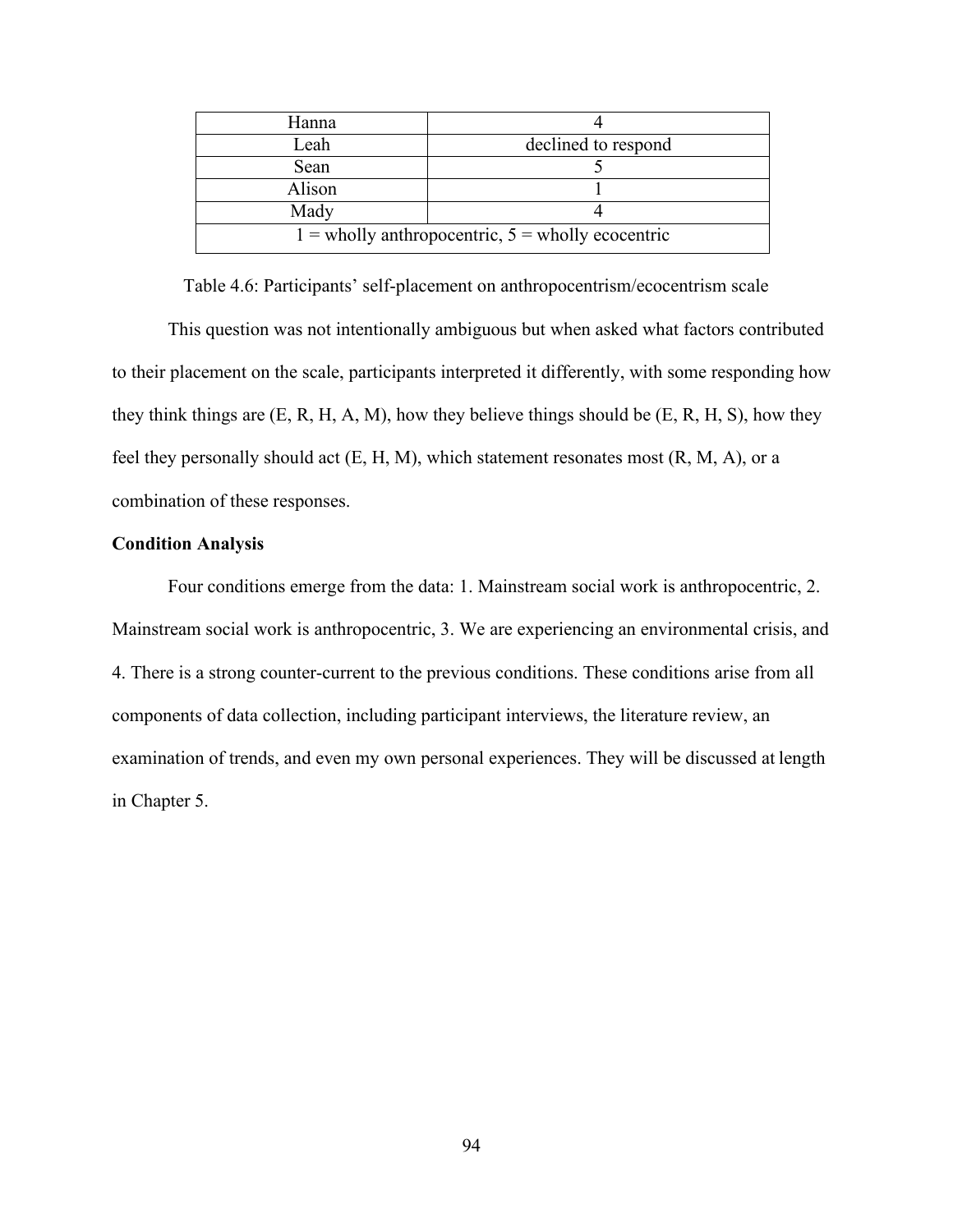| | |
|---|---|
| Hanna | 4 |
| Leah | declined to respond |
| Sean | 5 |
| Alison | 1 |
| Mady | 4 |
| 1 = wholly anthropocentric, 5 = wholly ecocentric | |

Table 4.6: Participants' self-placement on anthropocentrism/ecocentrism scale

This question was not intentionally ambiguous but when asked what factors contributed to their placement on the scale, participants interpreted it differently, with some responding how they think things are (E, R, H, A, M), how they believe things should be (E, R, H, S), how they feel they personally should act (E, H, M), which statement resonates most (R, M, A), or a combination of these responses.

**Condition Analysis**

Four conditions emerge from the data: 1. Mainstream social work is anthropocentric, 2. Mainstream social work is anthropocentric, 3. We are experiencing an environmental crisis, and 4. There is a strong counter-current to the previous conditions. These conditions arise from all components of data collection, including participant interviews, the literature review, an examination of trends, and even my own personal experiences. They will be discussed at length in Chapter 5.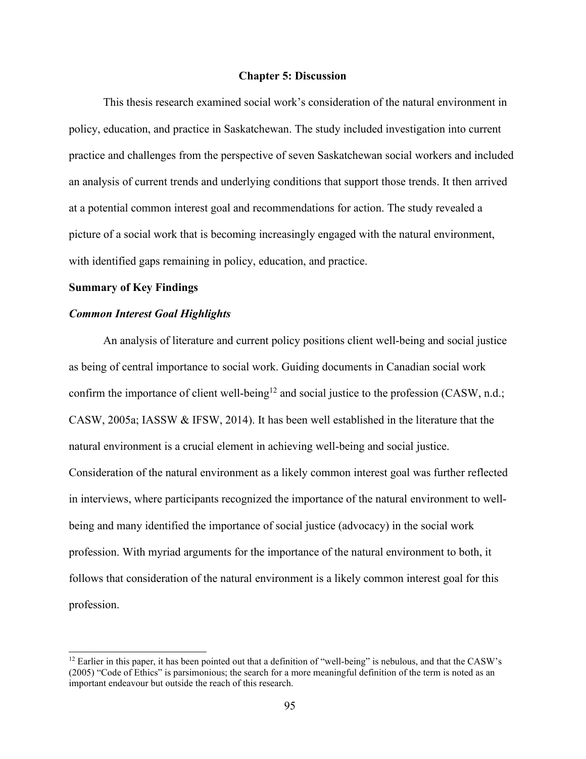# Chapter 5: Discussion

This thesis research examined social work's consideration of the natural environment in policy, education, and practice in Saskatchewan. The study included investigation into current practice and challenges from the perspective of seven Saskatchewan social workers and included an analysis of current trends and underlying conditions that support those trends. It then arrived at a potential common interest goal and recommendations for action. The study revealed a picture of a social work that is becoming increasingly engaged with the natural environment, with identified gaps remaining in policy, education, and practice.

## Summary of Key Findings

### *Common Interest Goal Highlights*

An analysis of literature and current policy positions client well-being and social justice as being of central importance to social work. Guiding documents in Canadian social work confirm the importance of client well-being[12] and social justice to the profession (CASW, n.d.; CASW, 2005a; IASSW & IFSW, 2014). It has been well established in the literature that the natural environment is a crucial element in achieving well-being and social justice. Consideration of the natural environment as a likely common interest goal was further reflected in interviews, where participants recognized the importance of the natural environment to well-being and many identified the importance of social justice (advocacy) in the social work profession. With myriad arguments for the importance of the natural environment to both, it follows that consideration of the natural environment is a likely common interest goal for this profession.

[12] Earlier in this paper, it has been pointed out that a definition of "well-being" is nebulous, and that the CASW's (2005) "Code of Ethics" is parsimonious; the search for a more meaningful definition of the term is noted as an important endeavour but outside the reach of this research.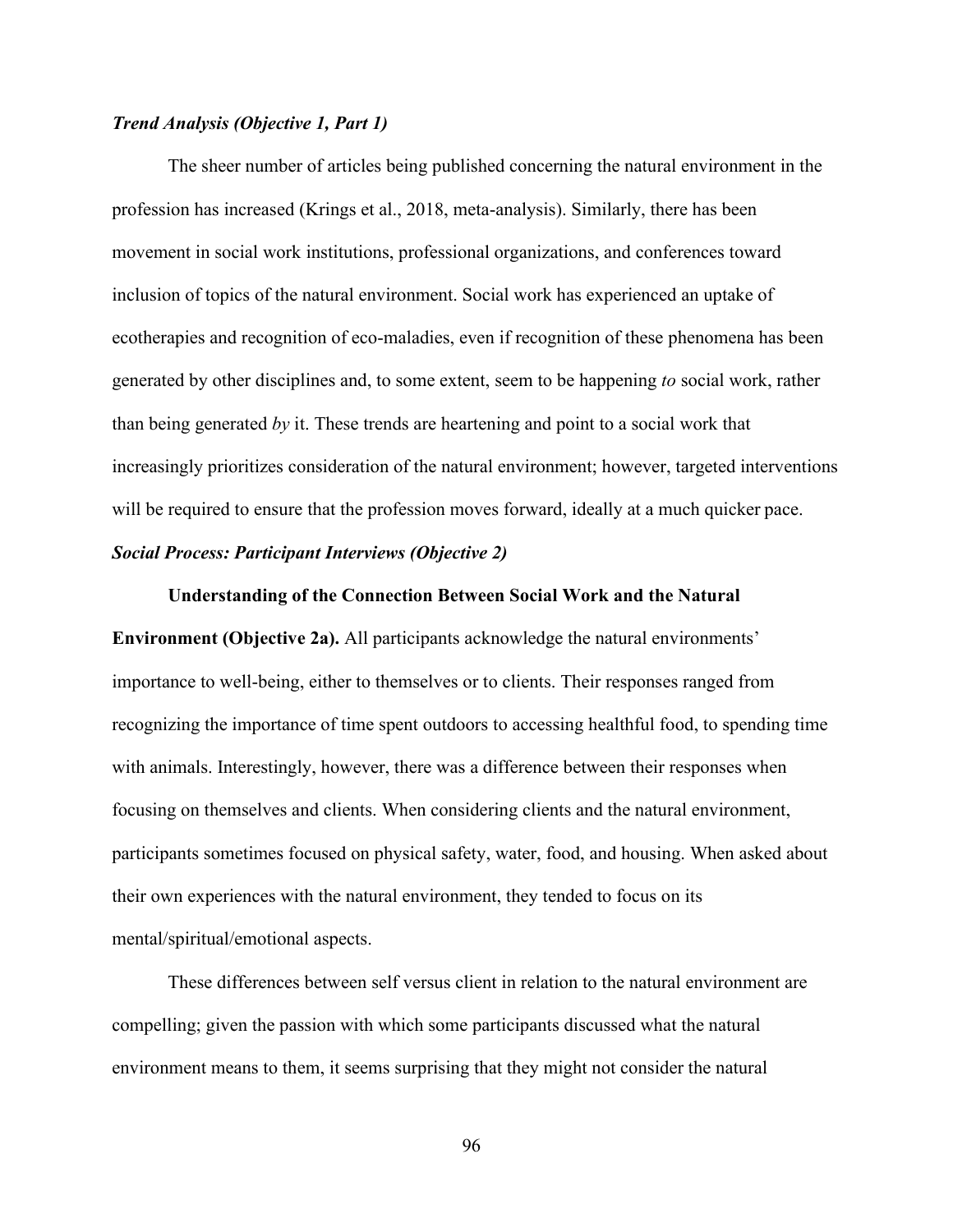### *Trend Analysis (Objective 1, Part 1)*

The sheer number of articles being published concerning the natural environment in the profession has increased (Krings et al., 2018, meta-analysis). Similarly, there has been movement in social work institutions, professional organizations, and conferences toward inclusion of topics of the natural environment. Social work has experienced an uptake of ecotherapies and recognition of eco-maladies, even if recognition of these phenomena has been generated by other disciplines and, to some extent, seem to be happening *to* social work, rather than being generated *by* it. These trends are heartening and point to a social work that increasingly prioritizes consideration of the natural environment; however, targeted interventions will be required to ensure that the profession moves forward, ideally at a much quicker pace.

### *Social Process: Participant Interviews (Objective 2)*

**Understanding of the Connection Between Social Work and the Natural Environment (Objective 2a).** All participants acknowledge the natural environments' importance to well-being, either to themselves or to clients. Their responses ranged from recognizing the importance of time spent outdoors to accessing healthful food, to spending time with animals. Interestingly, however, there was a difference between their responses when focusing on themselves and clients. When considering clients and the natural environment, participants sometimes focused on physical safety, water, food, and housing. When asked about their own experiences with the natural environment, they tended to focus on its mental/spiritual/emotional aspects.

These differences between self versus client in relation to the natural environment are compelling; given the passion with which some participants discussed what the natural environment means to them, it seems surprising that they might not consider the natural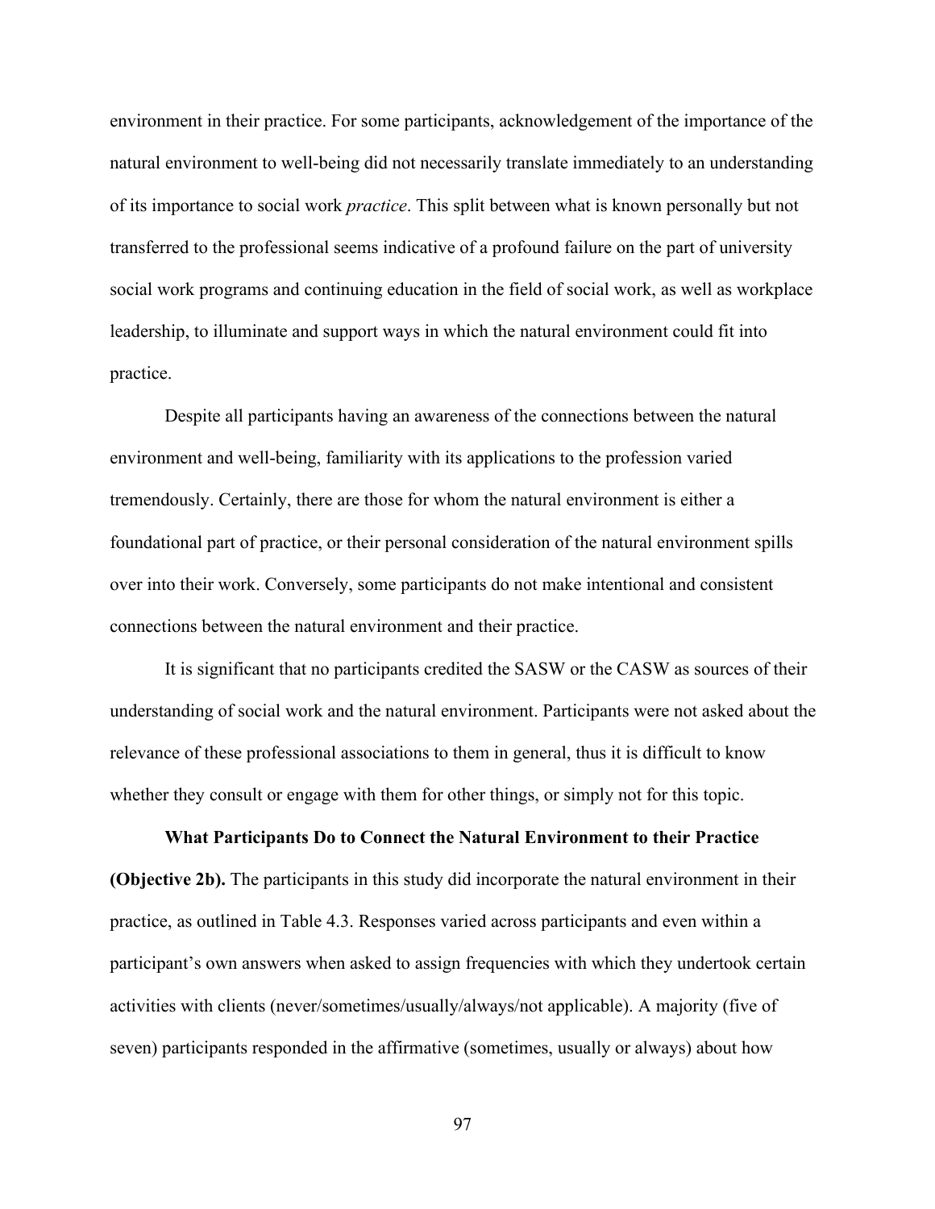environment in their practice. For some participants, acknowledgement of the importance of the natural environment to well-being did not necessarily translate immediately to an understanding of its importance to social work *practice*. This split between what is known personally but not transferred to the professional seems indicative of a profound failure on the part of university social work programs and continuing education in the field of social work, as well as workplace leadership, to illuminate and support ways in which the natural environment could fit into practice.

Despite all participants having an awareness of the connections between the natural environment and well-being, familiarity with its applications to the profession varied tremendously. Certainly, there are those for whom the natural environment is either a foundational part of practice, or their personal consideration of the natural environment spills over into their work. Conversely, some participants do not make intentional and consistent connections between the natural environment and their practice.

It is significant that no participants credited the SASW or the CASW as sources of their understanding of social work and the natural environment. Participants were not asked about the relevance of these professional associations to them in general, thus it is difficult to know whether they consult or engage with them for other things, or simply not for this topic.

**What Participants Do to Connect the Natural Environment to their Practice (Objective 2b).** The participants in this study did incorporate the natural environment in their practice, as outlined in Table 4.3. Responses varied across participants and even within a participant's own answers when asked to assign frequencies with which they undertook certain activities with clients (never/sometimes/usually/always/not applicable). A majority (five of seven) participants responded in the affirmative (sometimes, usually or always) about how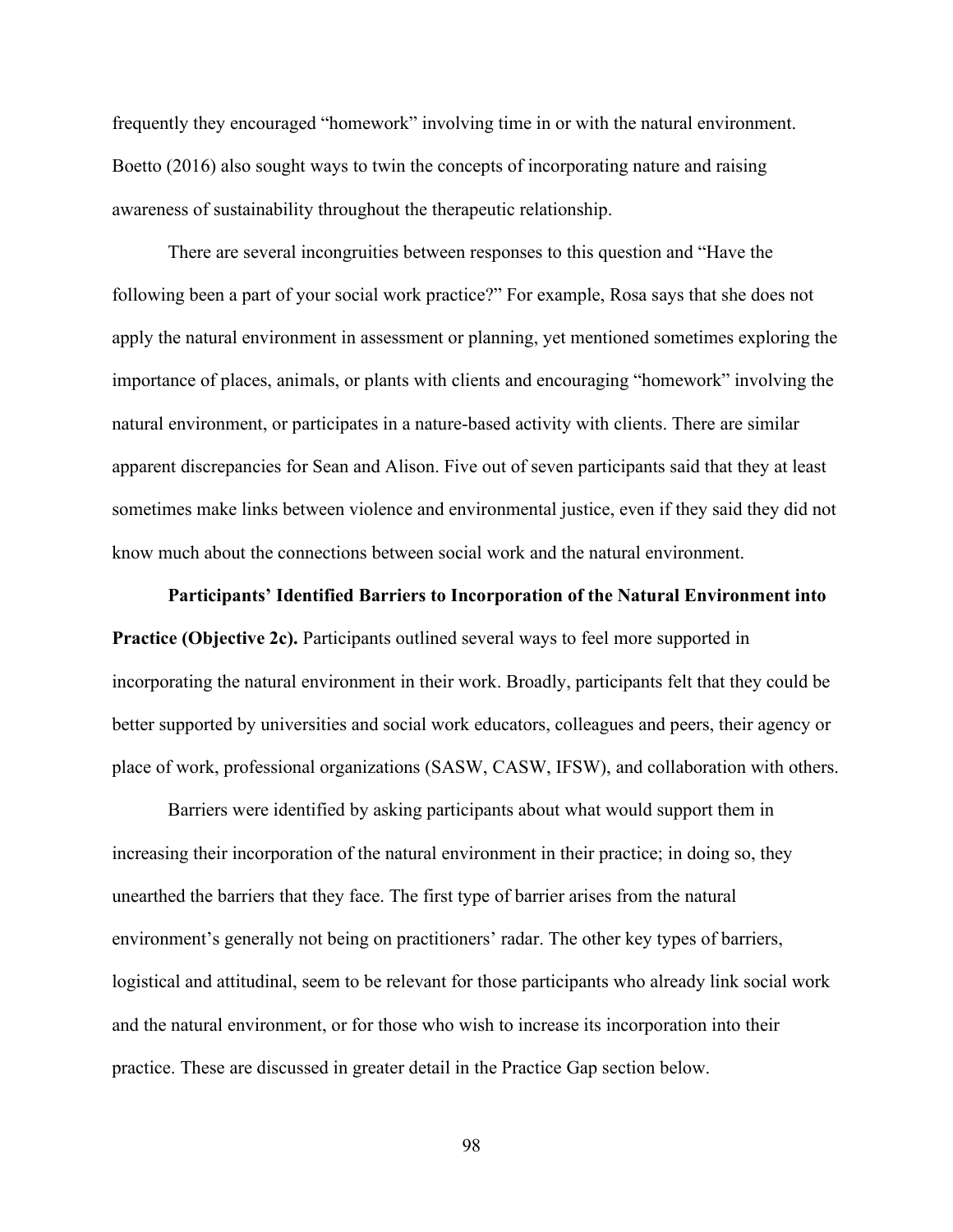frequently they encouraged "homework" involving time in or with the natural environment. Boetto (2016) also sought ways to twin the concepts of incorporating nature and raising awareness of sustainability throughout the therapeutic relationship.

There are several incongruities between responses to this question and "Have the following been a part of your social work practice?" For example, Rosa says that she does not apply the natural environment in assessment or planning, yet mentioned sometimes exploring the importance of places, animals, or plants with clients and encouraging "homework" involving the natural environment, or participates in a nature-based activity with clients. There are similar apparent discrepancies for Sean and Alison. Five out of seven participants said that they at least sometimes make links between violence and environmental justice, even if they said they did not know much about the connections between social work and the natural environment.

**Participants' Identified Barriers to Incorporation of the Natural Environment into Practice (Objective 2c).** Participants outlined several ways to feel more supported in incorporating the natural environment in their work. Broadly, participants felt that they could be better supported by universities and social work educators, colleagues and peers, their agency or place of work, professional organizations (SASW, CASW, IFSW), and collaboration with others.

Barriers were identified by asking participants about what would support them in increasing their incorporation of the natural environment in their practice; in doing so, they unearthed the barriers that they face. The first type of barrier arises from the natural environment's generally not being on practitioners' radar. The other key types of barriers, logistical and attitudinal, seem to be relevant for those participants who already link social work and the natural environment, or for those who wish to increase its incorporation into their practice. These are discussed in greater detail in the Practice Gap section below.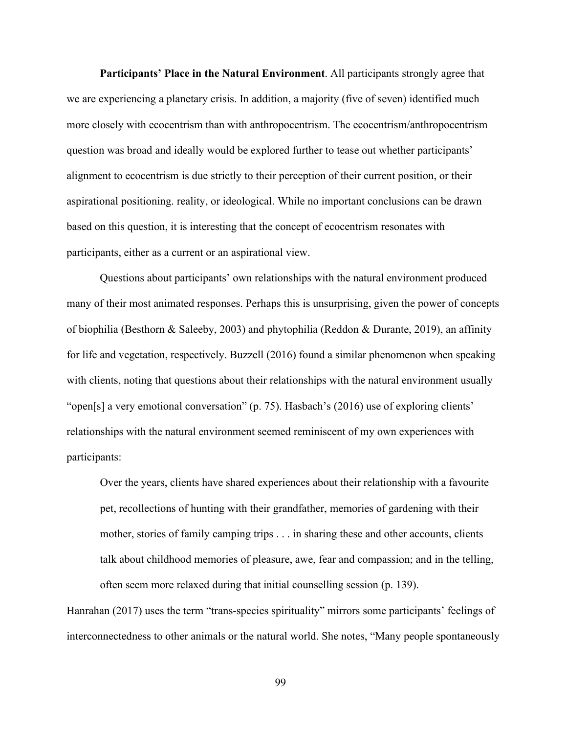**Participants' Place in the Natural Environment**. All participants strongly agree that we are experiencing a planetary crisis. In addition, a majority (five of seven) identified much more closely with ecocentrism than with anthropocentrism. The ecocentrism/anthropocentrism question was broad and ideally would be explored further to tease out whether participants' alignment to ecocentrism is due strictly to their perception of their current position, or their aspirational positioning. reality, or ideological. While no important conclusions can be drawn based on this question, it is interesting that the concept of ecocentrism resonates with participants, either as a current or an aspirational view.

Questions about participants' own relationships with the natural environment produced many of their most animated responses. Perhaps this is unsurprising, given the power of concepts of biophilia (Besthorn & Saleeby, 2003) and phytophilia (Reddon & Durante, 2019), an affinity for life and vegetation, respectively. Buzzell (2016) found a similar phenomenon when speaking with clients, noting that questions about their relationships with the natural environment usually "open[s] a very emotional conversation" (p. 75). Hasbach's (2016) use of exploring clients' relationships with the natural environment seemed reminiscent of my own experiences with participants:

> Over the years, clients have shared experiences about their relationship with a favourite pet, recollections of hunting with their grandfather, memories of gardening with their mother, stories of family camping trips . . . in sharing these and other accounts, clients talk about childhood memories of pleasure, awe, fear and compassion; and in the telling, often seem more relaxed during that initial counselling session (p. 139).

Hanrahan (2017) uses the term "trans-species spirituality" mirrors some participants' feelings of interconnectedness to other animals or the natural world. She notes, "Many people spontaneously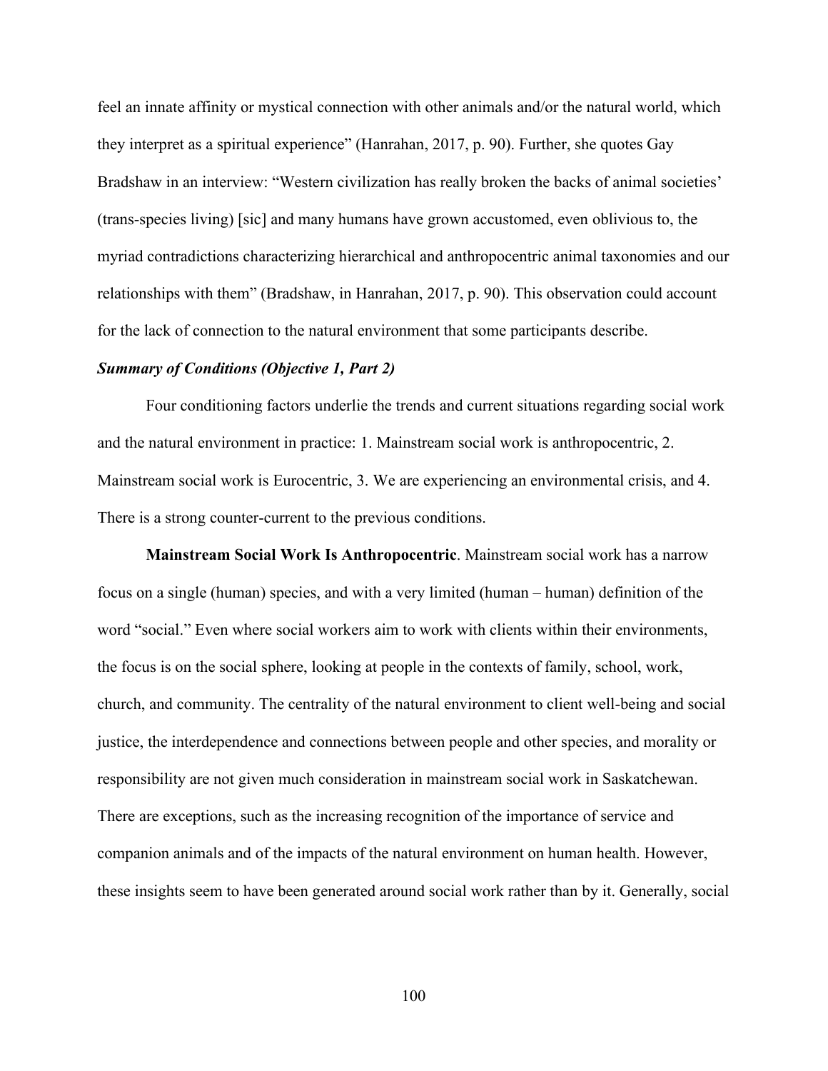feel an innate affinity or mystical connection with other animals and/or the natural world, which they interpret as a spiritual experience" (Hanrahan, 2017, p. 90). Further, she quotes Gay Bradshaw in an interview: "Western civilization has really broken the backs of animal societies' (trans-species living) [sic] and many humans have grown accustomed, even oblivious to, the myriad contradictions characterizing hierarchical and anthropocentric animal taxonomies and our relationships with them" (Bradshaw, in Hanrahan, 2017, p. 90). This observation could account for the lack of connection to the natural environment that some participants describe.

### *Summary of Conditions (Objective 1, Part 2)*

Four conditioning factors underlie the trends and current situations regarding social work and the natural environment in practice: 1. Mainstream social work is anthropocentric, 2. Mainstream social work is Eurocentric, 3. We are experiencing an environmental crisis, and 4. There is a strong counter-current to the previous conditions.

**Mainstream Social Work Is Anthropocentric**. Mainstream social work has a narrow focus on a single (human) species, and with a very limited (human – human) definition of the word "social." Even where social workers aim to work with clients within their environments, the focus is on the social sphere, looking at people in the contexts of family, school, work, church, and community. The centrality of the natural environment to client well-being and social justice, the interdependence and connections between people and other species, and morality or responsibility are not given much consideration in mainstream social work in Saskatchewan. There are exceptions, such as the increasing recognition of the importance of service and companion animals and of the impacts of the natural environment on human health. However, these insights seem to have been generated around social work rather than by it. Generally, social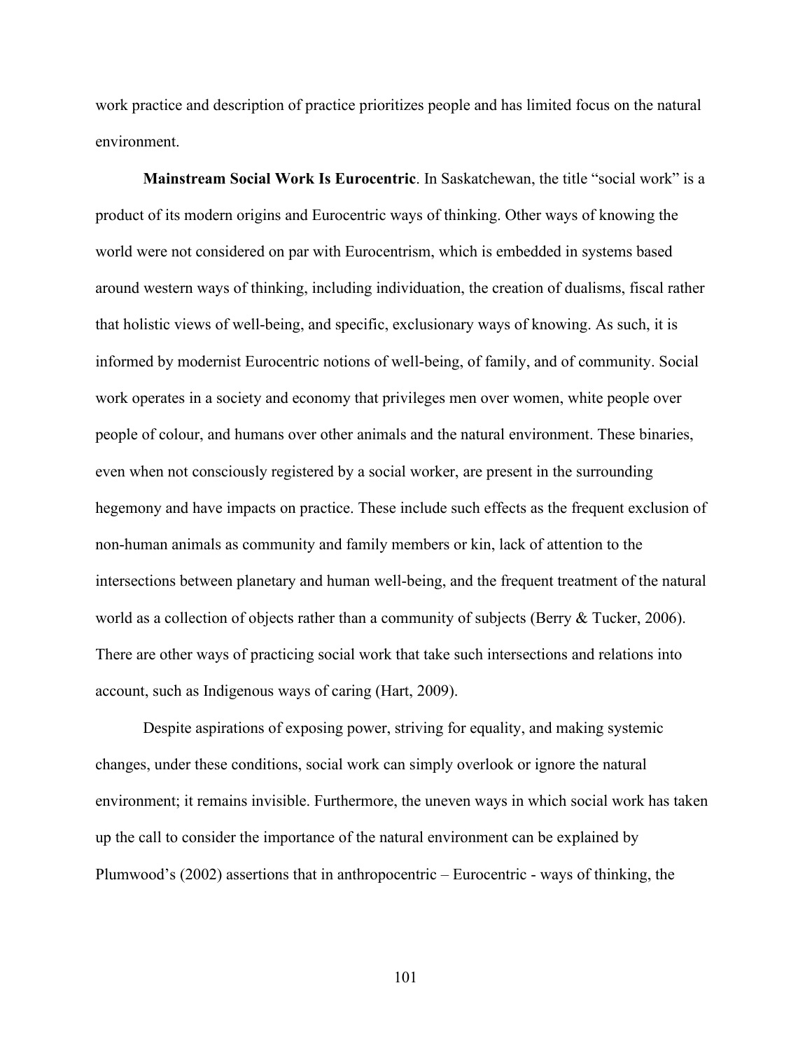work practice and description of practice prioritizes people and has limited focus on the natural environment.

**Mainstream Social Work Is Eurocentric**. In Saskatchewan, the title "social work" is a product of its modern origins and Eurocentric ways of thinking. Other ways of knowing the world were not considered on par with Eurocentrism, which is embedded in systems based around western ways of thinking, including individuation, the creation of dualisms, fiscal rather that holistic views of well-being, and specific, exclusionary ways of knowing. As such, it is informed by modernist Eurocentric notions of well-being, of family, and of community. Social work operates in a society and economy that privileges men over women, white people over people of colour, and humans over other animals and the natural environment. These binaries, even when not consciously registered by a social worker, are present in the surrounding hegemony and have impacts on practice. These include such effects as the frequent exclusion of non-human animals as community and family members or kin, lack of attention to the intersections between planetary and human well-being, and the frequent treatment of the natural world as a collection of objects rather than a community of subjects (Berry & Tucker, 2006). There are other ways of practicing social work that take such intersections and relations into account, such as Indigenous ways of caring (Hart, 2009).

Despite aspirations of exposing power, striving for equality, and making systemic changes, under these conditions, social work can simply overlook or ignore the natural environment; it remains invisible. Furthermore, the uneven ways in which social work has taken up the call to consider the importance of the natural environment can be explained by Plumwood's (2002) assertions that in anthropocentric – Eurocentric - ways of thinking, the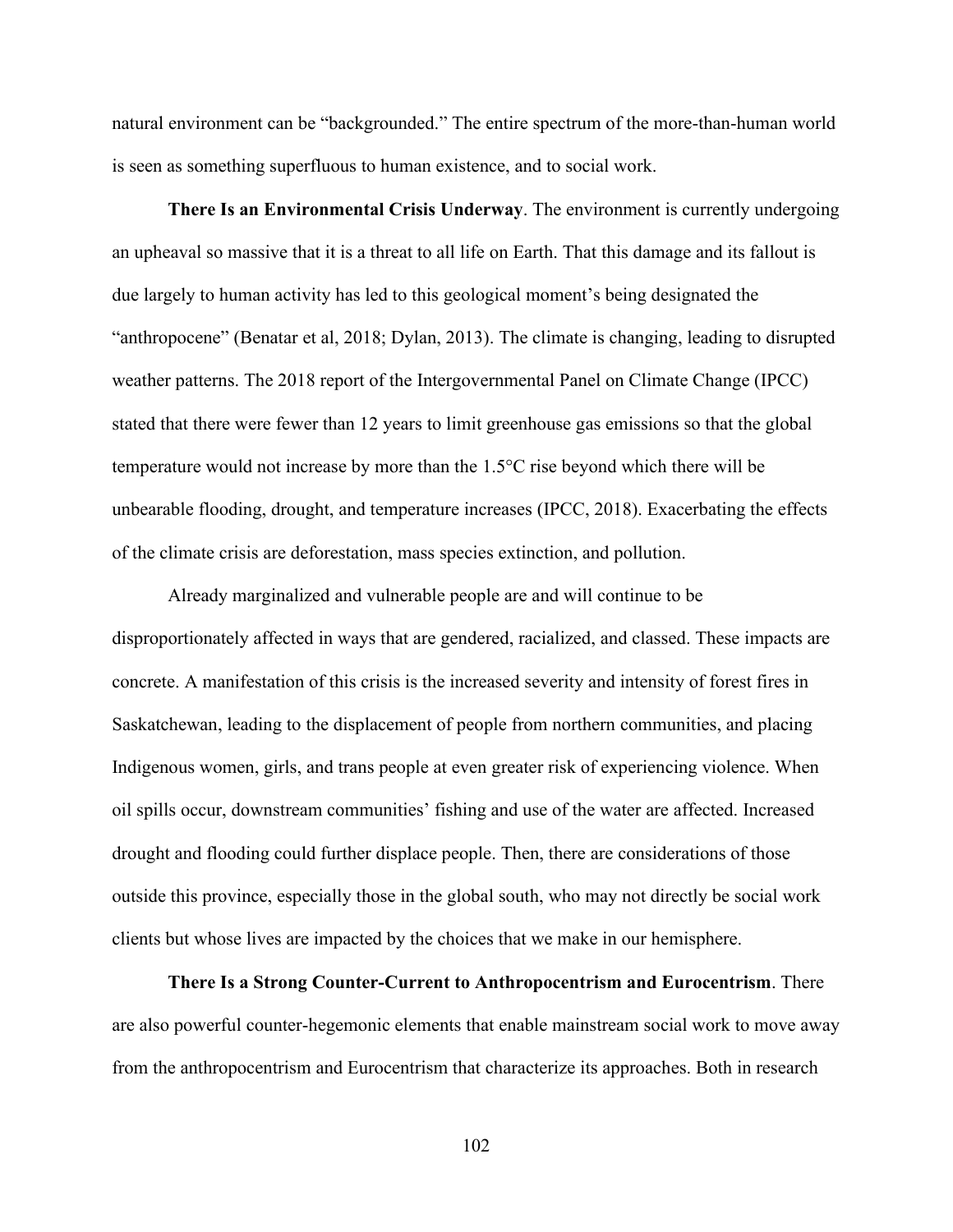natural environment can be "backgrounded." The entire spectrum of the more-than-human world is seen as something superfluous to human existence, and to social work.

**There Is an Environmental Crisis Underway**. The environment is currently undergoing an upheaval so massive that it is a threat to all life on Earth. That this damage and its fallout is due largely to human activity has led to this geological moment's being designated the "anthropocene" (Benatar et al, 2018; Dylan, 2013). The climate is changing, leading to disrupted weather patterns. The 2018 report of the Intergovernmental Panel on Climate Change (IPCC) stated that there were fewer than 12 years to limit greenhouse gas emissions so that the global temperature would not increase by more than the 1.5°C rise beyond which there will be unbearable flooding, drought, and temperature increases (IPCC, 2018). Exacerbating the effects of the climate crisis are deforestation, mass species extinction, and pollution.

Already marginalized and vulnerable people are and will continue to be disproportionately affected in ways that are gendered, racialized, and classed. These impacts are concrete. A manifestation of this crisis is the increased severity and intensity of forest fires in Saskatchewan, leading to the displacement of people from northern communities, and placing Indigenous women, girls, and trans people at even greater risk of experiencing violence. When oil spills occur, downstream communities' fishing and use of the water are affected. Increased drought and flooding could further displace people. Then, there are considerations of those outside this province, especially those in the global south, who may not directly be social work clients but whose lives are impacted by the choices that we make in our hemisphere.

**There Is a Strong Counter-Current to Anthropocentrism and Eurocentrism**. There are also powerful counter-hegemonic elements that enable mainstream social work to move away from the anthropocentrism and Eurocentrism that characterize its approaches. Both in research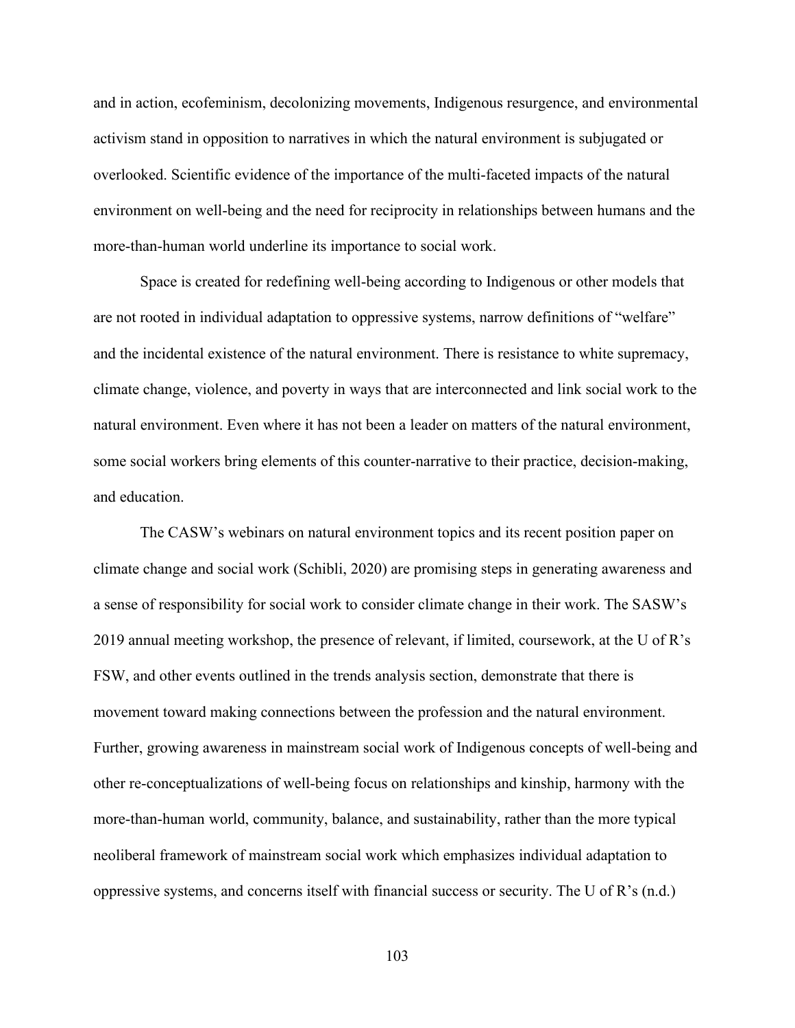and in action, ecofeminism, decolonizing movements, Indigenous resurgence, and environmental activism stand in opposition to narratives in which the natural environment is subjugated or overlooked. Scientific evidence of the importance of the multi-faceted impacts of the natural environment on well-being and the need for reciprocity in relationships between humans and the more-than-human world underline its importance to social work.

Space is created for redefining well-being according to Indigenous or other models that are not rooted in individual adaptation to oppressive systems, narrow definitions of "welfare" and the incidental existence of the natural environment. There is resistance to white supremacy, climate change, violence, and poverty in ways that are interconnected and link social work to the natural environment. Even where it has not been a leader on matters of the natural environment, some social workers bring elements of this counter-narrative to their practice, decision-making, and education.

The CASW's webinars on natural environment topics and its recent position paper on climate change and social work (Schibli, 2020) are promising steps in generating awareness and a sense of responsibility for social work to consider climate change in their work. The SASW's 2019 annual meeting workshop, the presence of relevant, if limited, coursework, at the U of R's FSW, and other events outlined in the trends analysis section, demonstrate that there is movement toward making connections between the profession and the natural environment. Further, growing awareness in mainstream social work of Indigenous concepts of well-being and other re-conceptualizations of well-being focus on relationships and kinship, harmony with the more-than-human world, community, balance, and sustainability, rather than the more typical neoliberal framework of mainstream social work which emphasizes individual adaptation to oppressive systems, and concerns itself with financial success or security. The U of R's (n.d.)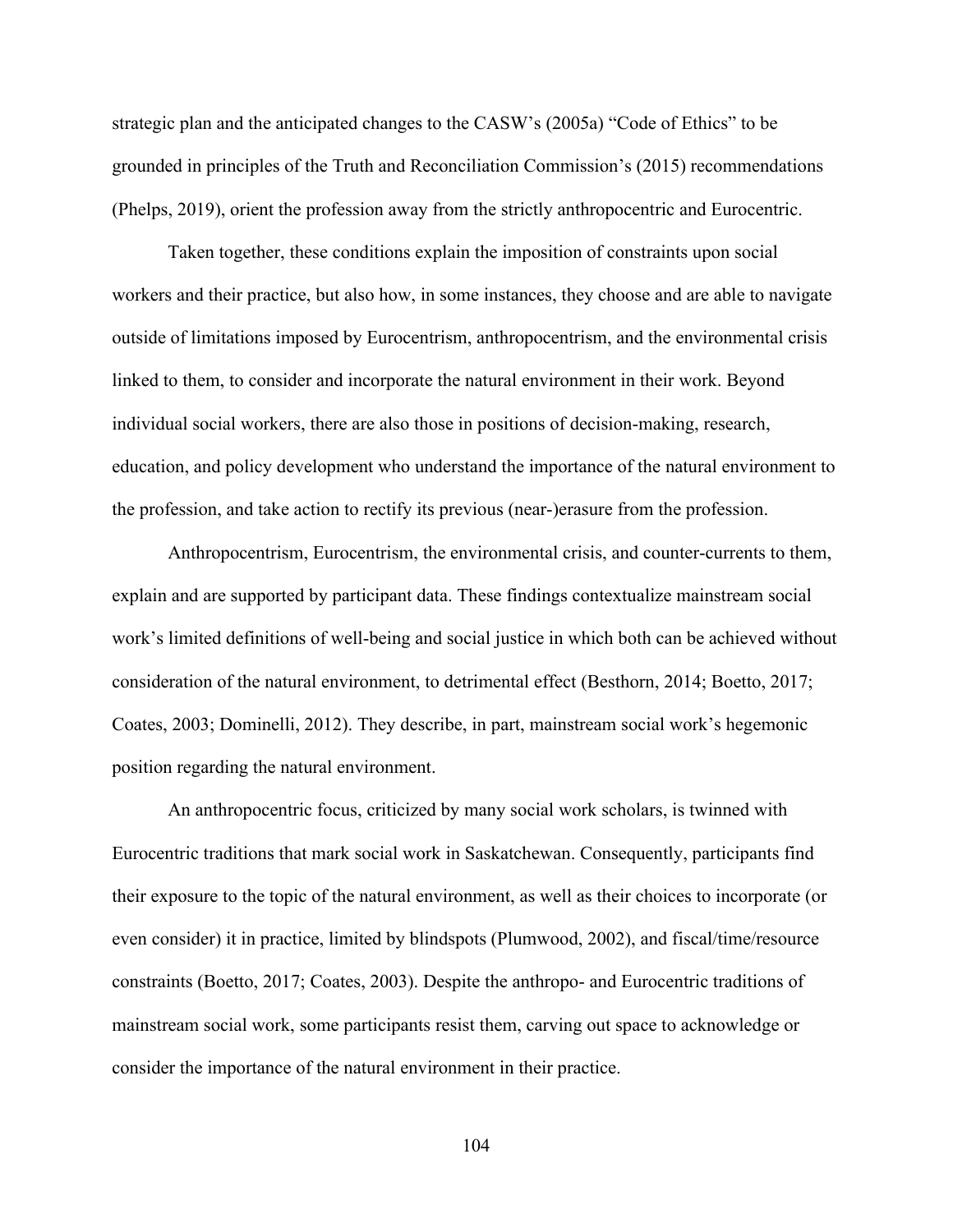strategic plan and the anticipated changes to the CASW's (2005a) "Code of Ethics" to be grounded in principles of the Truth and Reconciliation Commission's (2015) recommendations (Phelps, 2019), orient the profession away from the strictly anthropocentric and Eurocentric.

Taken together, these conditions explain the imposition of constraints upon social workers and their practice, but also how, in some instances, they choose and are able to navigate outside of limitations imposed by Eurocentrism, anthropocentrism, and the environmental crisis linked to them, to consider and incorporate the natural environment in their work. Beyond individual social workers, there are also those in positions of decision-making, research, education, and policy development who understand the importance of the natural environment to the profession, and take action to rectify its previous (near-)erasure from the profession.

Anthropocentrism, Eurocentrism, the environmental crisis, and counter-currents to them, explain and are supported by participant data. These findings contextualize mainstream social work's limited definitions of well-being and social justice in which both can be achieved without consideration of the natural environment, to detrimental effect (Besthorn, 2014; Boetto, 2017; Coates, 2003; Dominelli, 2012). They describe, in part, mainstream social work's hegemonic position regarding the natural environment.

An anthropocentric focus, criticized by many social work scholars, is twinned with Eurocentric traditions that mark social work in Saskatchewan. Consequently, participants find their exposure to the topic of the natural environment, as well as their choices to incorporate (or even consider) it in practice, limited by blindspots (Plumwood, 2002), and fiscal/time/resource constraints (Boetto, 2017; Coates, 2003). Despite the anthropo- and Eurocentric traditions of mainstream social work, some participants resist them, carving out space to acknowledge or consider the importance of the natural environment in their practice.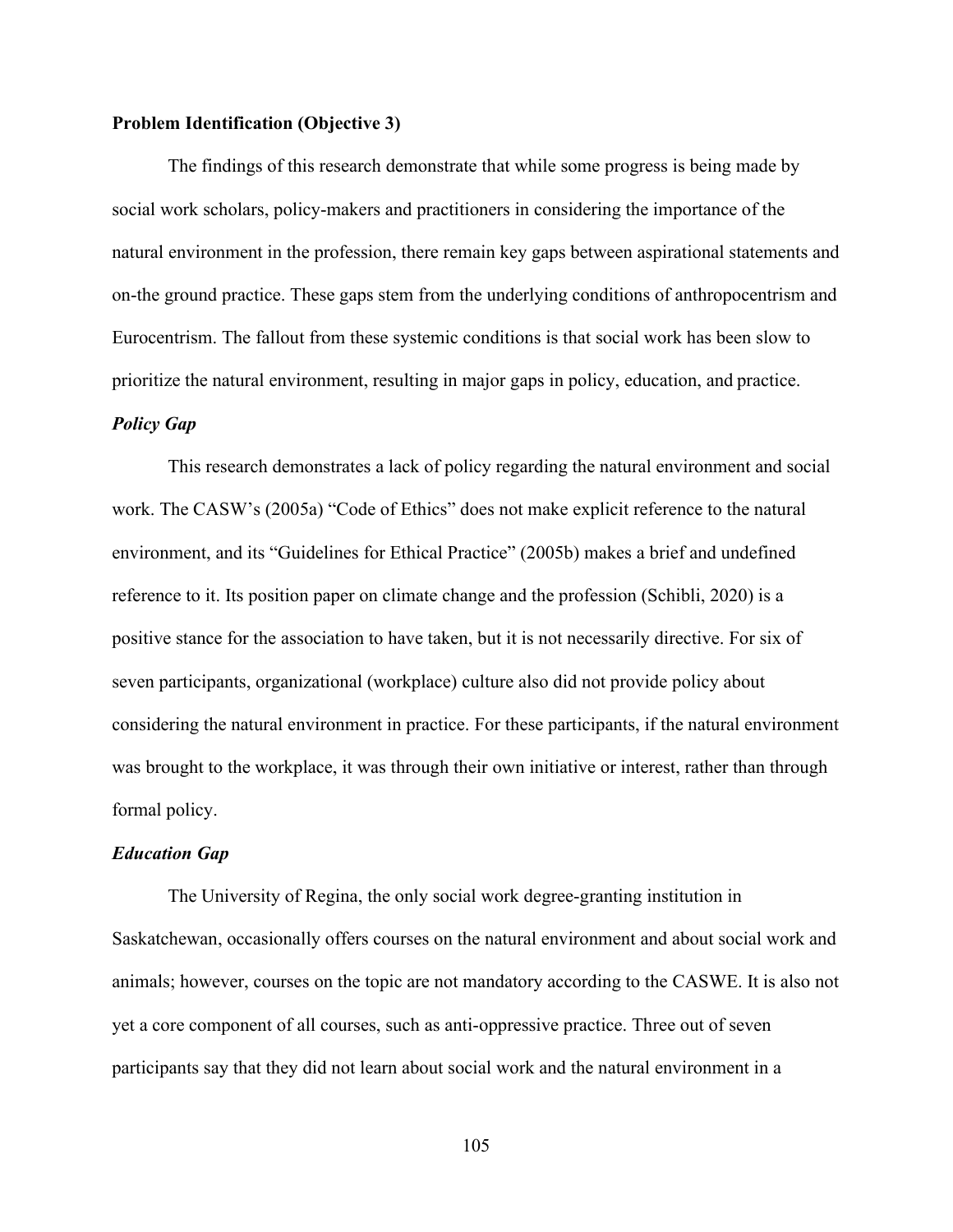**Problem Identification (Objective 3)**

The findings of this research demonstrate that while some progress is being made by social work scholars, policy-makers and practitioners in considering the importance of the natural environment in the profession, there remain key gaps between aspirational statements and on-the ground practice. These gaps stem from the underlying conditions of anthropocentrism and Eurocentrism. The fallout from these systemic conditions is that social work has been slow to prioritize the natural environment, resulting in major gaps in policy, education, and practice.

***Policy Gap***

This research demonstrates a lack of policy regarding the natural environment and social work. The CASW's (2005a) "Code of Ethics" does not make explicit reference to the natural environment, and its "Guidelines for Ethical Practice" (2005b) makes a brief and undefined reference to it. Its position paper on climate change and the profession (Schibli, 2020) is a positive stance for the association to have taken, but it is not necessarily directive. For six of seven participants, organizational (workplace) culture also did not provide policy about considering the natural environment in practice. For these participants, if the natural environment was brought to the workplace, it was through their own initiative or interest, rather than through formal policy.

***Education Gap***

The University of Regina, the only social work degree-granting institution in Saskatchewan, occasionally offers courses on the natural environment and about social work and animals; however, courses on the topic are not mandatory according to the CASWE. It is also not yet a core component of all courses, such as anti-oppressive practice. Three out of seven participants say that they did not learn about social work and the natural environment in a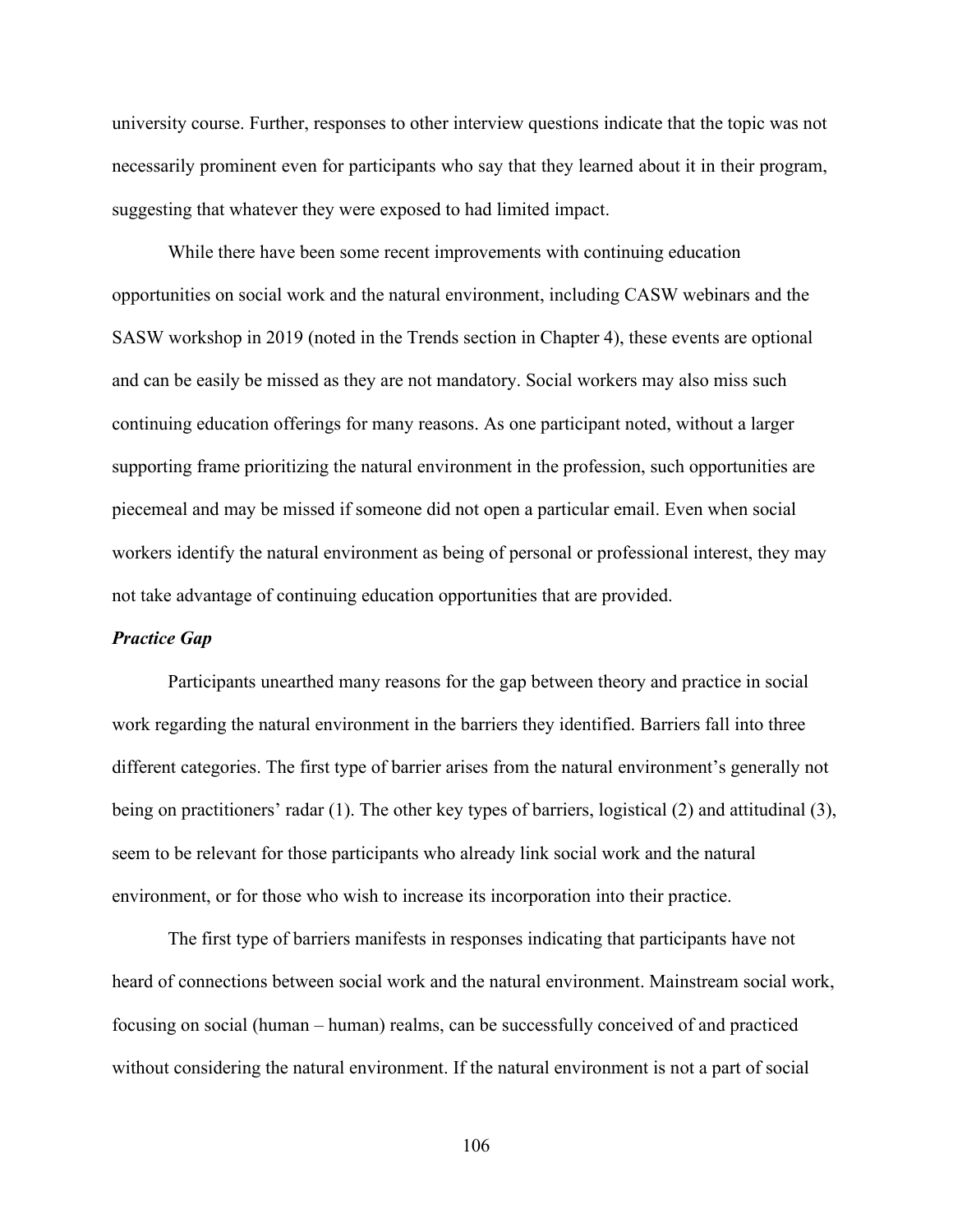university course. Further, responses to other interview questions indicate that the topic was not necessarily prominent even for participants who say that they learned about it in their program, suggesting that whatever they were exposed to had limited impact.

While there have been some recent improvements with continuing education opportunities on social work and the natural environment, including CASW webinars and the SASW workshop in 2019 (noted in the Trends section in Chapter 4), these events are optional and can be easily be missed as they are not mandatory. Social workers may also miss such continuing education offerings for many reasons. As one participant noted, without a larger supporting frame prioritizing the natural environment in the profession, such opportunities are piecemeal and may be missed if someone did not open a particular email. Even when social workers identify the natural environment as being of personal or professional interest, they may not take advantage of continuing education opportunities that are provided.

***Practice Gap***

Participants unearthed many reasons for the gap between theory and practice in social work regarding the natural environment in the barriers they identified. Barriers fall into three different categories. The first type of barrier arises from the natural environment's generally not being on practitioners' radar (1). The other key types of barriers, logistical (2) and attitudinal (3), seem to be relevant for those participants who already link social work and the natural environment, or for those who wish to increase its incorporation into their practice.

The first type of barriers manifests in responses indicating that participants have not heard of connections between social work and the natural environment. Mainstream social work, focusing on social (human – human) realms, can be successfully conceived of and practiced without considering the natural environment. If the natural environment is not a part of social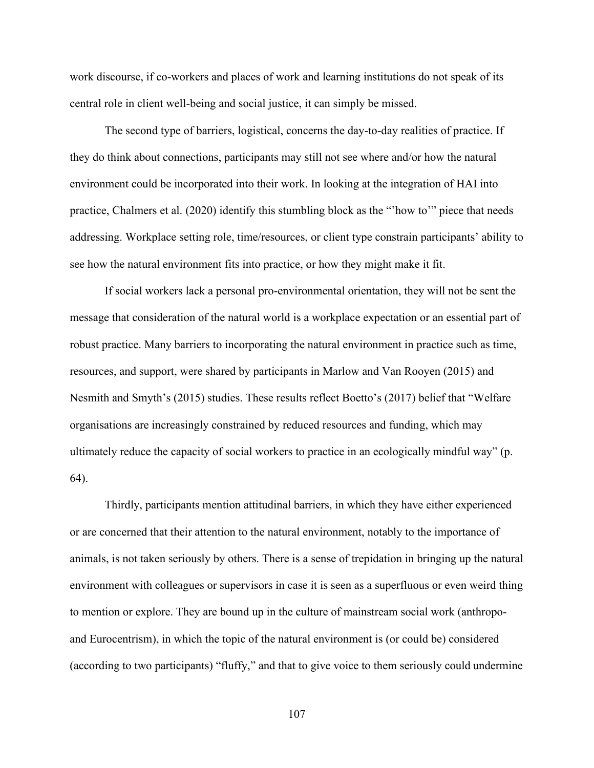work discourse, if co-workers and places of work and learning institutions do not speak of its central role in client well-being and social justice, it can simply be missed.

The second type of barriers, logistical, concerns the day-to-day realities of practice. If they do think about connections, participants may still not see where and/or how the natural environment could be incorporated into their work. In looking at the integration of HAI into practice, Chalmers et al. (2020) identify this stumbling block as the "'how to'" piece that needs addressing. Workplace setting role, time/resources, or client type constrain participants' ability to see how the natural environment fits into practice, or how they might make it fit.

If social workers lack a personal pro-environmental orientation, they will not be sent the message that consideration of the natural world is a workplace expectation or an essential part of robust practice. Many barriers to incorporating the natural environment in practice such as time, resources, and support, were shared by participants in Marlow and Van Rooyen (2015) and Nesmith and Smyth's (2015) studies. These results reflect Boetto's (2017) belief that "Welfare organisations are increasingly constrained by reduced resources and funding, which may ultimately reduce the capacity of social workers to practice in an ecologically mindful way" (p. 64).

Thirdly, participants mention attitudinal barriers, in which they have either experienced or are concerned that their attention to the natural environment, notably to the importance of animals, is not taken seriously by others. There is a sense of trepidation in bringing up the natural environment with colleagues or supervisors in case it is seen as a superfluous or even weird thing to mention or explore. They are bound up in the culture of mainstream social work (anthropo- and Eurocentrism), in which the topic of the natural environment is (or could be) considered (according to two participants) "fluffy," and that to give voice to them seriously could undermine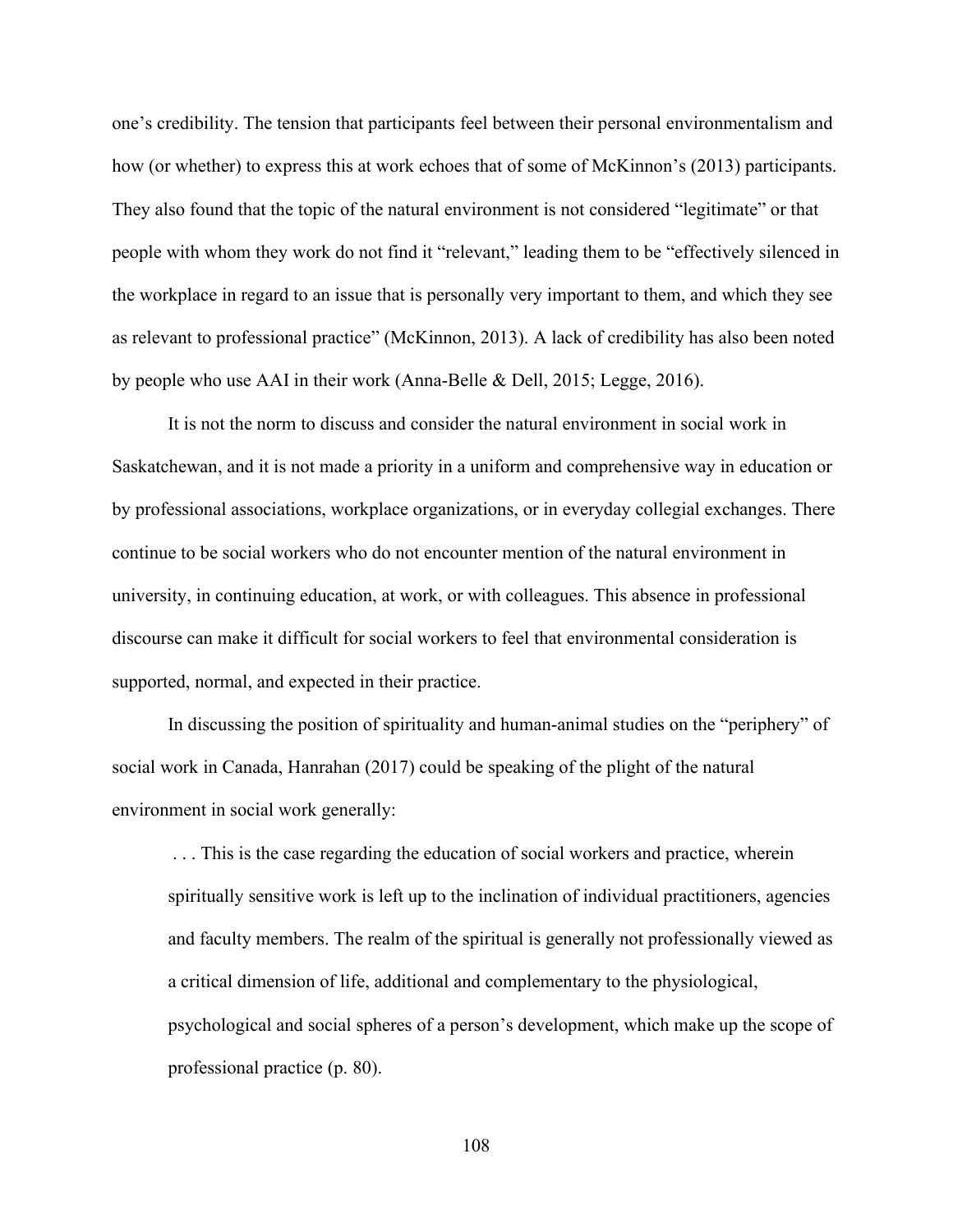one's credibility. The tension that participants feel between their personal environmentalism and how (or whether) to express this at work echoes that of some of McKinnon's (2013) participants. They also found that the topic of the natural environment is not considered "legitimate" or that people with whom they work do not find it "relevant," leading them to be "effectively silenced in the workplace in regard to an issue that is personally very important to them, and which they see as relevant to professional practice" (McKinnon, 2013). A lack of credibility has also been noted by people who use AAI in their work (Anna-Belle & Dell, 2015; Legge, 2016).

It is not the norm to discuss and consider the natural environment in social work in Saskatchewan, and it is not made a priority in a uniform and comprehensive way in education or by professional associations, workplace organizations, or in everyday collegial exchanges. There continue to be social workers who do not encounter mention of the natural environment in university, in continuing education, at work, or with colleagues. This absence in professional discourse can make it difficult for social workers to feel that environmental consideration is supported, normal, and expected in their practice.

In discussing the position of spirituality and human-animal studies on the "periphery" of social work in Canada, Hanrahan (2017) could be speaking of the plight of the natural environment in social work generally:

> . . . This is the case regarding the education of social workers and practice, wherein spiritually sensitive work is left up to the inclination of individual practitioners, agencies and faculty members. The realm of the spiritual is generally not professionally viewed as a critical dimension of life, additional and complementary to the physiological, psychological and social spheres of a person's development, which make up the scope of professional practice (p. 80).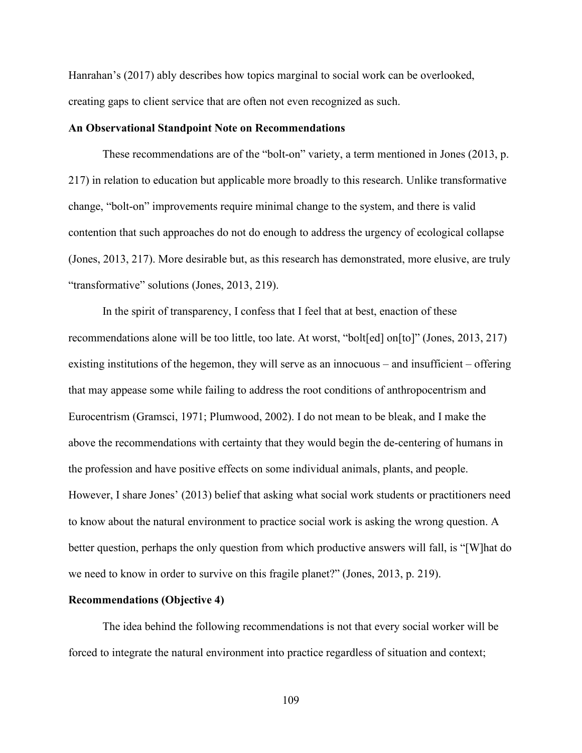Hanrahan's (2017) ably describes how topics marginal to social work can be overlooked, creating gaps to client service that are often not even recognized as such.

### An Observational Standpoint Note on Recommendations

These recommendations are of the "bolt-on" variety, a term mentioned in Jones (2013, p. 217) in relation to education but applicable more broadly to this research. Unlike transformative change, "bolt-on" improvements require minimal change to the system, and there is valid contention that such approaches do not do enough to address the urgency of ecological collapse (Jones, 2013, 217). More desirable but, as this research has demonstrated, more elusive, are truly "transformative" solutions (Jones, 2013, 219).

In the spirit of transparency, I confess that I feel that at best, enaction of these recommendations alone will be too little, too late. At worst, "bolt[ed] on[to]" (Jones, 2013, 217) existing institutions of the hegemon, they will serve as an innocuous – and insufficient – offering that may appease some while failing to address the root conditions of anthropocentrism and Eurocentrism (Gramsci, 1971; Plumwood, 2002). I do not mean to be bleak, and I make the above the recommendations with certainty that they would begin the de-centering of humans in the profession and have positive effects on some individual animals, plants, and people. However, I share Jones' (2013) belief that asking what social work students or practitioners need to know about the natural environment to practice social work is asking the wrong question. A better question, perhaps the only question from which productive answers will fall, is "[W]hat do we need to know in order to survive on this fragile planet?" (Jones, 2013, p. 219).

### Recommendations (Objective 4)

The idea behind the following recommendations is not that every social worker will be forced to integrate the natural environment into practice regardless of situation and context;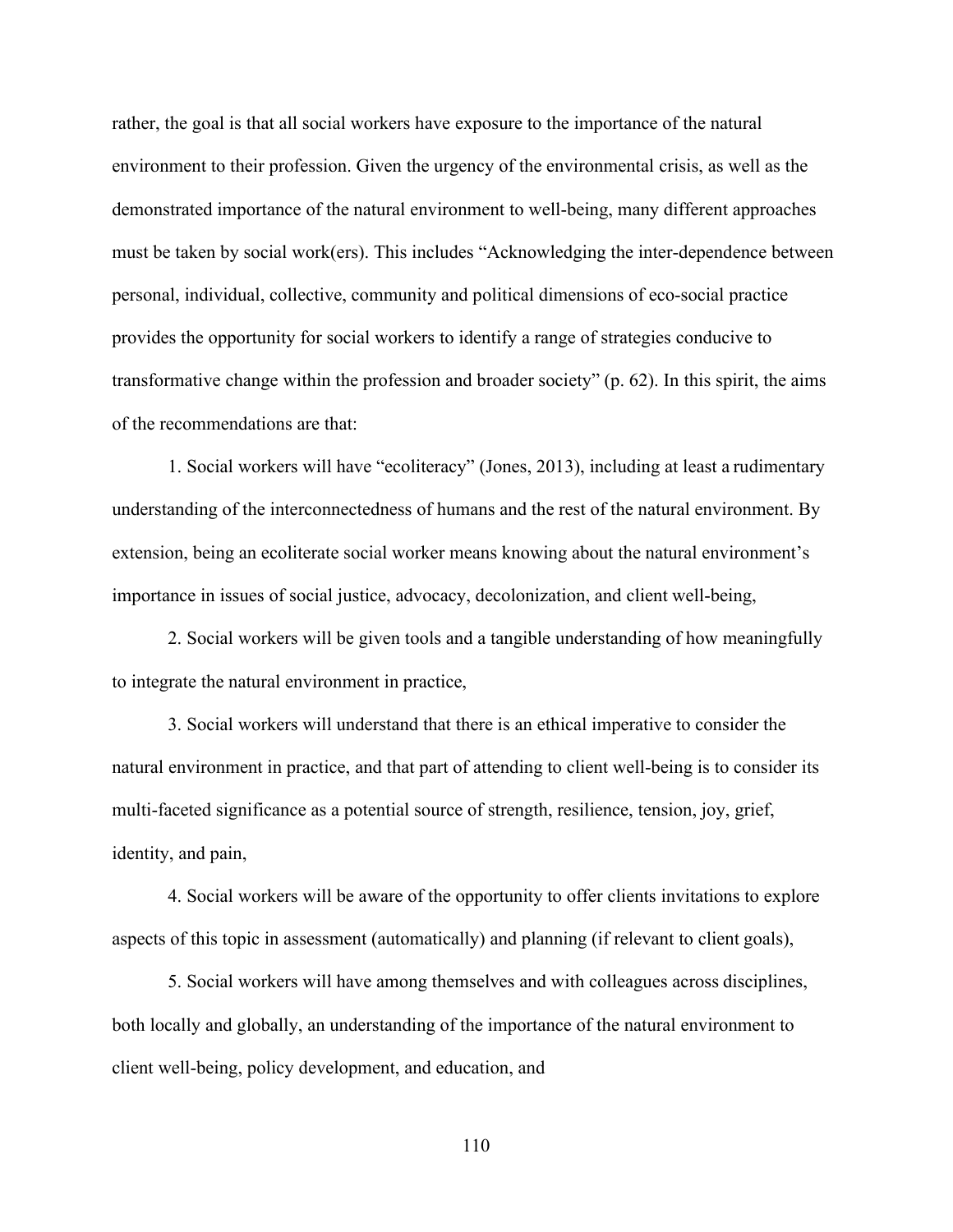rather, the goal is that all social workers have exposure to the importance of the natural environment to their profession. Given the urgency of the environmental crisis, as well as the demonstrated importance of the natural environment to well-being, many different approaches must be taken by social work(ers). This includes "Acknowledging the inter-dependence between personal, individual, collective, community and political dimensions of eco-social practice provides the opportunity for social workers to identify a range of strategies conducive to transformative change within the profession and broader society" (p. 62). In this spirit, the aims of the recommendations are that:

1. Social workers will have "ecoliteracy" (Jones, 2013), including at least a rudimentary understanding of the interconnectedness of humans and the rest of the natural environment. By extension, being an ecoliterate social worker means knowing about the natural environment's importance in issues of social justice, advocacy, decolonization, and client well-being,

2. Social workers will be given tools and a tangible understanding of how meaningfully to integrate the natural environment in practice,

3. Social workers will understand that there is an ethical imperative to consider the natural environment in practice, and that part of attending to client well-being is to consider its multi-faceted significance as a potential source of strength, resilience, tension, joy, grief, identity, and pain,

4. Social workers will be aware of the opportunity to offer clients invitations to explore aspects of this topic in assessment (automatically) and planning (if relevant to client goals),

5. Social workers will have among themselves and with colleagues across disciplines, both locally and globally, an understanding of the importance of the natural environment to client well-being, policy development, and education, and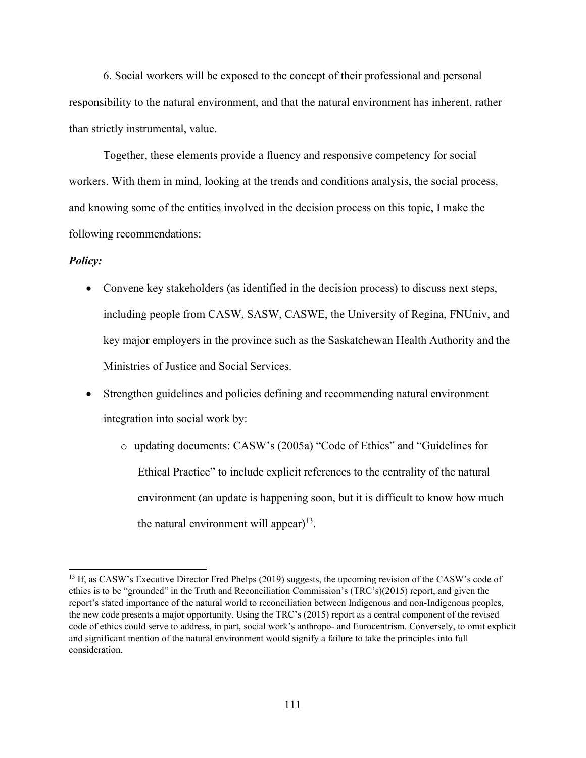6. Social workers will be exposed to the concept of their professional and personal responsibility to the natural environment, and that the natural environment has inherent, rather than strictly instrumental, value.

Together, these elements provide a fluency and responsive competency for social workers. With them in mind, looking at the trends and conditions analysis, the social process, and knowing some of the entities involved in the decision process on this topic, I make the following recommendations:

***Policy:***

- Convene key stakeholders (as identified in the decision process) to discuss next steps, including people from CASW, SASW, CASWE, the University of Regina, FNUniv, and key major employers in the province such as the Saskatchewan Health Authority and the Ministries of Justice and Social Services.
- Strengthen guidelines and policies defining and recommending natural environment integration into social work by:
    - updating documents: CASW's (2005a) "Code of Ethics" and "Guidelines for Ethical Practice" to include explicit references to the centrality of the natural environment (an update is happening soon, but it is difficult to know how much the natural environment will appear)[13].

---

[13] If, as CASW's Executive Director Fred Phelps (2019) suggests, the upcoming revision of the CASW's code of ethics is to be "grounded" in the Truth and Reconciliation Commission's (TRC's)(2015) report, and given the report's stated importance of the natural world to reconciliation between Indigenous and non-Indigenous peoples, the new code presents a major opportunity. Using the TRC's (2015) report as a central component of the revised code of ethics could serve to address, in part, social work's anthropo- and Eurocentrism. Conversely, to omit explicit and significant mention of the natural environment would signify a failure to take the principles into full consideration.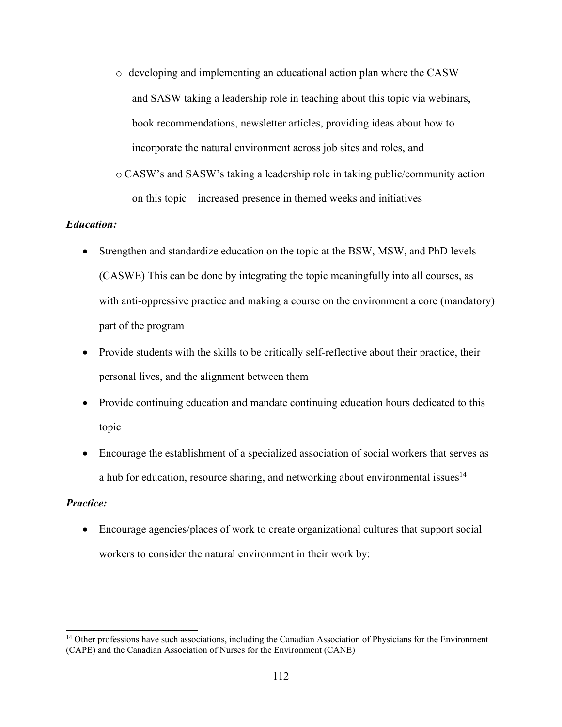- developing and implementing an educational action plan where the CASW and SASW taking a leadership role in teaching about this topic via webinars, book recommendations, newsletter articles, providing ideas about how to incorporate the natural environment across job sites and roles, and
  - CASW's and SASW's taking a leadership role in taking public/community action on this topic – increased presence in themed weeks and initiatives

***Education:***

- Strengthen and standardize education on the topic at the BSW, MSW, and PhD levels (CASWE) This can be done by integrating the topic meaningfully into all courses, as with anti-oppressive practice and making a course on the environment a core (mandatory) part of the program
- Provide students with the skills to be critically self-reflective about their practice, their personal lives, and the alignment between them
- Provide continuing education and mandate continuing education hours dedicated to this topic
- Encourage the establishment of a specialized association of social workers that serves as a hub for education, resource sharing, and networking about environmental issues[14]

***Practice:***

- Encourage agencies/places of work to create organizational cultures that support social workers to consider the natural environment in their work by:

[14] Other professions have such associations, including the Canadian Association of Physicians for the Environment (CAPE) and the Canadian Association of Nurses for the Environment (CANE)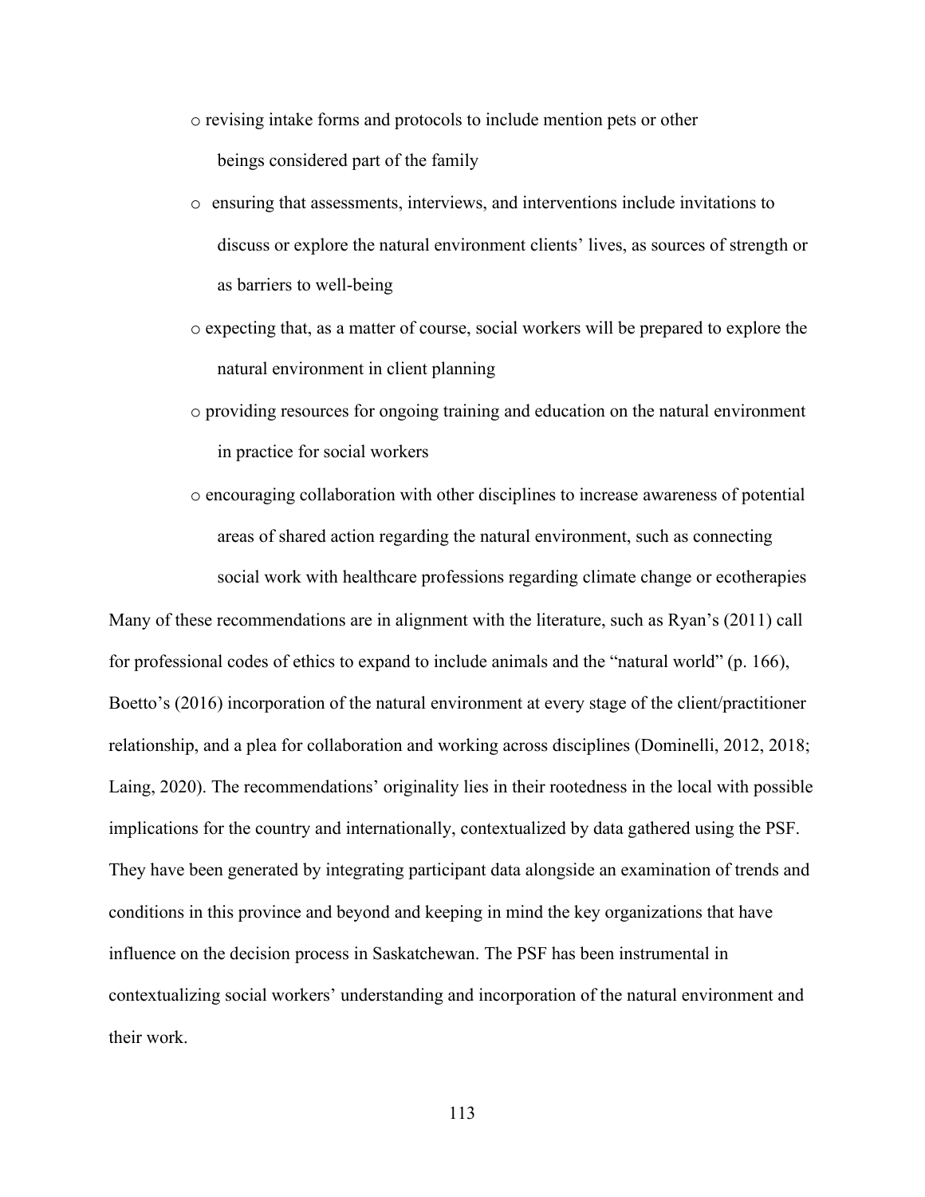- revising intake forms and protocols to include mention pets or other beings considered part of the family
- ensuring that assessments, interviews, and interventions include invitations to discuss or explore the natural environment clients' lives, as sources of strength or as barriers to well-being
- expecting that, as a matter of course, social workers will be prepared to explore the natural environment in client planning
- providing resources for ongoing training and education on the natural environment in practice for social workers
- encouraging collaboration with other disciplines to increase awareness of potential areas of shared action regarding the natural environment, such as connecting social work with healthcare professions regarding climate change or ecotherapies

Many of these recommendations are in alignment with the literature, such as Ryan's (2011) call for professional codes of ethics to expand to include animals and the "natural world" (p. 166), Boetto's (2016) incorporation of the natural environment at every stage of the client/practitioner relationship, and a plea for collaboration and working across disciplines (Dominelli, 2012, 2018; Laing, 2020). The recommendations' originality lies in their rootedness in the local with possible implications for the country and internationally, contextualized by data gathered using the PSF. They have been generated by integrating participant data alongside an examination of trends and conditions in this province and beyond and keeping in mind the key organizations that have influence on the decision process in Saskatchewan. The PSF has been instrumental in contextualizing social workers' understanding and incorporation of the natural environment and their work.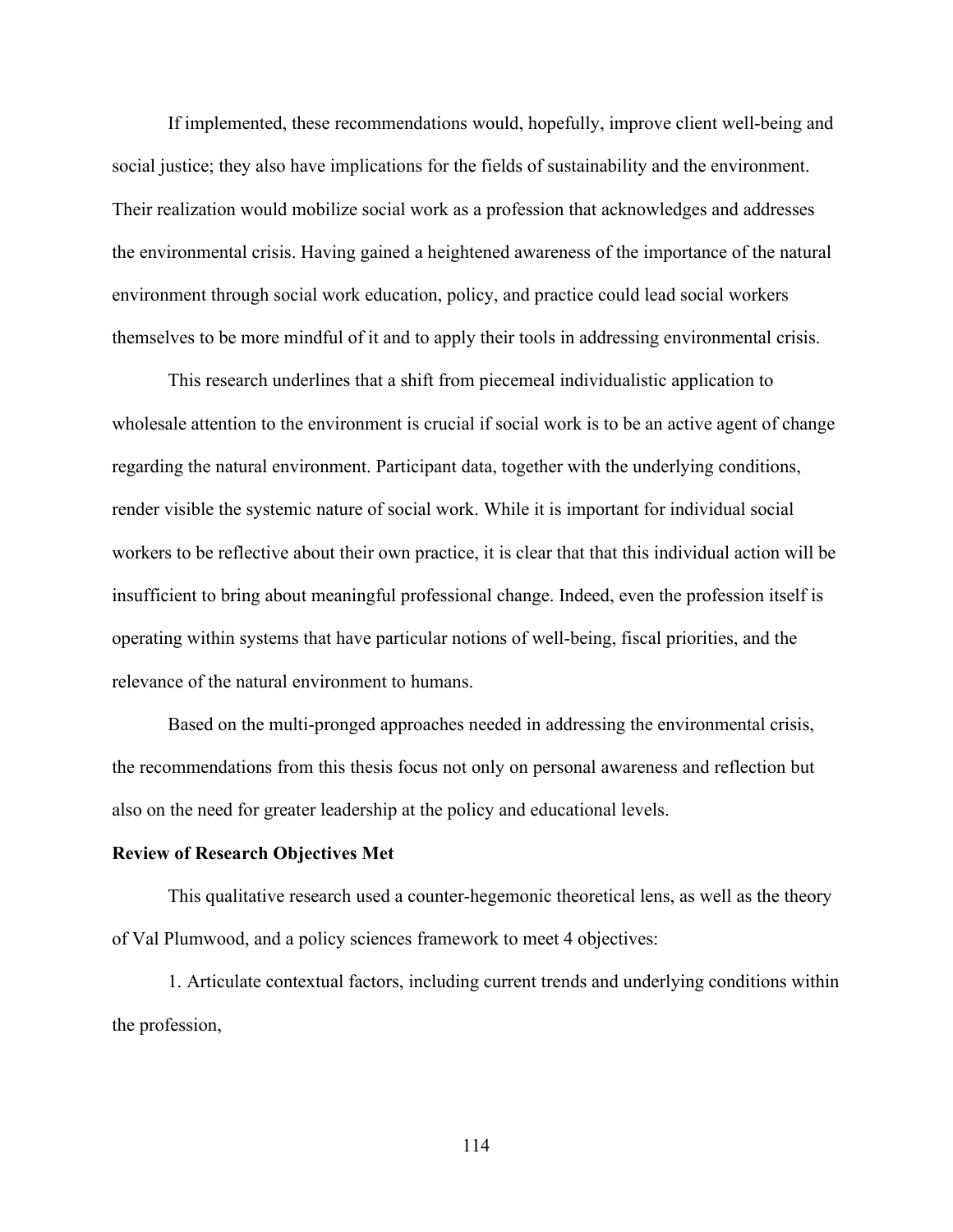If implemented, these recommendations would, hopefully, improve client well-being and social justice; they also have implications for the fields of sustainability and the environment. Their realization would mobilize social work as a profession that acknowledges and addresses the environmental crisis. Having gained a heightened awareness of the importance of the natural environment through social work education, policy, and practice could lead social workers themselves to be more mindful of it and to apply their tools in addressing environmental crisis.

This research underlines that a shift from piecemeal individualistic application to wholesale attention to the environment is crucial if social work is to be an active agent of change regarding the natural environment. Participant data, together with the underlying conditions, render visible the systemic nature of social work. While it is important for individual social workers to be reflective about their own practice, it is clear that that this individual action will be insufficient to bring about meaningful professional change. Indeed, even the profession itself is operating within systems that have particular notions of well-being, fiscal priorities, and the relevance of the natural environment to humans.

Based on the multi-pronged approaches needed in addressing the environmental crisis, the recommendations from this thesis focus not only on personal awareness and reflection but also on the need for greater leadership at the policy and educational levels.

**Review of Research Objectives Met**

This qualitative research used a counter-hegemonic theoretical lens, as well as the theory of Val Plumwood, and a policy sciences framework to meet 4 objectives:

1. Articulate contextual factors, including current trends and underlying conditions within the profession,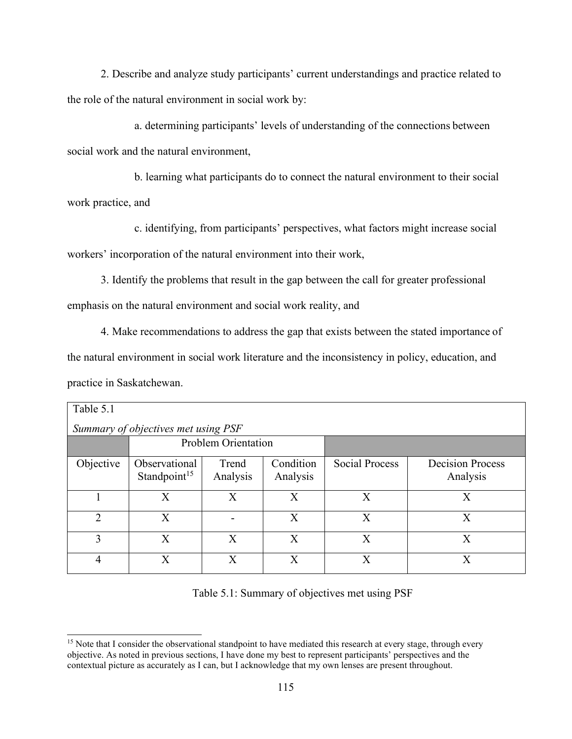2. Describe and analyze study participants' current understandings and practice related to the role of the natural environment in social work by:

a. determining participants' levels of understanding of the connections between social work and the natural environment,

b. learning what participants do to connect the natural environment to their social work practice, and

c. identifying, from participants' perspectives, what factors might increase social workers' incorporation of the natural environment into their work,

3. Identify the problems that result in the gap between the call for greater professional emphasis on the natural environment and social work reality, and

4. Make recommendations to address the gap that exists between the stated importance of the natural environment in social work literature and the inconsistency in policy, education, and practice in Saskatchewan.

Table 5.1

*Summary of objectives met using PSF*

| | Problem Orientation | | | | |
|---|---|---|---|---|---|
| Objective | Observational Standpoint[15] | Trend Analysis | Condition Analysis | Social Process | Decision Process Analysis |
| 1 | X | X | X | X | X |
| 2 | X | - | X | X | X |
| 3 | X | X | X | X | X |
| 4 | X | X | X | X | X |

Table 5.1: Summary of objectives met using PSF

[15] Note that I consider the observational standpoint to have mediated this research at every stage, through every objective. As noted in previous sections, I have done my best to represent participants' perspectives and the contextual picture as accurately as I can, but I acknowledge that my own lenses are present throughout.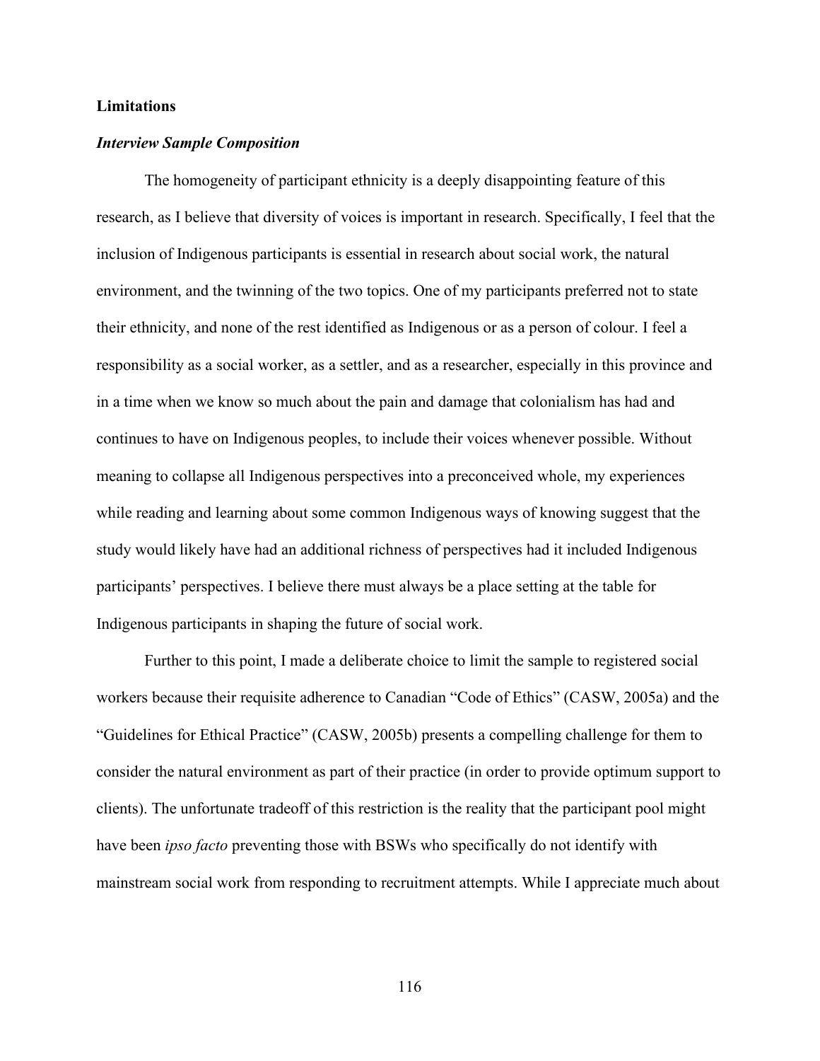**Limitations**

***Interview Sample Composition***

The homogeneity of participant ethnicity is a deeply disappointing feature of this research, as I believe that diversity of voices is important in research. Specifically, I feel that the inclusion of Indigenous participants is essential in research about social work, the natural environment, and the twinning of the two topics. One of my participants preferred not to state their ethnicity, and none of the rest identified as Indigenous or as a person of colour. I feel a responsibility as a social worker, as a settler, and as a researcher, especially in this province and in a time when we know so much about the pain and damage that colonialism has had and continues to have on Indigenous peoples, to include their voices whenever possible. Without meaning to collapse all Indigenous perspectives into a preconceived whole, my experiences while reading and learning about some common Indigenous ways of knowing suggest that the study would likely have had an additional richness of perspectives had it included Indigenous participants' perspectives. I believe there must always be a place setting at the table for Indigenous participants in shaping the future of social work.

Further to this point, I made a deliberate choice to limit the sample to registered social workers because their requisite adherence to Canadian "Code of Ethics" (CASW, 2005a) and the "Guidelines for Ethical Practice" (CASW, 2005b) presents a compelling challenge for them to consider the natural environment as part of their practice (in order to provide optimum support to clients). The unfortunate tradeoff of this restriction is the reality that the participant pool might have been *ipso facto* preventing those with BSWs who specifically do not identify with mainstream social work from responding to recruitment attempts. While I appreciate much about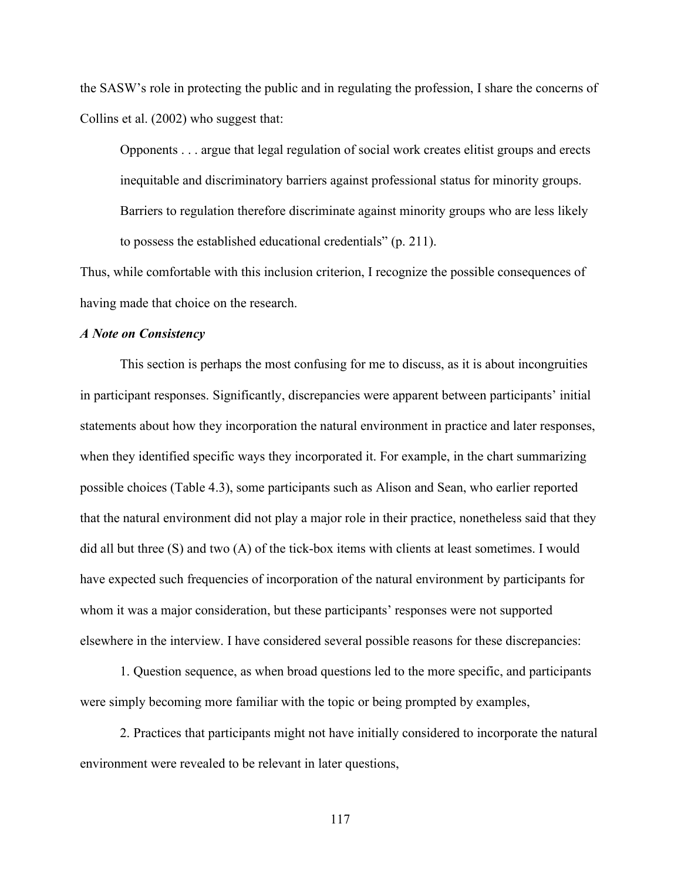the SASW's role in protecting the public and in regulating the profession, I share the concerns of Collins et al. (2002) who suggest that:

> Opponents . . . argue that legal regulation of social work creates elitist groups and erects inequitable and discriminatory barriers against professional status for minority groups. Barriers to regulation therefore discriminate against minority groups who are less likely to possess the established educational credentials" (p. 211).

Thus, while comfortable with this inclusion criterion, I recognize the possible consequences of having made that choice on the research.

### *A Note on Consistency*

This section is perhaps the most confusing for me to discuss, as it is about incongruities in participant responses. Significantly, discrepancies were apparent between participants' initial statements about how they incorporation the natural environment in practice and later responses, when they identified specific ways they incorporated it. For example, in the chart summarizing possible choices (Table 4.3), some participants such as Alison and Sean, who earlier reported that the natural environment did not play a major role in their practice, nonetheless said that they did all but three (S) and two (A) of the tick-box items with clients at least sometimes. I would have expected such frequencies of incorporation of the natural environment by participants for whom it was a major consideration, but these participants' responses were not supported elsewhere in the interview. I have considered several possible reasons for these discrepancies:

1. Question sequence, as when broad questions led to the more specific, and participants were simply becoming more familiar with the topic or being prompted by examples,

2. Practices that participants might not have initially considered to incorporate the natural environment were revealed to be relevant in later questions,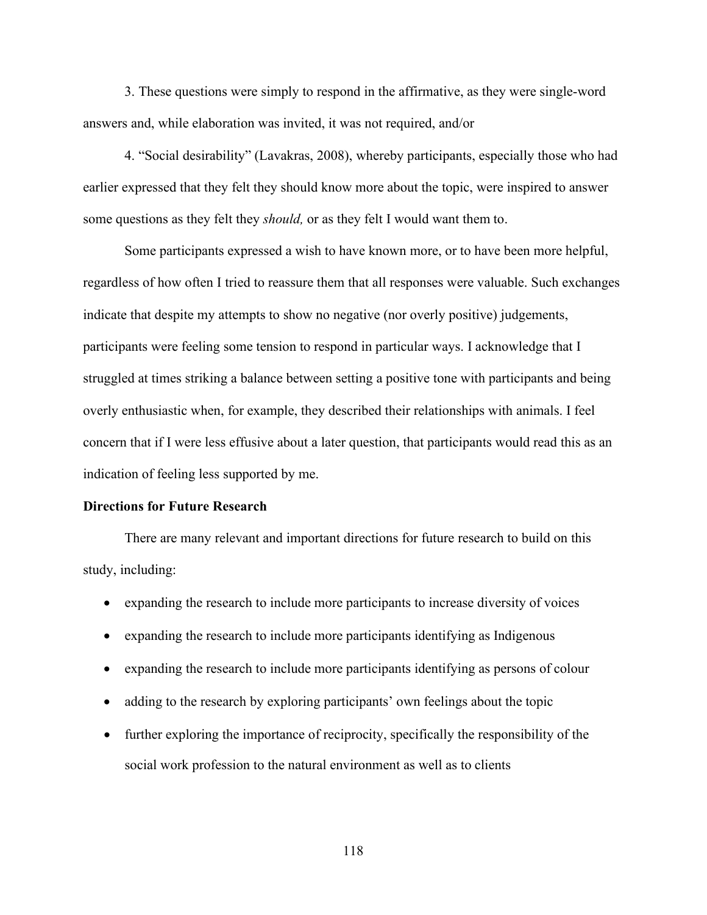3. These questions were simply to respond in the affirmative, as they were single-word answers and, while elaboration was invited, it was not required, and/or

4. “Social desirability” (Lavakras, 2008), whereby participants, especially those who had earlier expressed that they felt they should know more about the topic, were inspired to answer some questions as they felt they *should,* or as they felt I would want them to.

Some participants expressed a wish to have known more, or to have been more helpful, regardless of how often I tried to reassure them that all responses were valuable. Such exchanges indicate that despite my attempts to show no negative (nor overly positive) judgements, participants were feeling some tension to respond in particular ways. I acknowledge that I struggled at times striking a balance between setting a positive tone with participants and being overly enthusiastic when, for example, they described their relationships with animals. I feel concern that if I were less effusive about a later question, that participants would read this as an indication of feeling less supported by me.

**Directions for Future Research**

There are many relevant and important directions for future research to build on this study, including:

- expanding the research to include more participants to increase diversity of voices
- expanding the research to include more participants identifying as Indigenous
- expanding the research to include more participants identifying as persons of colour
- adding to the research by exploring participants’ own feelings about the topic
- further exploring the importance of reciprocity, specifically the responsibility of the social work profession to the natural environment as well as to clients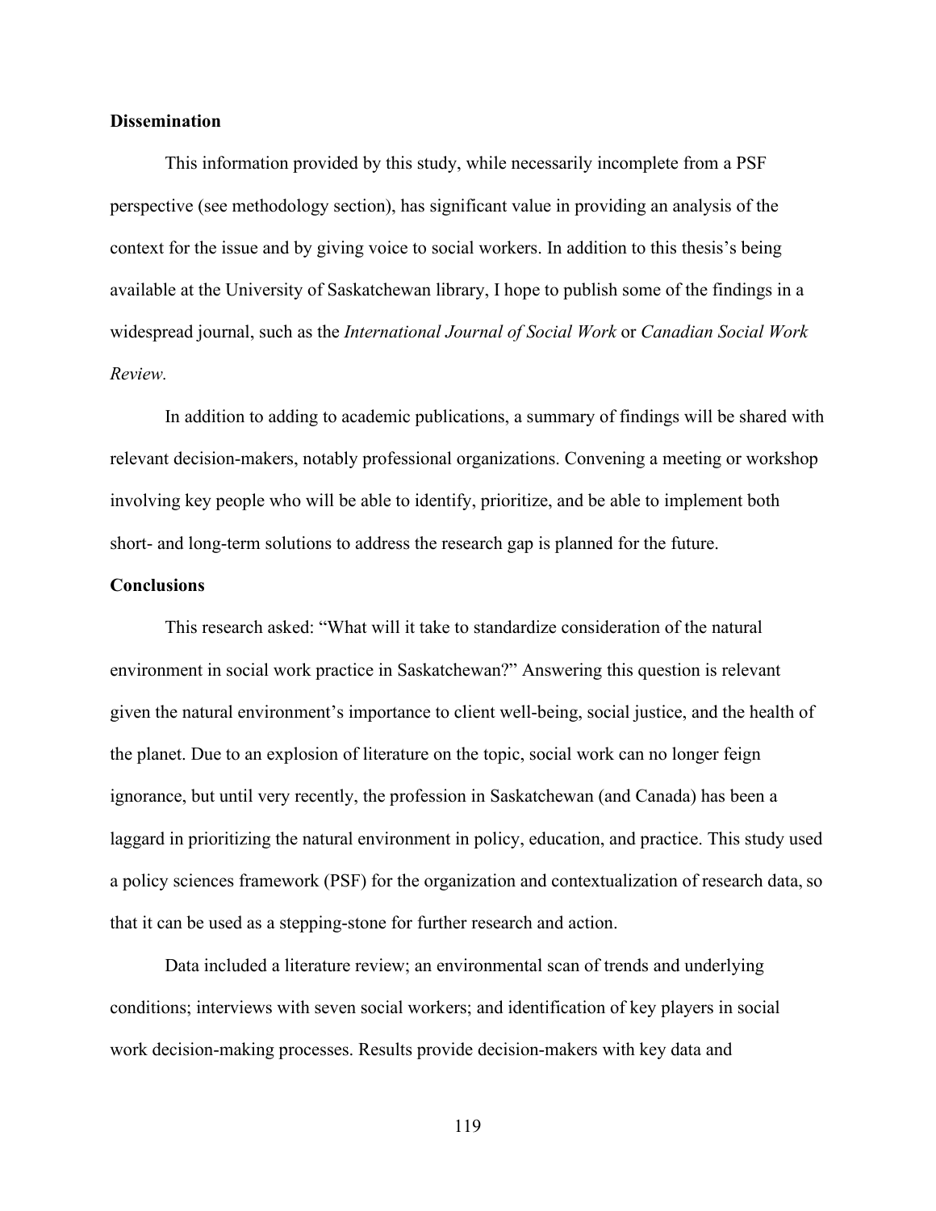**Dissemination**

This information provided by this study, while necessarily incomplete from a PSF perspective (see methodology section), has significant value in providing an analysis of the context for the issue and by giving voice to social workers. In addition to this thesis's being available at the University of Saskatchewan library, I hope to publish some of the findings in a widespread journal, such as the *International Journal of Social Work* or *Canadian Social Work Review.*

In addition to adding to academic publications, a summary of findings will be shared with relevant decision-makers, notably professional organizations. Convening a meeting or workshop involving key people who will be able to identify, prioritize, and be able to implement both short- and long-term solutions to address the research gap is planned for the future.

**Conclusions**

This research asked: "What will it take to standardize consideration of the natural environment in social work practice in Saskatchewan?" Answering this question is relevant given the natural environment's importance to client well-being, social justice, and the health of the planet. Due to an explosion of literature on the topic, social work can no longer feign ignorance, but until very recently, the profession in Saskatchewan (and Canada) has been a laggard in prioritizing the natural environment in policy, education, and practice. This study used a policy sciences framework (PSF) for the organization and contextualization of research data, so that it can be used as a stepping-stone for further research and action.

Data included a literature review; an environmental scan of trends and underlying conditions; interviews with seven social workers; and identification of key players in social work decision-making processes. Results provide decision-makers with key data and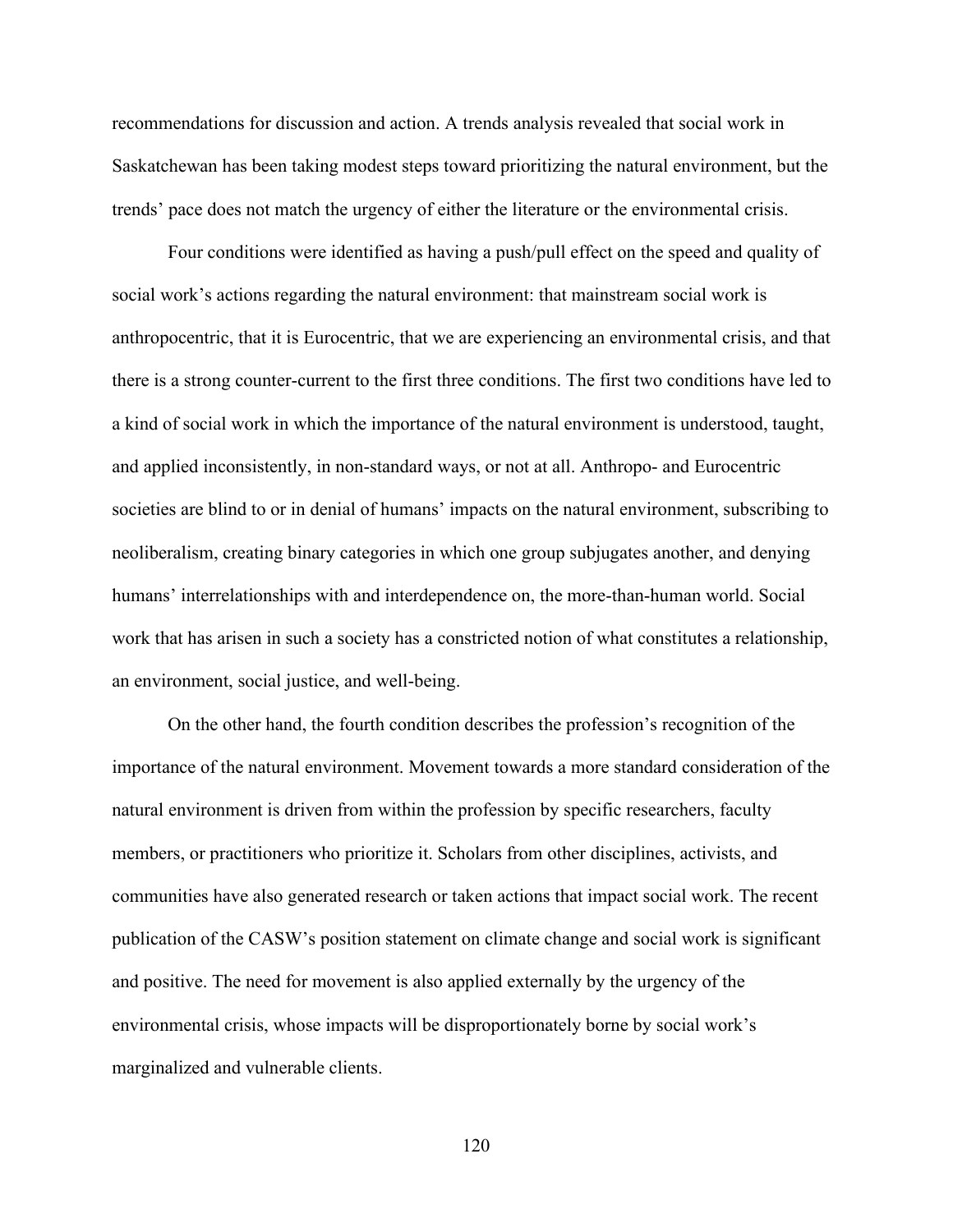recommendations for discussion and action. A trends analysis revealed that social work in Saskatchewan has been taking modest steps toward prioritizing the natural environment, but the trends' pace does not match the urgency of either the literature or the environmental crisis.

Four conditions were identified as having a push/pull effect on the speed and quality of social work's actions regarding the natural environment: that mainstream social work is anthropocentric, that it is Eurocentric, that we are experiencing an environmental crisis, and that there is a strong counter-current to the first three conditions. The first two conditions have led to a kind of social work in which the importance of the natural environment is understood, taught, and applied inconsistently, in non-standard ways, or not at all. Anthropo- and Eurocentric societies are blind to or in denial of humans' impacts on the natural environment, subscribing to neoliberalism, creating binary categories in which one group subjugates another, and denying humans' interrelationships with and interdependence on, the more-than-human world. Social work that has arisen in such a society has a constricted notion of what constitutes a relationship, an environment, social justice, and well-being.

On the other hand, the fourth condition describes the profession's recognition of the importance of the natural environment. Movement towards a more standard consideration of the natural environment is driven from within the profession by specific researchers, faculty members, or practitioners who prioritize it. Scholars from other disciplines, activists, and communities have also generated research or taken actions that impact social work. The recent publication of the CASW's position statement on climate change and social work is significant and positive. The need for movement is also applied externally by the urgency of the environmental crisis, whose impacts will be disproportionately borne by social work's marginalized and vulnerable clients.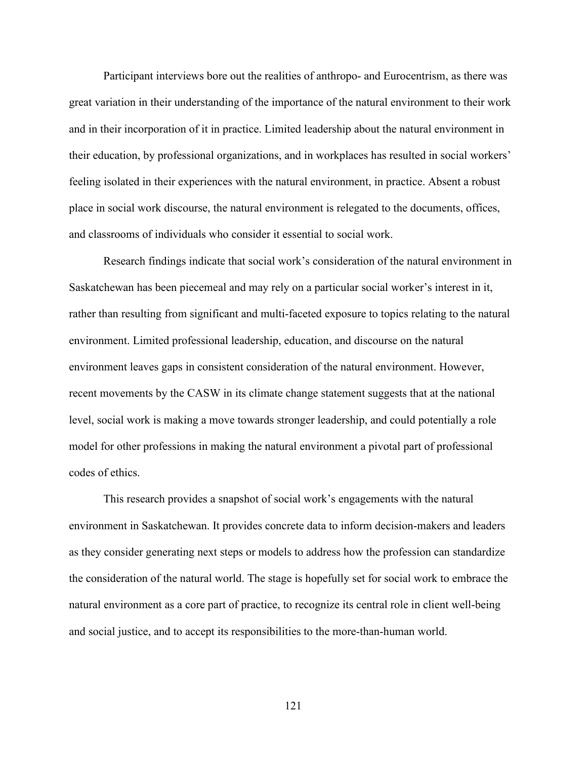Participant interviews bore out the realities of anthropo- and Eurocentrism, as there was great variation in their understanding of the importance of the natural environment to their work and in their incorporation of it in practice. Limited leadership about the natural environment in their education, by professional organizations, and in workplaces has resulted in social workers' feeling isolated in their experiences with the natural environment, in practice. Absent a robust place in social work discourse, the natural environment is relegated to the documents, offices, and classrooms of individuals who consider it essential to social work.

Research findings indicate that social work's consideration of the natural environment in Saskatchewan has been piecemeal and may rely on a particular social worker's interest in it, rather than resulting from significant and multi-faceted exposure to topics relating to the natural environment. Limited professional leadership, education, and discourse on the natural environment leaves gaps in consistent consideration of the natural environment. However, recent movements by the CASW in its climate change statement suggests that at the national level, social work is making a move towards stronger leadership, and could potentially a role model for other professions in making the natural environment a pivotal part of professional codes of ethics.

This research provides a snapshot of social work's engagements with the natural environment in Saskatchewan. It provides concrete data to inform decision-makers and leaders as they consider generating next steps or models to address how the profession can standardize the consideration of the natural world. The stage is hopefully set for social work to embrace the natural environment as a core part of practice, to recognize its central role in client well-being and social justice, and to accept its responsibilities to the more-than-human world.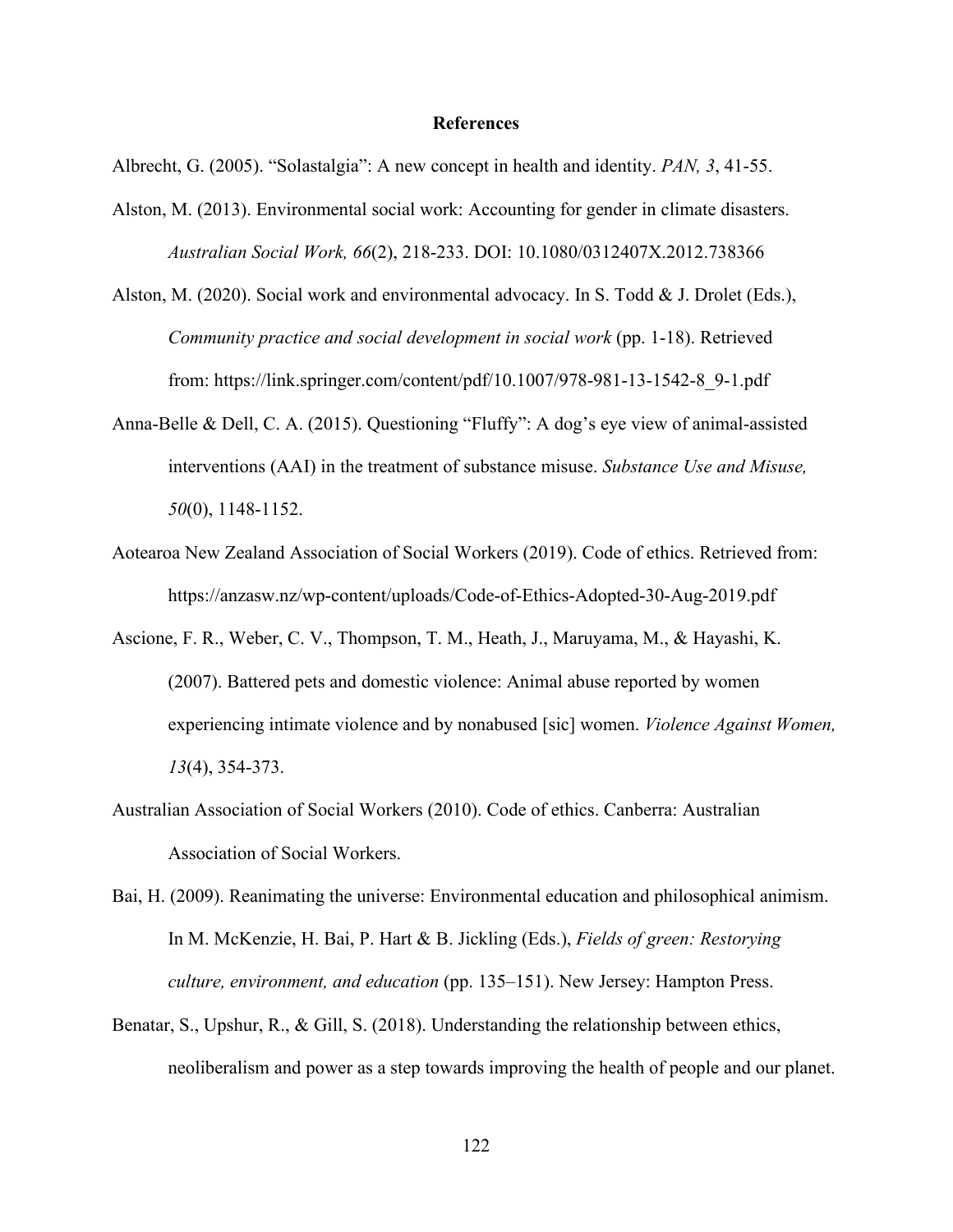**References**

Albrecht, G. (2005). "Solastalgia": A new concept in health and identity. *PAN, 3*, 41-55.

Alston, M. (2013). Environmental social work: Accounting for gender in climate disasters. *Australian Social Work, 66*(2), 218-233. DOI: 10.1080/0312407X.2012.738366

Alston, M. (2020). Social work and environmental advocacy. In S. Todd & J. Drolet (Eds.), *Community practice and social development in social work* (pp. 1-18). Retrieved from: https://link.springer.com/content/pdf/10.1007/978-981-13-1542-8_9-1.pdf

Anna-Belle & Dell, C. A. (2015). Questioning "Fluffy": A dog's eye view of animal-assisted interventions (AAI) in the treatment of substance misuse. *Substance Use and Misuse, 50*(0), 1148-1152.

Aotearoa New Zealand Association of Social Workers (2019). Code of ethics. Retrieved from: https://anzasw.nz/wp-content/uploads/Code-of-Ethics-Adopted-30-Aug-2019.pdf

Ascione, F. R., Weber, C. V., Thompson, T. M., Heath, J., Maruyama, M., & Hayashi, K. (2007). Battered pets and domestic violence: Animal abuse reported by women experiencing intimate violence and by nonabused [sic] women. *Violence Against Women, 13*(4), 354-373.

Australian Association of Social Workers (2010). Code of ethics. Canberra: Australian Association of Social Workers.

Bai, H. (2009). Reanimating the universe: Environmental education and philosophical animism. In M. McKenzie, H. Bai, P. Hart & B. Jickling (Eds.), *Fields of green: Restorying culture, environment, and education* (pp. 135–151). New Jersey: Hampton Press.

Benatar, S., Upshur, R., & Gill, S. (2018). Understanding the relationship between ethics, neoliberalism and power as a step towards improving the health of people and our planet.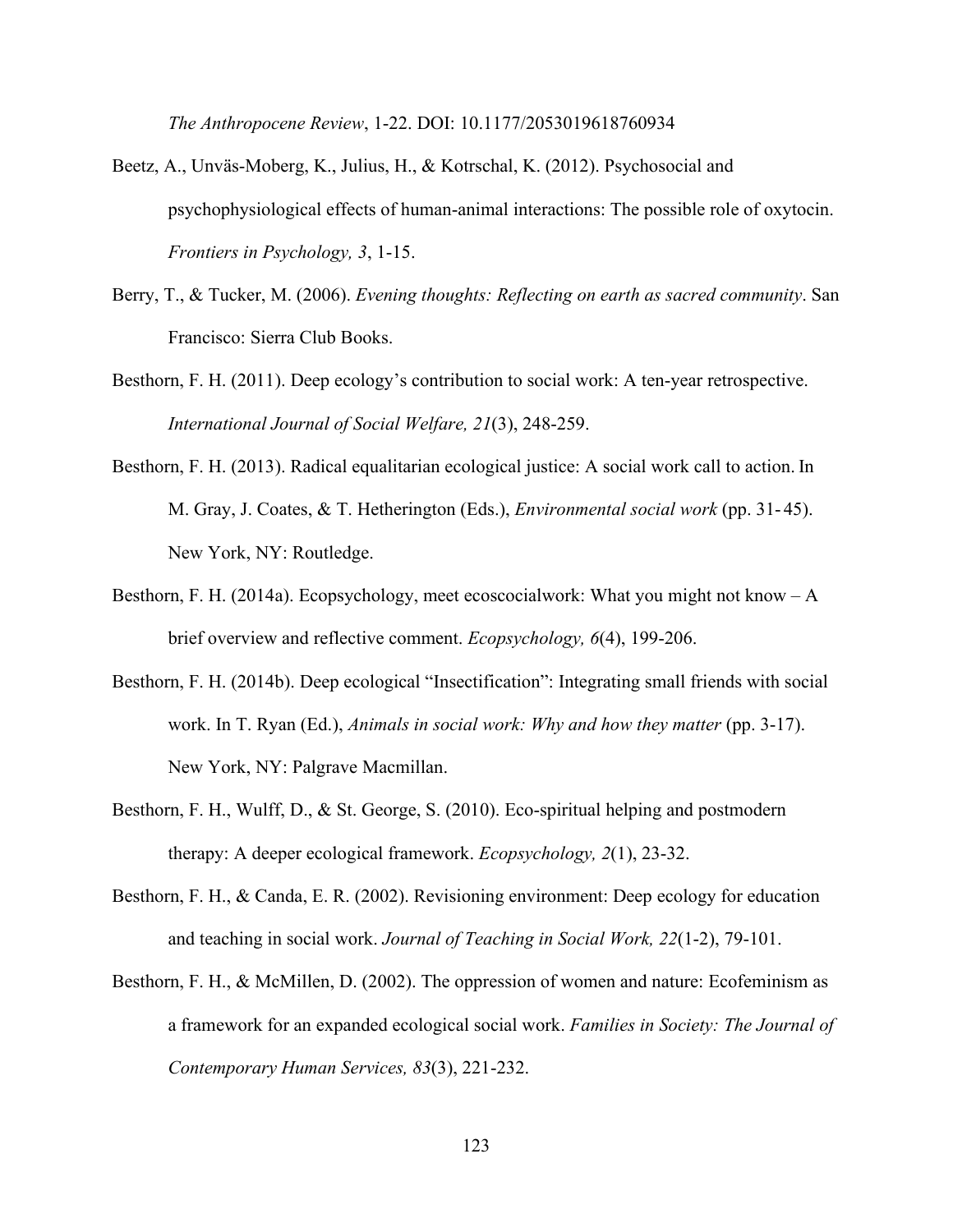*The Anthropocene Review*, 1-22. DOI: 10.1177/2053019618760934

Beetz, A., Unväs-Moberg, K., Julius, H., & Kotrschal, K. (2012). Psychosocial and psychophysiological effects of human-animal interactions: The possible role of oxytocin. *Frontiers in Psychology, 3*, 1-15.

Berry, T., & Tucker, M. (2006). *Evening thoughts: Reflecting on earth as sacred community*. San Francisco: Sierra Club Books.

Besthorn, F. H. (2011). Deep ecology's contribution to social work: A ten-year retrospective. *International Journal of Social Welfare, 21*(3), 248-259.

Besthorn, F. H. (2013). Radical equalitarian ecological justice: A social work call to action. In M. Gray, J. Coates, & T. Hetherington (Eds.), *Environmental social work* (pp. 31- 45). New York, NY: Routledge.

Besthorn, F. H. (2014a). Ecopsychology, meet ecoscocialwork: What you might not know – A brief overview and reflective comment. *Ecopsychology, 6*(4), 199-206.

Besthorn, F. H. (2014b). Deep ecological "Insectification": Integrating small friends with social work. In T. Ryan (Ed.), *Animals in social work: Why and how they matter* (pp. 3-17). New York, NY: Palgrave Macmillan.

Besthorn, F. H., Wulff, D., & St. George, S. (2010). Eco-spiritual helping and postmodern therapy: A deeper ecological framework. *Ecopsychology, 2*(1), 23-32.

Besthorn, F. H., & Canda, E. R. (2002). Revisioning environment: Deep ecology for education and teaching in social work. *Journal of Teaching in Social Work, 22*(1-2), 79-101.

Besthorn, F. H., & McMillen, D. (2002). The oppression of women and nature: Ecofeminism as a framework for an expanded ecological social work. *Families in Society: The Journal of Contemporary Human Services, 83*(3), 221-232.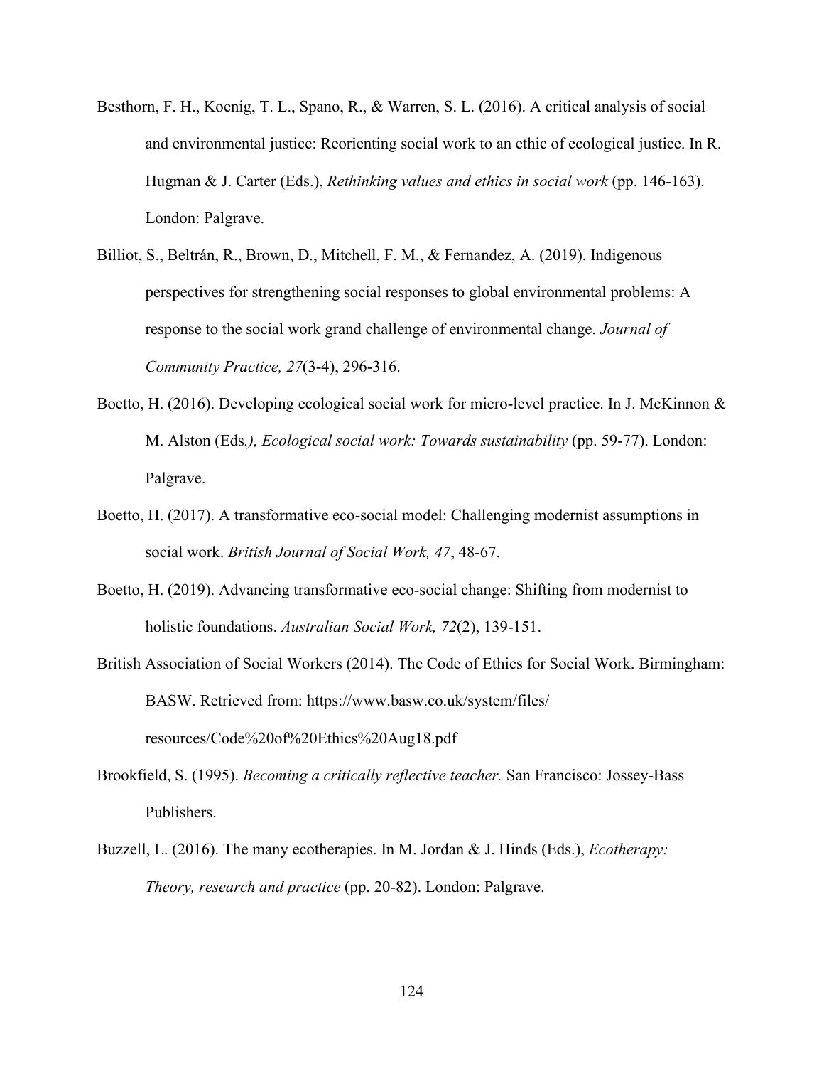Besthorn, F. H., Koenig, T. L., Spano, R., & Warren, S. L. (2016). A critical analysis of social and environmental justice: Reorienting social work to an ethic of ecological justice. In R. Hugman & J. Carter (Eds.), *Rethinking values and ethics in social work* (pp. 146-163). London: Palgrave.

Billiot, S., Beltrán, R., Brown, D., Mitchell, F. M., & Fernandez, A. (2019). Indigenous perspectives for strengthening social responses to global environmental problems: A response to the social work grand challenge of environmental change. *Journal of Community Practice, 27*(3-4), 296-316.

Boetto, H. (2016). Developing ecological social work for micro-level practice. In J. McKinnon & M. Alston (Eds*.), Ecological social work: Towards sustainability* (pp. 59-77). London: Palgrave.

Boetto, H. (2017). A transformative eco-social model: Challenging modernist assumptions in social work. *British Journal of Social Work, 47*, 48-67.

Boetto, H. (2019). Advancing transformative eco-social change: Shifting from modernist to holistic foundations. *Australian Social Work, 72*(2), 139-151.

British Association of Social Workers (2014). The Code of Ethics for Social Work. Birmingham: BASW. Retrieved from: https://www.basw.co.uk/system/files/resources/Code%20of%20Ethics%20Aug18.pdf

Brookfield, S. (1995). *Becoming a critically reflective teacher.* San Francisco: Jossey-Bass Publishers.

Buzzell, L. (2016). The many ecotherapies. In M. Jordan & J. Hinds (Eds.), *Ecotherapy: Theory, research and practice* (pp. 20-82). London: Palgrave.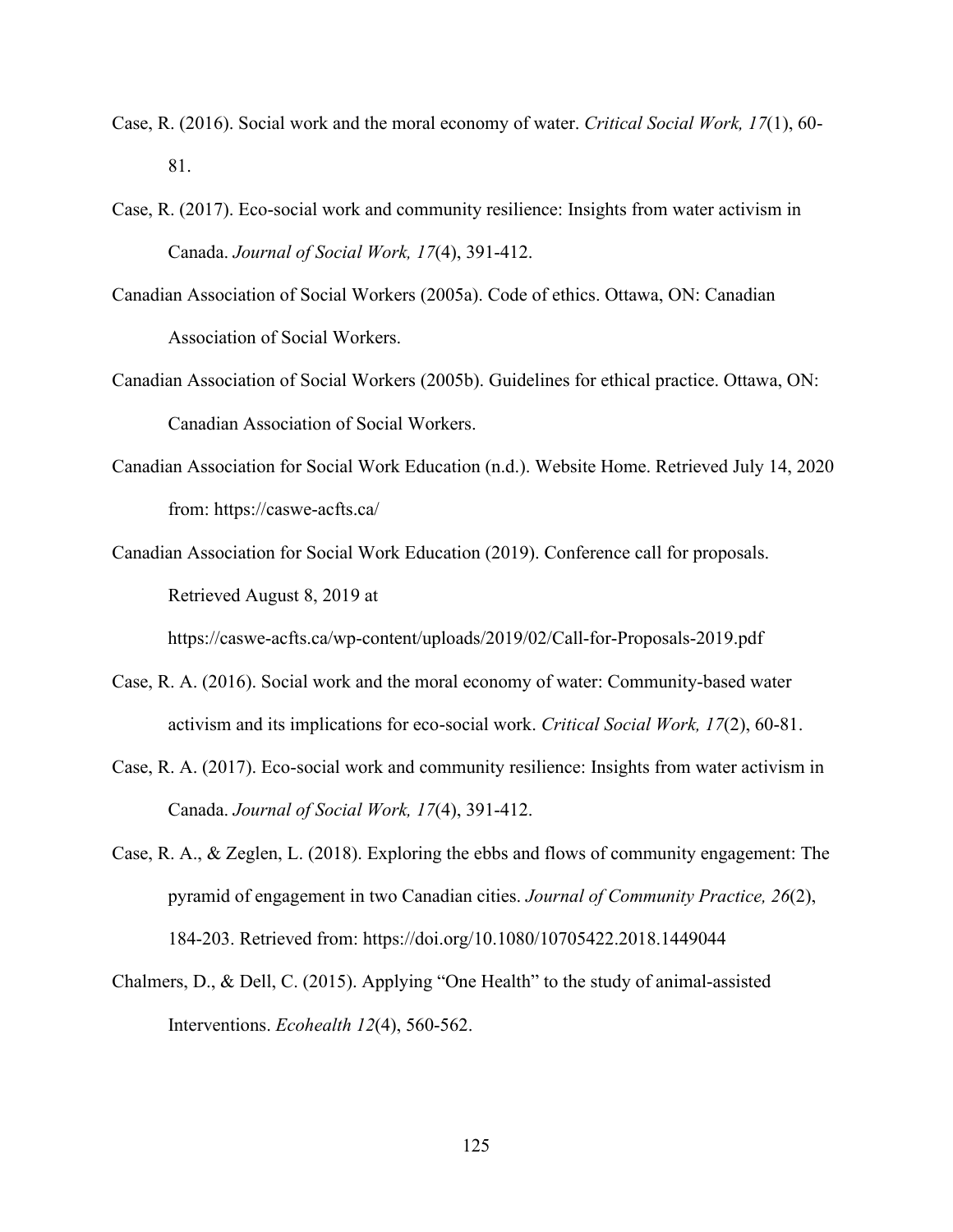Case, R. (2016). Social work and the moral economy of water. *Critical Social Work, 17*(1), 60-81.

Case, R. (2017). Eco-social work and community resilience: Insights from water activism in Canada. *Journal of Social Work, 17*(4), 391-412.

Canadian Association of Social Workers (2005a). Code of ethics. Ottawa, ON: Canadian Association of Social Workers.

Canadian Association of Social Workers (2005b). Guidelines for ethical practice. Ottawa, ON: Canadian Association of Social Workers.

Canadian Association for Social Work Education (n.d.). Website Home. Retrieved July 14, 2020 from: https://caswe-acfts.ca/

Canadian Association for Social Work Education (2019). Conference call for proposals. Retrieved August 8, 2019 at https://caswe-acfts.ca/wp-content/uploads/2019/02/Call-for-Proposals-2019.pdf

Case, R. A. (2016). Social work and the moral economy of water: Community-based water activism and its implications for eco-social work. *Critical Social Work, 17*(2), 60-81.

Case, R. A. (2017). Eco-social work and community resilience: Insights from water activism in Canada. *Journal of Social Work, 17*(4), 391-412.

Case, R. A., & Zeglen, L. (2018). Exploring the ebbs and flows of community engagement: The pyramid of engagement in two Canadian cities. *Journal of Community Practice, 26*(2), 184-203. Retrieved from: https://doi.org/10.1080/10705422.2018.1449044

Chalmers, D., & Dell, C. (2015). Applying "One Health" to the study of animal-assisted Interventions. *Ecohealth 12*(4), 560-562.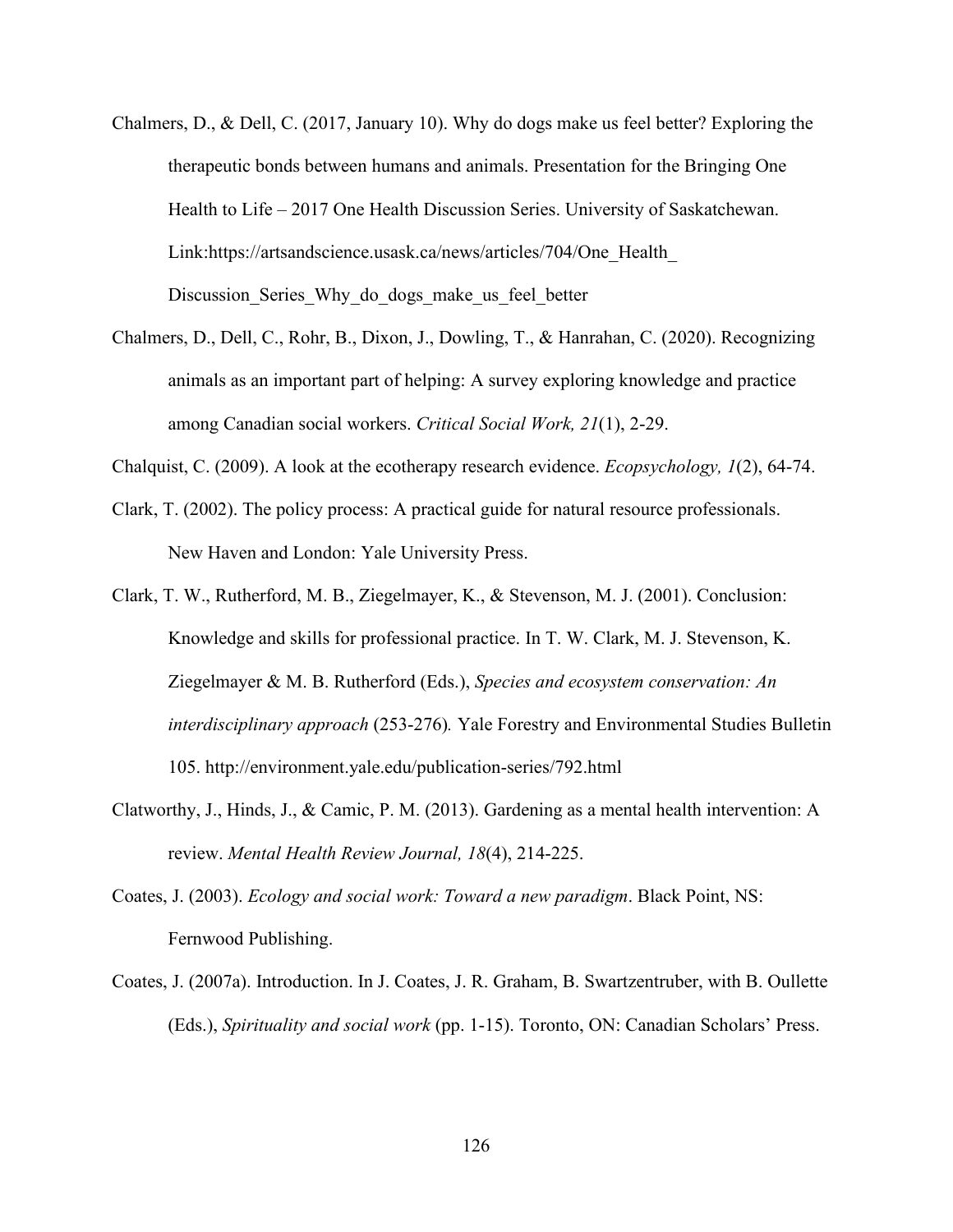Chalmers, D., & Dell, C. (2017, January 10). Why do dogs make us feel better? Exploring the therapeutic bonds between humans and animals. Presentation for the Bringing One Health to Life – 2017 One Health Discussion Series. University of Saskatchewan. Link:https://artsandscience.usask.ca/news/articles/704/One_Health_ Discussion_Series_Why_do_dogs_make_us_feel_better

Chalmers, D., Dell, C., Rohr, B., Dixon, J., Dowling, T., & Hanrahan, C. (2020). Recognizing animals as an important part of helping: A survey exploring knowledge and practice among Canadian social workers. *Critical Social Work, 21*(1), 2-29.

Chalquist, C. (2009). A look at the ecotherapy research evidence. *Ecopsychology, 1*(2), 64-74.

Clark, T. (2002). The policy process: A practical guide for natural resource professionals. New Haven and London: Yale University Press.

Clark, T. W., Rutherford, M. B., Ziegelmayer, K., & Stevenson, M. J. (2001). Conclusion: Knowledge and skills for professional practice. In T. W. Clark, M. J. Stevenson, K. Ziegelmayer & M. B. Rutherford (Eds.), *Species and ecosystem conservation: An interdisciplinary approach* (253-276)*.* Yale Forestry and Environmental Studies Bulletin 105. http://environment.yale.edu/publication-series/792.html

Clatworthy, J., Hinds, J., & Camic, P. M. (2013). Gardening as a mental health intervention: A review. *Mental Health Review Journal, 18*(4), 214-225.

Coates, J. (2003). *Ecology and social work: Toward a new paradigm*. Black Point, NS: Fernwood Publishing.

Coates, J. (2007a). Introduction. In J. Coates, J. R. Graham, B. Swartzentruber, with B. Oullette (Eds.), *Spirituality and social work* (pp. 1-15). Toronto, ON: Canadian Scholars' Press.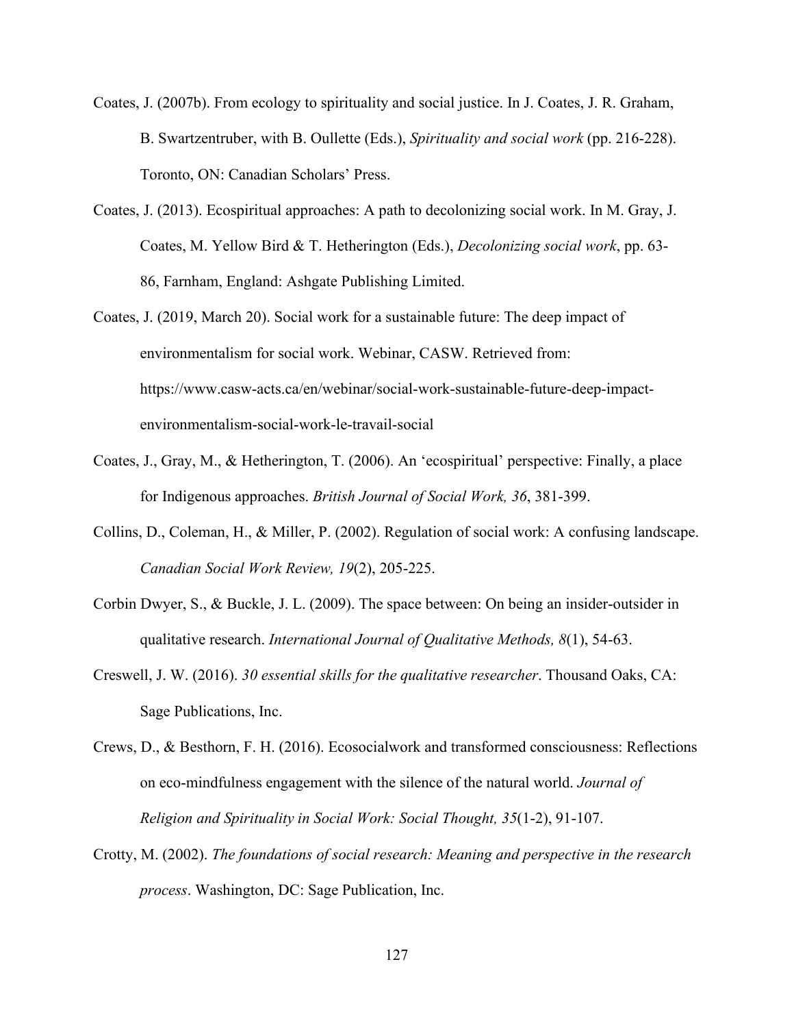Coates, J. (2007b). From ecology to spirituality and social justice. In J. Coates, J. R. Graham, B. Swartzentruber, with B. Oullette (Eds.), *Spirituality and social work* (pp. 216-228). Toronto, ON: Canadian Scholars' Press.

Coates, J. (2013). Ecospiritual approaches: A path to decolonizing social work. In M. Gray, J. Coates, M. Yellow Bird & T. Hetherington (Eds.), *Decolonizing social work*, pp. 63-86, Farnham, England: Ashgate Publishing Limited.

Coates, J. (2019, March 20). Social work for a sustainable future: The deep impact of environmentalism for social work. Webinar, CASW. Retrieved from: https://www.casw-acts.ca/en/webinar/social-work-sustainable-future-deep-impact-environmentalism-social-work-le-travail-social

Coates, J., Gray, M., & Hetherington, T. (2006). An 'ecospiritual' perspective: Finally, a place for Indigenous approaches. *British Journal of Social Work, 36*, 381-399.

Collins, D., Coleman, H., & Miller, P. (2002). Regulation of social work: A confusing landscape. *Canadian Social Work Review, 19*(2), 205-225.

Corbin Dwyer, S., & Buckle, J. L. (2009). The space between: On being an insider-outsider in qualitative research. *International Journal of Qualitative Methods, 8*(1), 54-63.

Creswell, J. W. (2016). *30 essential skills for the qualitative researcher*. Thousand Oaks, CA: Sage Publications, Inc.

Crews, D., & Besthorn, F. H. (2016). Ecosocialwork and transformed consciousness: Reflections on eco-mindfulness engagement with the silence of the natural world. *Journal of Religion and Spirituality in Social Work: Social Thought, 35*(1-2), 91-107.

Crotty, M. (2002). *The foundations of social research: Meaning and perspective in the research process*. Washington, DC: Sage Publication, Inc.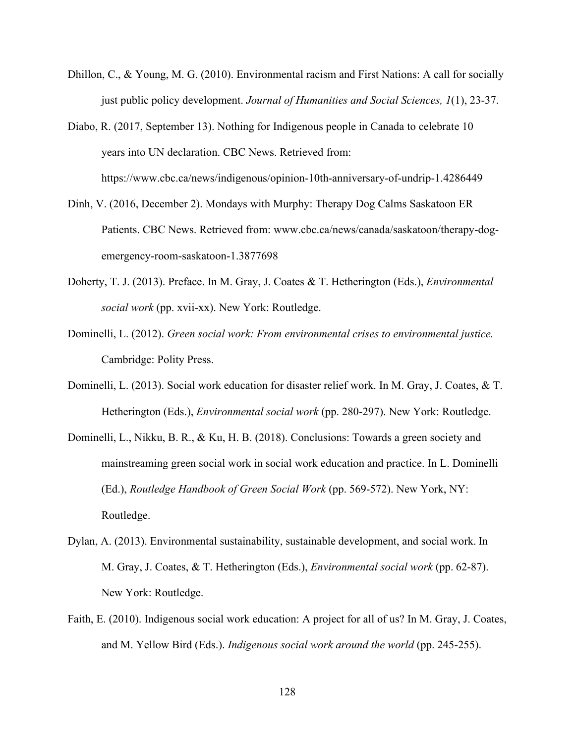Dhillon, C., & Young, M. G. (2010). Environmental racism and First Nations: A call for socially just public policy development. *Journal of Humanities and Social Sciences, 1*(1), 23-37.

Diabo, R. (2017, September 13). Nothing for Indigenous people in Canada to celebrate 10 years into UN declaration. CBC News. Retrieved from: https://www.cbc.ca/news/indigenous/opinion-10th-anniversary-of-undrip-1.4286449

Dinh, V. (2016, December 2). Mondays with Murphy: Therapy Dog Calms Saskatoon ER Patients. CBC News. Retrieved from: www.cbc.ca/news/canada/saskatoon/therapy-dog-emergency-room-saskatoon-1.3877698

Doherty, T. J. (2013). Preface. In M. Gray, J. Coates & T. Hetherington (Eds.), *Environmental social work* (pp. xvii-xx). New York: Routledge.

Dominelli, L. (2012). *Green social work: From environmental crises to environmental justice.* Cambridge: Polity Press.

Dominelli, L. (2013). Social work education for disaster relief work. In M. Gray, J. Coates, & T. Hetherington (Eds.), *Environmental social work* (pp. 280-297). New York: Routledge.

Dominelli, L., Nikku, B. R., & Ku, H. B. (2018). Conclusions: Towards a green society and mainstreaming green social work in social work education and practice. In L. Dominelli (Ed.), *Routledge Handbook of Green Social Work* (pp. 569-572). New York, NY: Routledge.

Dylan, A. (2013). Environmental sustainability, sustainable development, and social work. In M. Gray, J. Coates, & T. Hetherington (Eds.), *Environmental social work* (pp. 62-87). New York: Routledge.

Faith, E. (2010). Indigenous social work education: A project for all of us? In M. Gray, J. Coates, and M. Yellow Bird (Eds.). *Indigenous social work around the world* (pp. 245-255).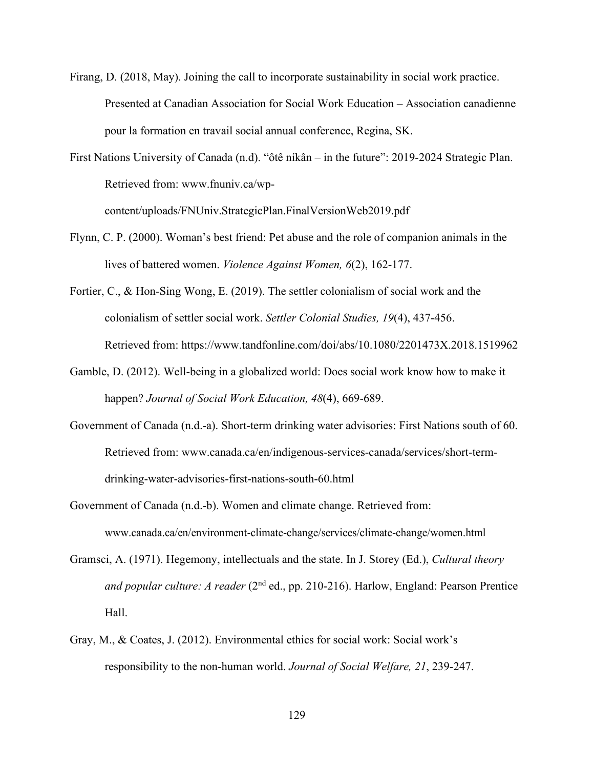Firang, D. (2018, May). Joining the call to incorporate sustainability in social work practice. Presented at Canadian Association for Social Work Education – Association canadienne pour la formation en travail social annual conference, Regina, SK.

First Nations University of Canada (n.d). “ôtê níkân – in the future”: 2019-2024 Strategic Plan. Retrieved from: www.fnuniv.ca/wp-content/uploads/FNUniv.StrategicPlan.FinalVersionWeb2019.pdf

Flynn, C. P. (2000). Woman’s best friend: Pet abuse and the role of companion animals in the lives of battered women. *Violence Against Women, 6*(2), 162-177.

Fortier, C., & Hon-Sing Wong, E. (2019). The settler colonialism of social work and the colonialism of settler social work. *Settler Colonial Studies, 19*(4), 437-456. Retrieved from: https://www.tandfonline.com/doi/abs/10.1080/2201473X.2018.1519962

Gamble, D. (2012). Well-being in a globalized world: Does social work know how to make it happen? *Journal of Social Work Education, 48*(4), 669-689.

Government of Canada (n.d.-a). Short-term drinking water advisories: First Nations south of 60. Retrieved from: www.canada.ca/en/indigenous-services-canada/services/short-term-drinking-water-advisories-first-nations-south-60.html

Government of Canada (n.d.-b). Women and climate change. Retrieved from: www.canada.ca/en/environment-climate-change/services/climate-change/women.html

Gramsci, A. (1971). Hegemony, intellectuals and the state. In J. Storey (Ed.), *Cultural theory and popular culture: A reader* (2nd ed., pp. 210-216). Harlow, England: Pearson Prentice Hall.

Gray, M., & Coates, J. (2012). Environmental ethics for social work: Social work’s responsibility to the non-human world. *Journal of Social Welfare, 21*, 239-247.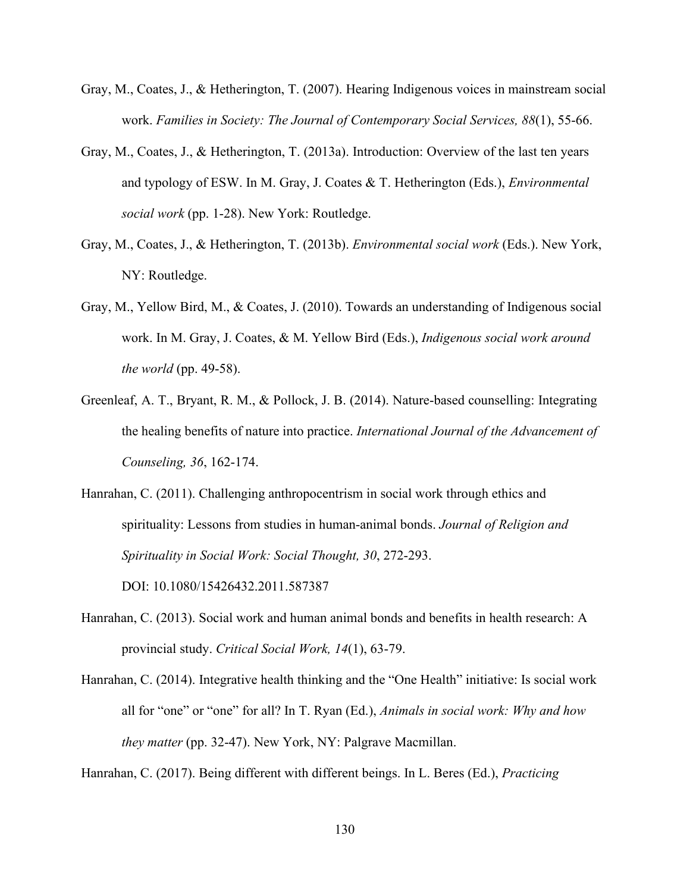Gray, M., Coates, J., & Hetherington, T. (2007). Hearing Indigenous voices in mainstream social work. *Families in Society: The Journal of Contemporary Social Services, 88*(1), 55-66.

Gray, M., Coates, J., & Hetherington, T. (2013a). Introduction: Overview of the last ten years and typology of ESW. In M. Gray, J. Coates & T. Hetherington (Eds.), *Environmental social work* (pp. 1-28). New York: Routledge.

Gray, M., Coates, J., & Hetherington, T. (2013b). *Environmental social work* (Eds.). New York, NY: Routledge.

Gray, M., Yellow Bird, M., & Coates, J. (2010). Towards an understanding of Indigenous social work. In M. Gray, J. Coates, & M. Yellow Bird (Eds.), *Indigenous social work around the world* (pp. 49-58).

Greenleaf, A. T., Bryant, R. M., & Pollock, J. B. (2014). Nature-based counselling: Integrating the healing benefits of nature into practice. *International Journal of the Advancement of Counseling, 36*, 162-174.

Hanrahan, C. (2011). Challenging anthropocentrism in social work through ethics and spirituality: Lessons from studies in human-animal bonds. *Journal of Religion and Spirituality in Social Work: Social Thought, 30*, 272-293. DOI: 10.1080/15426432.2011.587387

Hanrahan, C. (2013). Social work and human animal bonds and benefits in health research: A provincial study. *Critical Social Work, 14*(1), 63-79.

Hanrahan, C. (2014). Integrative health thinking and the "One Health" initiative: Is social work all for "one" or "one" for all? In T. Ryan (Ed.), *Animals in social work: Why and how they matter* (pp. 32-47). New York, NY: Palgrave Macmillan.

Hanrahan, C. (2017). Being different with different beings. In L. Beres (Ed.), *Practicing*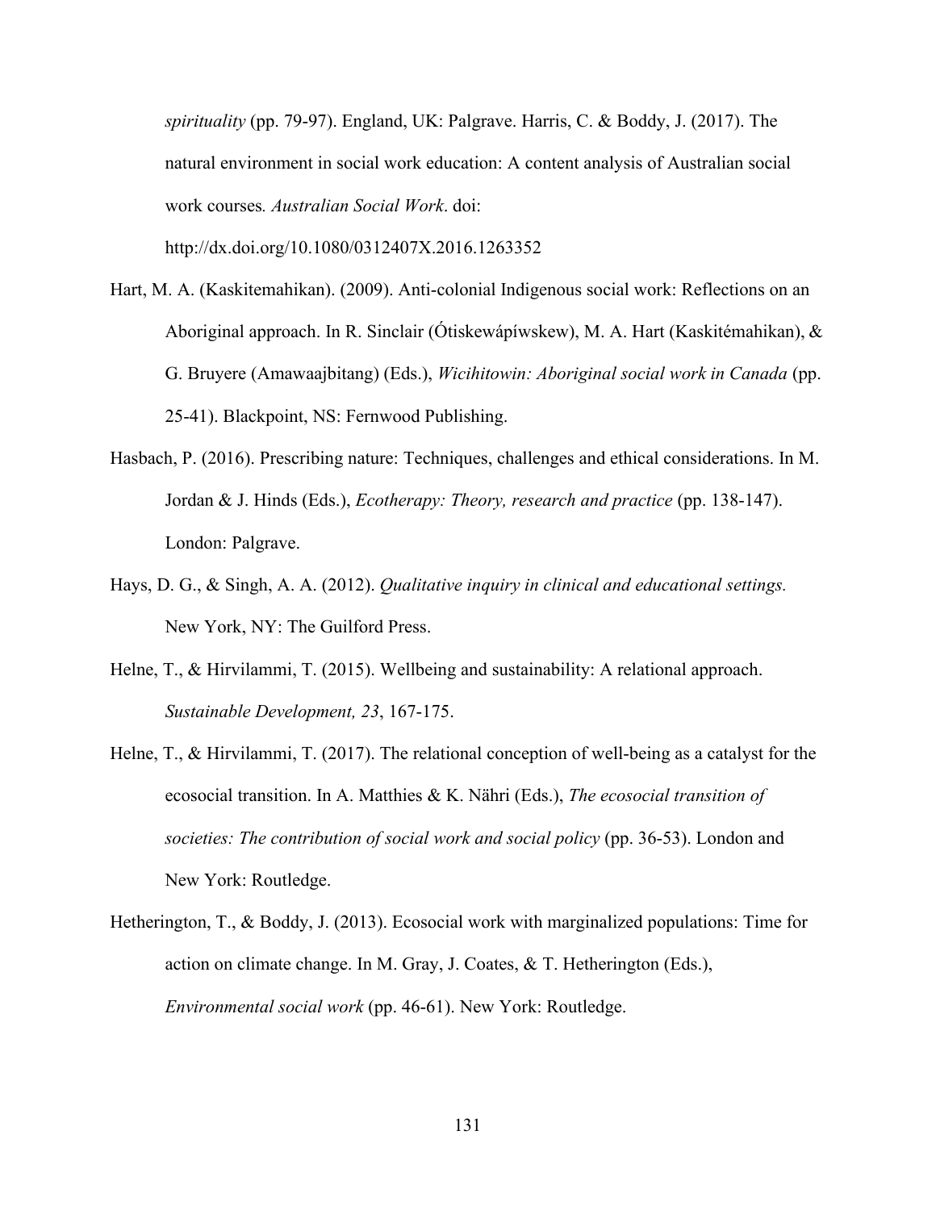*spirituality* (pp. 79-97). England, UK: Palgrave. Harris, C. & Boddy, J. (2017). The natural environment in social work education: A content analysis of Australian social work courses*. Australian Social Work*. doi: http://dx.doi.org/10.1080/0312407X.2016.1263352

Hart, M. A. (Kaskitemahikan). (2009). Anti-colonial Indigenous social work: Reflections on an Aboriginal approach. In R. Sinclair (Ótiskewápíwskew), M. A. Hart (Kaskitémahikan), & G. Bruyere (Amawaajbitang) (Eds.), *Wicihitowin: Aboriginal social work in Canada* (pp. 25-41). Blackpoint, NS: Fernwood Publishing.

Hasbach, P. (2016). Prescribing nature: Techniques, challenges and ethical considerations. In M. Jordan & J. Hinds (Eds.), *Ecotherapy: Theory, research and practice* (pp. 138-147). London: Palgrave.

Hays, D. G., & Singh, A. A. (2012). *Qualitative inquiry in clinical and educational settings.* New York, NY: The Guilford Press.

Helne, T., & Hirvilammi, T. (2015). Wellbeing and sustainability: A relational approach. *Sustainable Development, 23*, 167-175.

Helne, T., & Hirvilammi, T. (2017). The relational conception of well-being as a catalyst for the ecosocial transition. In A. Matthies & K. Nähri (Eds.), *The ecosocial transition of societies: The contribution of social work and social policy* (pp. 36-53). London and New York: Routledge.

Hetherington, T., & Boddy, J. (2013). Ecosocial work with marginalized populations: Time for action on climate change. In M. Gray, J. Coates, & T. Hetherington (Eds.), *Environmental social work* (pp. 46-61). New York: Routledge.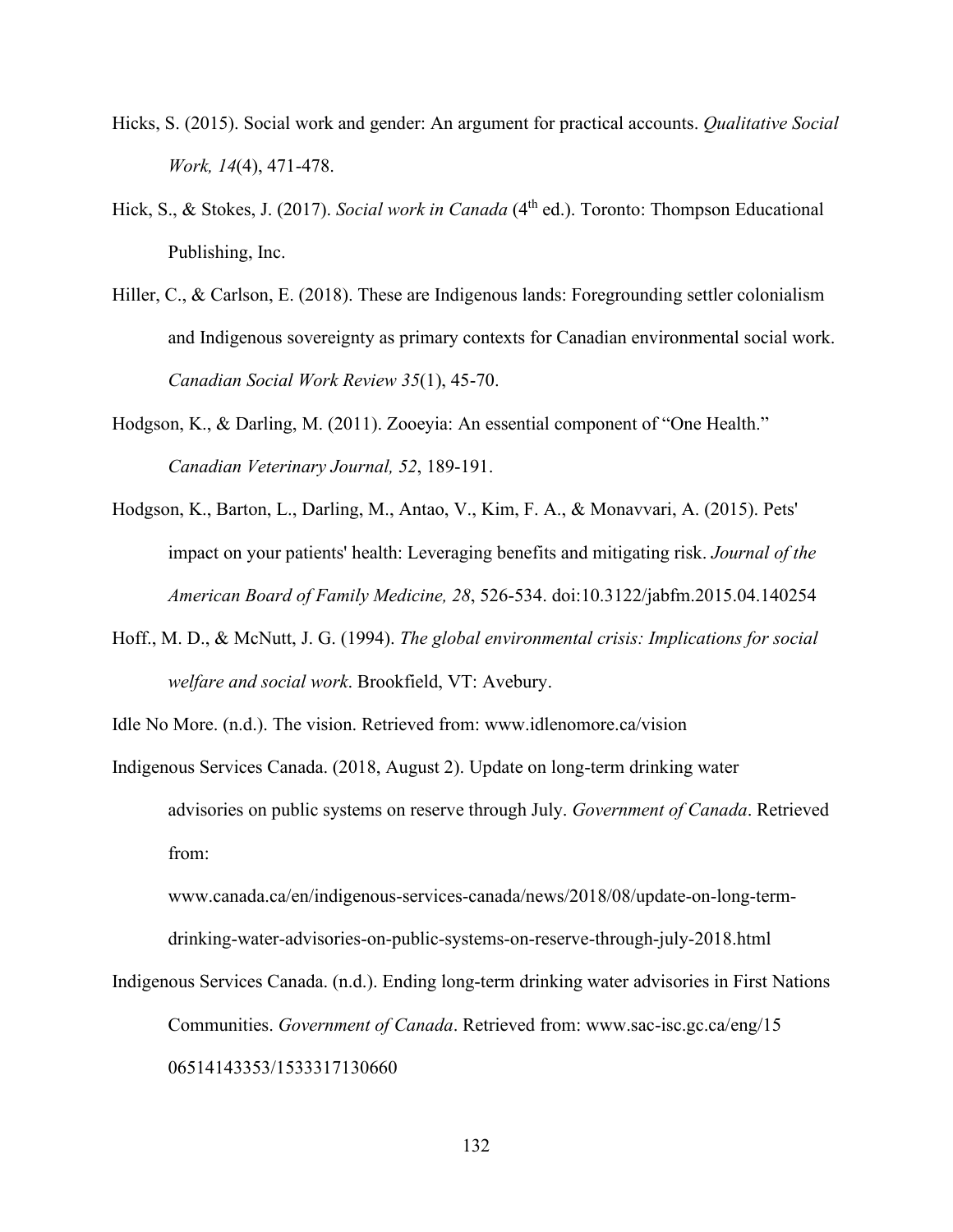Hicks, S. (2015). Social work and gender: An argument for practical accounts. *Qualitative Social Work, 14*(4), 471-478.

Hick, S., & Stokes, J. (2017). *Social work in Canada* (4th ed.). Toronto: Thompson Educational Publishing, Inc.

Hiller, C., & Carlson, E. (2018). These are Indigenous lands: Foregrounding settler colonialism and Indigenous sovereignty as primary contexts for Canadian environmental social work. *Canadian Social Work Review 35*(1), 45-70.

Hodgson, K., & Darling, M. (2011). Zooeyia: An essential component of "One Health." *Canadian Veterinary Journal, 52*, 189-191.

Hodgson, K., Barton, L., Darling, M., Antao, V., Kim, F. A., & Monavvari, A. (2015). Pets' impact on your patients' health: Leveraging benefits and mitigating risk. *Journal of the American Board of Family Medicine, 28*, 526-534. doi:10.3122/jabfm.2015.04.140254

Hoff., M. D., & McNutt, J. G. (1994). *The global environmental crisis: Implications for social welfare and social work*. Brookfield, VT: Avebury.

Idle No More. (n.d.). The vision. Retrieved from: www.idlenomore.ca/vision

Indigenous Services Canada. (2018, August 2). Update on long-term drinking water advisories on public systems on reserve through July. *Government of Canada*. Retrieved from: www.canada.ca/en/indigenous-services-canada/news/2018/08/update-on-long-term-drinking-water-advisories-on-public-systems-on-reserve-through-july-2018.html

Indigenous Services Canada. (n.d.). Ending long-term drinking water advisories in First Nations Communities. *Government of Canada*. Retrieved from: www.sac-isc.gc.ca/eng/15 06514143353/1533317130660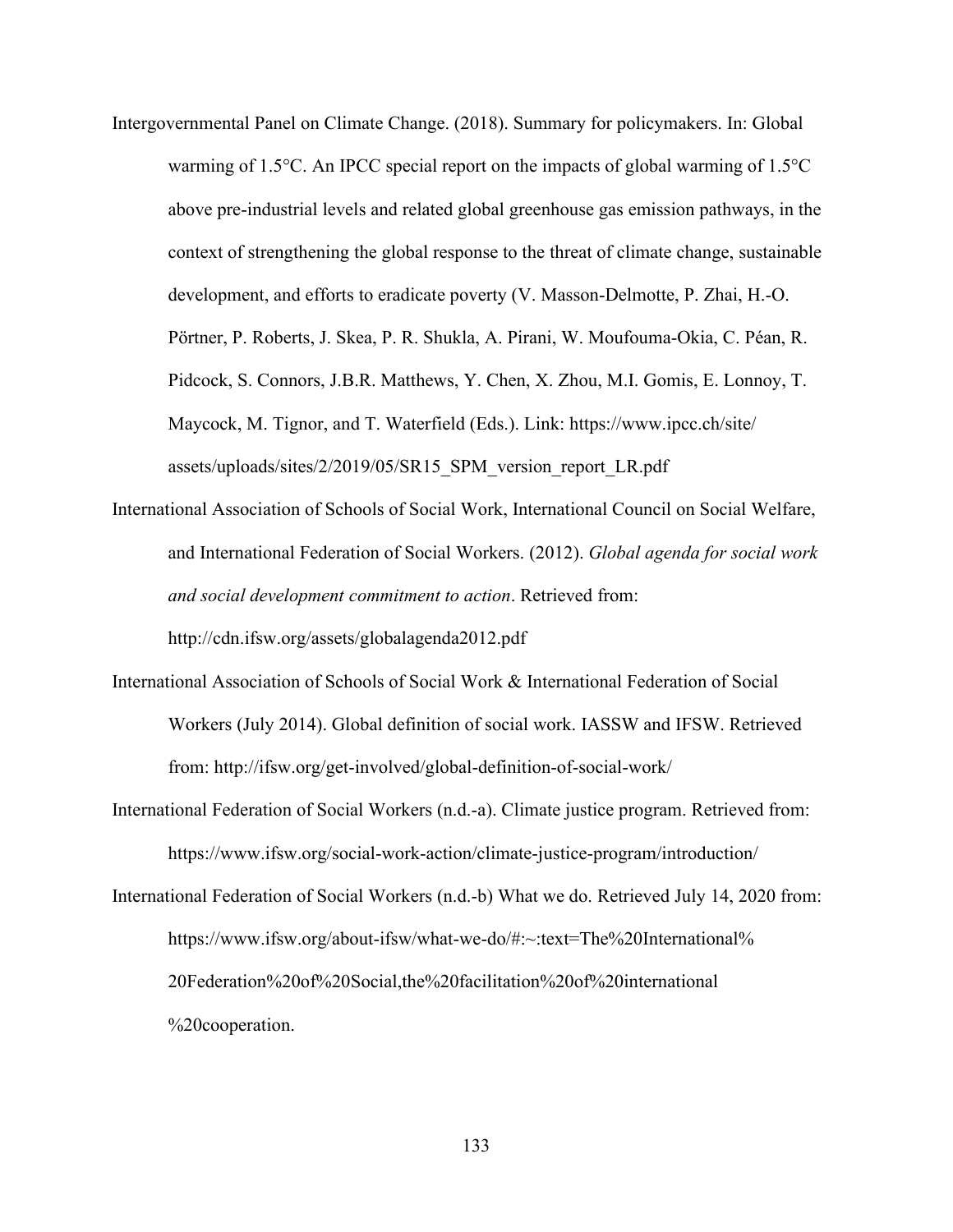Intergovernmental Panel on Climate Change. (2018). Summary for policymakers. In: Global warming of 1.5°C. An IPCC special report on the impacts of global warming of 1.5°C above pre-industrial levels and related global greenhouse gas emission pathways, in the context of strengthening the global response to the threat of climate change, sustainable development, and efforts to eradicate poverty (V. Masson-Delmotte, P. Zhai, H.-O. Pörtner, P. Roberts, J. Skea, P. R. Shukla, A. Pirani, W. Moufouma-Okia, C. Péan, R. Pidcock, S. Connors, J.B.R. Matthews, Y. Chen, X. Zhou, M.I. Gomis, E. Lonnoy, T. Maycock, M. Tignor, and T. Waterfield (Eds.). Link: https://www.ipcc.ch/site/assets/uploads/sites/2/2019/05/SR15_SPM_version_report_LR.pdf

International Association of Schools of Social Work, International Council on Social Welfare, and International Federation of Social Workers. (2012). *Global agenda for social work and social development commitment to action*. Retrieved from: http://cdn.ifsw.org/assets/globalagenda2012.pdf

International Association of Schools of Social Work & International Federation of Social Workers (July 2014). Global definition of social work. IASSW and IFSW. Retrieved from: http://ifsw.org/get-involved/global-definition-of-social-work/

International Federation of Social Workers (n.d.-a). Climate justice program. Retrieved from: https://www.ifsw.org/social-work-action/climate-justice-program/introduction/

International Federation of Social Workers (n.d.-b) What we do. Retrieved July 14, 2020 from: https://www.ifsw.org/about-ifsw/what-we-do/#:~:text=The%20International%20Federation%20of%20Social,the%20facilitation%20of%20international%20cooperation.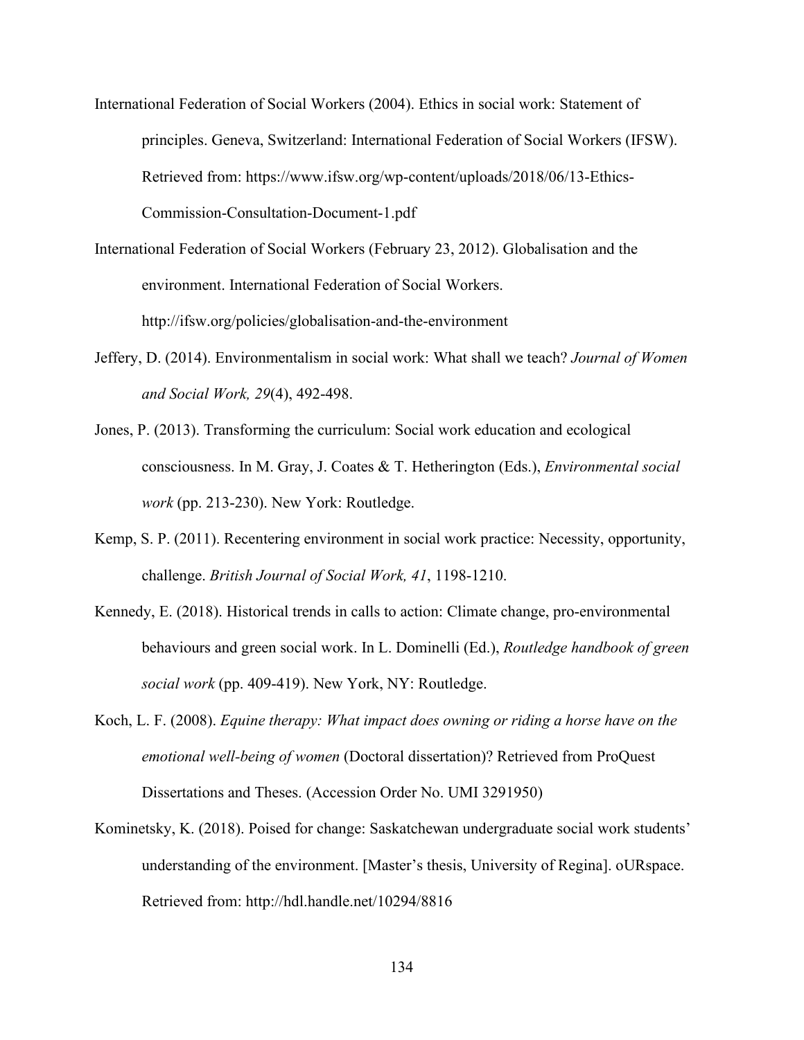International Federation of Social Workers (2004). Ethics in social work: Statement of principles. Geneva, Switzerland: International Federation of Social Workers (IFSW). Retrieved from: https://www.ifsw.org/wp-content/uploads/2018/06/13-Ethics-Commission-Consultation-Document-1.pdf

International Federation of Social Workers (February 23, 2012). Globalisation and the environment. International Federation of Social Workers. http://ifsw.org/policies/globalisation-and-the-environment

Jeffery, D. (2014). Environmentalism in social work: What shall we teach? *Journal of Women and Social Work, 29*(4), 492-498.

Jones, P. (2013). Transforming the curriculum: Social work education and ecological consciousness. In M. Gray, J. Coates & T. Hetherington (Eds.), *Environmental social work* (pp. 213-230). New York: Routledge.

Kemp, S. P. (2011). Recentering environment in social work practice: Necessity, opportunity, challenge. *British Journal of Social Work, 41*, 1198-1210.

Kennedy, E. (2018). Historical trends in calls to action: Climate change, pro-environmental behaviours and green social work. In L. Dominelli (Ed.), *Routledge handbook of green social work* (pp. 409-419). New York, NY: Routledge.

Koch, L. F. (2008). *Equine therapy: What impact does owning or riding a horse have on the emotional well-being of women* (Doctoral dissertation)? Retrieved from ProQuest Dissertations and Theses. (Accession Order No. UMI 3291950)

Kominetsky, K. (2018). Poised for change: Saskatchewan undergraduate social work students' understanding of the environment. [Master's thesis, University of Regina]. oURspace. Retrieved from: http://hdl.handle.net/10294/8816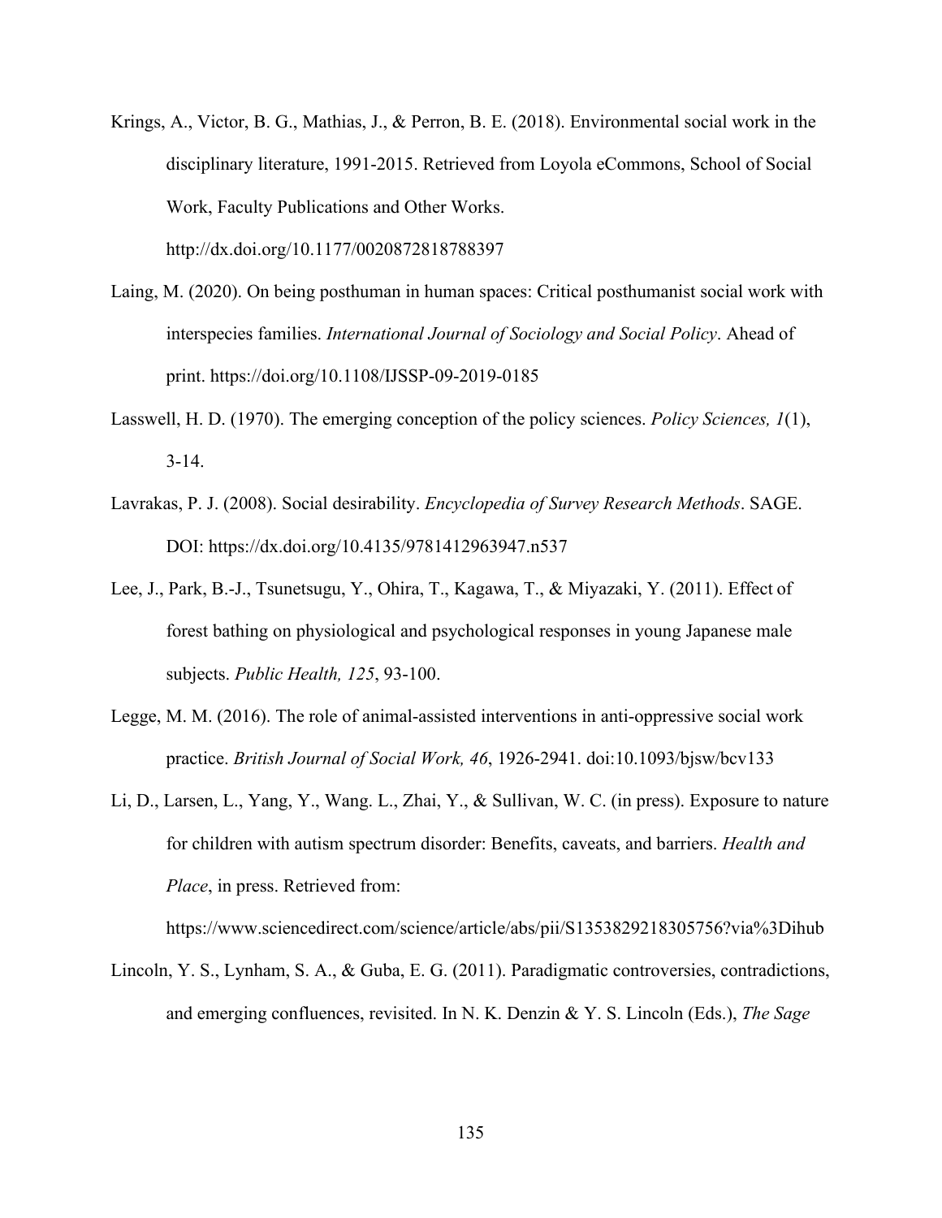Krings, A., Victor, B. G., Mathias, J., & Perron, B. E. (2018). Environmental social work in the disciplinary literature, 1991-2015. Retrieved from Loyola eCommons, School of Social Work, Faculty Publications and Other Works. http://dx.doi.org/10.1177/0020872818788397

Laing, M. (2020). On being posthuman in human spaces: Critical posthumanist social work with interspecies families. *International Journal of Sociology and Social Policy*. Ahead of print. https://doi.org/10.1108/IJSSP-09-2019-0185

Lasswell, H. D. (1970). The emerging conception of the policy sciences. *Policy Sciences, 1*(1), 3-14.

Lavrakas, P. J. (2008). Social desirability. *Encyclopedia of Survey Research Methods*. SAGE. DOI: https://dx.doi.org/10.4135/9781412963947.n537

Lee, J., Park, B.-J., Tsunetsugu, Y., Ohira, T., Kagawa, T., & Miyazaki, Y. (2011). Effect of forest bathing on physiological and psychological responses in young Japanese male subjects. *Public Health, 125*, 93-100.

Legge, M. M. (2016). The role of animal-assisted interventions in anti-oppressive social work practice. *British Journal of Social Work, 46*, 1926-2941. doi:10.1093/bjsw/bcv133

Li, D., Larsen, L., Yang, Y., Wang. L., Zhai, Y., & Sullivan, W. C. (in press). Exposure to nature for children with autism spectrum disorder: Benefits, caveats, and barriers. *Health and Place*, in press. Retrieved from: https://www.sciencedirect.com/science/article/abs/pii/S1353829218305756?via%3Dihub

Lincoln, Y. S., Lynham, S. A., & Guba, E. G. (2011). Paradigmatic controversies, contradictions, and emerging confluences, revisited. In N. K. Denzin & Y. S. Lincoln (Eds.), *The Sage*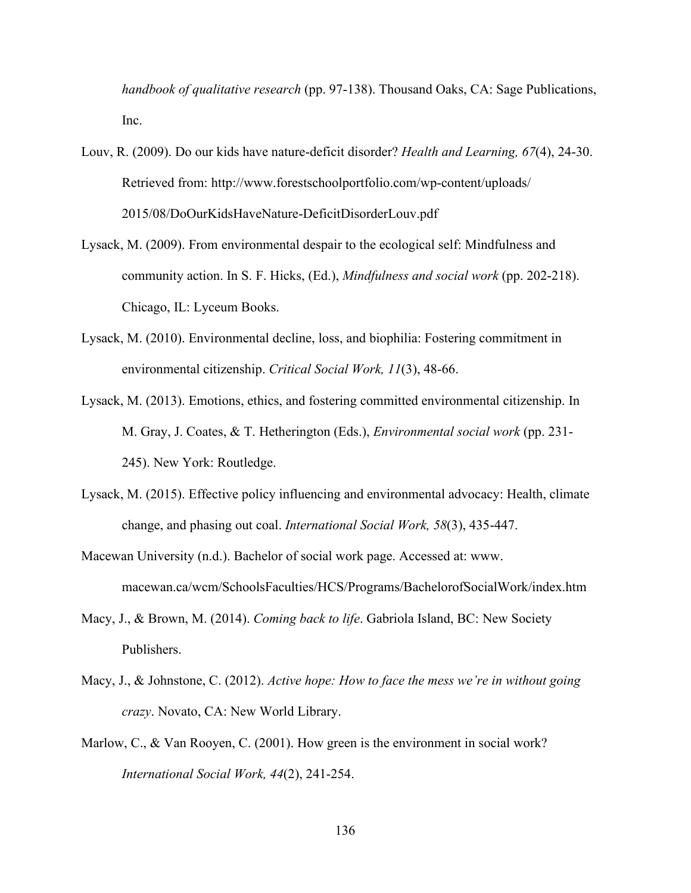*handbook of qualitative research* (pp. 97-138). Thousand Oaks, CA: Sage Publications, Inc.

Louv, R. (2009). Do our kids have nature-deficit disorder? *Health and Learning, 67*(4), 24-30. Retrieved from: http://www.forestschoolportfolio.com/wp-content/uploads/2015/08/DoOurKidsHaveNature-DeficitDisorderLouv.pdf

Lysack, M. (2009). From environmental despair to the ecological self: Mindfulness and community action. In S. F. Hicks, (Ed.), *Mindfulness and social work* (pp. 202-218). Chicago, IL: Lyceum Books.

Lysack, M. (2010). Environmental decline, loss, and biophilia: Fostering commitment in environmental citizenship. *Critical Social Work, 11*(3), 48-66.

Lysack, M. (2013). Emotions, ethics, and fostering committed environmental citizenship. In M. Gray, J. Coates, & T. Hetherington (Eds.), *Environmental social work* (pp. 231-245). New York: Routledge.

Lysack, M. (2015). Effective policy influencing and environmental advocacy: Health, climate change, and phasing out coal. *International Social Work, 58*(3), 435-447.

Macewan University (n.d.). Bachelor of social work page. Accessed at: www.macewan.ca/wcm/SchoolsFaculties/HCS/Programs/BachelorofSocialWork/index.htm

Macy, J., & Brown, M. (2014). *Coming back to life*. Gabriola Island, BC: New Society Publishers.

Macy, J., & Johnstone, C. (2012). *Active hope: How to face the mess we're in without going crazy*. Novato, CA: New World Library.

Marlow, C., & Van Rooyen, C. (2001). How green is the environment in social work? *International Social Work, 44*(2), 241-254.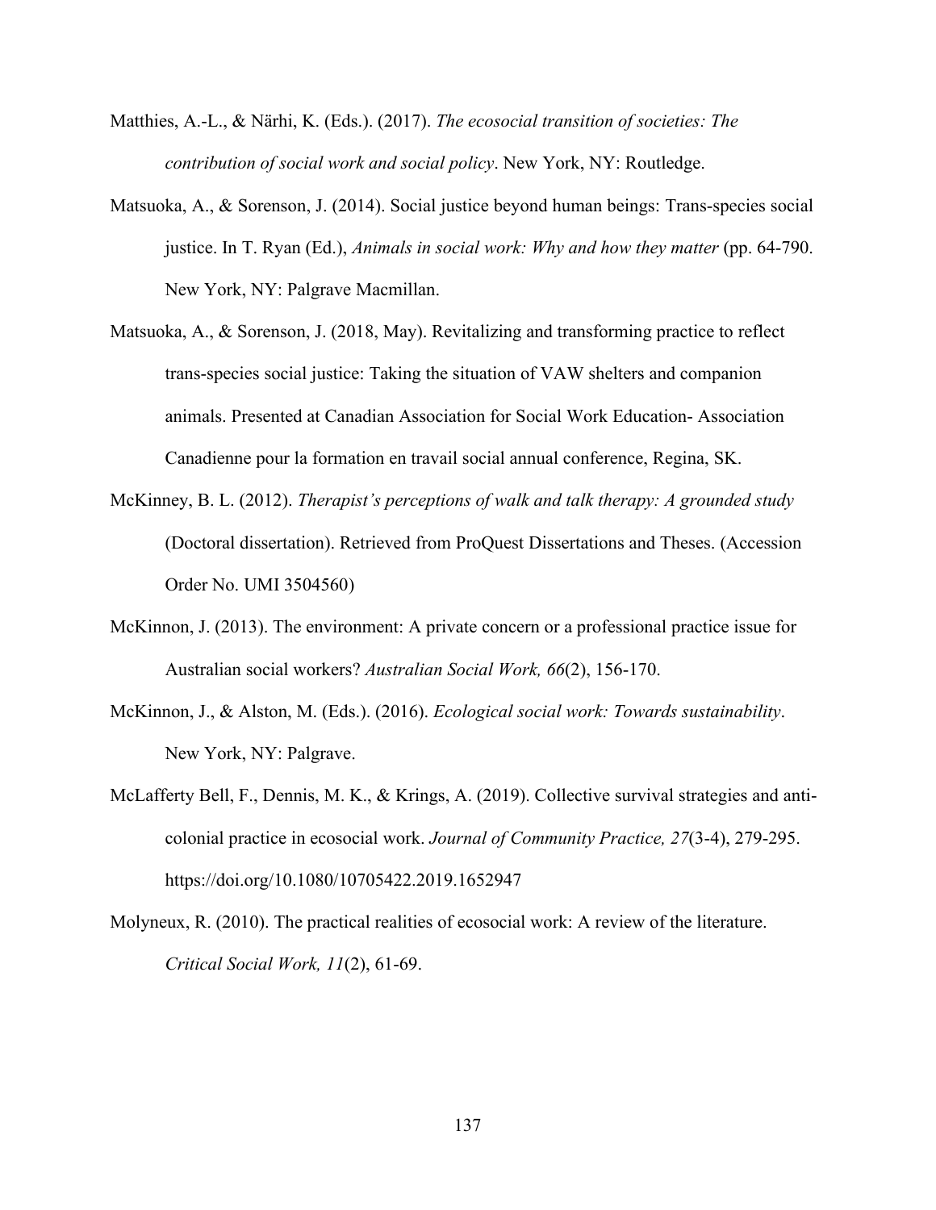Matthies, A.-L., & Närhi, K. (Eds.). (2017). *The ecosocial transition of societies: The contribution of social work and social policy*. New York, NY: Routledge.

Matsuoka, A., & Sorenson, J. (2014). Social justice beyond human beings: Trans-species social justice. In T. Ryan (Ed.), *Animals in social work: Why and how they matter* (pp. 64-790. New York, NY: Palgrave Macmillan.

Matsuoka, A., & Sorenson, J. (2018, May). Revitalizing and transforming practice to reflect trans-species social justice: Taking the situation of VAW shelters and companion animals. Presented at Canadian Association for Social Work Education- Association Canadienne pour la formation en travail social annual conference, Regina, SK.

McKinney, B. L. (2012). *Therapist's perceptions of walk and talk therapy: A grounded study* (Doctoral dissertation). Retrieved from ProQuest Dissertations and Theses. (Accession Order No. UMI 3504560)

McKinnon, J. (2013). The environment: A private concern or a professional practice issue for Australian social workers? *Australian Social Work, 66*(2), 156-170.

McKinnon, J., & Alston, M. (Eds.). (2016). *Ecological social work: Towards sustainability*. New York, NY: Palgrave.

McLafferty Bell, F., Dennis, M. K., & Krings, A. (2019). Collective survival strategies and anti-colonial practice in ecosocial work. *Journal of Community Practice, 27*(3-4), 279-295. https://doi.org/10.1080/10705422.2019.1652947

Molyneux, R. (2010). The practical realities of ecosocial work: A review of the literature. *Critical Social Work, 11*(2), 61-69.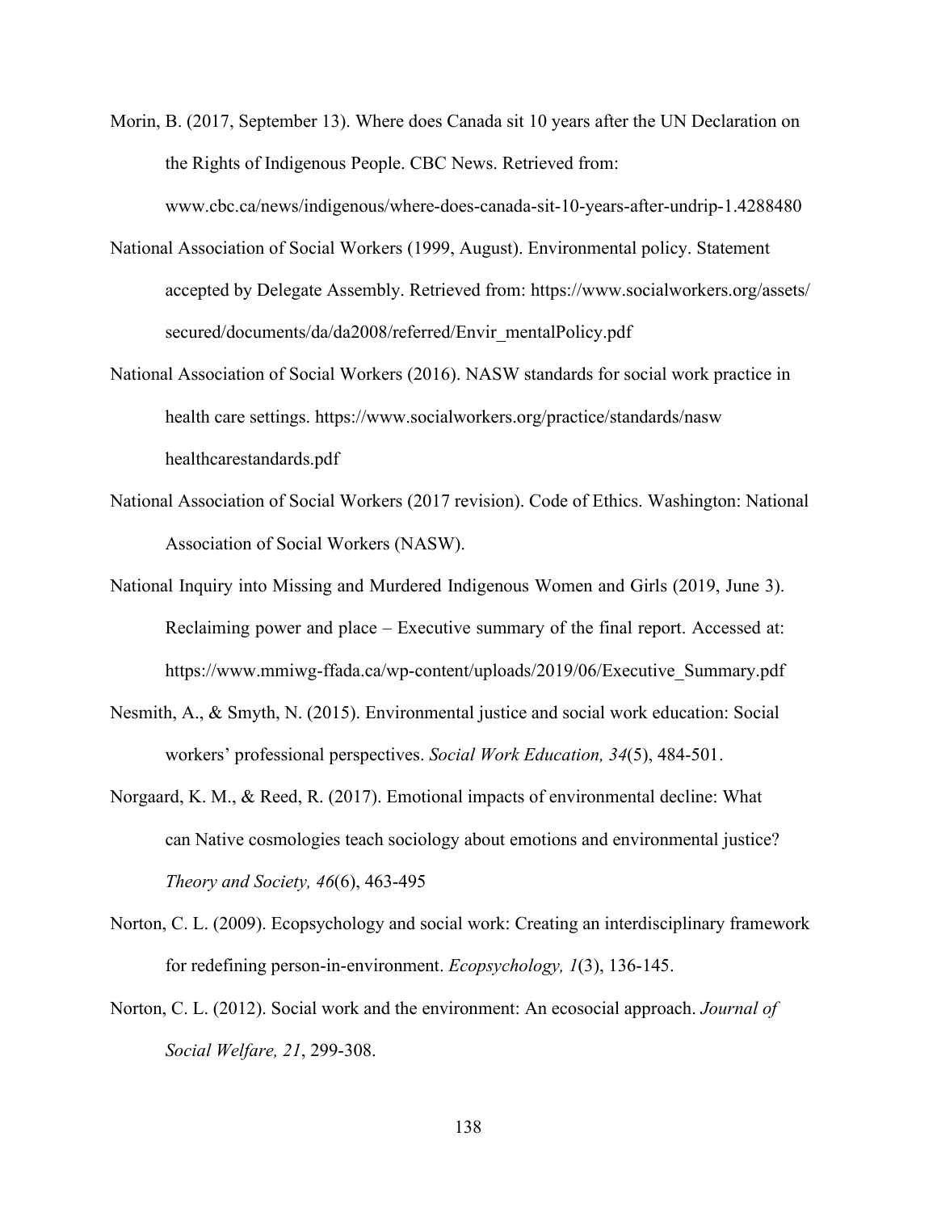Morin, B. (2017, September 13). Where does Canada sit 10 years after the UN Declaration on the Rights of Indigenous People. CBC News. Retrieved from: www.cbc.ca/news/indigenous/where-does-canada-sit-10-years-after-undrip-1.4288480

National Association of Social Workers (1999, August). Environmental policy. Statement accepted by Delegate Assembly. Retrieved from: https://www.socialworkers.org/assets/secured/documents/da/da2008/referred/Envir_mentalPolicy.pdf

National Association of Social Workers (2016). NASW standards for social work practice in health care settings. https://www.socialworkers.org/practice/standards/nasw healthcarestandards.pdf

National Association of Social Workers (2017 revision). Code of Ethics. Washington: National Association of Social Workers (NASW).

National Inquiry into Missing and Murdered Indigenous Women and Girls (2019, June 3). Reclaiming power and place – Executive summary of the final report. Accessed at: https://www.mmiwg-ffada.ca/wp-content/uploads/2019/06/Executive_Summary.pdf

Nesmith, A., & Smyth, N. (2015). Environmental justice and social work education: Social workers' professional perspectives. *Social Work Education, 34*(5), 484-501.

Norgaard, K. M., & Reed, R. (2017). Emotional impacts of environmental decline: What can Native cosmologies teach sociology about emotions and environmental justice? *Theory and Society, 46*(6), 463-495

Norton, C. L. (2009). Ecopsychology and social work: Creating an interdisciplinary framework for redefining person-in-environment. *Ecopsychology, 1*(3), 136-145.

Norton, C. L. (2012). Social work and the environment: An ecosocial approach. *Journal of Social Welfare, 21*, 299-308.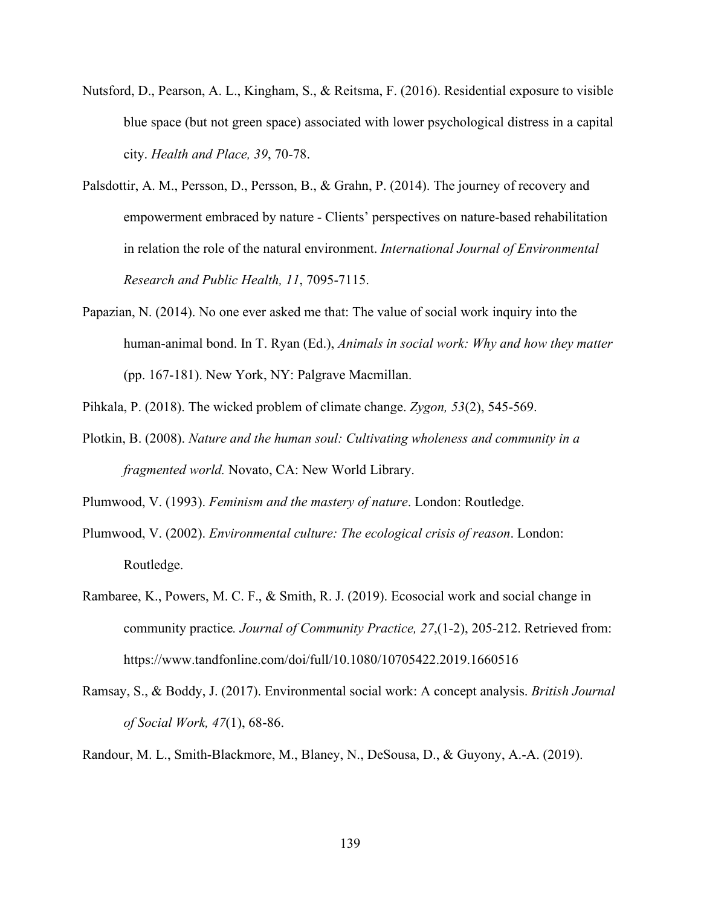Nutsford, D., Pearson, A. L., Kingham, S., & Reitsma, F. (2016). Residential exposure to visible blue space (but not green space) associated with lower psychological distress in a capital city. *Health and Place, 39*, 70-78.

Palsdottir, A. M., Persson, D., Persson, B., & Grahn, P. (2014). The journey of recovery and empowerment embraced by nature - Clients' perspectives on nature-based rehabilitation in relation the role of the natural environment. *International Journal of Environmental Research and Public Health, 11*, 7095-7115.

Papazian, N. (2014). No one ever asked me that: The value of social work inquiry into the human-animal bond. In T. Ryan (Ed.), *Animals in social work: Why and how they matter* (pp. 167-181). New York, NY: Palgrave Macmillan.

Pihkala, P. (2018). The wicked problem of climate change. *Zygon, 53*(2), 545-569.

Plotkin, B. (2008). *Nature and the human soul: Cultivating wholeness and community in a fragmented world.* Novato, CA: New World Library.

Plumwood, V. (1993). *Feminism and the mastery of nature*. London: Routledge.

Plumwood, V. (2002). *Environmental culture: The ecological crisis of reason*. London: Routledge.

Rambaree, K., Powers, M. C. F., & Smith, R. J. (2019). Ecosocial work and social change in community practice*. Journal of Community Practice, 27*,(1-2), 205-212. Retrieved from: https://www.tandfonline.com/doi/full/10.1080/10705422.2019.1660516

Ramsay, S., & Boddy, J. (2017). Environmental social work: A concept analysis. *British Journal of Social Work, 47*(1), 68-86.

Randour, M. L., Smith-Blackmore, M., Blaney, N., DeSousa, D., & Guyony, A.-A. (2019).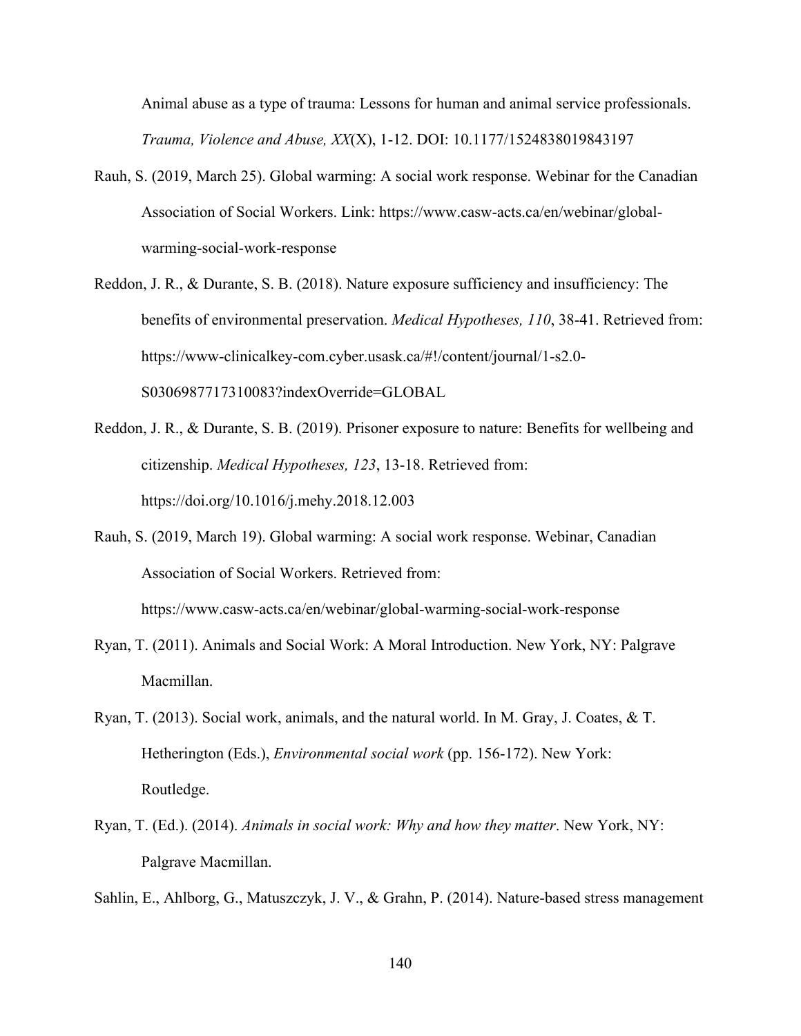Animal abuse as a type of trauma: Lessons for human and animal service professionals. *Trauma, Violence and Abuse, XX*(X), 1-12. DOI: 10.1177/1524838019843197

Rauh, S. (2019, March 25). Global warming: A social work response. Webinar for the Canadian Association of Social Workers. Link: https://www.casw-acts.ca/en/webinar/global-warming-social-work-response

Reddon, J. R., & Durante, S. B. (2018). Nature exposure sufficiency and insufficiency: The benefits of environmental preservation. *Medical Hypotheses, 110*, 38-41. Retrieved from: https://www-clinicalkey-com.cyber.usask.ca/#!/content/journal/1-s2.0-S0306987717310083?indexOverride=GLOBAL

Reddon, J. R., & Durante, S. B. (2019). Prisoner exposure to nature: Benefits for wellbeing and citizenship. *Medical Hypotheses, 123*, 13-18. Retrieved from: https://doi.org/10.1016/j.mehy.2018.12.003

Rauh, S. (2019, March 19). Global warming: A social work response. Webinar, Canadian Association of Social Workers. Retrieved from: https://www.casw-acts.ca/en/webinar/global-warming-social-work-response

Ryan, T. (2011). Animals and Social Work: A Moral Introduction. New York, NY: Palgrave Macmillan.

Ryan, T. (2013). Social work, animals, and the natural world. In M. Gray, J. Coates, & T. Hetherington (Eds.), *Environmental social work* (pp. 156-172). New York: Routledge.

Ryan, T. (Ed.). (2014). *Animals in social work: Why and how they matter*. New York, NY: Palgrave Macmillan.

Sahlin, E., Ahlborg, G., Matuszczyk, J. V., & Grahn, P. (2014). Nature-based stress management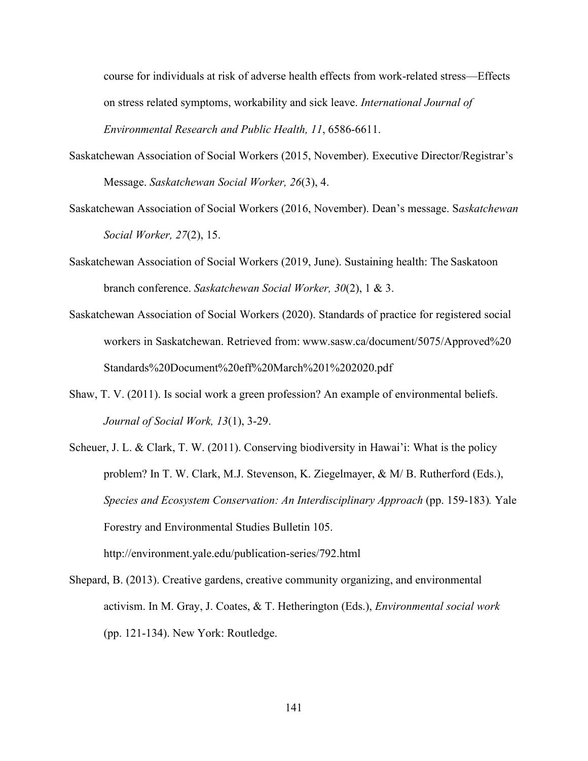course for individuals at risk of adverse health effects from work-related stress—Effects on stress related symptoms, workability and sick leave. *International Journal of Environmental Research and Public Health, 11*, 6586-6611.

Saskatchewan Association of Social Workers (2015, November). Executive Director/Registrar's Message. *Saskatchewan Social Worker, 26*(3), 4.

Saskatchewan Association of Social Workers (2016, November). Dean's message. S*askatchewan Social Worker, 27*(2), 15.

Saskatchewan Association of Social Workers (2019, June). Sustaining health: The Saskatoon branch conference. *Saskatchewan Social Worker, 30*(2), 1 & 3.

Saskatchewan Association of Social Workers (2020). Standards of practice for registered social workers in Saskatchewan. Retrieved from: www.sasw.ca/document/5075/Approved%20 Standards%20Document%20eff%20March%201%202020.pdf

Shaw, T. V. (2011). Is social work a green profession? An example of environmental beliefs. *Journal of Social Work, 13*(1), 3-29.

Scheuer, J. L. & Clark, T. W. (2011). Conserving biodiversity in Hawai'i: What is the policy problem? In T. W. Clark, M.J. Stevenson, K. Ziegelmayer, & M/ B. Rutherford (Eds.), *Species and Ecosystem Conservation: An Interdisciplinary Approach* (pp. 159-183)*.* Yale Forestry and Environmental Studies Bulletin 105. http://environment.yale.edu/publication-series/792.html

Shepard, B. (2013). Creative gardens, creative community organizing, and environmental activism. In M. Gray, J. Coates, & T. Hetherington (Eds.), *Environmental social work* (pp. 121-134). New York: Routledge.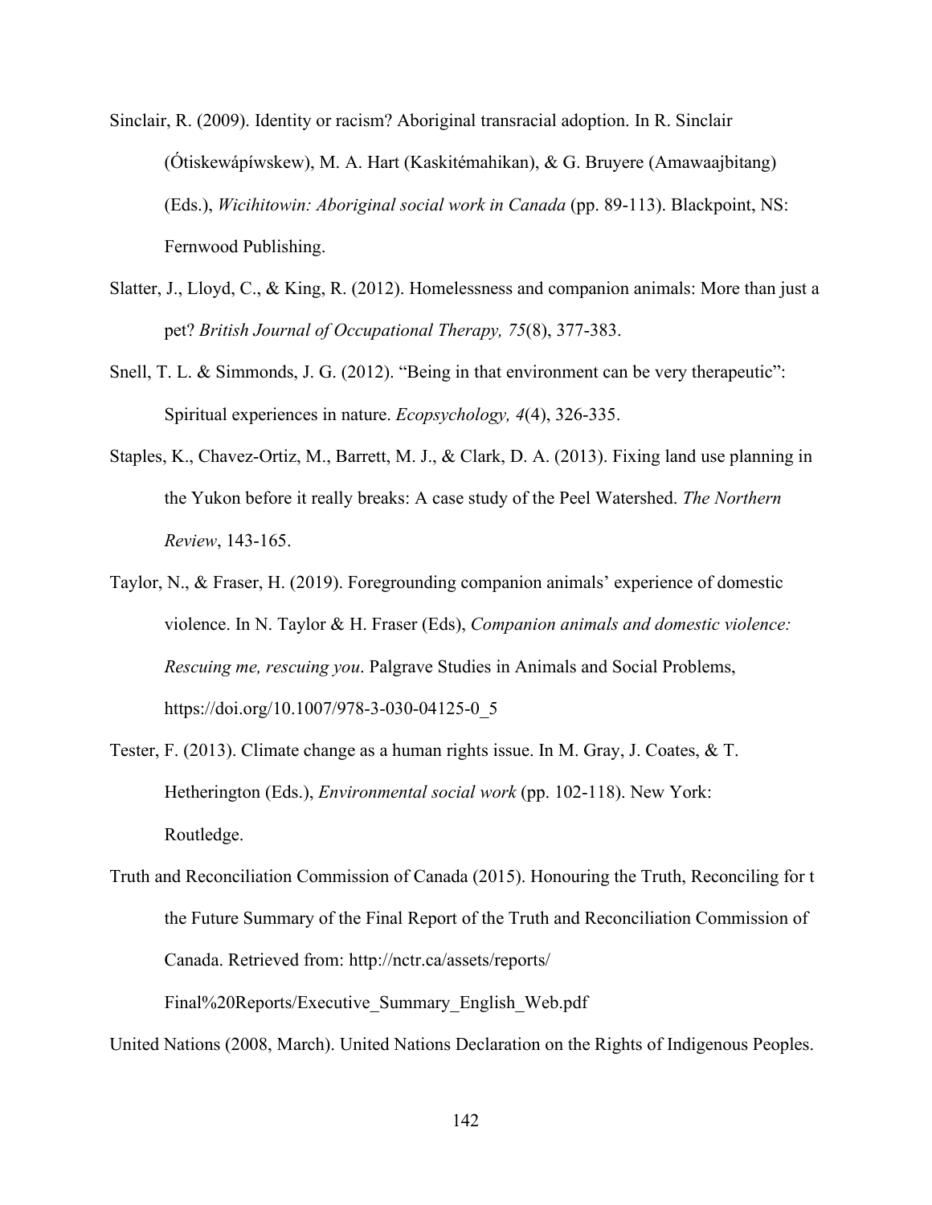Sinclair, R. (2009). Identity or racism? Aboriginal transracial adoption. In R. Sinclair (Ótiskewápíwskew), M. A. Hart (Kaskitémahikan), & G. Bruyere (Amawaajbitang) (Eds.), *Wicihitowin: Aboriginal social work in Canada* (pp. 89-113). Blackpoint, NS: Fernwood Publishing.

Slatter, J., Lloyd, C., & King, R. (2012). Homelessness and companion animals: More than just a pet? *British Journal of Occupational Therapy, 75*(8), 377-383.

Snell, T. L. & Simmonds, J. G. (2012). "Being in that environment can be very therapeutic": Spiritual experiences in nature. *Ecopsychology, 4*(4), 326-335.

Staples, K., Chavez-Ortiz, M., Barrett, M. J., & Clark, D. A. (2013). Fixing land use planning in the Yukon before it really breaks: A case study of the Peel Watershed. *The Northern Review*, 143-165.

Taylor, N., & Fraser, H. (2019). Foregrounding companion animals' experience of domestic violence. In N. Taylor & H. Fraser (Eds), *Companion animals and domestic violence: Rescuing me, rescuing you*. Palgrave Studies in Animals and Social Problems, https://doi.org/10.1007/978-3-030-04125-0_5

Tester, F. (2013). Climate change as a human rights issue. In M. Gray, J. Coates, & T. Hetherington (Eds.), *Environmental social work* (pp. 102-118). New York: Routledge.

Truth and Reconciliation Commission of Canada (2015). Honouring the Truth, Reconciling for t the Future Summary of the Final Report of the Truth and Reconciliation Commission of Canada. Retrieved from: http://nctr.ca/assets/reports/ Final%20Reports/Executive_Summary_English_Web.pdf

United Nations (2008, March). United Nations Declaration on the Rights of Indigenous Peoples.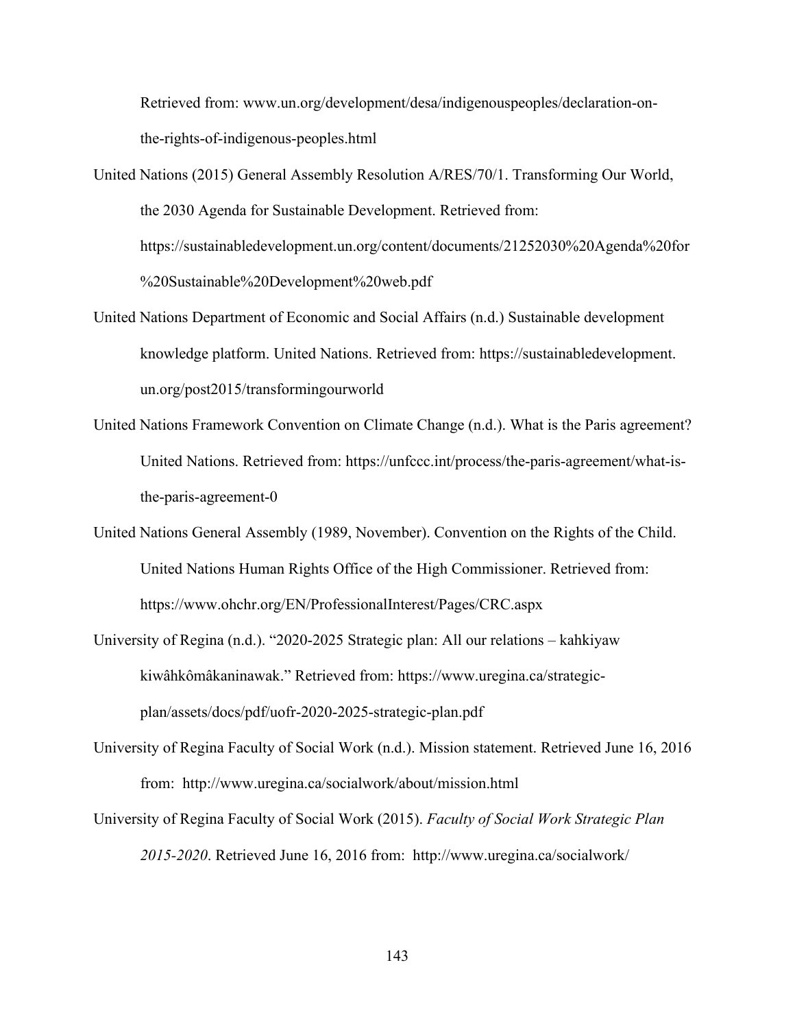Retrieved from: www.un.org/development/desa/indigenouspeoples/declaration-on-the-rights-of-indigenous-peoples.html

United Nations (2015) General Assembly Resolution A/RES/70/1. Transforming Our World, the 2030 Agenda for Sustainable Development. Retrieved from: https://sustainabledevelopment.un.org/content/documents/21252030%20Agenda%20for%20Sustainable%20Development%20web.pdf

United Nations Department of Economic and Social Affairs (n.d.) Sustainable development knowledge platform. United Nations. Retrieved from: https://sustainabledevelopment.un.org/post2015/transformingourworld

United Nations Framework Convention on Climate Change (n.d.). What is the Paris agreement? United Nations. Retrieved from: https://unfccc.int/process/the-paris-agreement/what-is-the-paris-agreement-0

United Nations General Assembly (1989, November). Convention on the Rights of the Child. United Nations Human Rights Office of the High Commissioner. Retrieved from: https://www.ohchr.org/EN/ProfessionalInterest/Pages/CRC.aspx

University of Regina (n.d.). "2020-2025 Strategic plan: All our relations – kahkiyaw kiwâhkômâkaninawak." Retrieved from: https://www.uregina.ca/strategic-plan/assets/docs/pdf/uofr-2020-2025-strategic-plan.pdf

University of Regina Faculty of Social Work (n.d.). Mission statement. Retrieved June 16, 2016 from: http://www.uregina.ca/socialwork/about/mission.html

University of Regina Faculty of Social Work (2015). *Faculty of Social Work Strategic Plan 2015-2020*. Retrieved June 16, 2016 from: http://www.uregina.ca/socialwork/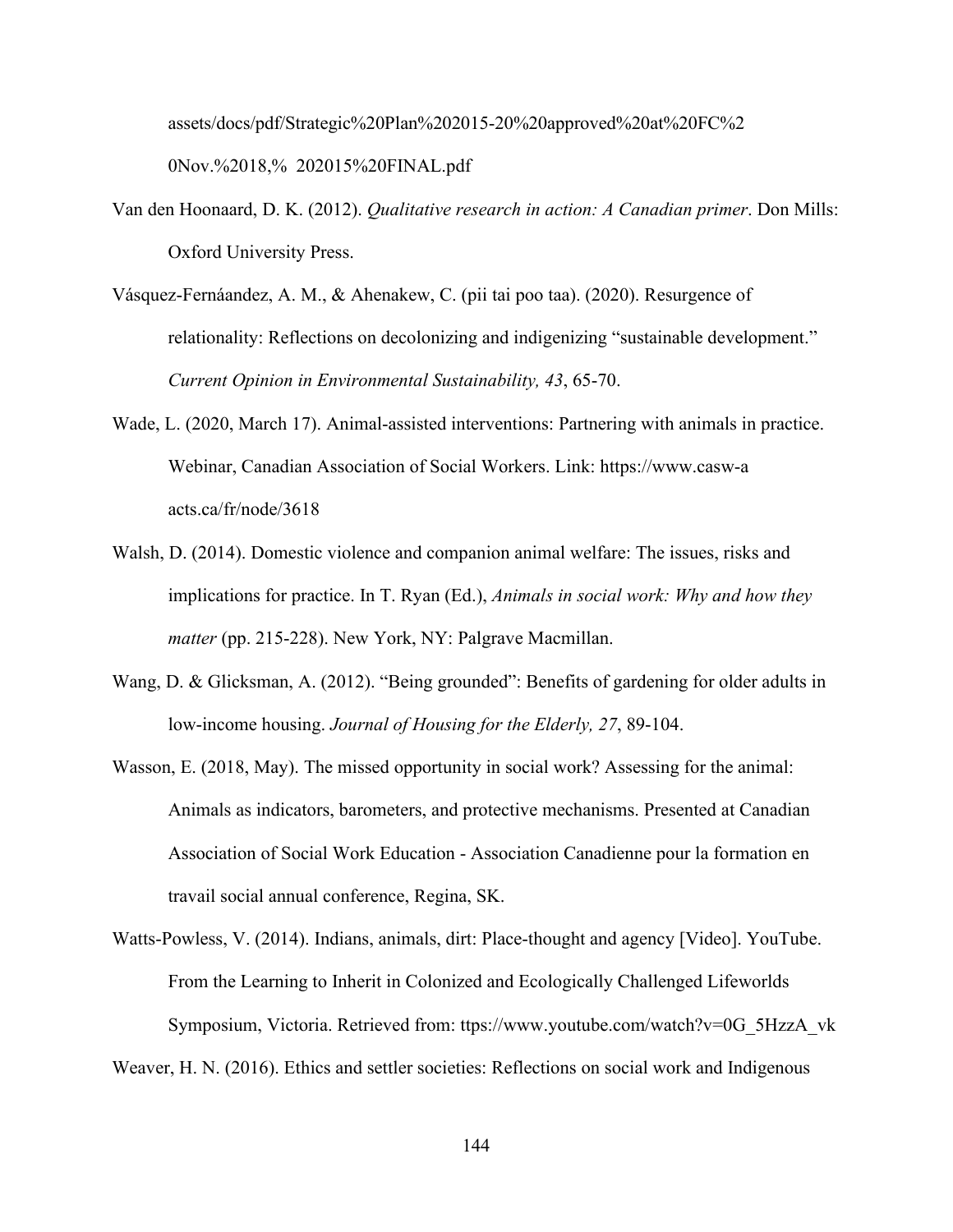assets/docs/pdf/Strategic%20Plan%202015-20%20approved%20at%20FC%20Nov.%2018,%  202015%20FINAL.pdf

Van den Hoonaard, D. K. (2012). *Qualitative research in action: A Canadian primer*. Don Mills: Oxford University Press.

Vásquez-Fernáandez, A. M., & Ahenakew, C. (pii tai poo taa). (2020). Resurgence of relationality: Reflections on decolonizing and indigenizing "sustainable development." *Current Opinion in Environmental Sustainability, 43*, 65-70.

Wade, L. (2020, March 17). Animal-assisted interventions: Partnering with animals in practice. Webinar, Canadian Association of Social Workers. Link: https://www.casw-a acts.ca/fr/node/3618

Walsh, D. (2014). Domestic violence and companion animal welfare: The issues, risks and implications for practice. In T. Ryan (Ed.), *Animals in social work: Why and how they matter* (pp. 215-228). New York, NY: Palgrave Macmillan.

Wang, D. & Glicksman, A. (2012). "Being grounded": Benefits of gardening for older adults in low-income housing. *Journal of Housing for the Elderly, 27*, 89-104.

Wasson, E. (2018, May). The missed opportunity in social work? Assessing for the animal: Animals as indicators, barometers, and protective mechanisms. Presented at Canadian Association of Social Work Education - Association Canadienne pour la formation en travail social annual conference, Regina, SK.

Watts-Powless, V. (2014). Indians, animals, dirt: Place-thought and agency [Video]. YouTube. From the Learning to Inherit in Colonized and Ecologically Challenged Lifeworlds Symposium, Victoria. Retrieved from: ttps://www.youtube.com/watch?v=0G_5HzzA_vk

Weaver, H. N. (2016). Ethics and settler societies: Reflections on social work and Indigenous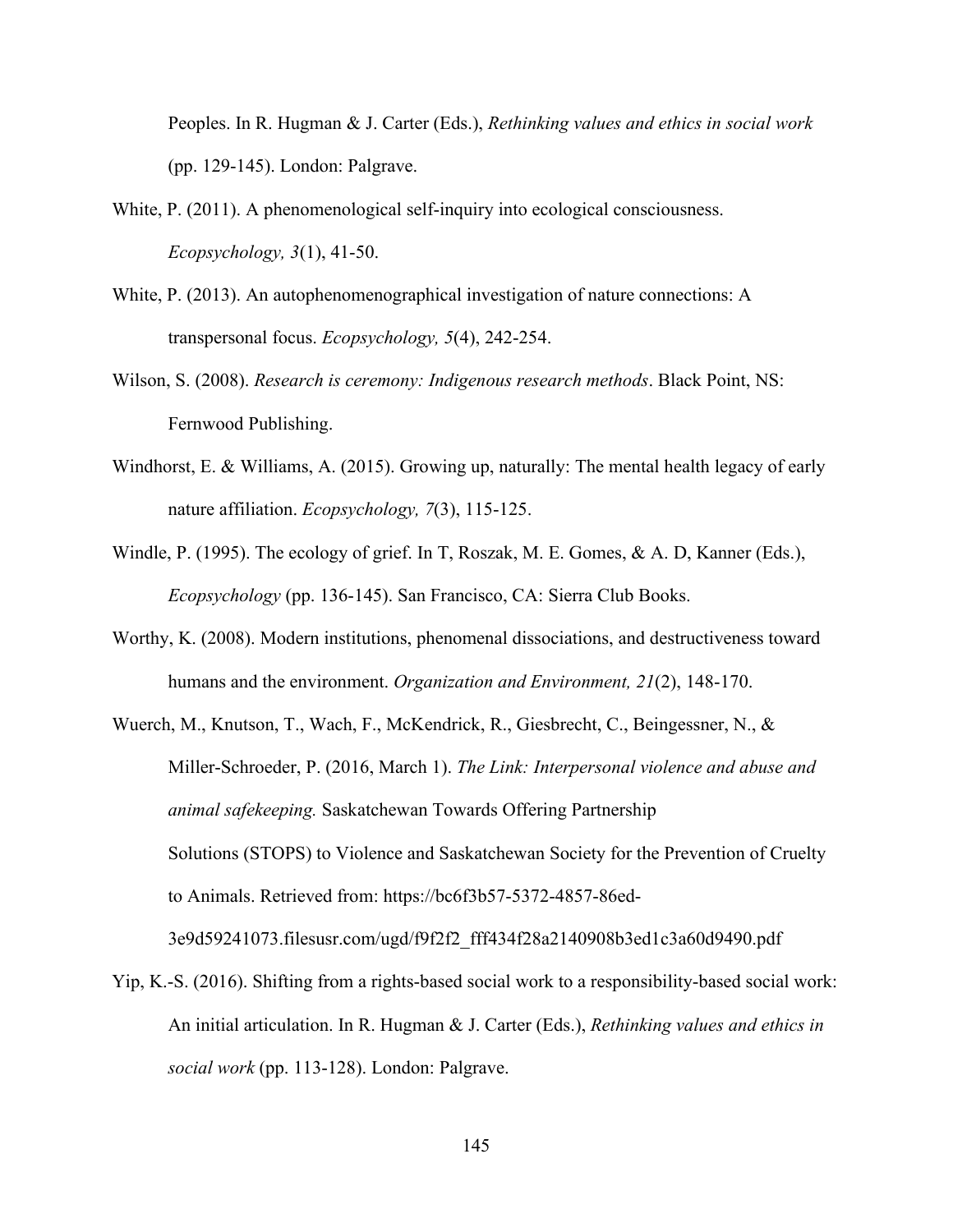Peoples. In R. Hugman & J. Carter (Eds.), *Rethinking values and ethics in social work* (pp. 129-145). London: Palgrave.

White, P. (2011). A phenomenological self-inquiry into ecological consciousness. *Ecopsychology, 3*(1), 41-50.

White, P. (2013). An autophenomenographical investigation of nature connections: A transpersonal focus. *Ecopsychology, 5*(4), 242-254.

Wilson, S. (2008). *Research is ceremony: Indigenous research methods*. Black Point, NS: Fernwood Publishing.

Windhorst, E. & Williams, A. (2015). Growing up, naturally: The mental health legacy of early nature affiliation. *Ecopsychology, 7*(3), 115-125.

Windle, P. (1995). The ecology of grief. In T, Roszak, M. E. Gomes, & A. D, Kanner (Eds.), *Ecopsychology* (pp. 136-145). San Francisco, CA: Sierra Club Books.

Worthy, K. (2008). Modern institutions, phenomenal dissociations, and destructiveness toward humans and the environment. *Organization and Environment, 21*(2), 148-170.

Wuerch, M., Knutson, T., Wach, F., McKendrick, R., Giesbrecht, C., Beingessner, N., & Miller-Schroeder, P. (2016, March 1). *The Link: Interpersonal violence and abuse and animal safekeeping.* Saskatchewan Towards Offering Partnership Solutions (STOPS) to Violence and Saskatchewan Society for the Prevention of Cruelty to Animals. Retrieved from: https://bc6f3b57-5372-4857-86ed-3e9d59241073.filesusr.com/ugd/f9f2f2_fff434f28a2140908b3ed1c3a60d9490.pdf

Yip, K.-S. (2016). Shifting from a rights-based social work to a responsibility-based social work: An initial articulation. In R. Hugman & J. Carter (Eds.), *Rethinking values and ethics in social work* (pp. 113-128). London: Palgrave.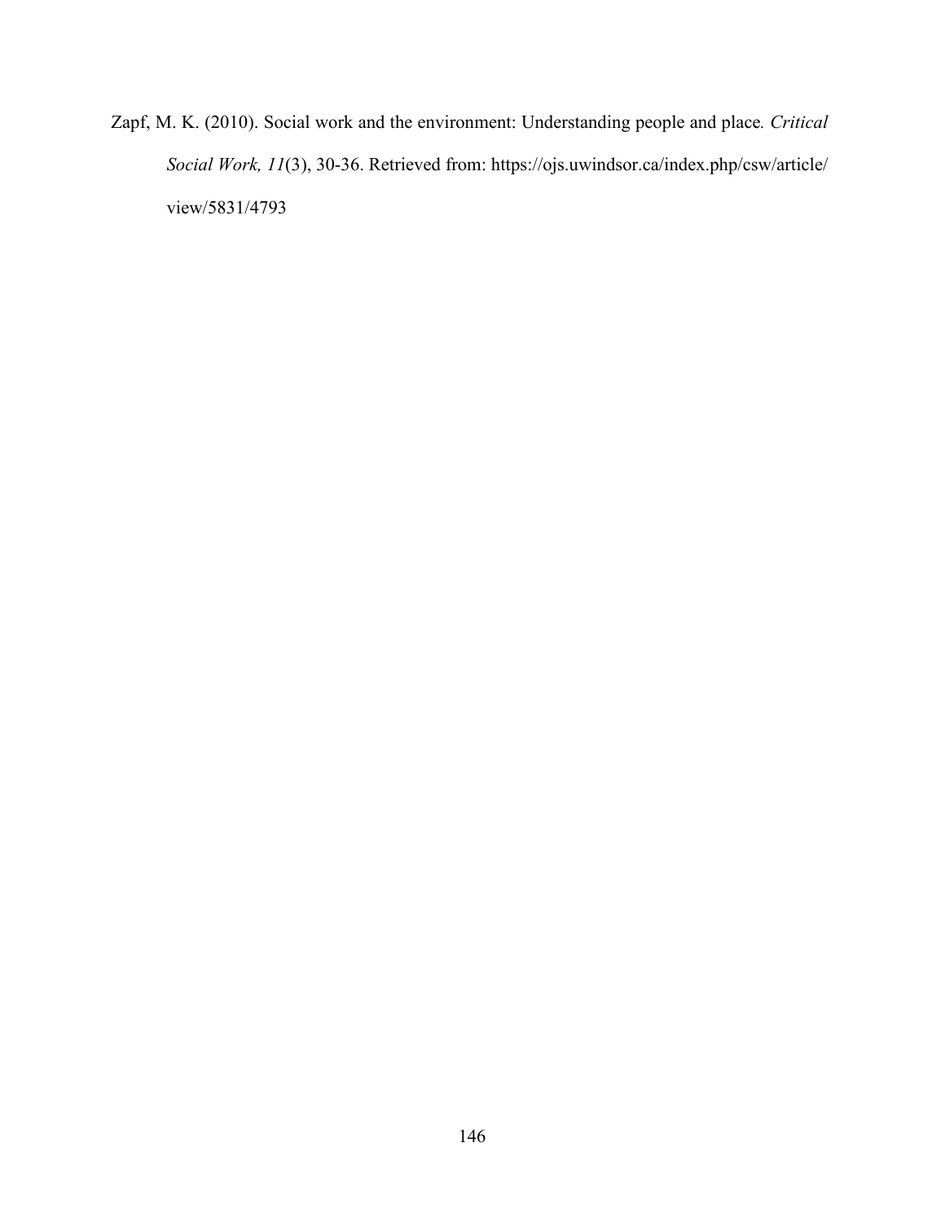Zapf, M. K. (2010). Social work and the environment: Understanding people and place. *Critical Social Work, 11*(3), 30-36. Retrieved from: https://ojs.uwindsor.ca/index.php/csw/article/view/5831/4793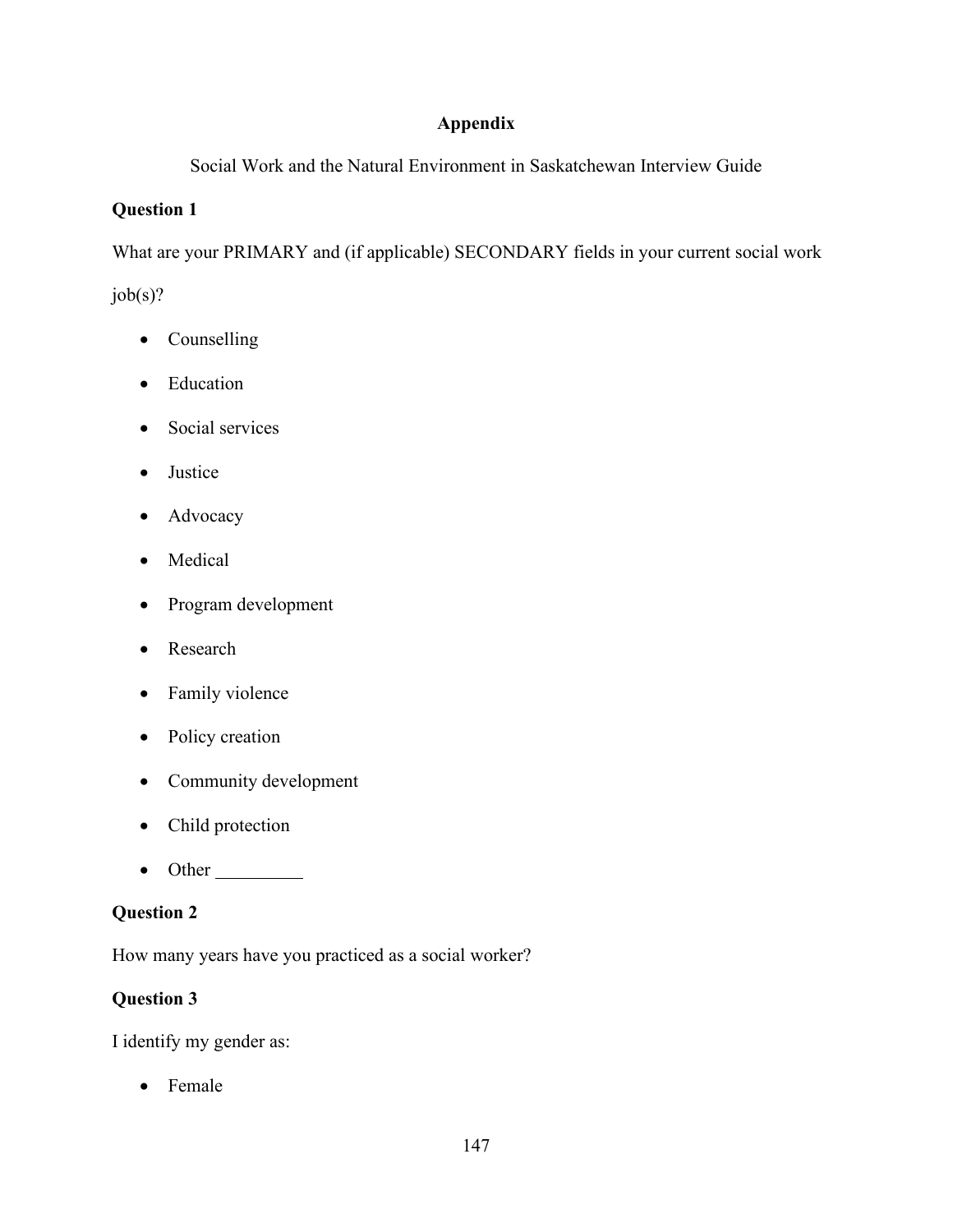# Appendix

Social Work and the Natural Environment in Saskatchewan Interview Guide

**Question 1**

What are your PRIMARY and (if applicable) SECONDARY fields in your current social work job(s)?

- Counselling
- Education
- Social services
- Justice
- Advocacy
- Medical
- Program development
- Research
- Family violence
- Policy creation
- Community development
- Child protection
- Other _________

**Question 2**

How many years have you practiced as a social worker?

**Question 3**

I identify my gender as:

- Female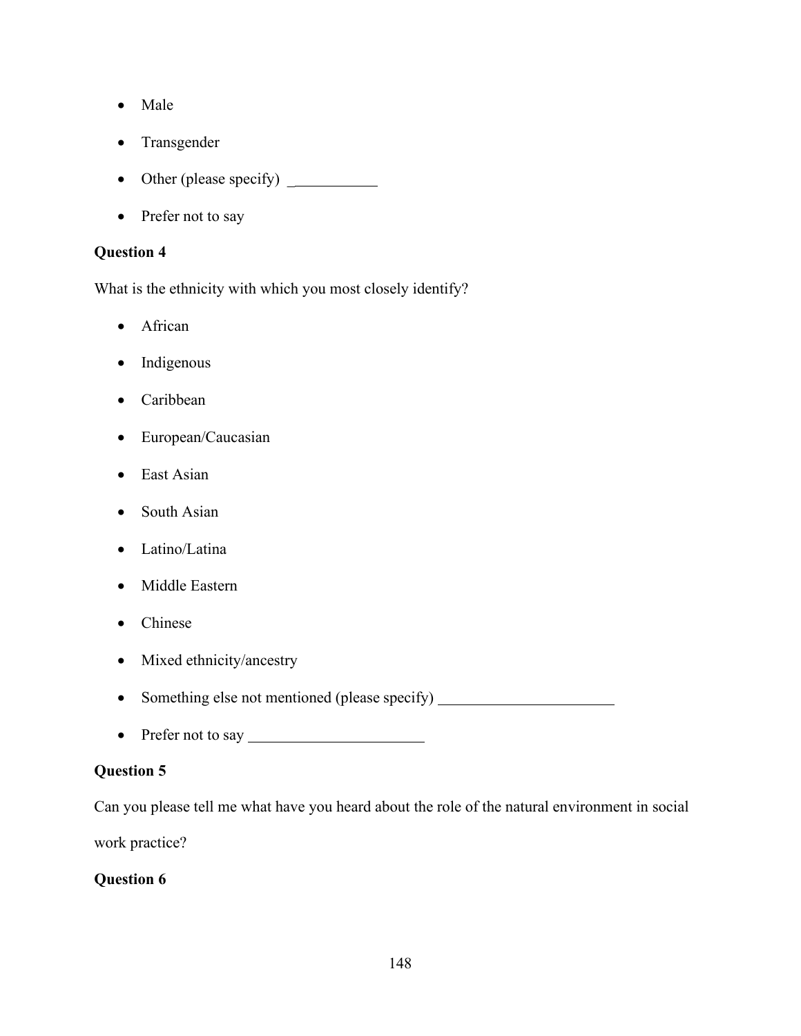- Male
- Transgender
- Other (please specify) ___________
- Prefer not to say

**Question 4**

What is the ethnicity with which you most closely identify?

- African
- Indigenous
- Caribbean
- European/Caucasian
- East Asian
- South Asian
- Latino/Latina
- Middle Eastern
- Chinese
- Mixed ethnicity/ancestry
- Something else not mentioned (please specify) ______________________
- Prefer not to say ______________________

**Question 5**

Can you please tell me what have you heard about the role of the natural environment in social work practice?

**Question 6**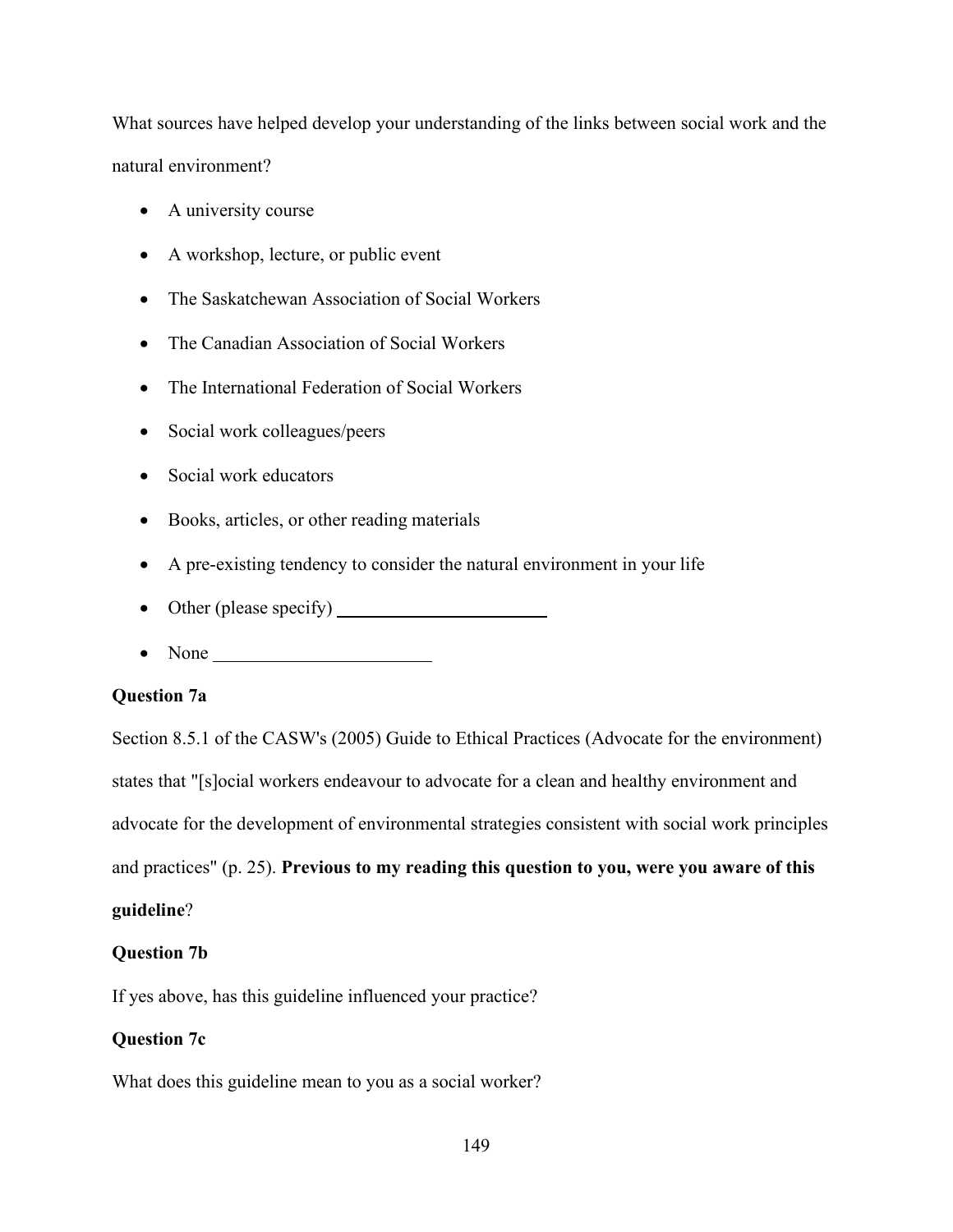What sources have helped develop your understanding of the links between social work and the natural environment?

- A university course
- A workshop, lecture, or public event
- The Saskatchewan Association of Social Workers
- The Canadian Association of Social Workers
- The International Federation of Social Workers
- Social work colleagues/peers
- Social work educators
- Books, articles, or other reading materials
- A pre-existing tendency to consider the natural environment in your life
- Other (please specify) ______________________
- None ______________________

**Question 7a**

Section 8.5.1 of the CASW's (2005) Guide to Ethical Practices (Advocate for the environment) states that "[s]ocial workers endeavour to advocate for a clean and healthy environment and advocate for the development of environmental strategies consistent with social work principles and practices" (p. 25). **Previous to my reading this question to you, were you aware of this guideline**?

**Question 7b**

If yes above, has this guideline influenced your practice?

**Question 7c**

What does this guideline mean to you as a social worker?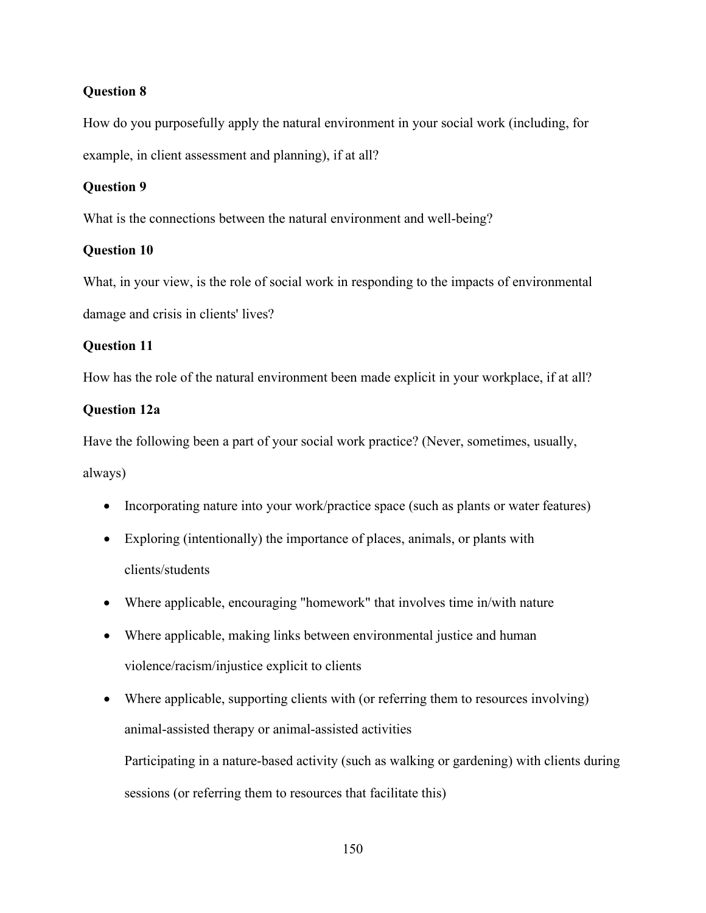**Question 8**

How do you purposefully apply the natural environment in your social work (including, for example, in client assessment and planning), if at all?

**Question 9**

What is the connections between the natural environment and well-being?

**Question 10**

What, in your view, is the role of social work in responding to the impacts of environmental damage and crisis in clients' lives?

**Question 11**

How has the role of the natural environment been made explicit in your workplace, if at all?

**Question 12a**

Have the following been a part of your social work practice? (Never, sometimes, usually, always)

- Incorporating nature into your work/practice space (such as plants or water features)
- Exploring (intentionally) the importance of places, animals, or plants with clients/students
- Where applicable, encouraging "homework" that involves time in/with nature
- Where applicable, making links between environmental justice and human violence/racism/injustice explicit to clients
- Where applicable, supporting clients with (or referring them to resources involving) animal-assisted therapy or animal-assisted activities
  Participating in a nature-based activity (such as walking or gardening) with clients during sessions (or referring them to resources that facilitate this)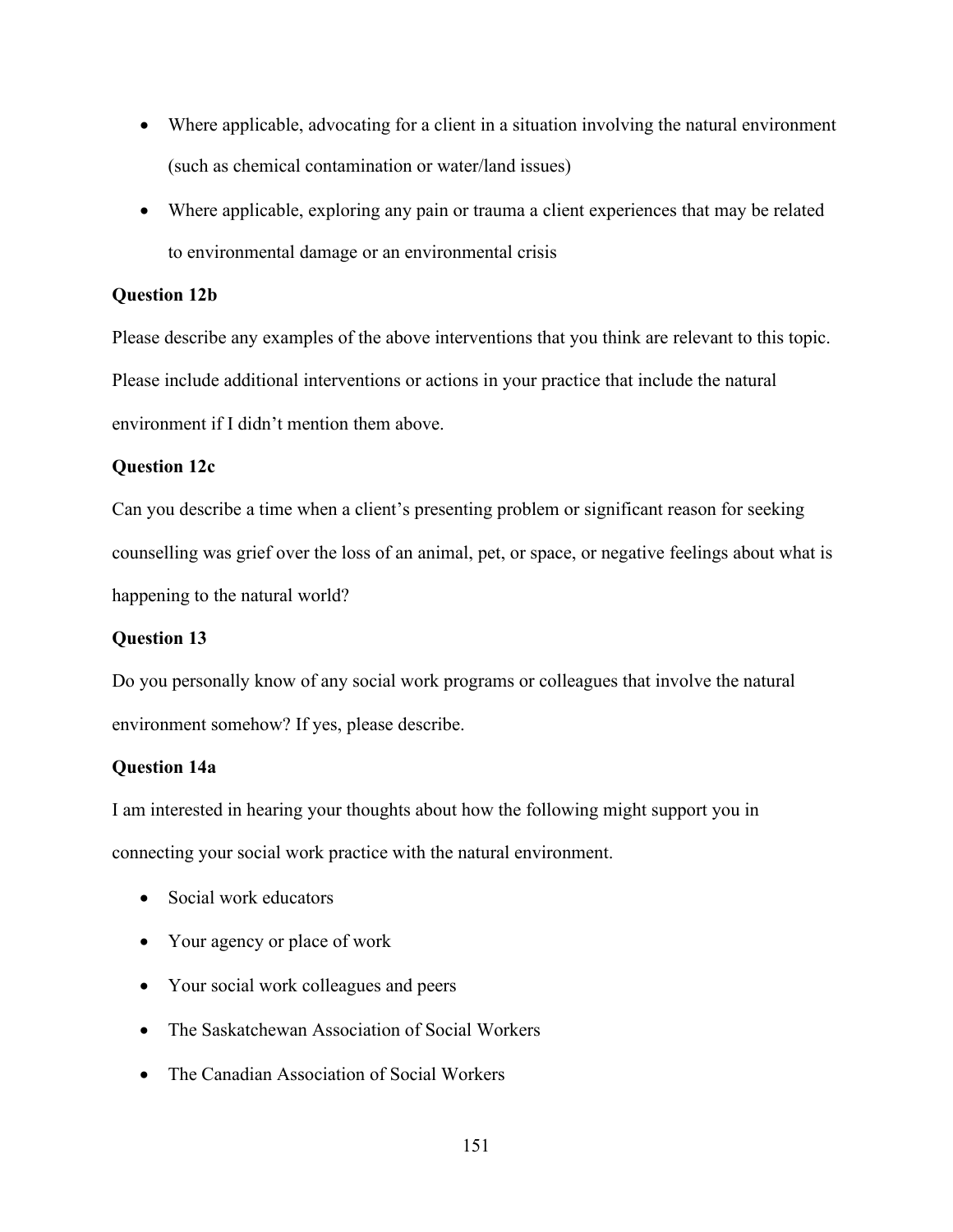- Where applicable, advocating for a client in a situation involving the natural environment (such as chemical contamination or water/land issues)
- Where applicable, exploring any pain or trauma a client experiences that may be related to environmental damage or an environmental crisis

**Question 12b**

Please describe any examples of the above interventions that you think are relevant to this topic. Please include additional interventions or actions in your practice that include the natural environment if I didn't mention them above.

**Question 12c**

Can you describe a time when a client's presenting problem or significant reason for seeking counselling was grief over the loss of an animal, pet, or space, or negative feelings about what is happening to the natural world?

**Question 13**

Do you personally know of any social work programs or colleagues that involve the natural environment somehow? If yes, please describe.

**Question 14a**

I am interested in hearing your thoughts about how the following might support you in connecting your social work practice with the natural environment.

- Social work educators
- Your agency or place of work
- Your social work colleagues and peers
- The Saskatchewan Association of Social Workers
- The Canadian Association of Social Workers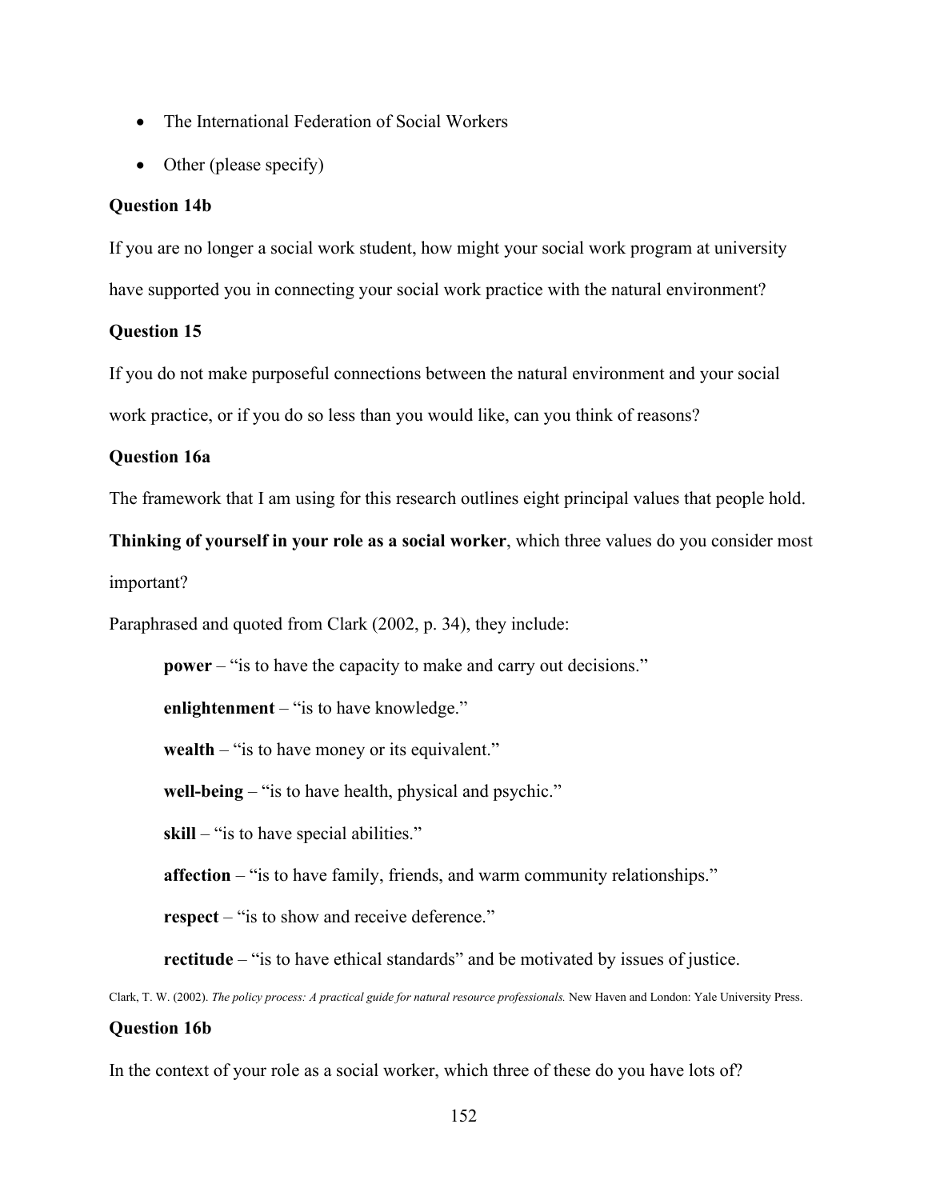- The International Federation of Social Workers
- Other (please specify)

**Question 14b**

If you are no longer a social work student, how might your social work program at university have supported you in connecting your social work practice with the natural environment?

**Question 15**

If you do not make purposeful connections between the natural environment and your social work practice, or if you do so less than you would like, can you think of reasons?

**Question 16a**

The framework that I am using for this research outlines eight principal values that people hold. **Thinking of yourself in your role as a social worker**, which three values do you consider most important?

Paraphrased and quoted from Clark (2002, p. 34), they include:

> **power** – "is to have the capacity to make and carry out decisions."
>
> **enlightenment** – "is to have knowledge."
>
> **wealth** – "is to have money or its equivalent."
>
> **well-being** – "is to have health, physical and psychic."
>
> **skill** – "is to have special abilities."
>
> **affection** – "is to have family, friends, and warm community relationships."
>
> **respect** – "is to show and receive deference."
>
> **rectitude** – "is to have ethical standards" and be motivated by issues of justice.

Clark, T. W. (2002). *The policy process: A practical guide for natural resource professionals.* New Haven and London: Yale University Press.

**Question 16b**

In the context of your role as a social worker, which three of these do you have lots of?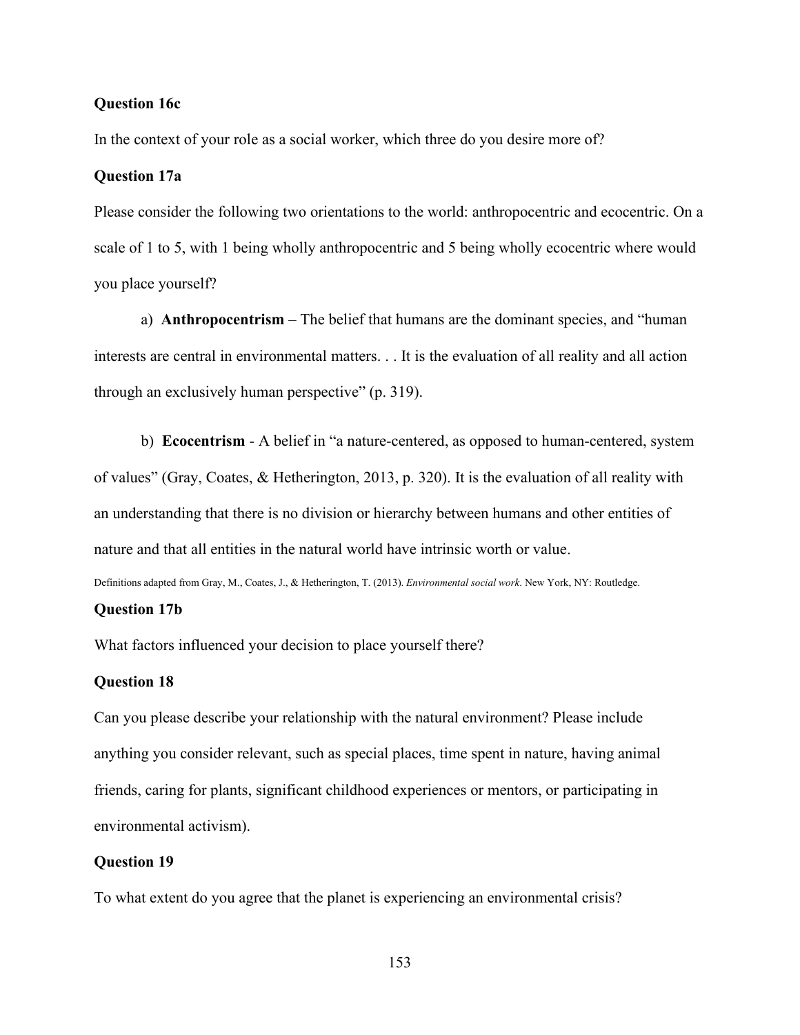**Question 16c**

In the context of your role as a social worker, which three do you desire more of?

**Question 17a**

Please consider the following two orientations to the world: anthropocentric and ecocentric. On a scale of 1 to 5, with 1 being wholly anthropocentric and 5 being wholly ecocentric where would you place yourself?

a) **Anthropocentrism** – The belief that humans are the dominant species, and "human interests are central in environmental matters. . . It is the evaluation of all reality and all action through an exclusively human perspective" (p. 319).

b) **Ecocentrism** - A belief in "a nature-centered, as opposed to human-centered, system of values" (Gray, Coates, & Hetherington, 2013, p. 320). It is the evaluation of all reality with an understanding that there is no division or hierarchy between humans and other entities of nature and that all entities in the natural world have intrinsic worth or value.

Definitions adapted from Gray, M., Coates, J., & Hetherington, T. (2013). *Environmental social work*. New York, NY: Routledge.

**Question 17b**

What factors influenced your decision to place yourself there?

**Question 18**

Can you please describe your relationship with the natural environment? Please include anything you consider relevant, such as special places, time spent in nature, having animal friends, caring for plants, significant childhood experiences or mentors, or participating in environmental activism).

**Question 19**

To what extent do you agree that the planet is experiencing an environmental crisis?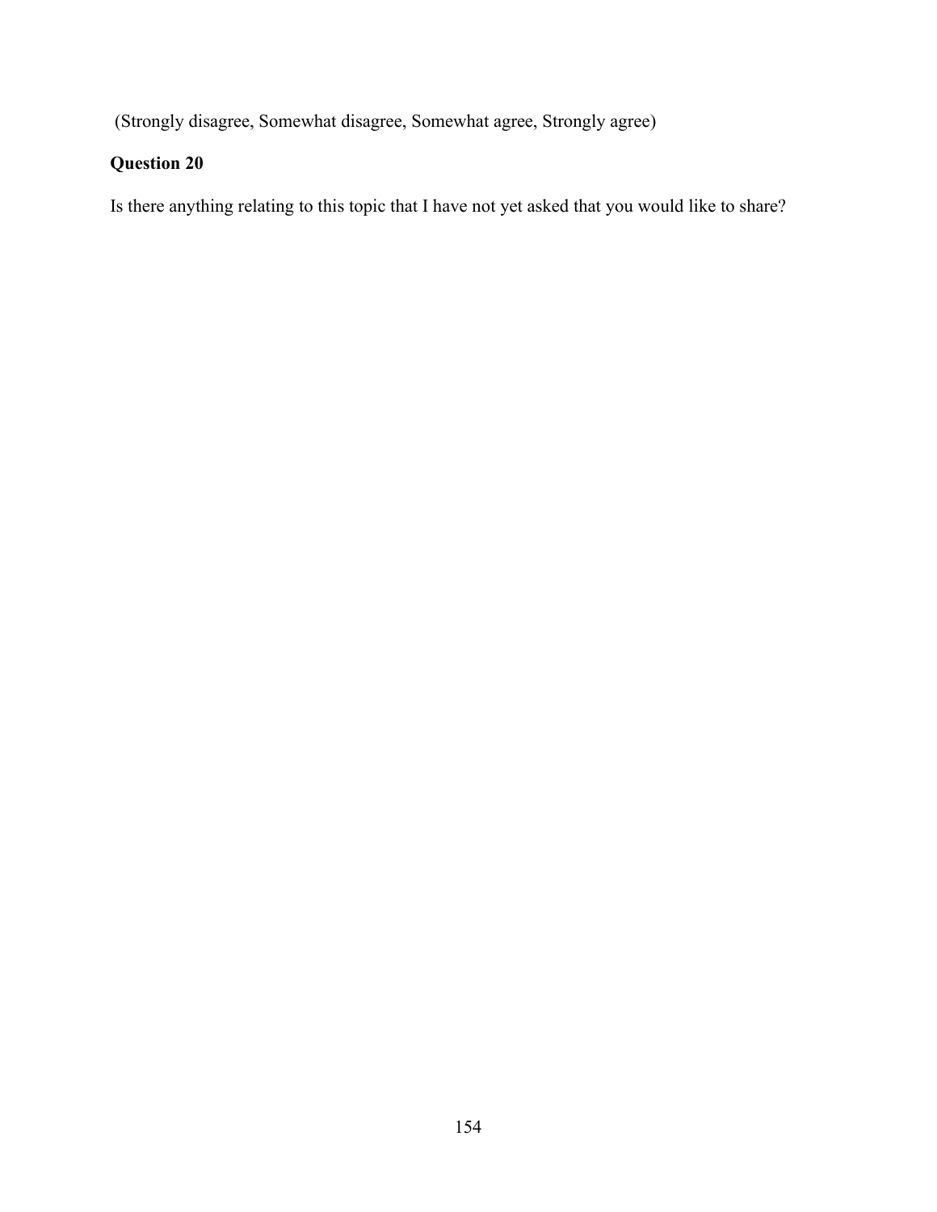(Strongly disagree, Somewhat disagree, Somewhat agree, Strongly agree)

**Question 20**

Is there anything relating to this topic that I have not yet asked that you would like to share?